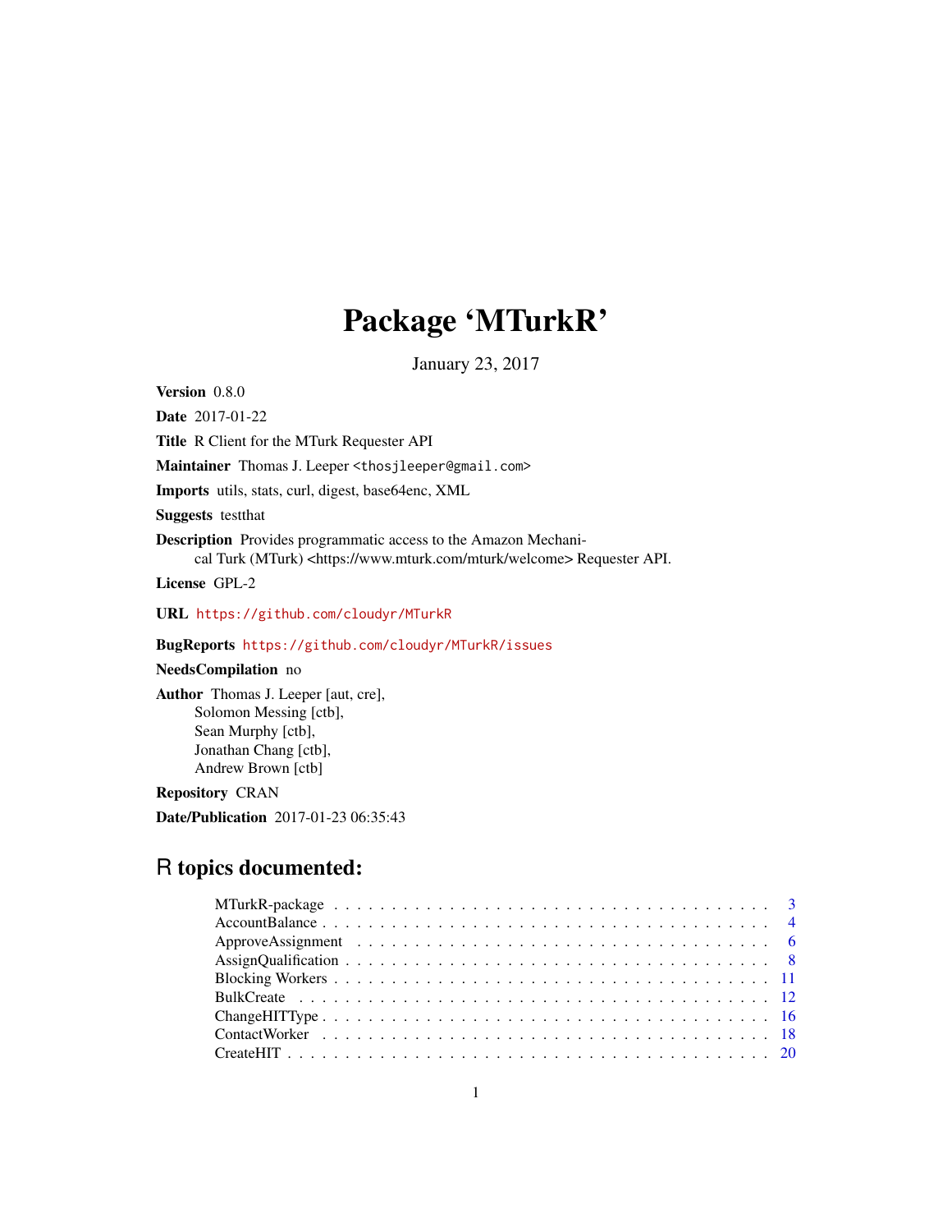# Package 'MTurkR'

January 23, 2017

**Version** 0.8.0

**Date** 2017-01-22

**Title** R Client for the MTurk Requester API

**Maintainer** Thomas J. Leeper <thosjleeper@gmail.com>

**Imports** utils, stats, curl, digest, base64enc, XML

**Suggests** testthat

**Description** Provides programmatic access to the Amazon Mechanical Turk (MTurk) <https://www.mturk.com/mturk/welcome> Requester API.

**License** GPL-2

**URL** https://github.com/cloudyr/MTurkR

**BugReports** https://github.com/cloudyr/MTurkR/issues

**NeedsCompilation** no

**Author** Thomas J. Leeper [aut, cre],
Solomon Messing [ctb],
Sean Murphy [ctb],
Jonathan Chang [ctb],
Andrew Brown [ctb]

**Repository** CRAN

**Date/Publication** 2017-01-23 06:35:43

## R topics documented:

| | |
|---|---|
| MTurkR-package | 3 |
| AccountBalance | 4 |
| ApproveAssignment | 6 |
| AssignQualification | 8 |
| Blocking Workers | 11 |
| BulkCreate | 12 |
| ChangeHITType | 16 |
| ContactWorker | 18 |
| CreateHIT | 20 |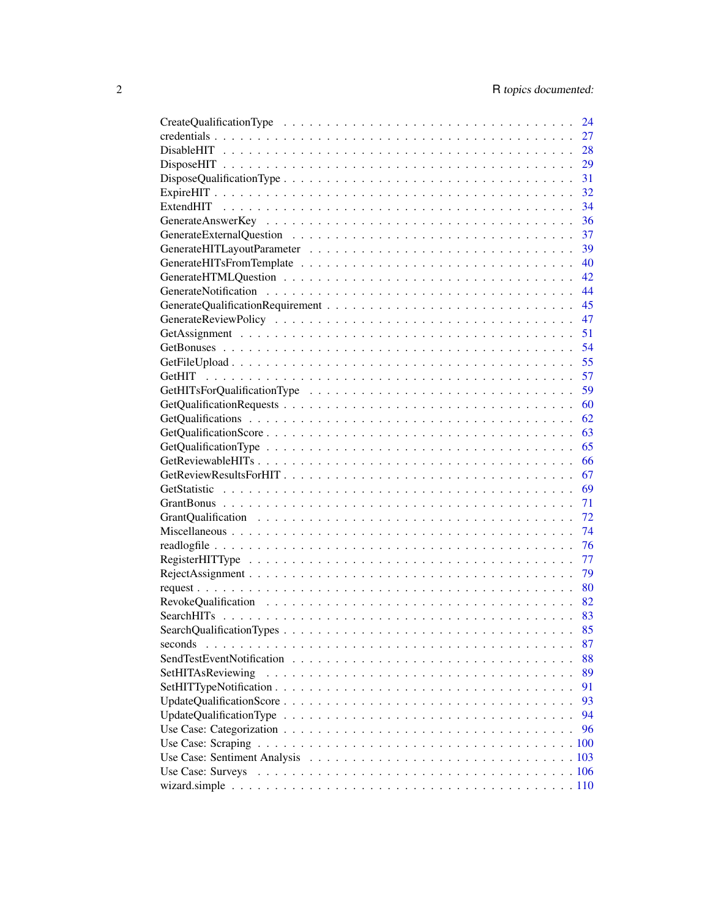| | |
|---|---|
| CreateQualificationType | 24 |
| credentials | 27 |
| DisableHIT | 28 |
| DisposeHIT | 29 |
| DisposeQualificationType | 31 |
| ExpireHIT | 32 |
| ExtendHIT | 34 |
| GenerateAnswerKey | 36 |
| GenerateExternalQuestion | 37 |
| GenerateHITLayoutParameter | 39 |
| GenerateHITsFromTemplate | 40 |
| GenerateHTMLQuestion | 42 |
| GenerateNotification | 44 |
| GenerateQualificationRequirement | 45 |
| GenerateReviewPolicy | 47 |
| GetAssignment | 51 |
| GetBonuses | 54 |
| GetFileUpload | 55 |
| GetHIT | 57 |
| GetHITsForQualificationType | 59 |
| GetQualificationRequests | 60 |
| GetQualifications | 62 |
| GetQualificationScore | 63 |
| GetQualificationType | 65 |
| GetReviewableHITs | 66 |
| GetReviewResultsForHIT | 67 |
| GetStatistic | 69 |
| GrantBonus | 71 |
| GrantQualification | 72 |
| Miscellaneous | 74 |
| readlogfile | 76 |
| RegisterHITType | 77 |
| RejectAssignment | 79 |
| request | 80 |
| RevokeQualification | 82 |
| SearchHITs | 83 |
| SearchQualificationTypes | 85 |
| seconds | 87 |
| SendTestEventNotification | 88 |
| SetHITAsReviewing | 89 |
| SetHITTypeNotification | 91 |
| UpdateQualificationScore | 93 |
| UpdateQualificationType | 94 |
| Use Case: Categorization | 96 |
| Use Case: Scraping | 100 |
| Use Case: Sentiment Analysis | 103 |
| Use Case: Surveys | 106 |
| wizard.simple | 110 |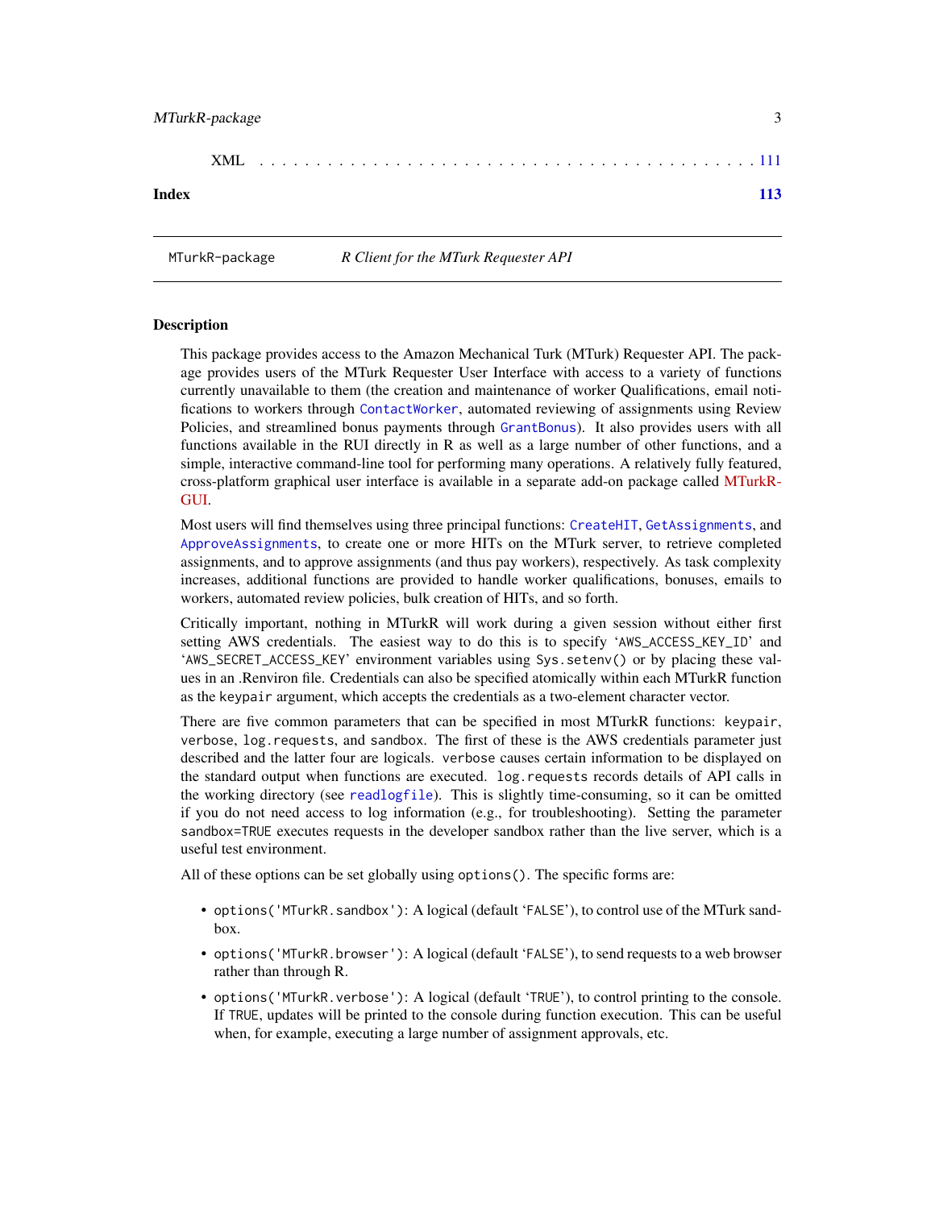XML . . . . . . . . . . . . . . . . . . . . . . . . . . . . . . . . . . . . . . . . . 111

**Index** **113**

---

MTurkR-package *R Client for the MTurk Requester API*

---

### Description

This package provides access to the Amazon Mechanical Turk (MTurk) Requester API. The package provides users of the MTurk Requester User Interface with access to a variety of functions currently unavailable to them (the creation and maintenance of worker Qualifications, email notifications to workers through `ContactWorker`, automated reviewing of assignments using Review Policies, and streamlined bonus payments through `GrantBonus`). It also provides users with all functions available in the RUI directly in R as well as a large number of other functions, and a simple, interactive command-line tool for performing many operations. A relatively fully featured, cross-platform graphical user interface is available in a separate add-on package called MTurkR-GUI.

Most users will find themselves using three principal functions: `CreateHIT`, `GetAssignments`, and `ApproveAssignments`, to create one or more HITs on the MTurk server, to retrieve completed assignments, and to approve assignments (and thus pay workers), respectively. As task complexity increases, additional functions are provided to handle worker qualifications, bonuses, emails to workers, automated review policies, bulk creation of HITs, and so forth.

Critically important, nothing in MTurkR will work during a given session without either first setting AWS credentials. The easiest way to do this is to specify '`AWS_ACCESS_KEY_ID`' and '`AWS_SECRET_ACCESS_KEY`' environment variables using `Sys.setenv()` or by placing these values in an .Renviron file. Credentials can also be specified atomically within each MTurkR function as the `keypair` argument, which accepts the credentials as a two-element character vector.

There are five common parameters that can be specified in most MTurkR functions: `keypair`, `verbose`, `log.requests`, and `sandbox`. The first of these is the AWS credentials parameter just described and the latter four are logicals. `verbose` causes certain information to be displayed on the standard output when functions are executed. `log.requests` records details of API calls in the working directory (see `readlogfile`). This is slightly time-consuming, so it can be omitted if you do not need access to log information (e.g., for troubleshooting). Setting the parameter `sandbox=TRUE` executes requests in the developer sandbox rather than the live server, which is a useful test environment.

All of these options can be set globally using `options()`. The specific forms are:

- `options('MTurkR.sandbox')`: A logical (default '`FALSE`'), to control use of the MTurk sandbox.
- `options('MTurkR.browser')`: A logical (default '`FALSE`'), to send requests to a web browser rather than through R.
- `options('MTurkR.verbose')`: A logical (default '`TRUE`'), to control printing to the console. If `TRUE`, updates will be printed to the console during function execution. This can be useful when, for example, executing a large number of assignment approvals, etc.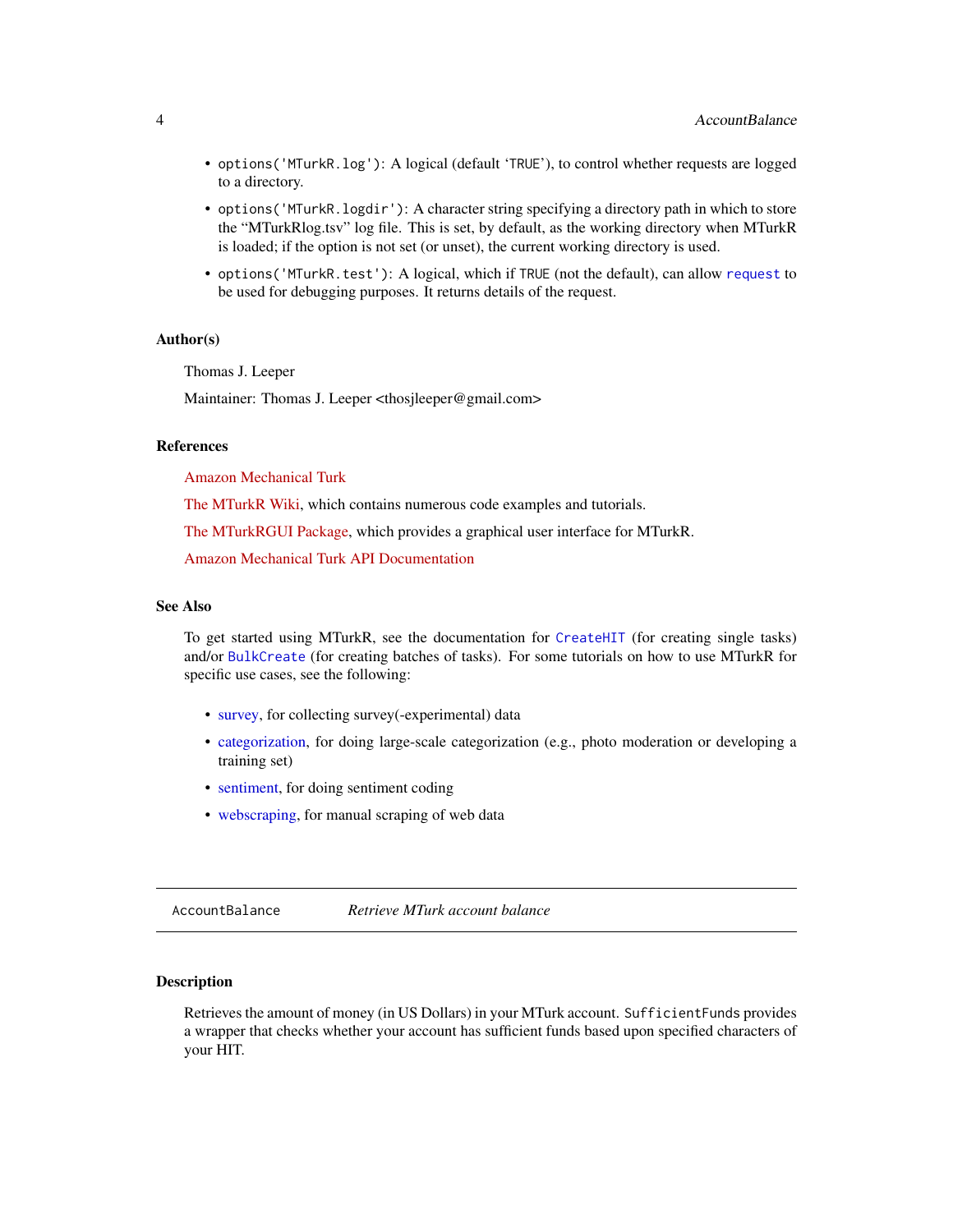- `options('MTurkR.log')`: A logical (default 'TRUE'), to control whether requests are logged to a directory.
- `options('MTurkR.logdir')`: A character string specifying a directory path in which to store the "MTurkRlog.tsv" log file. This is set, by default, as the working directory when MTurkR is loaded; if the option is not set (or unset), the current working directory is used.
- `options('MTurkR.test')`: A logical, which if `TRUE` (not the default), can allow `request` to be used for debugging purposes. It returns details of the request.

### Author(s)

Thomas J. Leeper

Maintainer: Thomas J. Leeper <thosjleeper@gmail.com>

### References

Amazon Mechanical Turk

The MTurkR Wiki, which contains numerous code examples and tutorials.

The MTurkRGUI Package, which provides a graphical user interface for MTurkR.

Amazon Mechanical Turk API Documentation

### See Also

To get started using MTurkR, see the documentation for `CreateHIT` (for creating single tasks) and/or `BulkCreate` (for creating batches of tasks). For some tutorials on how to use MTurkR for specific use cases, see the following:

- survey, for collecting survey(-experimental) data
- categorization, for doing large-scale categorization (e.g., photo moderation or developing a training set)
- sentiment, for doing sentiment coding
- webscraping, for manual scraping of web data

---

## AccountBalance *Retrieve MTurk account balance*

### Description

Retrieves the amount of money (in US Dollars) in your MTurk account. `SufficientFunds` provides a wrapper that checks whether your account has sufficient funds based upon specified characters of your HIT.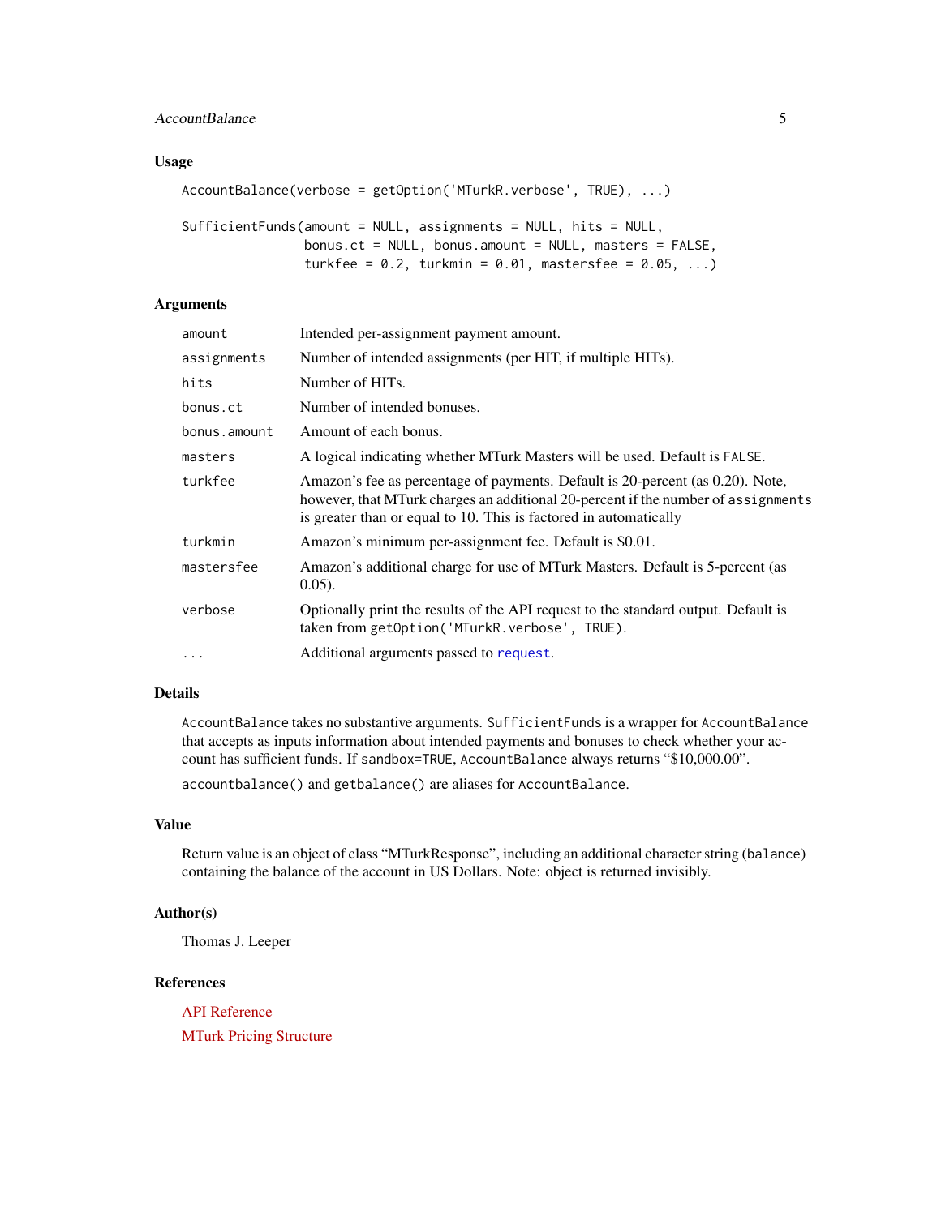## Usage

```
AccountBalance(verbose = getOption('MTurkR.verbose', TRUE), ...)

SufficientFunds(amount = NULL, assignments = NULL, hits = NULL,
                bonus.ct = NULL, bonus.amount = NULL, masters = FALSE,
                turkfee = 0.2, turkmin = 0.01, mastersfee = 0.05, ...)
```

## Arguments

| Argument | Description |
|---|---|
| `amount` | Intended per-assignment payment amount. |
| `assignments` | Number of intended assignments (per HIT, if multiple HITs). |
| `hits` | Number of HITs. |
| `bonus.ct` | Number of intended bonuses. |
| `bonus.amount` | Amount of each bonus. |
| `masters` | A logical indicating whether MTurk Masters will be used. Default is `FALSE`. |
| `turkfee` | Amazon's fee as percentage of payments. Default is 20-percent (as 0.20). Note, however, that MTurk charges an additional 20-percent if the number of `assignments` is greater than or equal to 10. This is factored in automatically |
| `turkmin` | Amazon's minimum per-assignment fee. Default is $0.01. |
| `mastersfee` | Amazon's additional charge for use of MTurk Masters. Default is 5-percent (as 0.05). |
| `verbose` | Optionally print the results of the API request to the standard output. Default is taken from `getOption('MTurkR.verbose', TRUE)`. |
| `...` | Additional arguments passed to `request`. |

## Details

`AccountBalance` takes no substantive arguments. `SufficientFunds` is a wrapper for `AccountBalance` that accepts as inputs information about intended payments and bonuses to check whether your account has sufficient funds. If `sandbox=TRUE`, `AccountBalance` always returns "$10,000.00".

`accountbalance()` and `getbalance()` are aliases for `AccountBalance`.

## Value

Return value is an object of class "MTurkResponse", including an additional character string (`balance`) containing the balance of the account in US Dollars. Note: object is returned invisibly.

## Author(s)

Thomas J. Leeper

## References

API Reference

MTurk Pricing Structure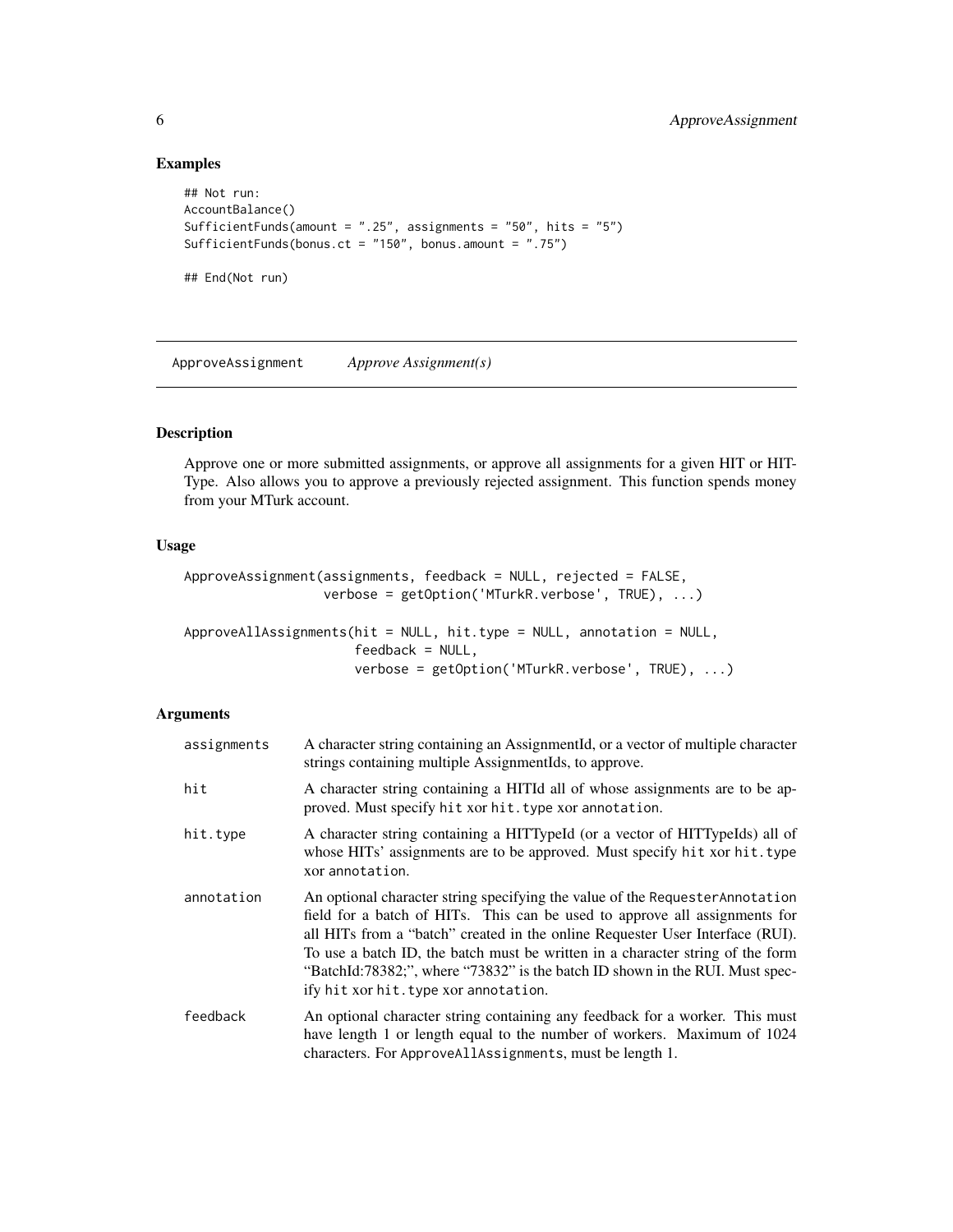## Examples

```
## Not run:
AccountBalance()
SufficientFunds(amount = ".25", assignments = "50", hits = "5")
SufficientFunds(bonus.ct = "150", bonus.amount = ".75")

## End(Not run)
```

---

# ApproveAssignment *Approve Assignment(s)*

---

## Description

Approve one or more submitted assignments, or approve all assignments for a given HIT or HITType. Also allows you to approve a previously rejected assignment. This function spends money from your MTurk account.

## Usage

```
ApproveAssignment(assignments, feedback = NULL, rejected = FALSE,
                  verbose = getOption('MTurkR.verbose', TRUE), ...)

ApproveAllAssignments(hit = NULL, hit.type = NULL, annotation = NULL,
                      feedback = NULL,
                      verbose = getOption('MTurkR.verbose', TRUE), ...)
```

## Arguments

| | |
|---|---|
| `assignments` | A character string containing an AssignmentId, or a vector of multiple character strings containing multiple AssignmentIds, to approve. |
| `hit` | A character string containing a HITId all of whose assignments are to be approved. Must specify `hit` xor `hit.type` xor `annotation`. |
| `hit.type` | A character string containing a HITTypeId (or a vector of HITTypeIds) all of whose HITs' assignments are to be approved. Must specify `hit` xor `hit.type` xor `annotation`. |
| `annotation` | An optional character string specifying the value of the `RequesterAnnotation` field for a batch of HITs. This can be used to approve all assignments for all HITs from a "batch" created in the online Requester User Interface (RUI). To use a batch ID, the batch must be written in a character string of the form "BatchId:78382;", where "73832" is the batch ID shown in the RUI. Must specify `hit` xor `hit.type` xor `annotation`. |
| `feedback` | An optional character string containing any feedback for a worker. This must have length 1 or length equal to the number of workers. Maximum of 1024 characters. For `ApproveAllAssignments`, must be length 1. |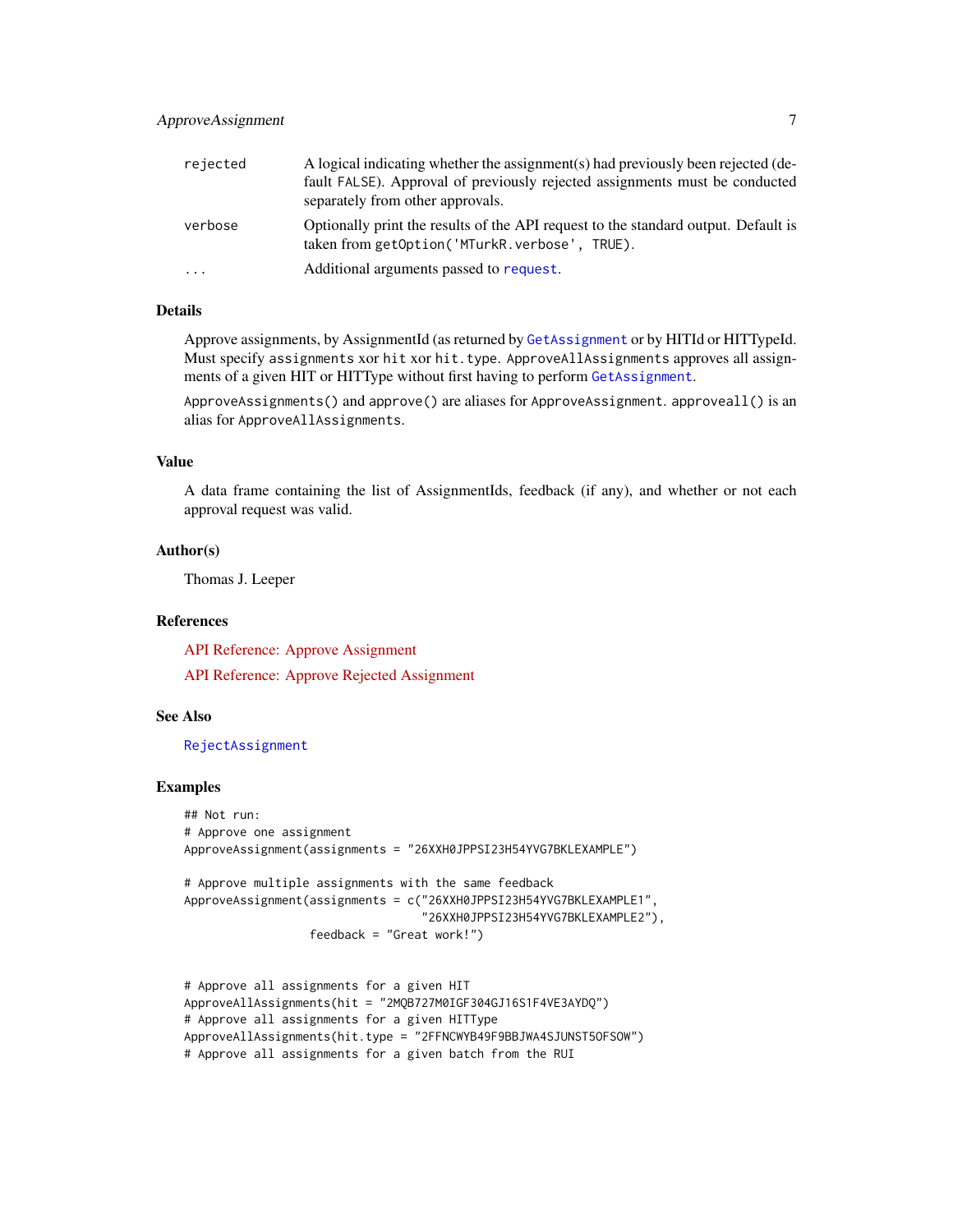| | |
|---|---|
| rejected | A logical indicating whether the assignment(s) had previously been rejected (default FALSE). Approval of previously rejected assignments must be conducted separately from other approvals. |
| verbose | Optionally print the results of the API request to the standard output. Default is taken from getOption('MTurkR.verbose', TRUE). |
| ... | Additional arguments passed to request. |

## Details

Approve assignments, by AssignmentId (as returned by GetAssignment or by HITId or HITTypeId. Must specify assignments xor hit xor hit.type. ApproveAllAssignments approves all assignments of a given HIT or HITType without first having to perform GetAssignment.

ApproveAssignments() and approve() are aliases for ApproveAssignment. approveall() is an alias for ApproveAllAssignments.

## Value

A data frame containing the list of AssignmentIds, feedback (if any), and whether or not each approval request was valid.

## Author(s)

Thomas J. Leeper

## References

API Reference: Approve Assignment

API Reference: Approve Rejected Assignment

## See Also

RejectAssignment

## Examples

```
## Not run:
# Approve one assignment
ApproveAssignment(assignments = "26XXH0JPPSI23H54YVG7BKLEXAMPLE")

# Approve multiple assignments with the same feedback
ApproveAssignment(assignments = c("26XXH0JPPSI23H54YVG7BKLEXAMPLE1",
                                  "26XXH0JPPSI23H54YVG7BKLEXAMPLE2"),
                  feedback = "Great work!")


# Approve all assignments for a given HIT
ApproveAllAssignments(hit = "2MQB727M0IGF304GJ16S1F4VE3AYDQ")
# Approve all assignments for a given HITType
ApproveAllAssignments(hit.type = "2FFNCWYB49F9BBJWA4SJUNST5OFSOW")
# Approve all assignments for a given batch from the RUI
```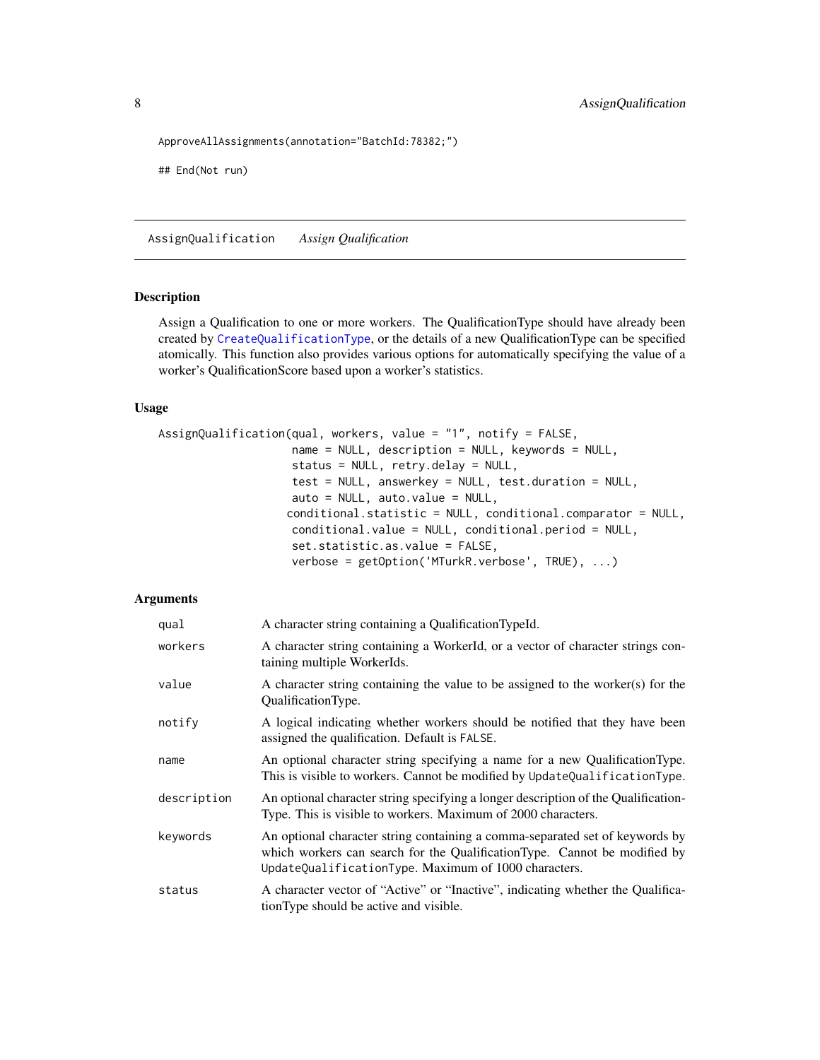```
ApproveAllAssignments(annotation="BatchId:78382;")

## End(Not run)
```

## AssignQualification *Assign Qualification*

### Description

Assign a Qualification to one or more workers. The QualificationType should have already been created by CreateQualificationType, or the details of a new QualificationType can be specified atomically. This function also provides various options for automatically specifying the value of a worker's QualificationScore based upon a worker's statistics.

### Usage

```
AssignQualification(qual, workers, value = "1", notify = FALSE,
                    name = NULL, description = NULL, keywords = NULL,
                    status = NULL, retry.delay = NULL,
                    test = NULL, answerkey = NULL, test.duration = NULL,
                    auto = NULL, auto.value = NULL,
                   conditional.statistic = NULL, conditional.comparator = NULL,
                    conditional.value = NULL, conditional.period = NULL,
                    set.statistic.as.value = FALSE,
                    verbose = getOption('MTurkR.verbose', TRUE), ...)
```

### Arguments

| | |
|---|---|
| `qual` | A character string containing a QualificationTypeId. |
| `workers` | A character string containing a WorkerId, or a vector of character strings containing multiple WorkerIds. |
| `value` | A character string containing the value to be assigned to the worker(s) for the QualificationType. |
| `notify` | A logical indicating whether workers should be notified that they have been assigned the qualification. Default is `FALSE`. |
| `name` | An optional character string specifying a name for a new QualificationType. This is visible to workers. Cannot be modified by `UpdateQualificationType`. |
| `description` | An optional character string specifying a longer description of the QualificationType. This is visible to workers. Maximum of 2000 characters. |
| `keywords` | An optional character string containing a comma-separated set of keywords by which workers can search for the QualificationType. Cannot be modified by `UpdateQualificationType`. Maximum of 1000 characters. |
| `status` | A character vector of "Active" or "Inactive", indicating whether the QualificationType should be active and visible. |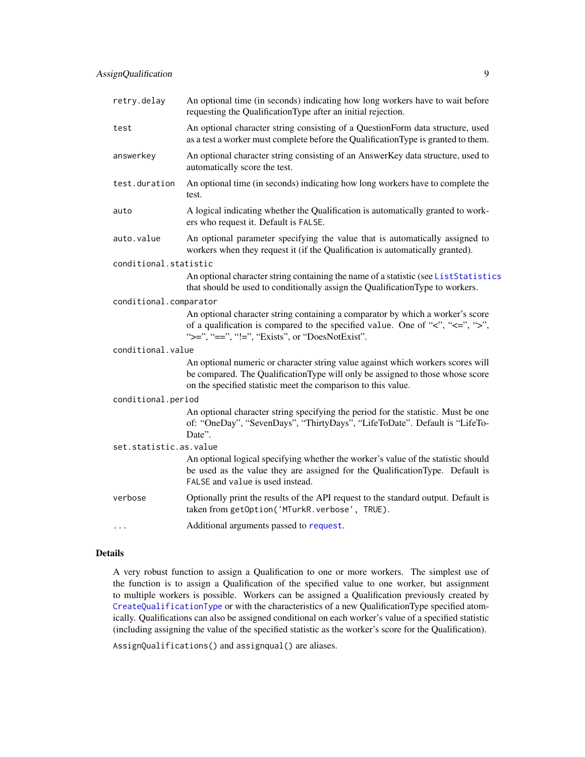| | |
|---|---|
| `retry.delay` | An optional time (in seconds) indicating how long workers have to wait before requesting the QualificationType after an initial rejection. |
| `test` | An optional character string consisting of a QuestionForm data structure, used as a test a worker must complete before the QualificationType is granted to them. |
| `answerkey` | An optional character string consisting of an AnswerKey data structure, used to automatically score the test. |
| `test.duration` | An optional time (in seconds) indicating how long workers have to complete the test. |
| `auto` | A logical indicating whether the Qualification is automatically granted to workers who request it. Default is `FALSE`. |
| `auto.value` | An optional parameter specifying the value that is automatically assigned to workers when they request it (if the Qualification is automatically granted). |
| `conditional.statistic` | An optional character string containing the name of a statistic (see `ListStatistics` that should be used to conditionally assign the QualificationType to workers. |
| `conditional.comparator` | An optional character string containing a comparator by which a worker's score of a qualification is compared to the specified `value`. One of "<", "<=", ">", ">=", "==", "!=", "Exists", or "DoesNotExist". |
| `conditional.value` | An optional numeric or character string value against which workers scores will be compared. The QualificationType will only be assigned to those whose score on the specified statistic meet the comparison to this value. |
| `conditional.period` | An optional character string specifying the period for the statistic. Must be one of: "OneDay", "SevenDays", "ThirtyDays", "LifeToDate". Default is "LifeToDate". |
| `set.statistic.as.value` | An optional logical specifying whether the worker's value of the statistic should be used as the value they are assigned for the QualificationType. Default is `FALSE` and `value` is used instead. |
| `verbose` | Optionally print the results of the API request to the standard output. Default is taken from `getOption('MTurkR.verbose', TRUE)`. |
| `...` | Additional arguments passed to `request`. |

## Details

A very robust function to assign a Qualification to one or more workers. The simplest use of the function is to assign a Qualification of the specified value to one worker, but assignment to multiple workers is possible. Workers can be assigned a Qualification previously created by `CreateQualificationType` or with the characteristics of a new QualificationType specified atomically. Qualifications can also be assigned conditional on each worker's value of a specified statistic (including assigning the value of the specified statistic as the worker's score for the Qualification).

`AssignQualifications()` and `assignqual()` are aliases.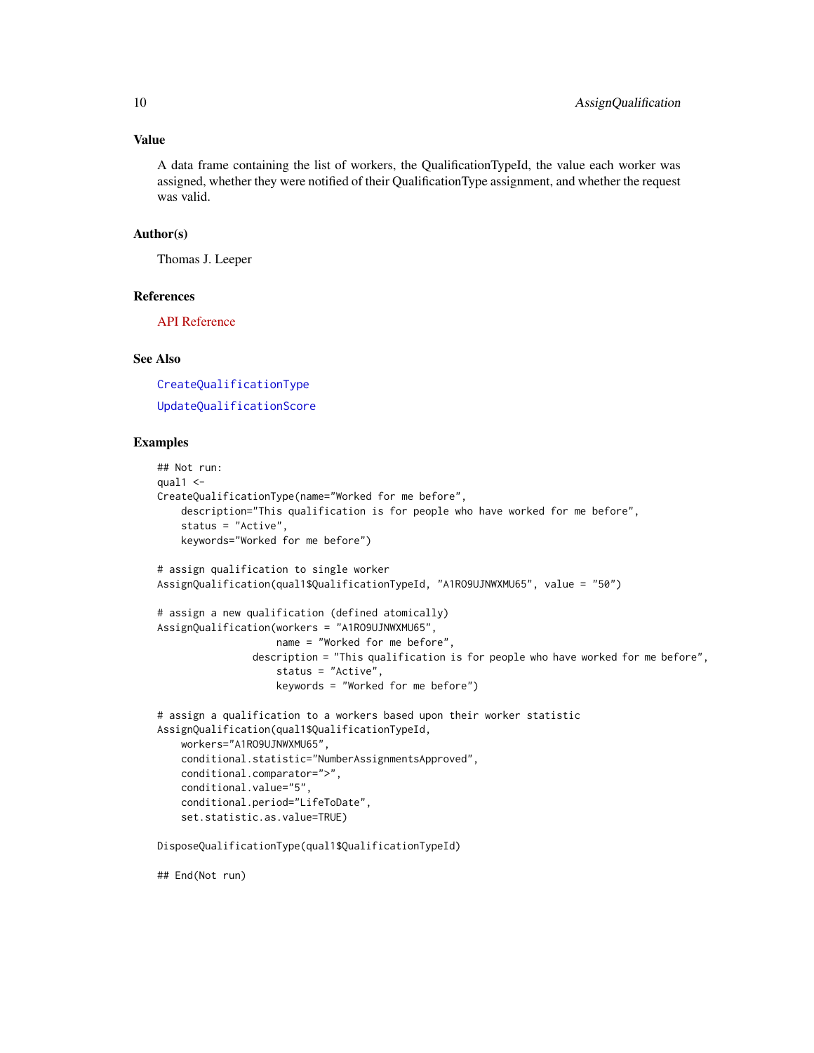## Value

A data frame containing the list of workers, the QualificationTypeId, the value each worker was assigned, whether they were notified of their QualificationType assignment, and whether the request was valid.

## Author(s)

Thomas J. Leeper

## References

API Reference

## See Also

`CreateQualificationType`

`UpdateQualificationScore`

## Examples

```
## Not run:
qual1 <-
CreateQualificationType(name="Worked for me before",
    description="This qualification is for people who have worked for me before",
    status = "Active",
    keywords="Worked for me before")

# assign qualification to single worker
AssignQualification(qual1$QualificationTypeId, "A1RO9UJNWXMU65", value = "50")

# assign a new qualification (defined atomically)
AssignQualification(workers = "A1RO9UJNWXMU65",
                    name = "Worked for me before",
                description = "This qualification is for people who have worked for me before",
                    status = "Active",
                    keywords = "Worked for me before")

# assign a qualification to a workers based upon their worker statistic
AssignQualification(qual1$QualificationTypeId,
    workers="A1RO9UJNWXMU65",
    conditional.statistic="NumberAssignmentsApproved",
    conditional.comparator=">",
    conditional.value="5",
    conditional.period="LifeToDate",
    set.statistic.as.value=TRUE)

DisposeQualificationType(qual1$QualificationTypeId)

## End(Not run)
```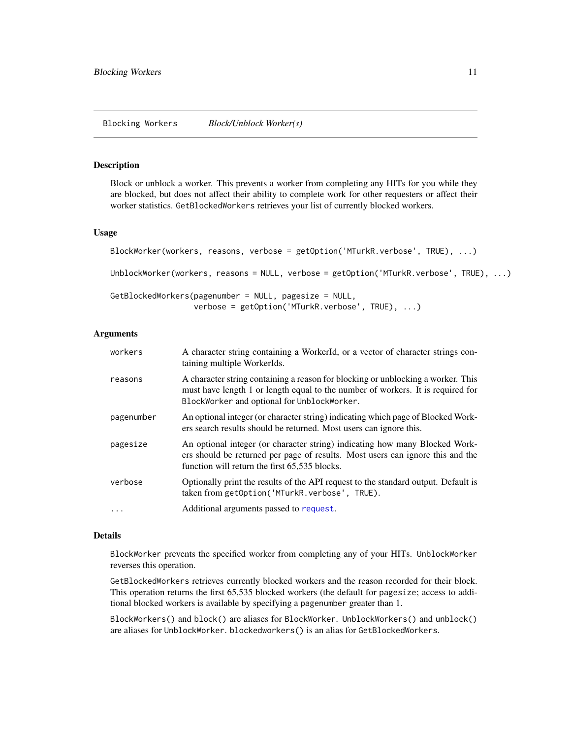## Blocking Workers — *Block/Unblock Worker(s)*

### Description

Block or unblock a worker. This prevents a worker from completing any HITs for you while they are blocked, but does not affect their ability to complete work for other requesters or affect their worker statistics. `GetBlockedWorkers` retrieves your list of currently blocked workers.

### Usage

```
BlockWorker(workers, reasons, verbose = getOption('MTurkR.verbose', TRUE), ...)

UnblockWorker(workers, reasons = NULL, verbose = getOption('MTurkR.verbose', TRUE), ...)

GetBlockedWorkers(pagenumber = NULL, pagesize = NULL,
                  verbose = getOption('MTurkR.verbose', TRUE), ...)
```

### Arguments

| | |
|---|---|
| `workers` | A character string containing a WorkerId, or a vector of character strings containing multiple WorkerIds. |
| `reasons` | A character string containing a reason for blocking or unblocking a worker. This must have length 1 or length equal to the number of workers. It is required for `BlockWorker` and optional for `UnblockWorker`. |
| `pagenumber` | An optional integer (or character string) indicating which page of Blocked Workers search results should be returned. Most users can ignore this. |
| `pagesize` | An optional integer (or character string) indicating how many Blocked Workers should be returned per page of results. Most users can ignore this and the function will return the first 65,535 blocks. |
| `verbose` | Optionally print the results of the API request to the standard output. Default is taken from `getOption('MTurkR.verbose', TRUE)`. |
| `...` | Additional arguments passed to `request`. |

### Details

`BlockWorker` prevents the specified worker from completing any of your HITs. `UnblockWorker` reverses this operation.

`GetBlockedWorkers` retrieves currently blocked workers and the reason recorded for their block. This operation returns the first 65,535 blocked workers (the default for `pagesize`; access to additional blocked workers is available by specifying a `pagenumber` greater than 1.

`BlockWorkers()` and `block()` are aliases for `BlockWorker`. `UnblockWorkers()` and `unblock()` are aliases for `UnblockWorker`. `blockedworkers()` is an alias for `GetBlockedWorkers`.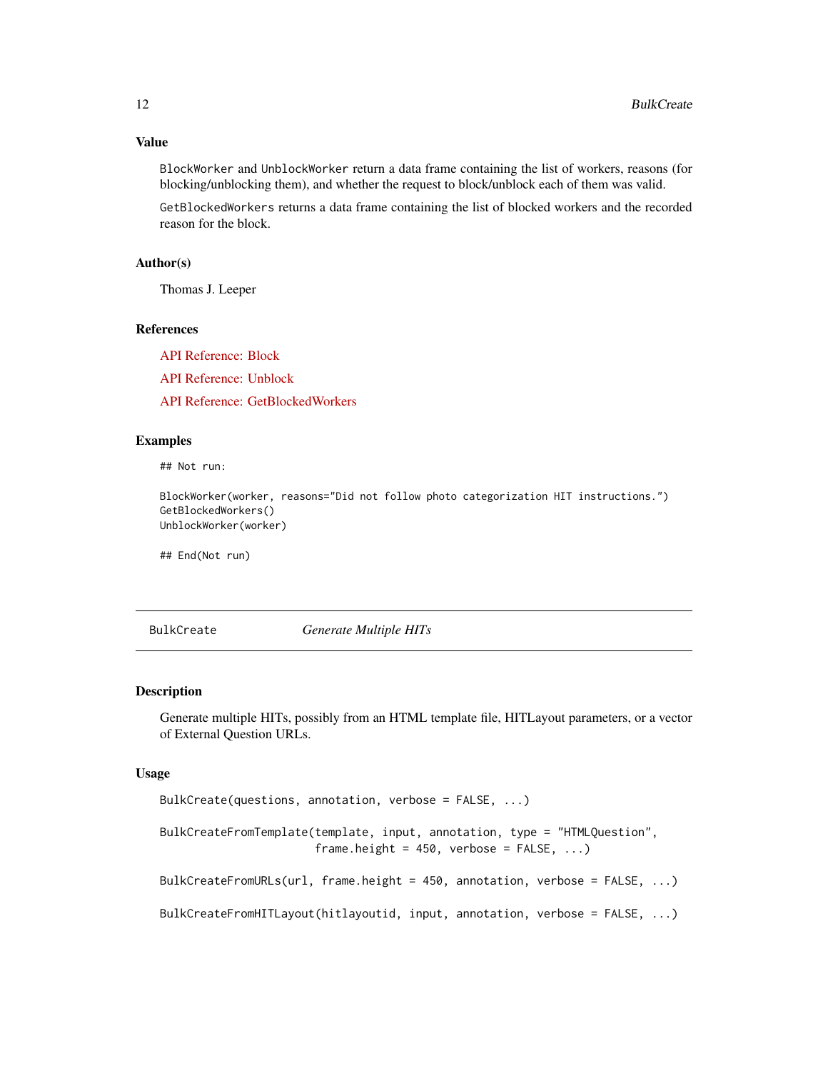### Value

`BlockWorker` and `UnblockWorker` return a data frame containing the list of workers, reasons (for blocking/unblocking them), and whether the request to block/unblock each of them was valid.

`GetBlockedWorkers` returns a data frame containing the list of blocked workers and the recorded reason for the block.

### Author(s)

Thomas J. Leeper

### References

API Reference: Block

API Reference: Unblock

API Reference: GetBlockedWorkers

### Examples

```
## Not run:

BlockWorker(worker, reasons="Did not follow photo categorization HIT instructions.")
GetBlockedWorkers()
UnblockWorker(worker)

## End(Not run)
```

---

## BulkCreate *Generate Multiple HITs*

---

### Description

Generate multiple HITs, possibly from an HTML template file, HITLayout parameters, or a vector of External Question URLs.

### Usage

```
BulkCreate(questions, annotation, verbose = FALSE, ...)

BulkCreateFromTemplate(template, input, annotation, type = "HTMLQuestion",
                       frame.height = 450, verbose = FALSE, ...)

BulkCreateFromURLs(url, frame.height = 450, annotation, verbose = FALSE, ...)

BulkCreateFromHITLayout(hitlayoutid, input, annotation, verbose = FALSE, ...)
```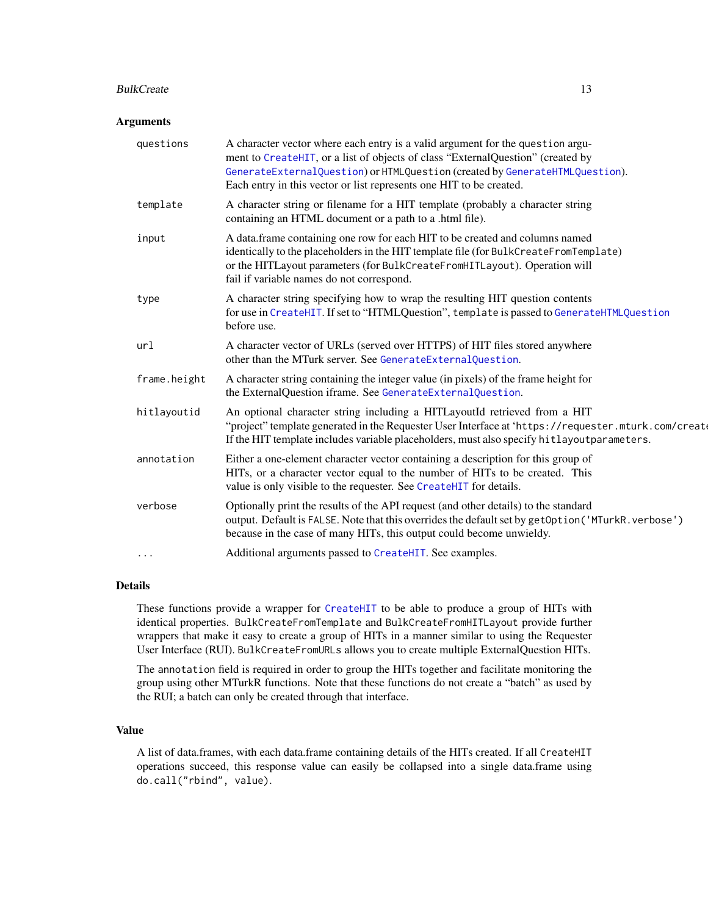## Arguments

| | |
|---|---|
| questions | A character vector where each entry is a valid argument for the `question` argument to `CreateHIT`, or a list of objects of class "ExternalQuestion" (created by `GenerateExternalQuestion`) or `HTMLQuestion` (created by `GenerateHTMLQuestion`). Each entry in this vector or list represents one HIT to be created. |
| template | A character string or filename for a HIT template (probably a character string containing an HTML document or a path to a .html file). |
| input | A data.frame containing one row for each HIT to be created and columns named identically to the placeholders in the HIT template file (for `BulkCreateFromTemplate`) or the HITLayout parameters (for `BulkCreateFromHITLayout`). Operation will fail if variable names do not correspond. |
| type | A character string specifying how to wrap the resulting HIT question contents for use in `CreateHIT`. If set to "HTMLQuestion", `template` is passed to `GenerateHTMLQuestion` before use. |
| url | A character vector of URLs (served over HTTPS) of HIT files stored anywhere other than the MTurk server. See `GenerateExternalQuestion`. |
| frame.height | A character string containing the integer value (in pixels) of the frame height for the ExternalQuestion iframe. See `GenerateExternalQuestion`. |
| hitlayoutid | An optional character string including a HITLayoutId retrieved from a HIT "project" template generated in the Requester User Interface at '`https://requester.mturk.com/create`'. If the HIT template includes variable placeholders, must also specify `hitlayoutparameters`. |
| annotation | Either a one-element character vector containing a description for this group of HITs, or a character vector equal to the number of HITs to be created. This value is only visible to the requester. See `CreateHIT` for details. |
| verbose | Optionally print the results of the API request (and other details) to the standard output. Default is `FALSE`. Note that this overrides the default set by `getOption('MTurkR.verbose')` because in the case of many HITs, this output could become unwieldy. |
| ... | Additional arguments passed to `CreateHIT`. See examples. |

## Details

These functions provide a wrapper for `CreateHIT` to be able to produce a group of HITs with identical properties. `BulkCreateFromTemplate` and `BulkCreateFromHITLayout` provide further wrappers that make it easy to create a group of HITs in a manner similar to using the Requester User Interface (RUI). `BulkCreateFromURLs` allows you to create multiple ExternalQuestion HITs.

The `annotation` field is required in order to group the HITs together and facilitate monitoring the group using other MTurkR functions. Note that these functions do not create a "batch" as used by the RUI; a batch can only be created through that interface.

## Value

A list of data.frames, with each data.frame containing details of the HITs created. If all `CreateHIT` operations succeed, this response value can easily be collapsed into a single data.frame using `do.call("rbind", value)`.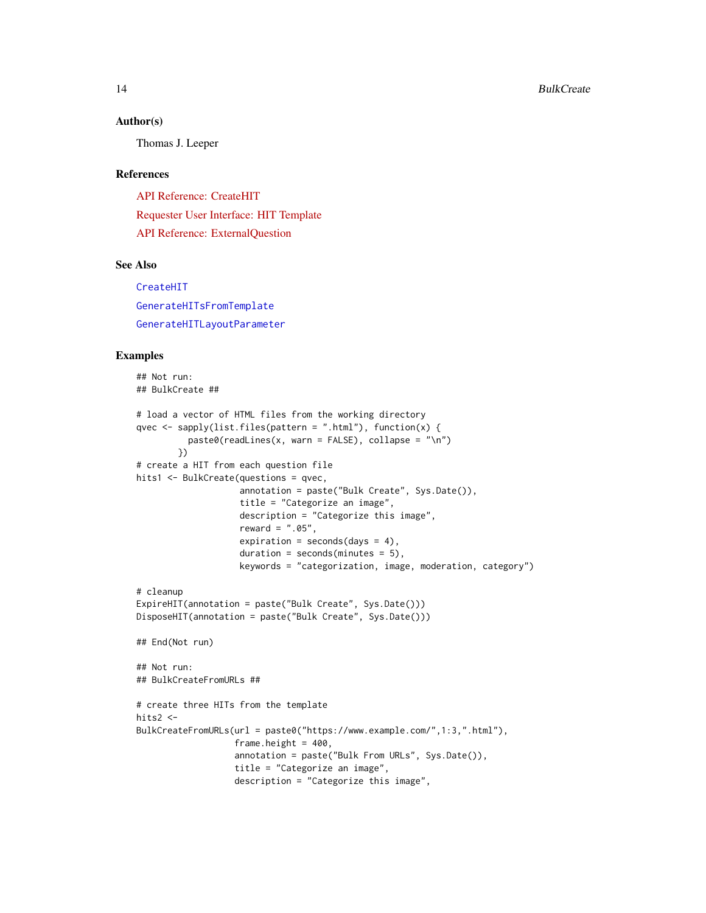### Author(s)

Thomas J. Leeper

### References

API Reference: CreateHIT

Requester User Interface: HIT Template

API Reference: ExternalQuestion

### See Also

`CreateHIT`

`GenerateHITsFromTemplate`

`GenerateHITLayoutParameter`

### Examples

```
## Not run:
## BulkCreate ##

# load a vector of HTML files from the working directory
qvec <- sapply(list.files(pattern = ".html"), function(x) {
          paste0(readLines(x, warn = FALSE), collapse = "\n")
        })
# create a HIT from each question file
hits1 <- BulkCreate(questions = qvec,
                    annotation = paste("Bulk Create", Sys.Date()),
                    title = "Categorize an image",
                    description = "Categorize this image",
                    reward = ".05",
                    expiration = seconds(days = 4),
                    duration = seconds(minutes = 5),
                    keywords = "categorization, image, moderation, category")

# cleanup
ExpireHIT(annotation = paste("Bulk Create", Sys.Date()))
DisposeHIT(annotation = paste("Bulk Create", Sys.Date()))

## End(Not run)

## Not run:
## BulkCreateFromURLs ##

# create three HITs from the template
hits2 <-
BulkCreateFromURLs(url = paste0("https://www.example.com/",1:3,".html"),
                   frame.height = 400,
                   annotation = paste("Bulk From URLs", Sys.Date()),
                   title = "Categorize an image",
                   description = "Categorize this image",
```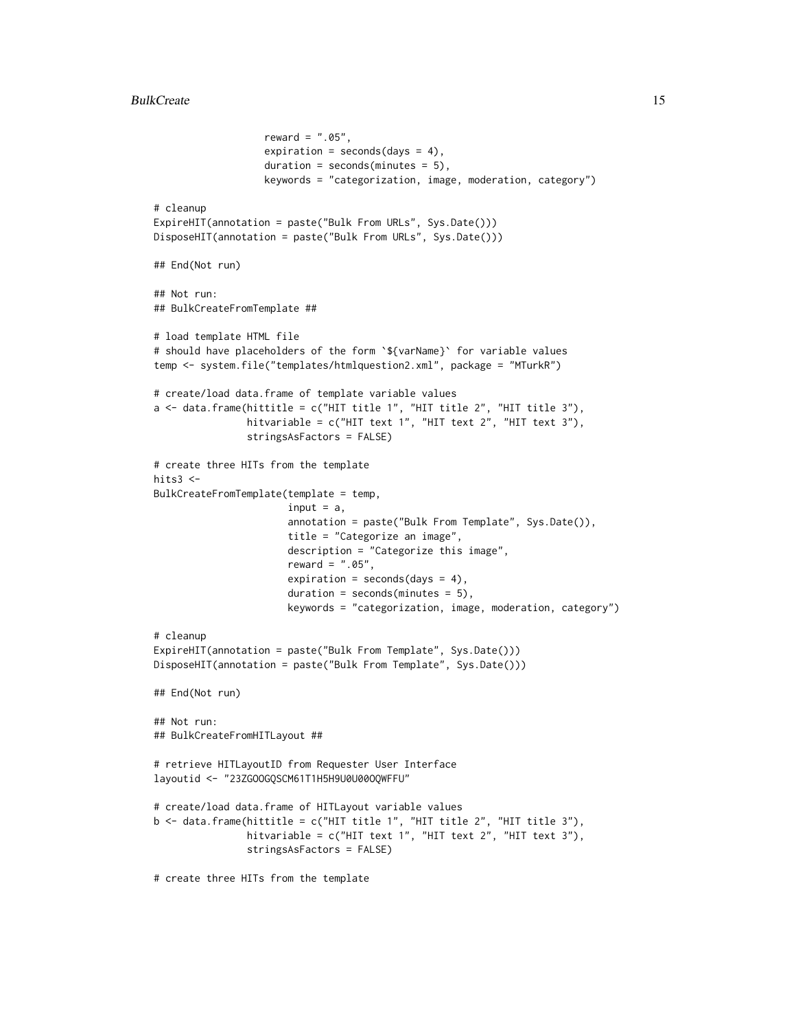```
                  reward = ".05",
                  expiration = seconds(days = 4),
                  duration = seconds(minutes = 5),
                  keywords = "categorization, image, moderation, category")

# cleanup
ExpireHIT(annotation = paste("Bulk From URLs", Sys.Date()))
DisposeHIT(annotation = paste("Bulk From URLs", Sys.Date()))

## End(Not run)

## Not run:
## BulkCreateFromTemplate ##

# load template HTML file
# should have placeholders of the form `${varName}` for variable values
temp <- system.file("templates/htmlquestion2.xml", package = "MTurkR")

# create/load data.frame of template variable values
a <- data.frame(hittitle = c("HIT title 1", "HIT title 2", "HIT title 3"),
                hitvariable = c("HIT text 1", "HIT text 2", "HIT text 3"),
                stringsAsFactors = FALSE)

# create three HITs from the template
hits3 <-
BulkCreateFromTemplate(template = temp,
                       input = a,
                       annotation = paste("Bulk From Template", Sys.Date()),
                       title = "Categorize an image",
                       description = "Categorize this image",
                       reward = ".05",
                       expiration = seconds(days = 4),
                       duration = seconds(minutes = 5),
                       keywords = "categorization, image, moderation, category")

# cleanup
ExpireHIT(annotation = paste("Bulk From Template", Sys.Date()))
DisposeHIT(annotation = paste("Bulk From Template", Sys.Date()))

## End(Not run)

## Not run:
## BulkCreateFromHITLayout ##

# retrieve HITLayoutID from Requester User Interface
layoutid <- "23ZGOOGQSCM61T1H5H9U0U00OQWFFU"

# create/load data.frame of HITLayout variable values
b <- data.frame(hittitle = c("HIT title 1", "HIT title 2", "HIT title 3"),
                hitvariable = c("HIT text 1", "HIT text 2", "HIT text 3"),
                stringsAsFactors = FALSE)

# create three HITs from the template
```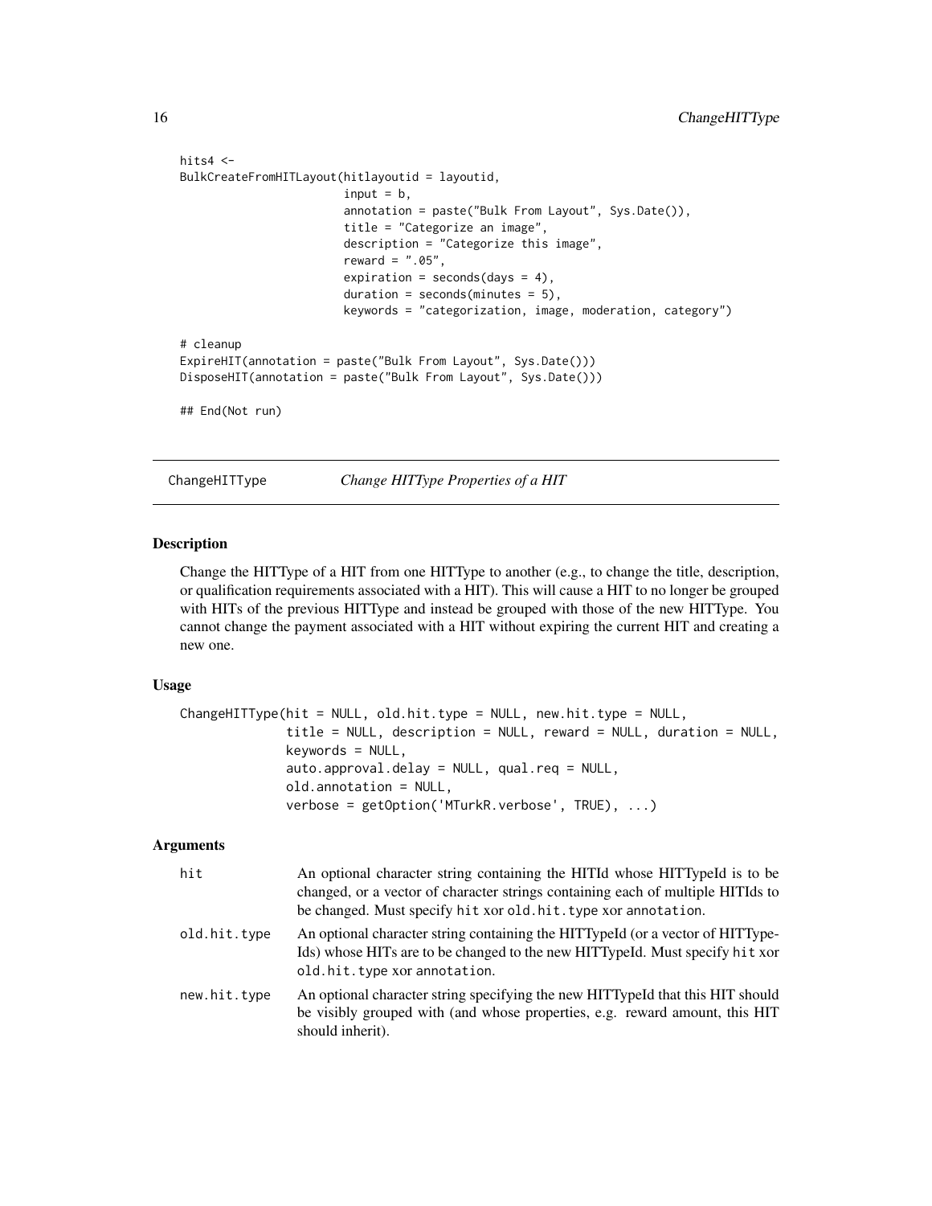```
hits4 <-
BulkCreateFromHITLayout(hitlayoutid = layoutid,
                        input = b,
                        annotation = paste("Bulk From Layout", Sys.Date()),
                        title = "Categorize an image",
                        description = "Categorize this image",
                        reward = ".05",
                        expiration = seconds(days = 4),
                        duration = seconds(minutes = 5),
                        keywords = "categorization, image, moderation, category")

# cleanup
ExpireHIT(annotation = paste("Bulk From Layout", Sys.Date()))
DisposeHIT(annotation = paste("Bulk From Layout", Sys.Date()))

## End(Not run)
```

---

## ChangeHITType — *Change HITType Properties of a HIT*

### Description

Change the HITType of a HIT from one HITType to another (e.g., to change the title, description, or qualification requirements associated with a HIT). This will cause a HIT to no longer be grouped with HITs of the previous HITType and instead be grouped with those of the new HITType. You cannot change the payment associated with a HIT without expiring the current HIT and creating a new one.

### Usage

```
ChangeHITType(hit = NULL, old.hit.type = NULL, new.hit.type = NULL,
              title = NULL, description = NULL, reward = NULL, duration = NULL,
              keywords = NULL,
              auto.approval.delay = NULL, qual.req = NULL,
              old.annotation = NULL,
              verbose = getOption('MTurkR.verbose', TRUE), ...)
```

### Arguments

| | |
|---|---|
| `hit` | An optional character string containing the HITId whose HITTypeId is to be changed, or a vector of character strings containing each of multiple HITIds to be changed. Must specify `hit` xor `old.hit.type` xor `annotation`. |
| `old.hit.type` | An optional character string containing the HITTypeId (or a vector of HITTypeIds) whose HITs are to be changed to the new HITTypeId. Must specify `hit` xor `old.hit.type` xor `annotation`. |
| `new.hit.type` | An optional character string specifying the new HITTypeId that this HIT should be visibly grouped with (and whose properties, e.g. reward amount, this HIT should inherit). |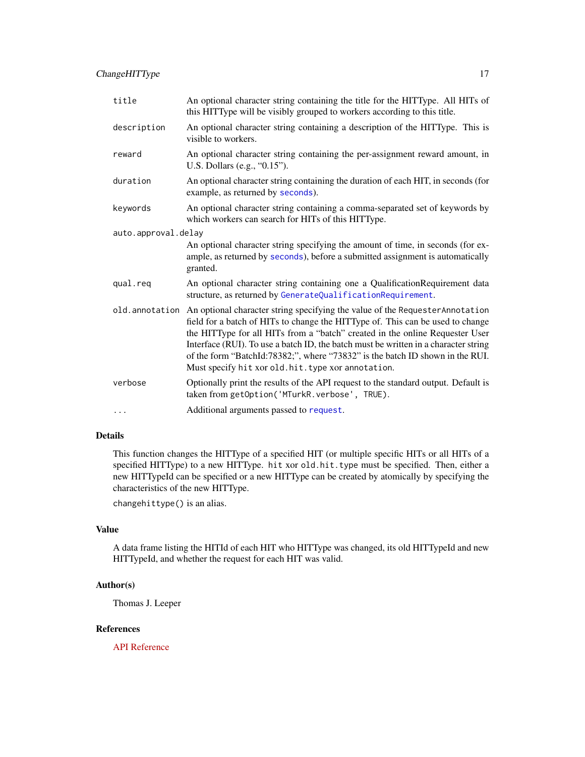| | |
|---|---|
| `title` | An optional character string containing the title for the HITType. All HITs of this HITType will be visibly grouped to workers according to this title. |
| `description` | An optional character string containing a description of the HITType. This is visible to workers. |
| `reward` | An optional character string containing the per-assignment reward amount, in U.S. Dollars (e.g., "0.15"). |
| `duration` | An optional character string containing the duration of each HIT, in seconds (for example, as returned by `seconds`). |
| `keywords` | An optional character string containing a comma-separated set of keywords by which workers can search for HITs of this HITType. |
| `auto.approval.delay` | An optional character string specifying the amount of time, in seconds (for example, as returned by `seconds`), before a submitted assignment is automatically granted. |
| `qual.req` | An optional character string containing one a QualificationRequirement data structure, as returned by `GenerateQualificationRequirement`. |
| `old.annotation` | An optional character string specifying the value of the `RequesterAnnotation` field for a batch of HITs to change the HITType of. This can be used to change the HITType for all HITs from a "batch" created in the online Requester User Interface (RUI). To use a batch ID, the batch must be written in a character string of the form "BatchId:78382;", where "73832" is the batch ID shown in the RUI. Must specify `hit` xor `old.hit.type` xor `annotation`. |
| `verbose` | Optionally print the results of the API request to the standard output. Default is taken from `getOption('MTurkR.verbose', TRUE)`. |
| `...` | Additional arguments passed to `request`. |

## Details

This function changes the HITType of a specified HIT (or multiple specific HITs or all HITs of a specified HITType) to a new HITType. `hit` xor `old.hit.type` must be specified. Then, either a new HITTypeId can be specified or a new HITType can be created by atomically by specifying the characteristics of the new HITType.

`changehittype()` is an alias.

## Value

A data frame listing the HITId of each HIT who HITType was changed, its old HITTypeId and new HITTypeId, and whether the request for each HIT was valid.

## Author(s)

Thomas J. Leeper

## References

API Reference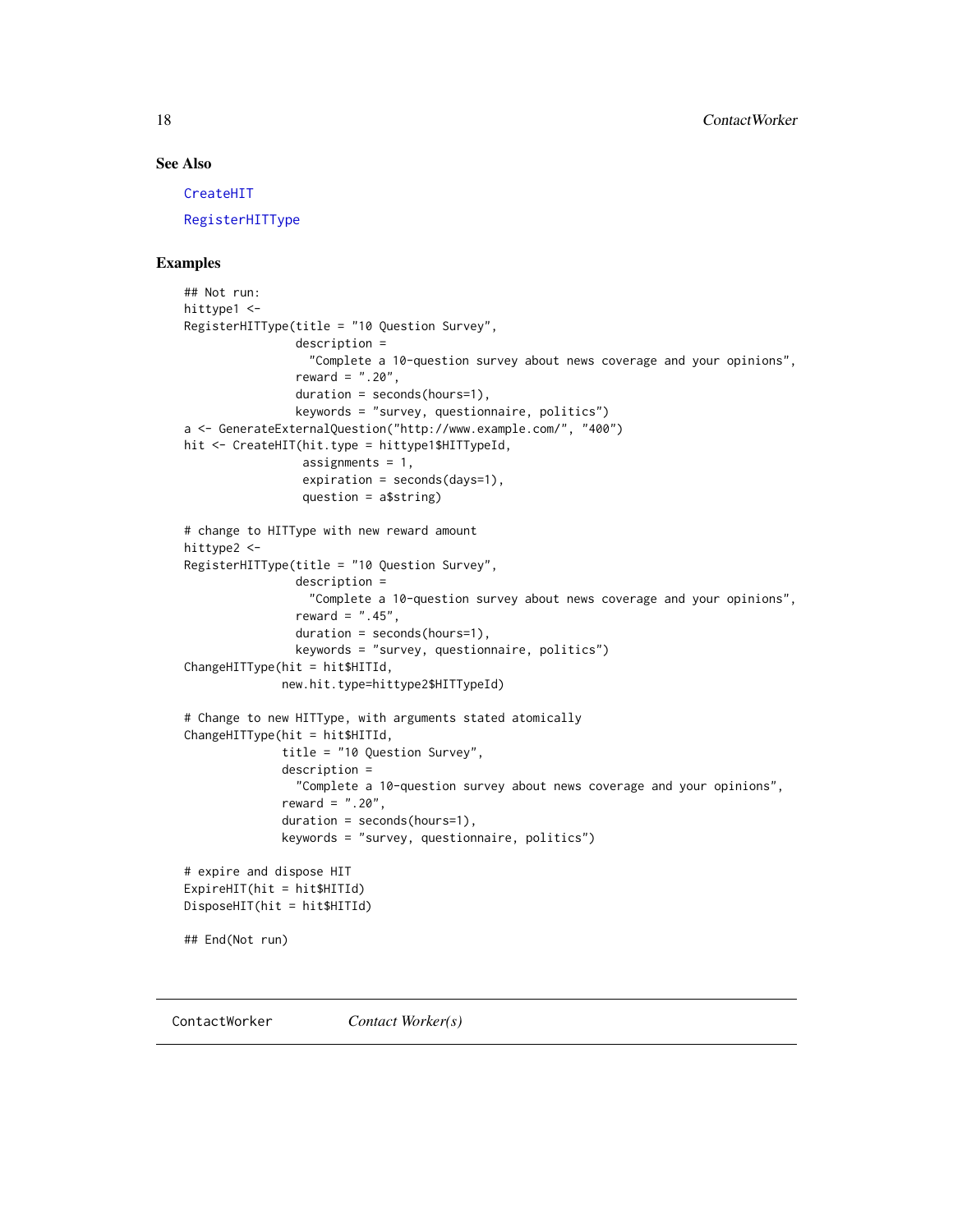## See Also

CreateHIT

RegisterHITType

## Examples

```
## Not run:
hittype1 <-
RegisterHITType(title = "10 Question Survey",
                description =
                  "Complete a 10-question survey about news coverage and your opinions",
                reward = ".20",
                duration = seconds(hours=1),
                keywords = "survey, questionnaire, politics")
a <- GenerateExternalQuestion("http://www.example.com/", "400")
hit <- CreateHIT(hit.type = hittype1$HITTypeId,
                 assignments = 1,
                 expiration = seconds(days=1),
                 question = a$string)

# change to HITType with new reward amount
hittype2 <-
RegisterHITType(title = "10 Question Survey",
                description =
                  "Complete a 10-question survey about news coverage and your opinions",
                reward = ".45",
                duration = seconds(hours=1),
                keywords = "survey, questionnaire, politics")
ChangeHITType(hit = hit$HITId,
              new.hit.type=hittype2$HITTypeId)

# Change to new HITType, with arguments stated atomically
ChangeHITType(hit = hit$HITId,
              title = "10 Question Survey",
              description =
                "Complete a 10-question survey about news coverage and your opinions",
              reward = ".20",
              duration = seconds(hours=1),
              keywords = "survey, questionnaire, politics")

# expire and dispose HIT
ExpireHIT(hit = hit$HITId)
DisposeHIT(hit = hit$HITId)

## End(Not run)
```

---

ContactWorker *Contact Worker(s)*

---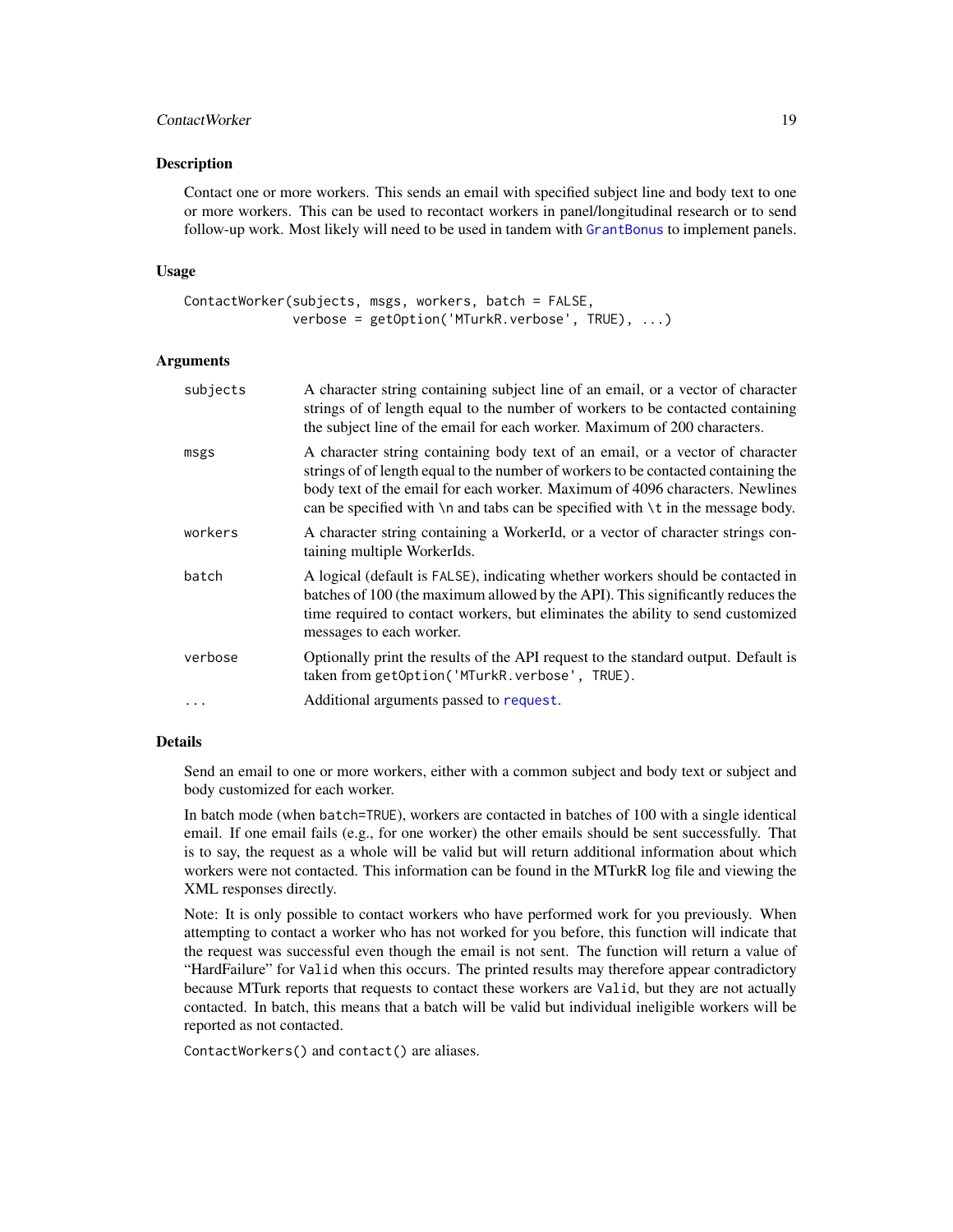## Description

Contact one or more workers. This sends an email with specified subject line and body text to one or more workers. This can be used to recontact workers in panel/longitudinal research or to send follow-up work. Most likely will need to be used in tandem with GrantBonus to implement panels.

## Usage

```
ContactWorker(subjects, msgs, workers, batch = FALSE,
              verbose = getOption('MTurkR.verbose', TRUE), ...)
```

## Arguments

| | |
|---|---|
| `subjects` | A character string containing subject line of an email, or a vector of character strings of of length equal to the number of workers to be contacted containing the subject line of the email for each worker. Maximum of 200 characters. |
| `msgs` | A character string containing body text of an email, or a vector of character strings of of length equal to the number of workers to be contacted containing the body text of the email for each worker. Maximum of 4096 characters. Newlines can be specified with `\n` and tabs can be specified with `\t` in the message body. |
| `workers` | A character string containing a WorkerId, or a vector of character strings containing multiple WorkerIds. |
| `batch` | A logical (default is `FALSE`), indicating whether workers should be contacted in batches of 100 (the maximum allowed by the API). This significantly reduces the time required to contact workers, but eliminates the ability to send customized messages to each worker. |
| `verbose` | Optionally print the results of the API request to the standard output. Default is taken from `getOption('MTurkR.verbose', TRUE)`. |
| `...` | Additional arguments passed to request. |

## Details

Send an email to one or more workers, either with a common subject and body text or subject and body customized for each worker.

In batch mode (when `batch=TRUE`), workers are contacted in batches of 100 with a single identical email. If one email fails (e.g., for one worker) the other emails should be sent successfully. That is to say, the request as a whole will be valid but will return additional information about which workers were not contacted. This information can be found in the MTurkR log file and viewing the XML responses directly.

Note: It is only possible to contact workers who have performed work for you previously. When attempting to contact a worker who has not worked for you before, this function will indicate that the request was successful even though the email is not sent. The function will return a value of "HardFailure" for `Valid` when this occurs. The printed results may therefore appear contradictory because MTurk reports that requests to contact these workers are `Valid`, but they are not actually contacted. In batch, this means that a batch will be valid but individual ineligible workers will be reported as not contacted.

`ContactWorkers()` and `contact()` are aliases.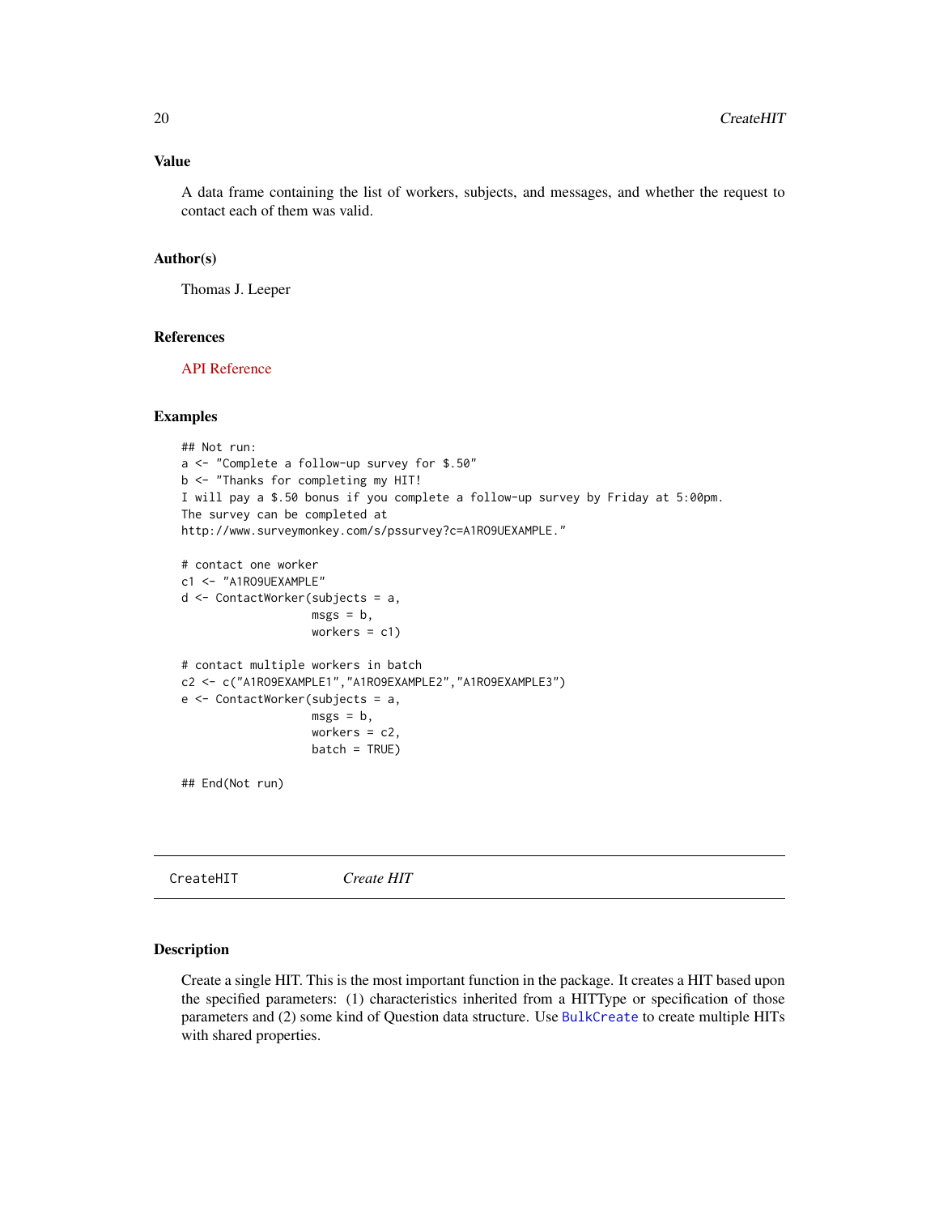### Value

A data frame containing the list of workers, subjects, and messages, and whether the request to contact each of them was valid.

### Author(s)

Thomas J. Leeper

### References

API Reference

### Examples

```
## Not run:
a <- "Complete a follow-up survey for $.50"
b <- "Thanks for completing my HIT!
I will pay a $.50 bonus if you complete a follow-up survey by Friday at 5:00pm.
The survey can be completed at
http://www.surveymonkey.com/s/pssurvey?c=A1RO9UEXAMPLE."

# contact one worker
c1 <- "A1RO9UEXAMPLE"
d <- ContactWorker(subjects = a,
                   msgs = b,
                   workers = c1)

# contact multiple workers in batch
c2 <- c("A1RO9EXAMPLE1","A1RO9EXAMPLE2","A1RO9EXAMPLE3")
e <- ContactWorker(subjects = a,
                   msgs = b,
                   workers = c2,
                   batch = TRUE)

## End(Not run)
```

---

## CreateHIT — *Create HIT*

### Description

Create a single HIT. This is the most important function in the package. It creates a HIT based upon the specified parameters: (1) characteristics inherited from a HITType or specification of those parameters and (2) some kind of Question data structure. Use `BulkCreate` to create multiple HITs with shared properties.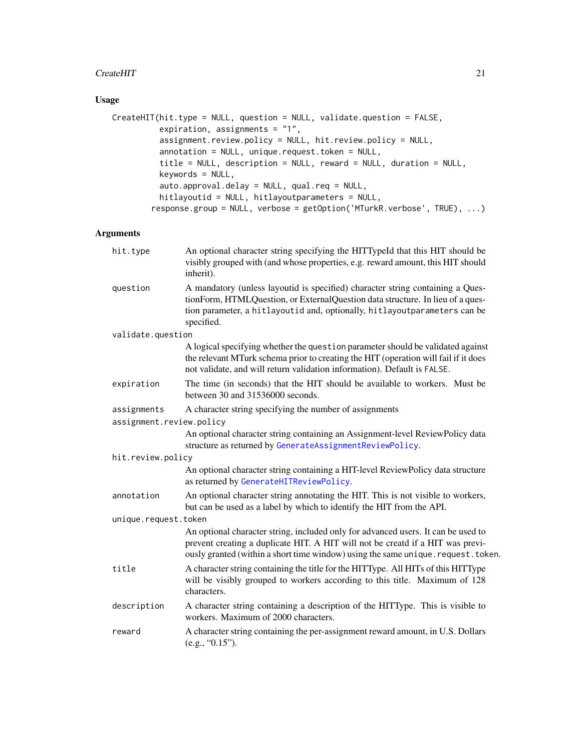## Usage

```
CreateHIT(hit.type = NULL, question = NULL, validate.question = FALSE,
          expiration, assignments = "1",
          assignment.review.policy = NULL, hit.review.policy = NULL,
          annotation = NULL, unique.request.token = NULL,
          title = NULL, description = NULL, reward = NULL, duration = NULL,
          keywords = NULL,
          auto.approval.delay = NULL, qual.req = NULL,
          hitlayoutid = NULL, hitlayoutparameters = NULL,
        response.group = NULL, verbose = getOption('MTurkR.verbose', TRUE), ...)
```

## Arguments

`hit.type`
: An optional character string specifying the HITTypeId that this HIT should be visibly grouped with (and whose properties, e.g. reward amount, this HIT should inherit).

`question`
: A mandatory (unless layoutid is specified) character string containing a QuestionForm, HTMLQuestion, or ExternalQuestion data structure. In lieu of a question parameter, a `hitlayoutid` and, optionally, `hitlayoutparameters` can be specified.

`validate.question`
: A logical specifying whether the `question` parameter should be validated against the relevant MTurk schema prior to creating the HIT (operation will fail if it does not validate, and will return validation information). Default is `FALSE`.

`expiration`
: The time (in seconds) that the HIT should be available to workers. Must be between 30 and 31536000 seconds.

`assignments`
: A character string specifying the number of assignments

`assignment.review.policy`
: An optional character string containing an Assignment-level ReviewPolicy data structure as returned by `GenerateAssignmentReviewPolicy`.

`hit.review.policy`
: An optional character string containing a HIT-level ReviewPolicy data structure as returned by `GenerateHITReviewPolicy`.

`annotation`
: An optional character string annotating the HIT. This is not visible to workers, but can be used as a label by which to identify the HIT from the API.

`unique.request.token`
: An optional character string, included only for advanced users. It can be used to prevent creating a duplicate HIT. A HIT will not be creatd if a HIT was previously granted (within a short time window) using the same `unique.request.token`.

`title`
: A character string containing the title for the HITType. All HITs of this HITType will be visibly grouped to workers according to this title. Maximum of 128 characters.

`description`
: A character string containing a description of the HITType. This is visible to workers. Maximum of 2000 characters.

`reward`
: A character string containing the per-assignment reward amount, in U.S. Dollars (e.g., "0.15").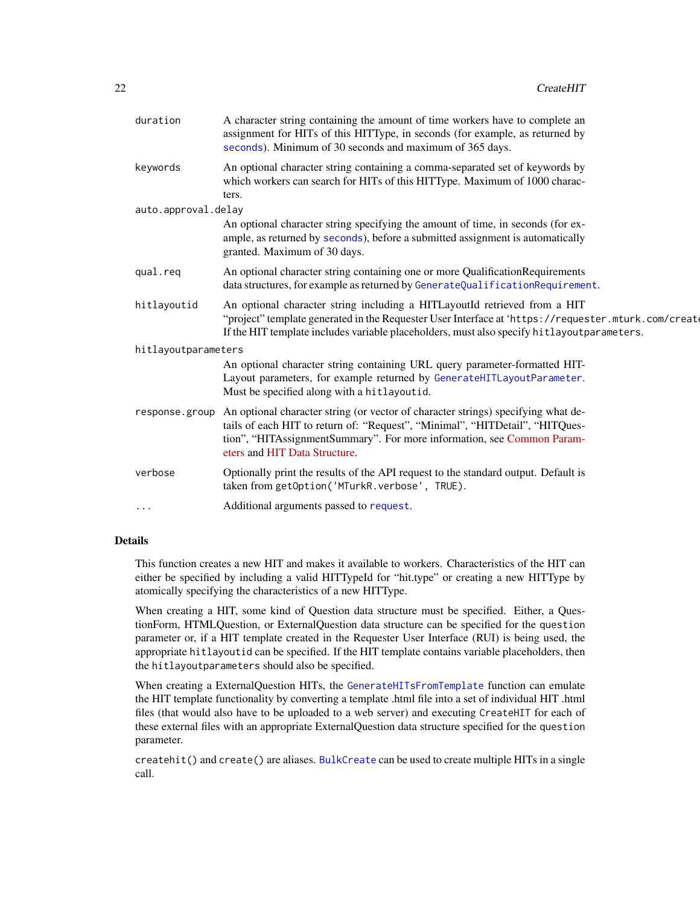duration
: A character string containing the amount of time workers have to complete an assignment for HITs of this HITType, in seconds (for example, as returned by `seconds`). Minimum of 30 seconds and maximum of 365 days.

keywords
: An optional character string containing a comma-separated set of keywords by which workers can search for HITs of this HITType. Maximum of 1000 characters.

auto.approval.delay
: An optional character string specifying the amount of time, in seconds (for example, as returned by `seconds`), before a submitted assignment is automatically granted. Maximum of 30 days.

qual.req
: An optional character string containing one or more QualificationRequirements data structures, for example as returned by `GenerateQualificationRequirement`.

hitlayoutid
: An optional character string including a HITLayoutId retrieved from a HIT "project" template generated in the Requester User Interface at 'https://requester.mturk.com/create'. If the HIT template includes variable placeholders, must also specify `hitlayoutparameters`.

hitlayoutparameters
: An optional character string containing URL query parameter-formatted HITLayout parameters, for example returned by `GenerateHITLayoutParameter`. Must be specified along with a `hitlayoutid`.

response.group
: An optional character string (or vector of character strings) specifying what details of each HIT to return of: "Request", "Minimal", "HITDetail", "HITQuestion", "HITAssignmentSummary". For more information, see Common Parameters and HIT Data Structure.

verbose
: Optionally print the results of the API request to the standard output. Default is taken from `getOption('MTurkR.verbose', TRUE)`.

...
: Additional arguments passed to `request`.

## Details

This function creates a new HIT and makes it available to workers. Characteristics of the HIT can either be specified by including a valid HITTypeId for "hit.type" or creating a new HITType by atomically specifying the characteristics of a new HITType.

When creating a HIT, some kind of Question data structure must be specified. Either, a QuestionForm, HTMLQuestion, or ExternalQuestion data structure can be specified for the `question` parameter or, if a HIT template created in the Requester User Interface (RUI) is being used, the appropriate `hitlayoutid` can be specified. If the HIT template contains variable placeholders, then the `hitlayoutparameters` should also be specified.

When creating a ExternalQuestion HITs, the `GenerateHITsFromTemplate` function can emulate the HIT template functionality by converting a template .html file into a set of individual HIT .html files (that would also have to be uploaded to a web server) and executing `CreateHIT` for each of these external files with an appropriate ExternalQuestion data structure specified for the `question` parameter.

`createhit()` and `create()` are aliases. `BulkCreate` can be used to create multiple HITs in a single call.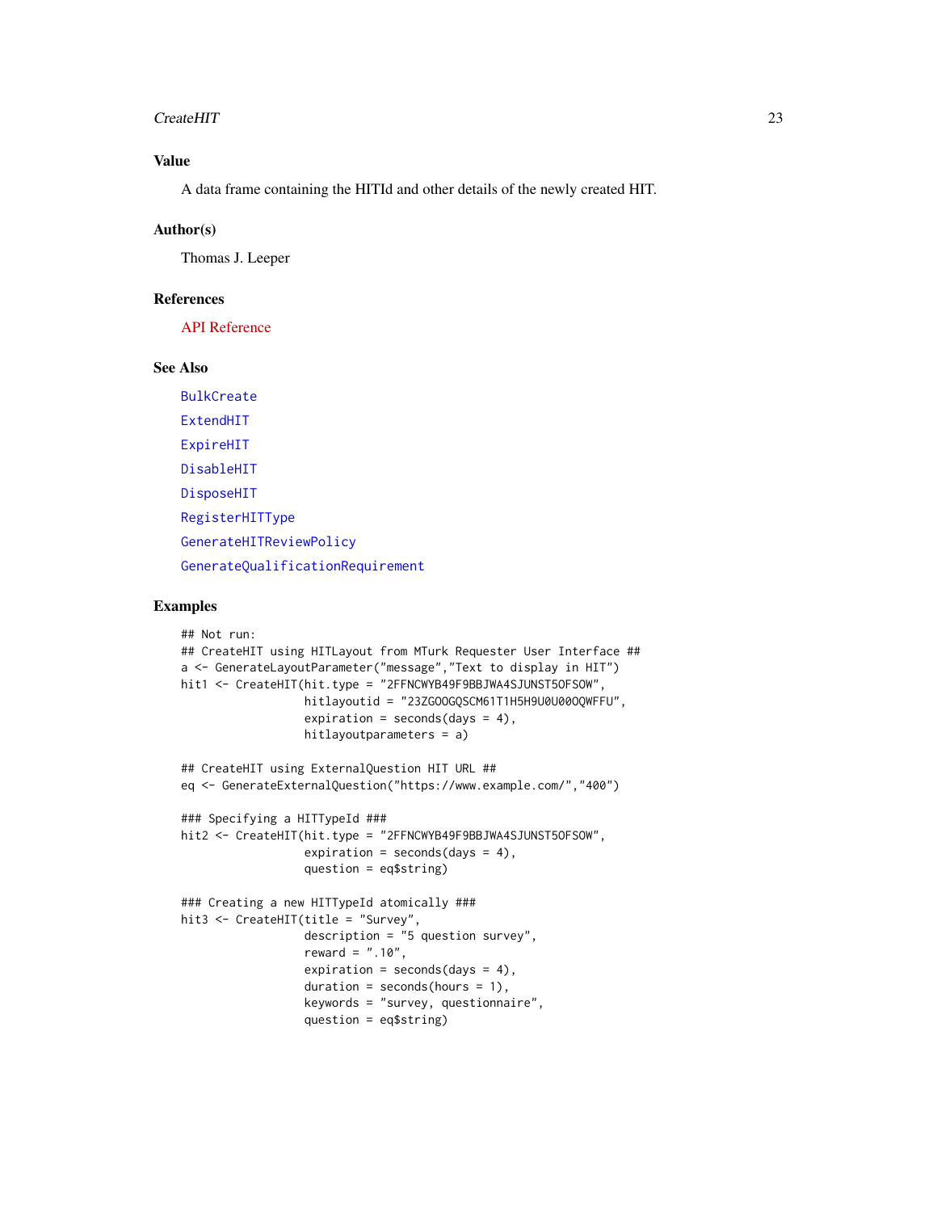## Value

A data frame containing the HITId and other details of the newly created HIT.

## Author(s)

Thomas J. Leeper

## References

API Reference

## See Also

BulkCreate

ExtendHIT

ExpireHIT

DisableHIT

DisposeHIT

RegisterHITType

GenerateHITReviewPolicy

GenerateQualificationRequirement

## Examples

```
## Not run:
## CreateHIT using HITLayout from MTurk Requester User Interface ##
a <- GenerateLayoutParameter("message","Text to display in HIT")
hit1 <- CreateHIT(hit.type = "2FFNCWYB49F9BBJWA4SJUNST5OFSOW",
                  hitlayoutid = "23ZGOOGQSCM61T1H5H9U0U00OQWFFU",
                  expiration = seconds(days = 4),
                  hitlayoutparameters = a)

## CreateHIT using ExternalQuestion HIT URL ##
eq <- GenerateExternalQuestion("https://www.example.com/","400")

### Specifying a HITTypeId ###
hit2 <- CreateHIT(hit.type = "2FFNCWYB49F9BBJWA4SJUNST5OFSOW",
                  expiration = seconds(days = 4),
                  question = eq$string)

### Creating a new HITTypeId atomically ###
hit3 <- CreateHIT(title = "Survey",
                  description = "5 question survey",
                  reward = ".10",
                  expiration = seconds(days = 4),
                  duration = seconds(hours = 1),
                  keywords = "survey, questionnaire",
                  question = eq$string)
```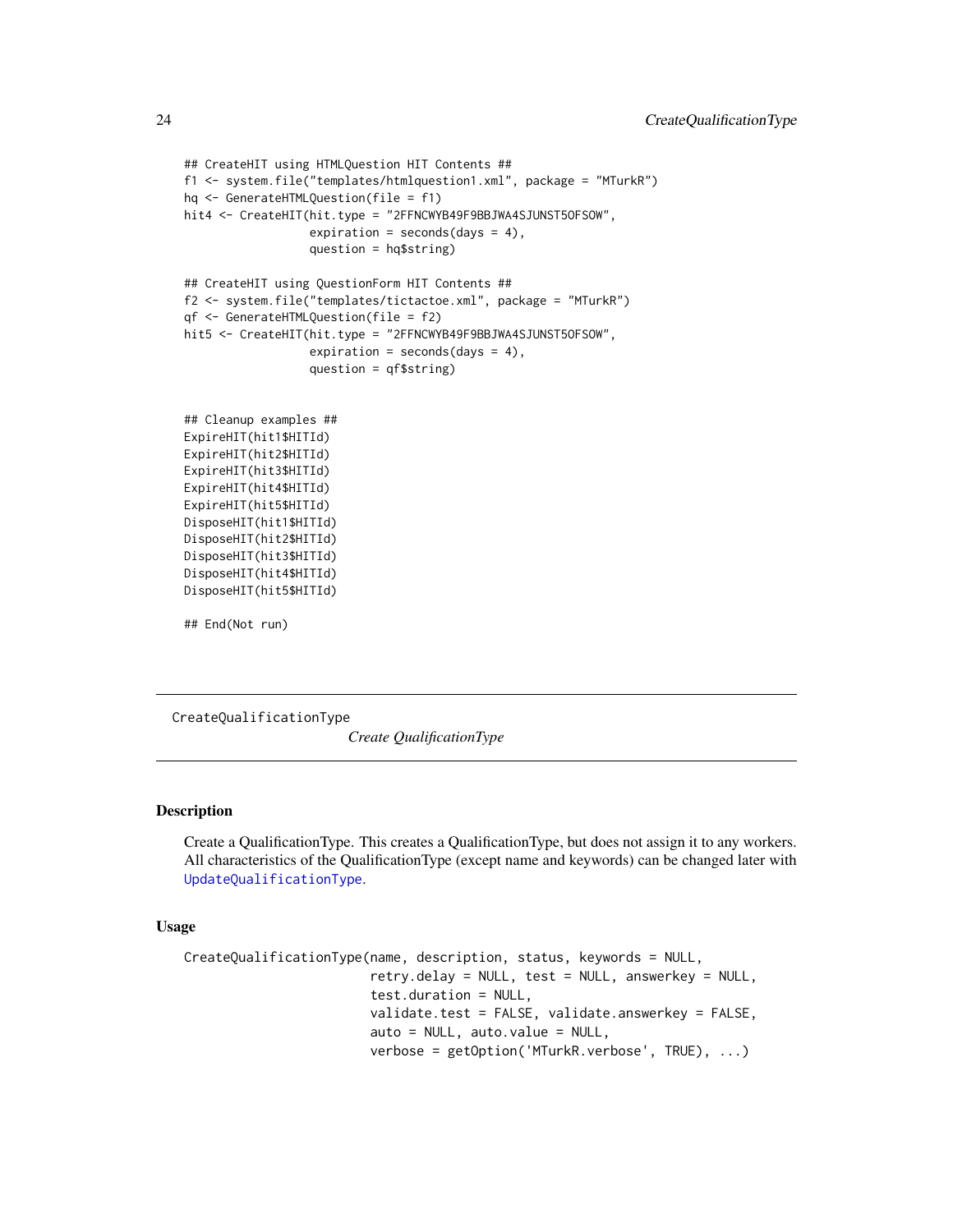```
## CreateHIT using HTMLQuestion HIT Contents ##
f1 <- system.file("templates/htmlquestion1.xml", package = "MTurkR")
hq <- GenerateHTMLQuestion(file = f1)
hit4 <- CreateHIT(hit.type = "2FFNCWYB49F9BBJWA4SJUNST5OFSOW",
                  expiration = seconds(days = 4),
                  question = hq$string)

## CreateHIT using QuestionForm HIT Contents ##
f2 <- system.file("templates/tictactoe.xml", package = "MTurkR")
qf <- GenerateHTMLQuestion(file = f2)
hit5 <- CreateHIT(hit.type = "2FFNCWYB49F9BBJWA4SJUNST5OFSOW",
                  expiration = seconds(days = 4),
                  question = qf$string)


## Cleanup examples ##
ExpireHIT(hit1$HITId)
ExpireHIT(hit2$HITId)
ExpireHIT(hit3$HITId)
ExpireHIT(hit4$HITId)
ExpireHIT(hit5$HITId)
DisposeHIT(hit1$HITId)
DisposeHIT(hit2$HITId)
DisposeHIT(hit3$HITId)
DisposeHIT(hit4$HITId)
DisposeHIT(hit5$HITId)

## End(Not run)
```

---

# CreateQualificationType

*Create QualificationType*

---

### Description

Create a QualificationType. This creates a QualificationType, but does not assign it to any workers. All characteristics of the QualificationType (except name and keywords) can be changed later with `UpdateQualificationType`.

### Usage

```
CreateQualificationType(name, description, status, keywords = NULL,
                        retry.delay = NULL, test = NULL, answerkey = NULL,
                        test.duration = NULL,
                        validate.test = FALSE, validate.answerkey = FALSE,
                        auto = NULL, auto.value = NULL,
                        verbose = getOption('MTurkR.verbose', TRUE), ...)
```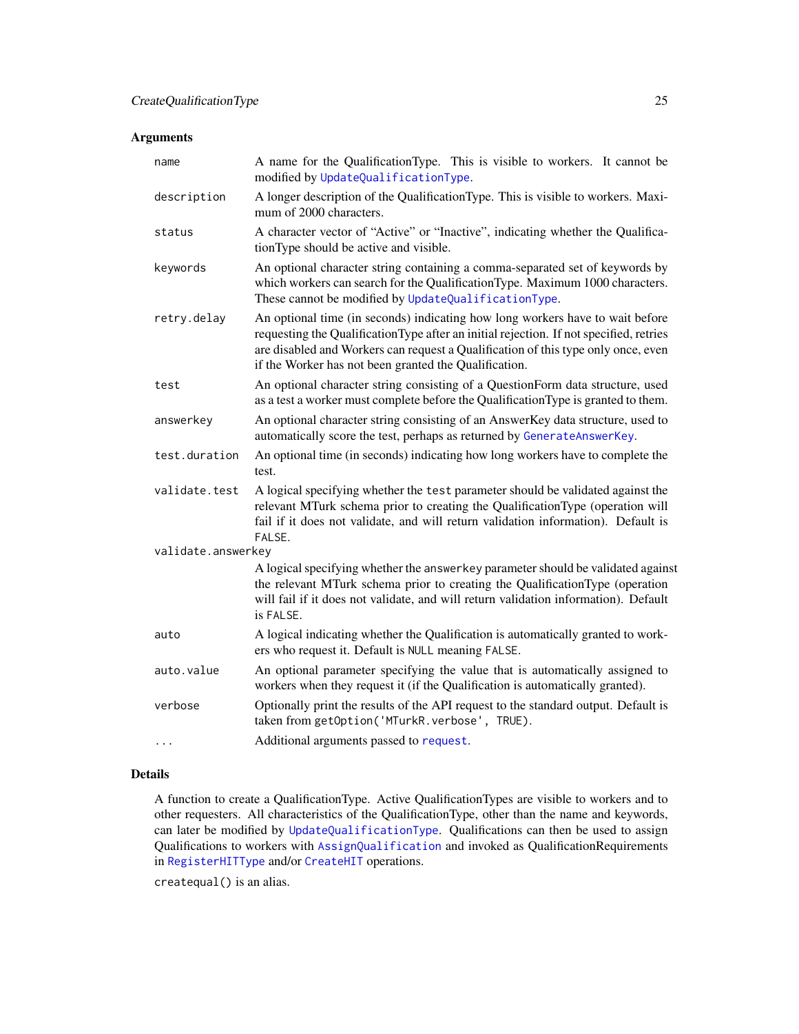## Arguments

| | |
|---|---|
| `name` | A name for the QualificationType. This is visible to workers. It cannot be modified by `UpdateQualificationType`. |
| `description` | A longer description of the QualificationType. This is visible to workers. Maximum of 2000 characters. |
| `status` | A character vector of "Active" or "Inactive", indicating whether the QualificationType should be active and visible. |
| `keywords` | An optional character string containing a comma-separated set of keywords by which workers can search for the QualificationType. Maximum 1000 characters. These cannot be modified by `UpdateQualificationType`. |
| `retry.delay` | An optional time (in seconds) indicating how long workers have to wait before requesting the QualificationType after an initial rejection. If not specified, retries are disabled and Workers can request a Qualification of this type only once, even if the Worker has not been granted the Qualification. |
| `test` | An optional character string consisting of a QuestionForm data structure, used as a test a worker must complete before the QualificationType is granted to them. |
| `answerkey` | An optional character string consisting of an AnswerKey data structure, used to automatically score the test, perhaps as returned by `GenerateAnswerKey`. |
| `test.duration` | An optional time (in seconds) indicating how long workers have to complete the test. |
| `validate.test` | A logical specifying whether the `test` parameter should be validated against the relevant MTurk schema prior to creating the QualificationType (operation will fail if it does not validate, and will return validation information). Default is `FALSE`. |
| `validate.answerkey` | A logical specifying whether the `answerkey` parameter should be validated against the relevant MTurk schema prior to creating the QualificationType (operation will fail if it does not validate, and will return validation information). Default is `FALSE`. |
| `auto` | A logical indicating whether the Qualification is automatically granted to workers who request it. Default is `NULL` meaning `FALSE`. |
| `auto.value` | An optional parameter specifying the value that is automatically assigned to workers when they request it (if the Qualification is automatically granted). |
| `verbose` | Optionally print the results of the API request to the standard output. Default is taken from `getOption('MTurkR.verbose', TRUE)`. |
| `...` | Additional arguments passed to `request`. |

## Details

A function to create a QualificationType. Active QualificationTypes are visible to workers and to other requesters. All characteristics of the QualificationType, other than the name and keywords, can later be modified by `UpdateQualificationType`. Qualifications can then be used to assign Qualifications to workers with `AssignQualification` and invoked as QualificationRequirements in `RegisterHITType` and/or `CreateHIT` operations.

`createqual()` is an alias.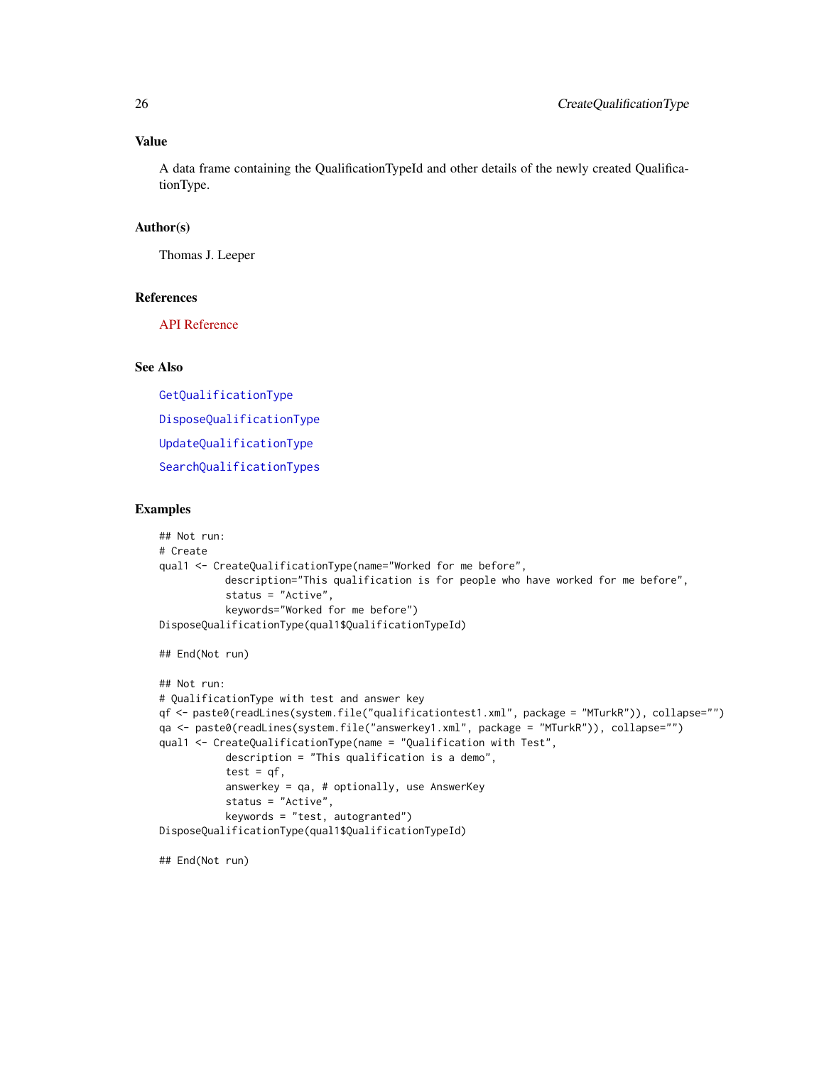## Value

A data frame containing the QualificationTypeId and other details of the newly created QualificationType.

## Author(s)

Thomas J. Leeper

## References

API Reference

## See Also

GetQualificationType

DisposeQualificationType

UpdateQualificationType

SearchQualificationTypes

## Examples

```
## Not run:
# Create
qual1 <- CreateQualificationType(name="Worked for me before",
           description="This qualification is for people who have worked for me before",
           status = "Active",
           keywords="Worked for me before")
DisposeQualificationType(qual1$QualificationTypeId)

## End(Not run)

## Not run:
# QualificationType with test and answer key
qf <- paste0(readLines(system.file("qualificationtest1.xml", package = "MTurkR")), collapse="")
qa <- paste0(readLines(system.file("answerkey1.xml", package = "MTurkR")), collapse="")
qual1 <- CreateQualificationType(name = "Qualification with Test",
           description = "This qualification is a demo",
           test = qf,
           answerkey = qa, # optionally, use AnswerKey
           status = "Active",
           keywords = "test, autogranted")
DisposeQualificationType(qual1$QualificationTypeId)

## End(Not run)
```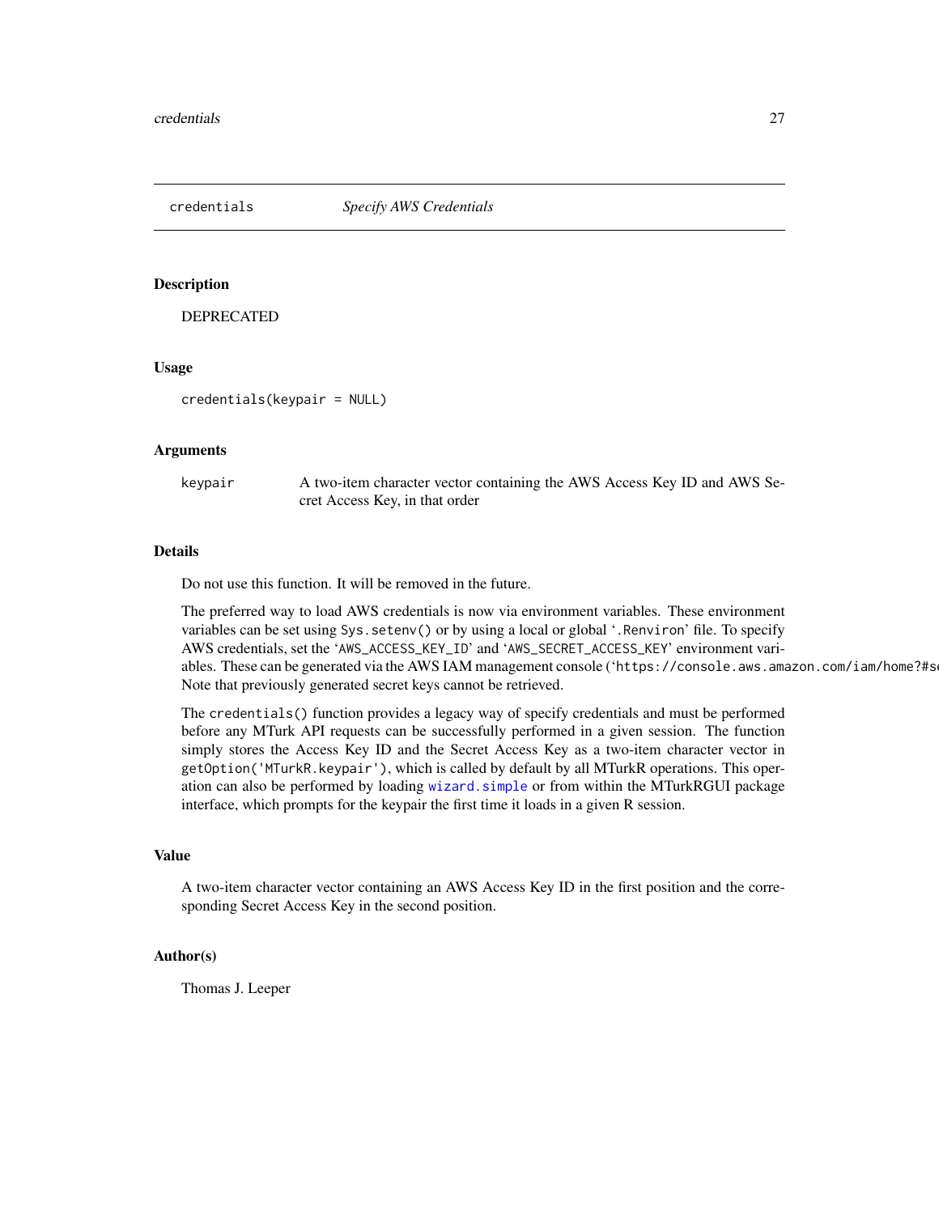## credentials *Specify AWS Credentials*

### Description

DEPRECATED

### Usage

```
credentials(keypair = NULL)
```

### Arguments

| | |
|---|---|
| keypair | A two-item character vector containing the AWS Access Key ID and AWS Secret Access Key, in that order |

### Details

Do not use this function. It will be removed in the future.

The preferred way to load AWS credentials is now via environment variables. These environment variables can be set using `Sys.setenv()` or by using a local or global '`.Renviron`' file. To specify AWS credentials, set the '`AWS_ACCESS_KEY_ID`' and '`AWS_SECRET_ACCESS_KEY`' environment variables. These can be generated via the AWS IAM management console ('`https://console.aws.amazon.com/iam/home?#s`' Note that previously generated secret keys cannot be retrieved.

The `credentials()` function provides a legacy way of specify credentials and must be performed before any MTurk API requests can be successfully performed in a given session. The function simply stores the Access Key ID and the Secret Access Key as a two-item character vector in `getOption('MTurkR.keypair')`, which is called by default by all MTurkR operations. This operation can also be performed by loading `wizard.simple` or from within the MTurkRGUI package interface, which prompts for the keypair the first time it loads in a given R session.

### Value

A two-item character vector containing an AWS Access Key ID in the first position and the corresponding Secret Access Key in the second position.

### Author(s)

Thomas J. Leeper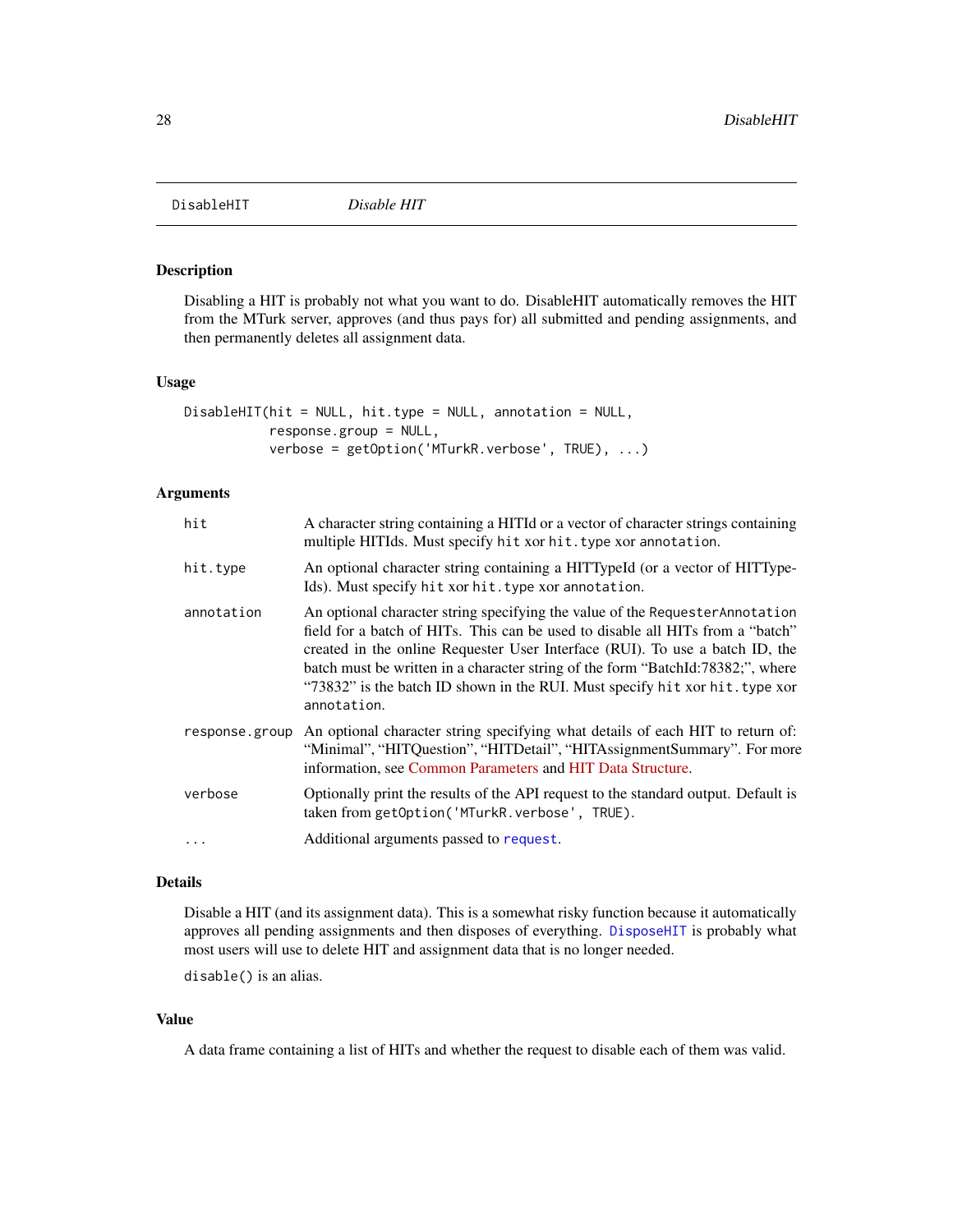## DisableHIT *Disable HIT*

### Description

Disabling a HIT is probably not what you want to do. DisableHIT automatically removes the HIT from the MTurk server, approves (and thus pays for) all submitted and pending assignments, and then permanently deletes all assignment data.

### Usage

```
DisableHIT(hit = NULL, hit.type = NULL, annotation = NULL,
           response.group = NULL,
           verbose = getOption('MTurkR.verbose', TRUE), ...)
```

### Arguments

| | |
|---|---|
| `hit` | A character string containing a HITId or a vector of character strings containing multiple HITIds. Must specify `hit` xor `hit.type` xor `annotation`. |
| `hit.type` | An optional character string containing a HITTypeId (or a vector of HITTypeIds). Must specify `hit` xor `hit.type` xor `annotation`. |
| `annotation` | An optional character string specifying the value of the `RequesterAnnotation` field for a batch of HITs. This can be used to disable all HITs from a "batch" created in the online Requester User Interface (RUI). To use a batch ID, the batch must be written in a character string of the form "BatchId:78382;", where "73832" is the batch ID shown in the RUI. Must specify `hit` xor `hit.type` xor `annotation`. |
| `response.group` | An optional character string specifying what details of each HIT to return of: "Minimal", "HITQuestion", "HITDetail", "HITAssignmentSummary". For more information, see Common Parameters and HIT Data Structure. |
| `verbose` | Optionally print the results of the API request to the standard output. Default is taken from `getOption('MTurkR.verbose', TRUE)`. |
| `...` | Additional arguments passed to `request`. |

### Details

Disable a HIT (and its assignment data). This is a somewhat risky function because it automatically approves all pending assignments and then disposes of everything. `DisposeHIT` is probably what most users will use to delete HIT and assignment data that is no longer needed.

`disable()` is an alias.

### Value

A data frame containing a list of HITs and whether the request to disable each of them was valid.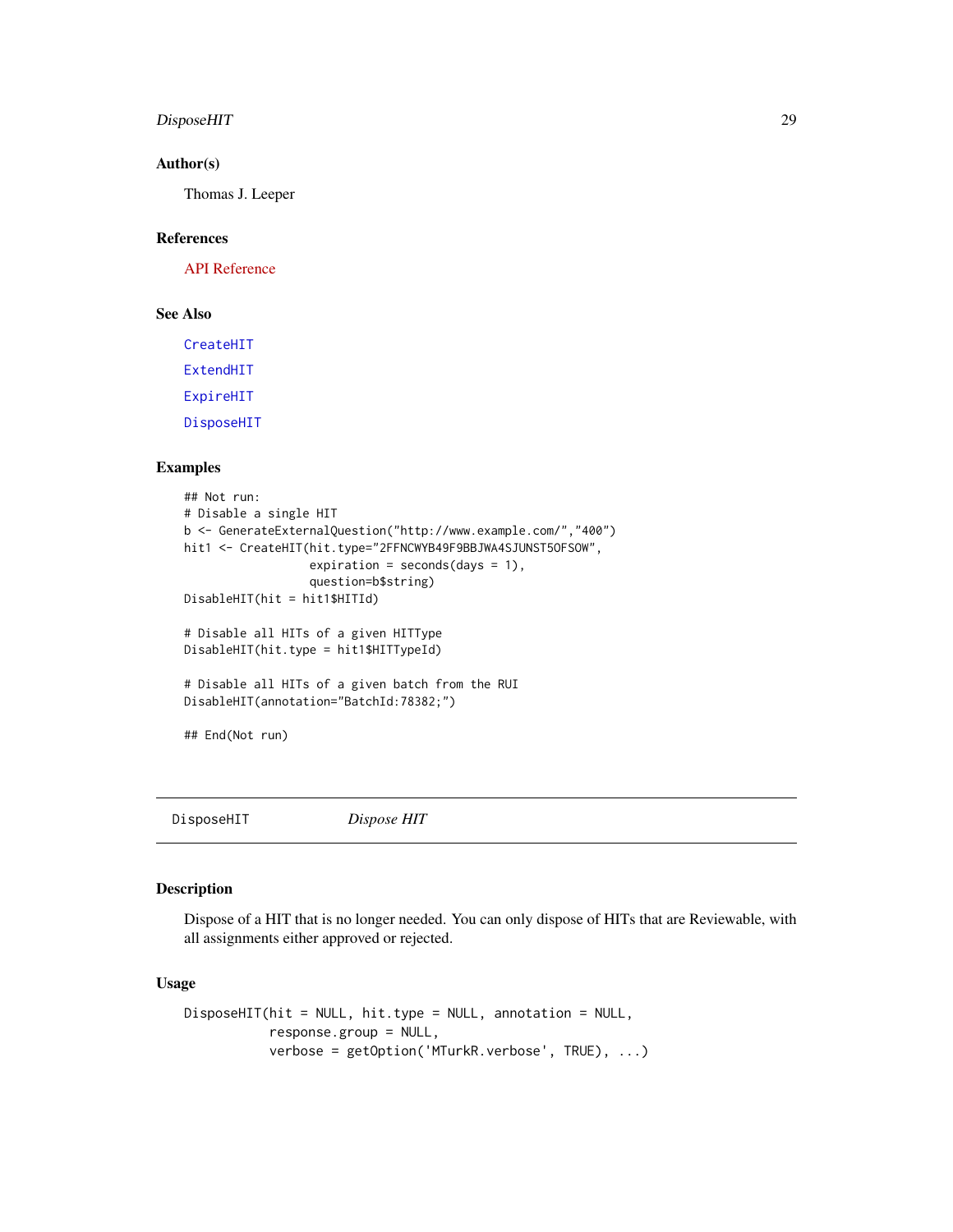### Author(s)

Thomas J. Leeper

### References

API Reference

### See Also

CreateHIT

ExtendHIT

ExpireHIT

DisposeHIT

### Examples

```
## Not run:
# Disable a single HIT
b <- GenerateExternalQuestion("http://www.example.com/","400")
hit1 <- CreateHIT(hit.type="2FFNCWYB49F9BBJWA4SJUNST5OFSOW",
                  expiration = seconds(days = 1),
                  question=b$string)
DisableHIT(hit = hit1$HITId)

# Disable all HITs of a given HITType
DisableHIT(hit.type = hit1$HITTypeId)

# Disable all HITs of a given batch from the RUI
DisableHIT(annotation="BatchId:78382;")

## End(Not run)
```

---

`DisposeHIT` *Dispose HIT*

---

### Description

Dispose of a HIT that is no longer needed. You can only dispose of HITs that are Reviewable, with all assignments either approved or rejected.

### Usage

```
DisposeHIT(hit = NULL, hit.type = NULL, annotation = NULL,
           response.group = NULL,
           verbose = getOption('MTurkR.verbose', TRUE), ...)
```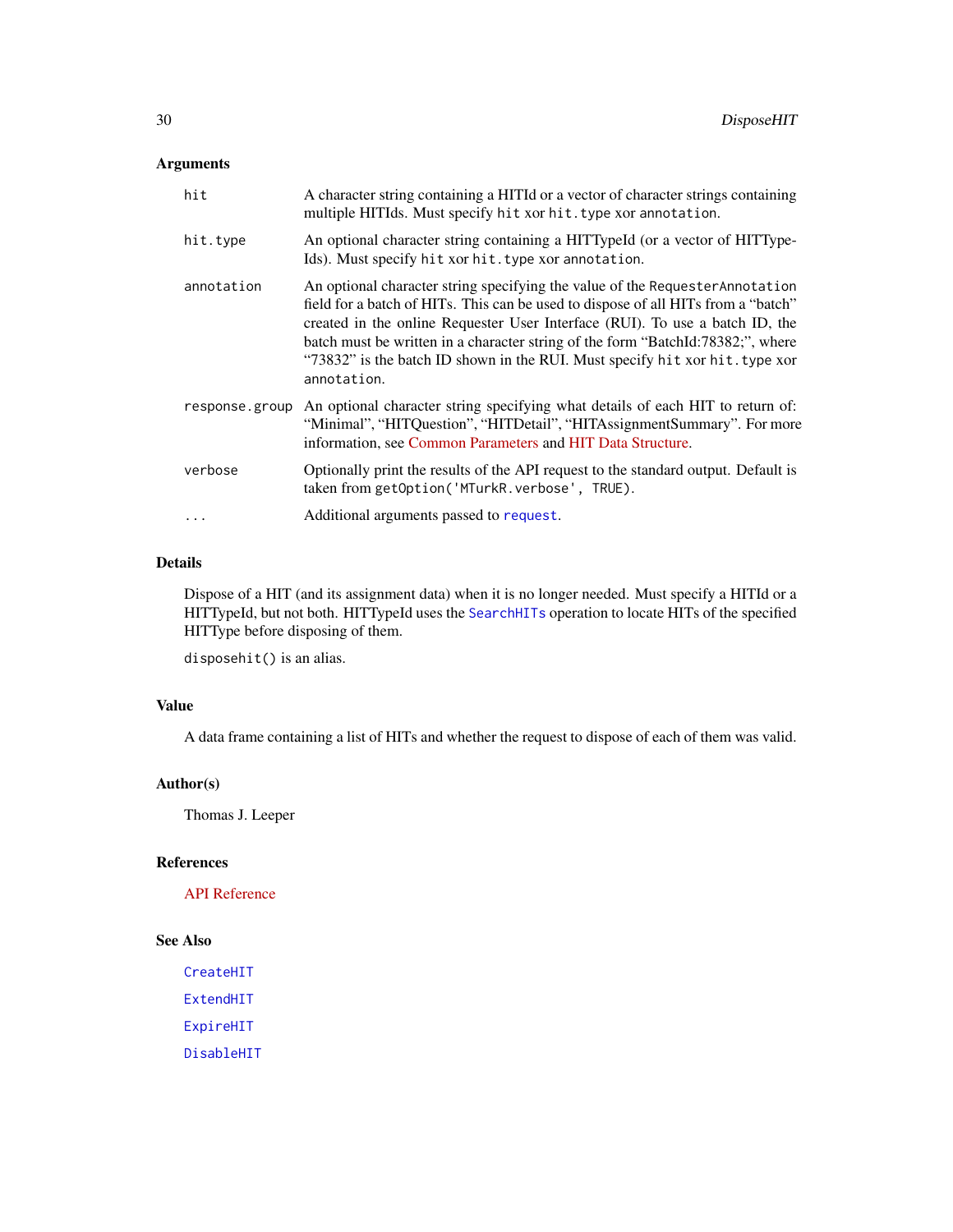## Arguments

| | |
|---|---|
| `hit` | A character string containing a HITId or a vector of character strings containing multiple HITIds. Must specify `hit` xor `hit.type` xor `annotation`. |
| `hit.type` | An optional character string containing a HITTypeId (or a vector of HITTypeIds). Must specify `hit` xor `hit.type` xor `annotation`. |
| `annotation` | An optional character string specifying the value of the `RequesterAnnotation` field for a batch of HITs. This can be used to dispose of all HITs from a "batch" created in the online Requester User Interface (RUI). To use a batch ID, the batch must be written in a character string of the form "BatchId:78382;", where "73832" is the batch ID shown in the RUI. Must specify `hit` xor `hit.type` xor `annotation`. |
| `response.group` | An optional character string specifying what details of each HIT to return of: "Minimal", "HITQuestion", "HITDetail", "HITAssignmentSummary". For more information, see Common Parameters and HIT Data Structure. |
| `verbose` | Optionally print the results of the API request to the standard output. Default is taken from `getOption('MTurkR.verbose', TRUE)`. |
| `...` | Additional arguments passed to `request`. |

## Details

Dispose of a HIT (and its assignment data) when it is no longer needed. Must specify a HITId or a HITTypeId, but not both. HITTypeId uses the `SearchHITs` operation to locate HITs of the specified HITType before disposing of them.

`disposehit()` is an alias.

## Value

A data frame containing a list of HITs and whether the request to dispose of each of them was valid.

## Author(s)

Thomas J. Leeper

## References

API Reference

## See Also

`CreateHIT`

`ExtendHIT`

`ExpireHIT`

`DisableHIT`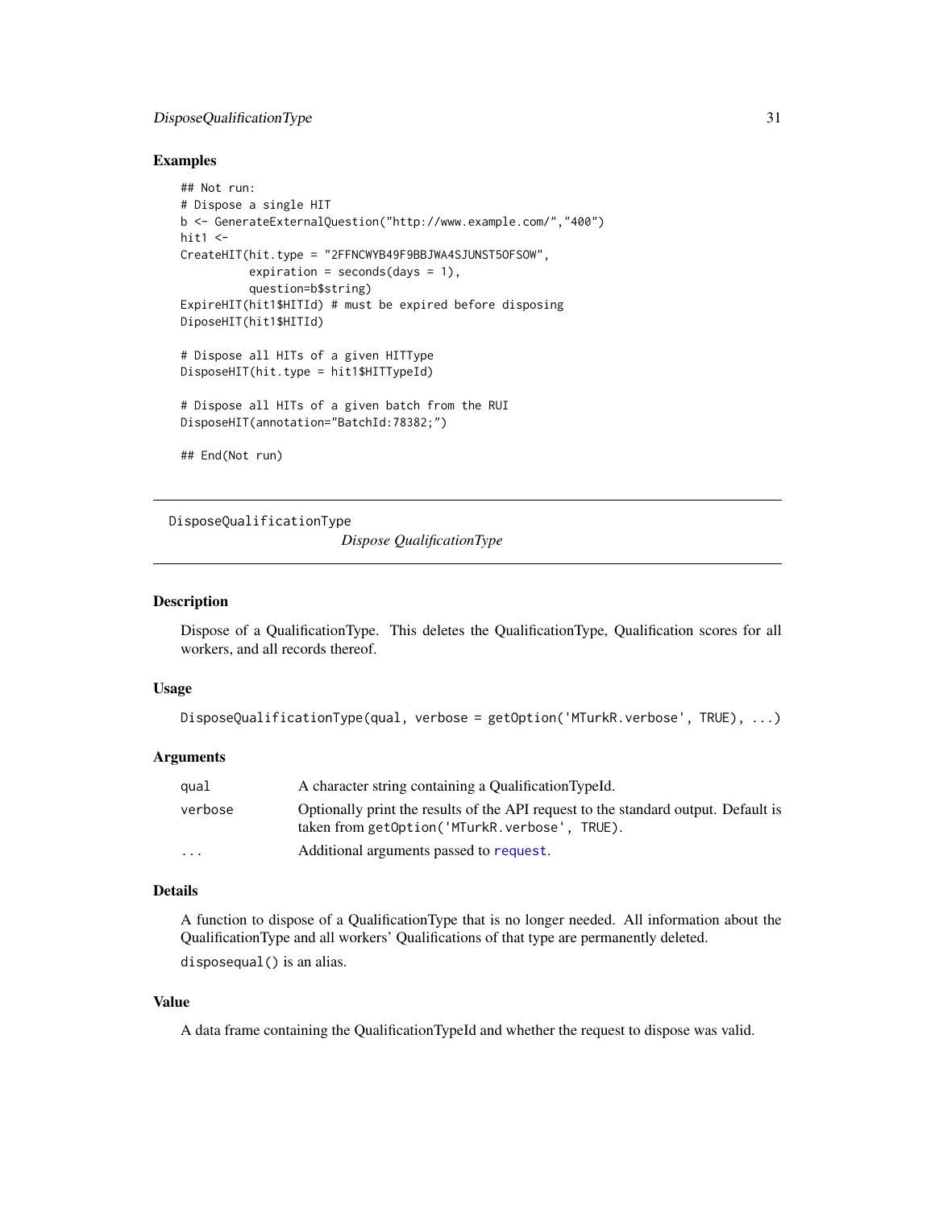### Examples

```
## Not run:
# Dispose a single HIT
b <- GenerateExternalQuestion("http://www.example.com/","400")
hit1 <-
CreateHIT(hit.type = "2FFNCWYB49F9BBJWA4SJUNST5OFSOW",
          expiration = seconds(days = 1),
          question=b$string)
ExpireHIT(hit1$HITId) # must be expired before disposing
DiposeHIT(hit1$HITId)

# Dispose all HITs of a given HITType
DisposeHIT(hit.type = hit1$HITTypeId)

# Dispose all HITs of a given batch from the RUI
DisposeHIT(annotation="BatchId:78382;")

## End(Not run)
```

---

## DisposeQualificationType

*Dispose QualificationType*

---

### Description

Dispose of a QualificationType. This deletes the QualificationType, Qualification scores for all workers, and all records thereof.

### Usage

```
DisposeQualificationType(qual, verbose = getOption('MTurkR.verbose', TRUE), ...)
```

### Arguments

| | |
|---|---|
| `qual` | A character string containing a QualificationTypeId. |
| `verbose` | Optionally print the results of the API request to the standard output. Default is taken from `getOption('MTurkR.verbose', TRUE)`. |
| `...` | Additional arguments passed to `request`. |

### Details

A function to dispose of a QualificationType that is no longer needed. All information about the QualificationType and all workers' Qualifications of that type are permanently deleted.

`disposequal()` is an alias.

### Value

A data frame containing the QualificationTypeId and whether the request to dispose was valid.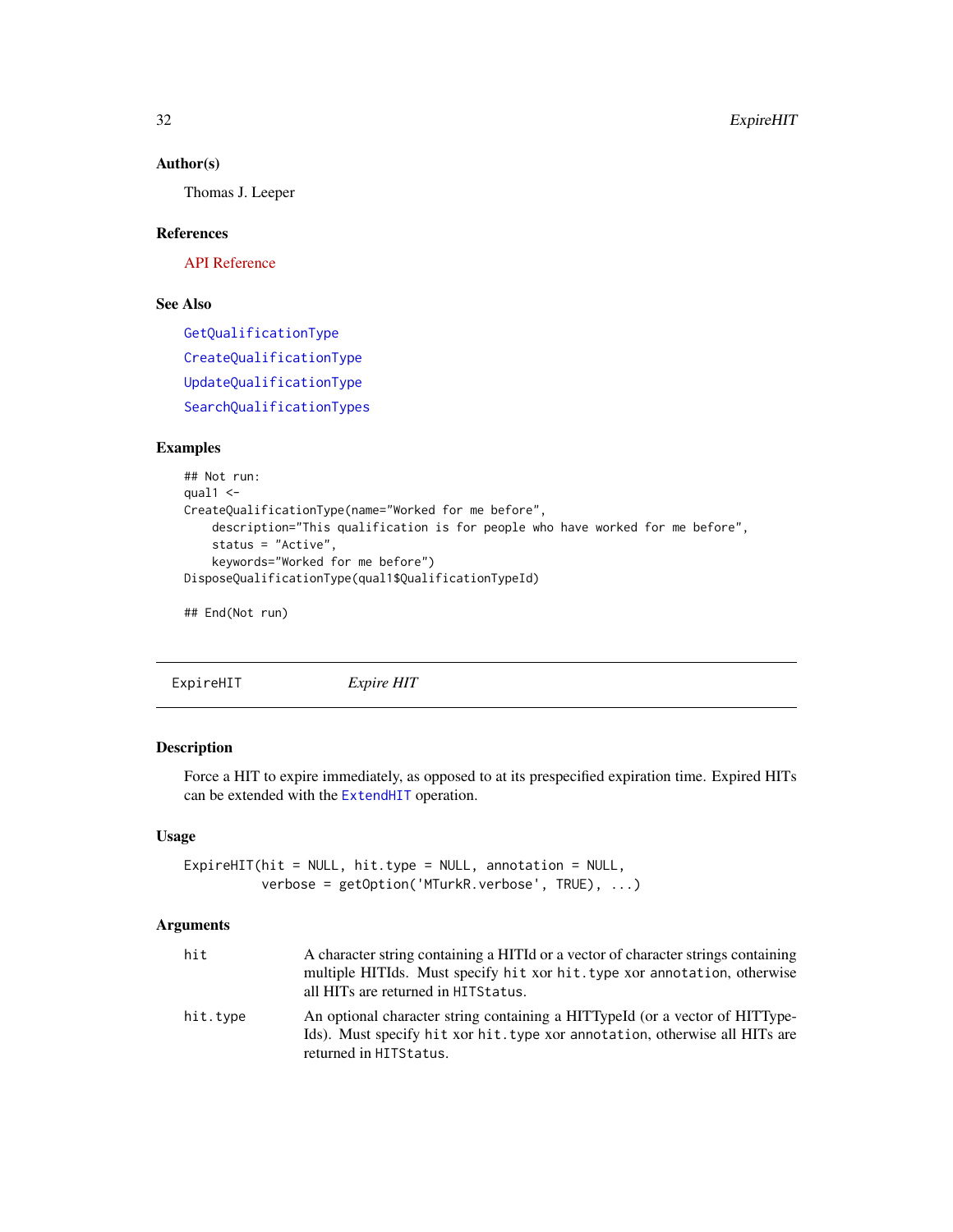### Author(s)

Thomas J. Leeper

### References

API Reference

### See Also

GetQualificationType

CreateQualificationType

UpdateQualificationType

SearchQualificationTypes

### Examples

```
## Not run:
qual1 <-
CreateQualificationType(name="Worked for me before",
    description="This qualification is for people who have worked for me before",
    status = "Active",
    keywords="Worked for me before")
DisposeQualificationType(qual1$QualificationTypeId)

## End(Not run)
```

---

## ExpireHIT — *Expire HIT*

### Description

Force a HIT to expire immediately, as opposed to at its prespecified expiration time. Expired HITs can be extended with the `ExtendHIT` operation.

### Usage

```
ExpireHIT(hit = NULL, hit.type = NULL, annotation = NULL,
          verbose = getOption('MTurkR.verbose', TRUE), ...)
```

### Arguments

| | |
|---|---|
| `hit` | A character string containing a HITId or a vector of character strings containing multiple HITIds. Must specify `hit` xor `hit.type` xor `annotation`, otherwise all HITs are returned in `HITStatus`. |
| `hit.type` | An optional character string containing a HITTypeId (or a vector of HITTypeIds). Must specify `hit` xor `hit.type` xor `annotation`, otherwise all HITs are returned in `HITStatus`. |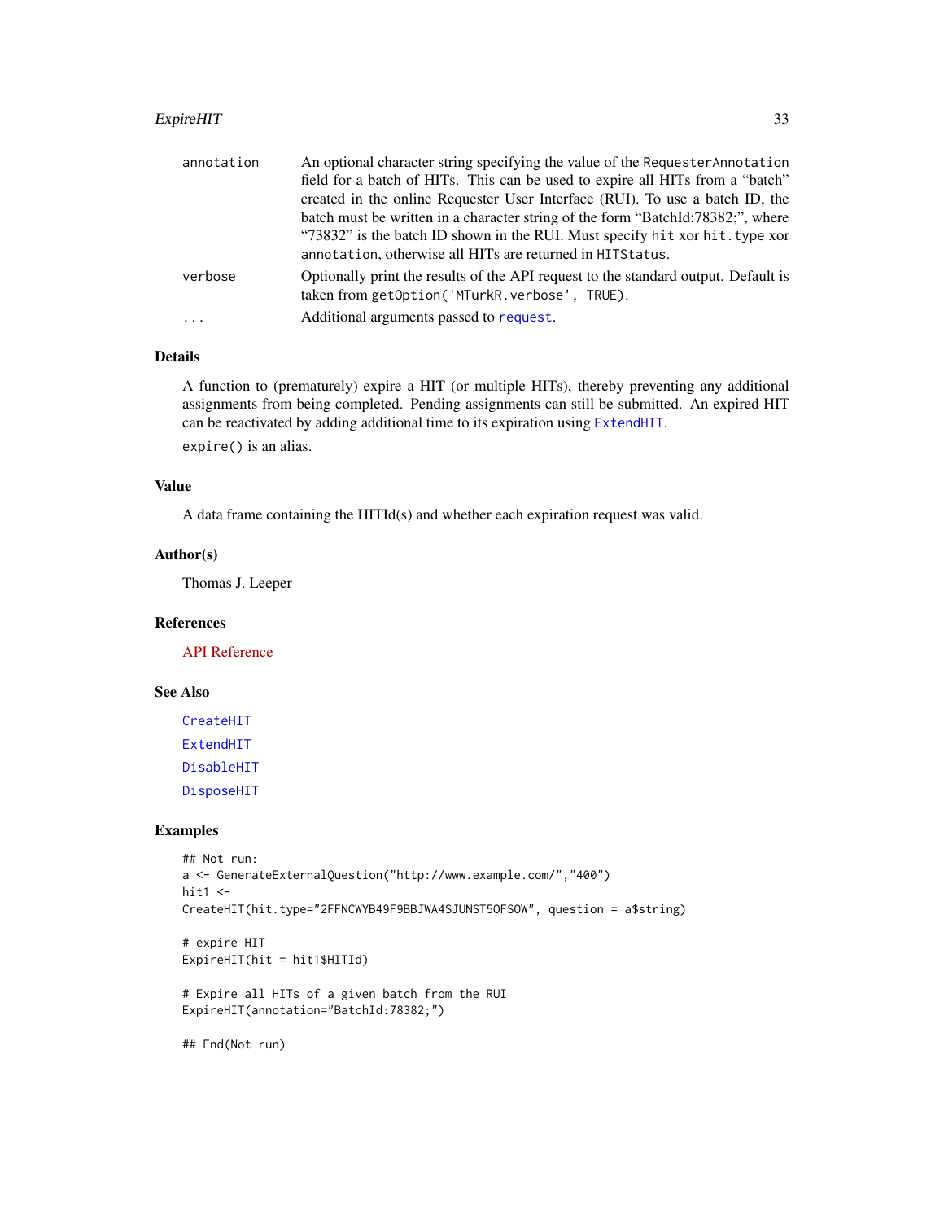| | |
|---|---|
| annotation | An optional character string specifying the value of the RequesterAnnotation field for a batch of HITs. This can be used to expire all HITs from a "batch" created in the online Requester User Interface (RUI). To use a batch ID, the batch must be written in a character string of the form "BatchId:78382;", where "73832" is the batch ID shown in the RUI. Must specify hit xor hit.type xor annotation, otherwise all HITs are returned in HITStatus. |
| verbose | Optionally print the results of the API request to the standard output. Default is taken from getOption('MTurkR.verbose', TRUE). |
| ... | Additional arguments passed to request. |

## Details

A function to (prematurely) expire a HIT (or multiple HITs), thereby preventing any additional assignments from being completed. Pending assignments can still be submitted. An expired HIT can be reactivated by adding additional time to its expiration using ExtendHIT.

expire() is an alias.

## Value

A data frame containing the HITId(s) and whether each expiration request was valid.

## Author(s)

Thomas J. Leeper

## References

API Reference

## See Also

CreateHIT

ExtendHIT

DisableHIT

DisposeHIT

## Examples

```
## Not run:
a <- GenerateExternalQuestion("http://www.example.com/","400")
hit1 <-
CreateHIT(hit.type="2FFNCWYB49F9BBJWA4SJUNST5OFSOW", question = a$string)

# expire HIT
ExpireHIT(hit = hit1$HITId)

# Expire all HITs of a given batch from the RUI
ExpireHIT(annotation="BatchId:78382;")

## End(Not run)
```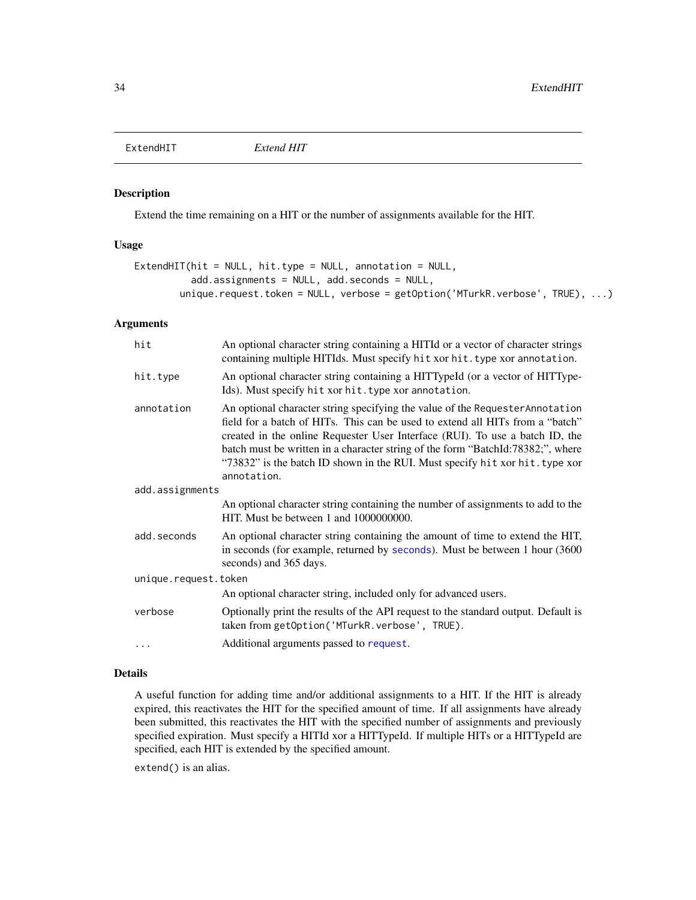ExtendHIT *Extend HIT*

## Description

Extend the time remaining on a HIT or the number of assignments available for the HIT.

## Usage

```
ExtendHIT(hit = NULL, hit.type = NULL, annotation = NULL,
          add.assignments = NULL, add.seconds = NULL,
        unique.request.token = NULL, verbose = getOption('MTurkR.verbose', TRUE), ...)
```

## Arguments

| | |
|---|---|
| `hit` | An optional character string containing a HITId or a vector of character strings containing multiple HITIds. Must specify `hit` xor `hit.type` xor `annotation`. |
| `hit.type` | An optional character string containing a HITTypeId (or a vector of HITTypeIds). Must specify `hit` xor `hit.type` xor `annotation`. |
| `annotation` | An optional character string specifying the value of the `RequesterAnnotation` field for a batch of HITs. This can be used to extend all HITs from a "batch" created in the online Requester User Interface (RUI). To use a batch ID, the batch must be written in a character string of the form "BatchId:78382;", where "73832" is the batch ID shown in the RUI. Must specify `hit` xor `hit.type` xor `annotation`. |
| `add.assignments` | An optional character string containing the number of assignments to add to the HIT. Must be between 1 and 1000000000. |
| `add.seconds` | An optional character string containing the amount of time to extend the HIT, in seconds (for example, returned by `seconds`). Must be between 1 hour (3600 seconds) and 365 days. |
| `unique.request.token` | An optional character string, included only for advanced users. |
| `verbose` | Optionally print the results of the API request to the standard output. Default is taken from `getOption('MTurkR.verbose', TRUE)`. |
| `...` | Additional arguments passed to `request`. |

## Details

A useful function for adding time and/or additional assignments to a HIT. If the HIT is already expired, this reactivates the HIT for the specified amount of time. If all assignments have already been submitted, this reactivates the HIT with the specified number of assignments and previously specified expiration. Must specify a HITId xor a HITTypeId. If multiple HITs or a HITTypeId are specified, each HIT is extended by the specified amount.

`extend()` is an alias.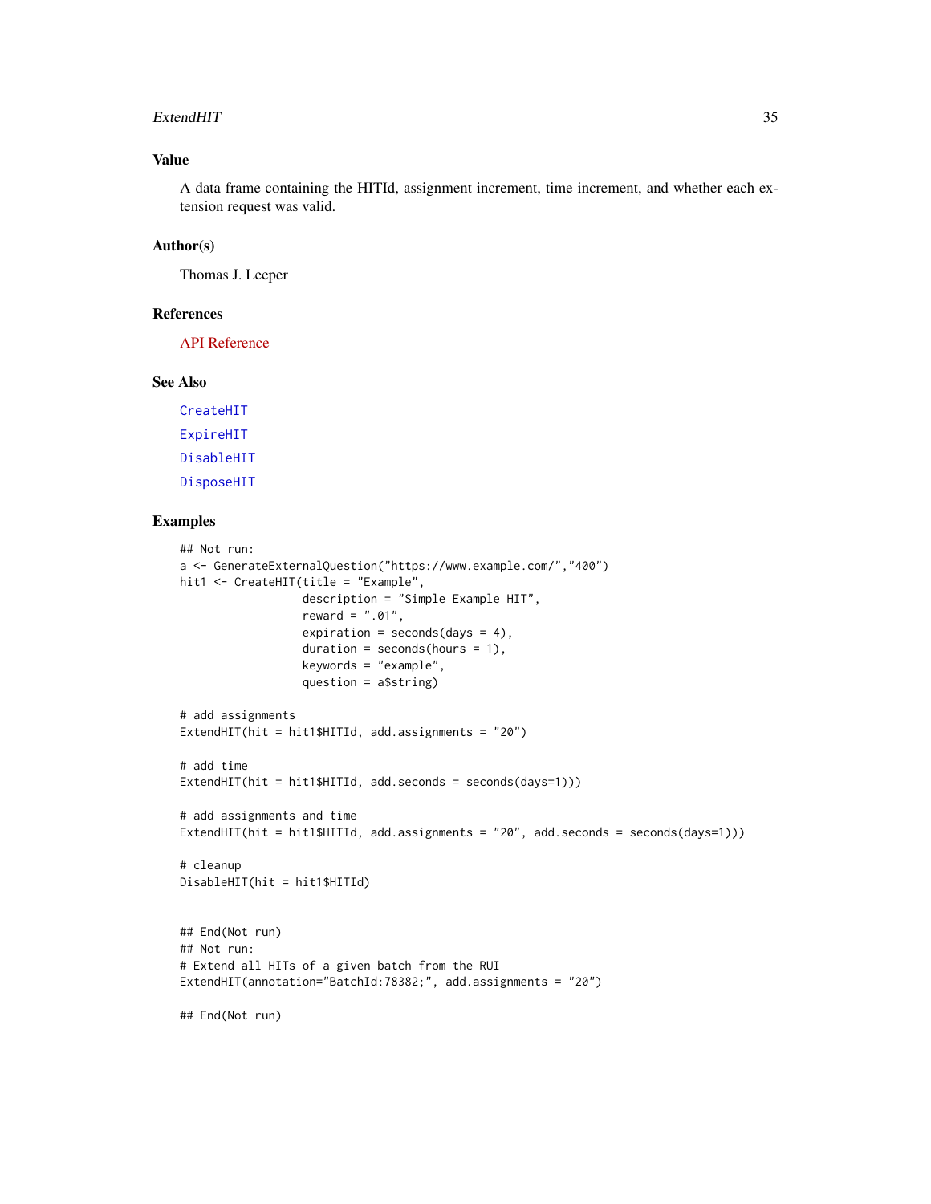## Value

A data frame containing the HITId, assignment increment, time increment, and whether each extension request was valid.

## Author(s)

Thomas J. Leeper

## References

API Reference

## See Also

CreateHIT

ExpireHIT

DisableHIT

DisposeHIT

## Examples

```
## Not run:
a <- GenerateExternalQuestion("https://www.example.com/","400")
hit1 <- CreateHIT(title = "Example",
                  description = "Simple Example HIT",
                  reward = ".01",
                  expiration = seconds(days = 4),
                  duration = seconds(hours = 1),
                  keywords = "example",
                  question = a$string)

# add assignments
ExtendHIT(hit = hit1$HITId, add.assignments = "20")

# add time
ExtendHIT(hit = hit1$HITId, add.seconds = seconds(days=1)))

# add assignments and time
ExtendHIT(hit = hit1$HITId, add.assignments = "20", add.seconds = seconds(days=1)))

# cleanup
DisableHIT(hit = hit1$HITId)


## End(Not run)
## Not run:
# Extend all HITs of a given batch from the RUI
ExtendHIT(annotation="BatchId:78382;", add.assignments = "20")

## End(Not run)
```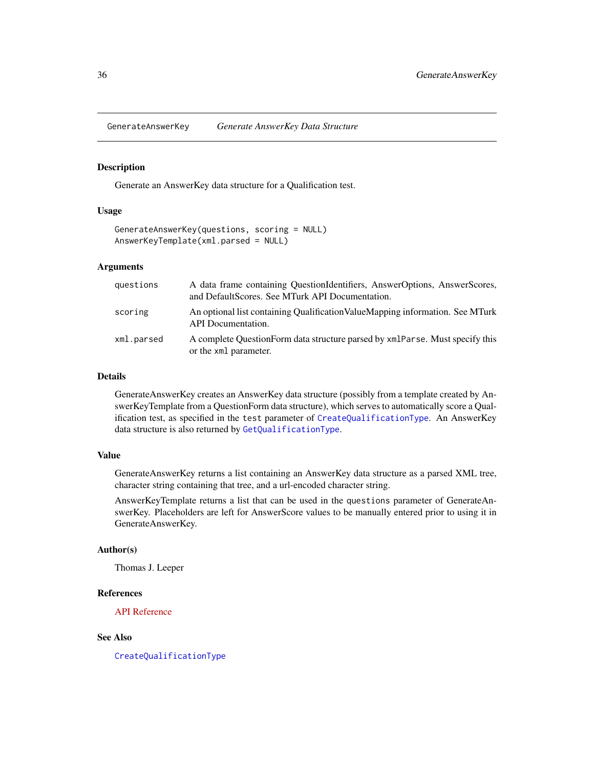# GenerateAnswerKey — *Generate AnswerKey Data Structure*

## Description

Generate an AnswerKey data structure for a Qualification test.

## Usage

```
GenerateAnswerKey(questions, scoring = NULL)
AnswerKeyTemplate(xml.parsed = NULL)
```

## Arguments

| | |
|---|---|
| `questions` | A data frame containing QuestionIdentifiers, AnswerOptions, AnswerScores, and DefaultScores. See MTurk API Documentation. |
| `scoring` | An optional list containing QualificationValueMapping information. See MTurk API Documentation. |
| `xml.parsed` | A complete QuestionForm data structure parsed by `xmlParse`. Must specify this or the `xml` parameter. |

## Details

GenerateAnswerKey creates an AnswerKey data structure (possibly from a template created by AnswerKeyTemplate from a QuestionForm data structure), which serves to automatically score a Qualification test, as specified in the `test` parameter of `CreateQualificationType`. An AnswerKey data structure is also returned by `GetQualificationType`.

## Value

GenerateAnswerKey returns a list containing an AnswerKey data structure as a parsed XML tree, character string containing that tree, and a url-encoded character string.

AnswerKeyTemplate returns a list that can be used in the `questions` parameter of GenerateAnswerKey. Placeholders are left for AnswerScore values to be manually entered prior to using it in GenerateAnswerKey.

## Author(s)

Thomas J. Leeper

## References

API Reference

## See Also

`CreateQualificationType`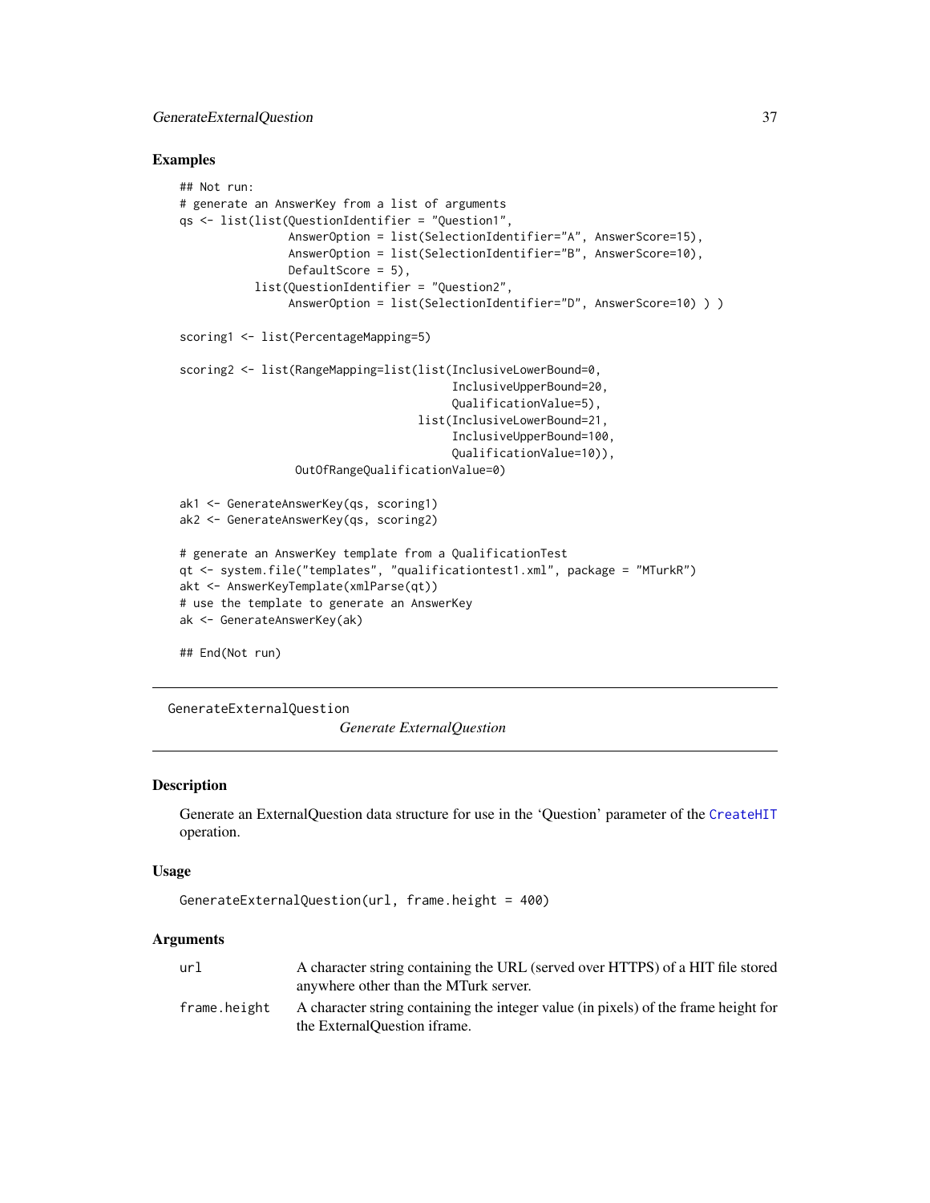### Examples

```
## Not run:
# generate an AnswerKey from a list of arguments
qs <- list(list(QuestionIdentifier = "Question1",
                AnswerOption = list(SelectionIdentifier="A", AnswerScore=15),
                AnswerOption = list(SelectionIdentifier="B", AnswerScore=10),
                DefaultScore = 5),
           list(QuestionIdentifier = "Question2",
                AnswerOption = list(SelectionIdentifier="D", AnswerScore=10) ) )

scoring1 <- list(PercentageMapping=5)

scoring2 <- list(RangeMapping=list(list(InclusiveLowerBound=0,
                                        InclusiveUpperBound=20,
                                        QualificationValue=5),
                                   list(InclusiveLowerBound=21,
                                        InclusiveUpperBound=100,
                                        QualificationValue=10)),
                 OutOfRangeQualificationValue=0)

ak1 <- GenerateAnswerKey(qs, scoring1)
ak2 <- GenerateAnswerKey(qs, scoring2)

# generate an AnswerKey template from a QualificationTest
qt <- system.file("templates", "qualificationtest1.xml", package = "MTurkR")
akt <- AnswerKeyTemplate(xmlParse(qt))
# use the template to generate an AnswerKey
ak <- GenerateAnswerKey(ak)

## End(Not run)
```

---

## GenerateExternalQuestion &nbsp;&nbsp;&nbsp; *Generate ExternalQuestion*

---

### Description

Generate an ExternalQuestion data structure for use in the 'Question' parameter of the CreateHIT operation.

### Usage

```
GenerateExternalQuestion(url, frame.height = 400)
```

### Arguments

| | |
|---|---|
| `url` | A character string containing the URL (served over HTTPS) of a HIT file stored anywhere other than the MTurk server. |
| `frame.height` | A character string containing the integer value (in pixels) of the frame height for the ExternalQuestion iframe. |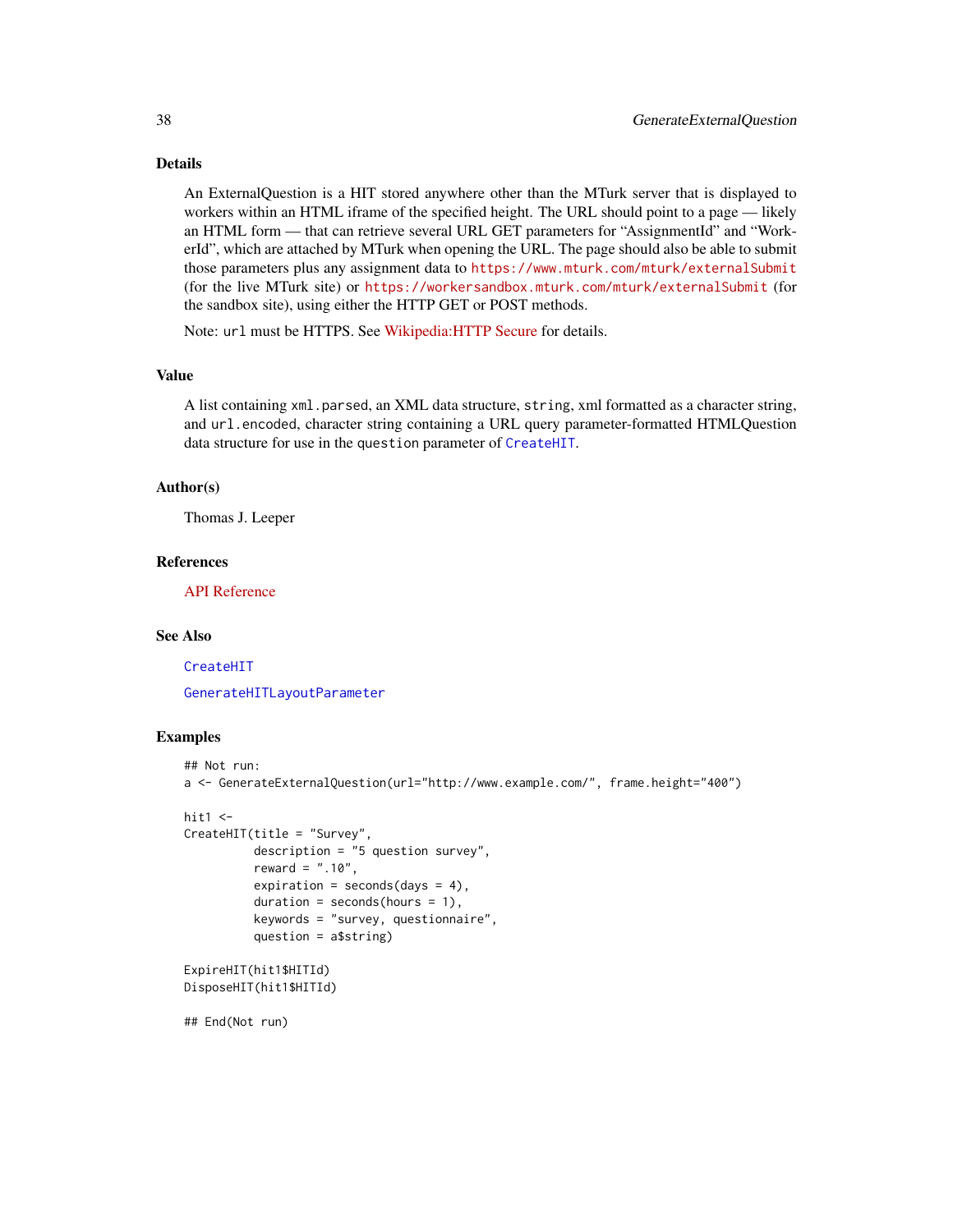## Details

An ExternalQuestion is a HIT stored anywhere other than the MTurk server that is displayed to workers within an HTML iframe of the specified height. The URL should point to a page — likely an HTML form — that can retrieve several URL GET parameters for "AssignmentId" and "WorkerId", which are attached by MTurk when opening the URL. The page should also be able to submit those parameters plus any assignment data to `https://www.mturk.com/mturk/externalSubmit` (for the live MTurk site) or `https://workersandbox.mturk.com/mturk/externalSubmit` (for the sandbox site), using either the HTTP GET or POST methods.

Note: `url` must be HTTPS. See Wikipedia:HTTP Secure for details.

## Value

A list containing `xml.parsed`, an XML data structure, `string`, xml formatted as a character string, and `url.encoded`, character string containing a URL query parameter-formatted HTMLQuestion data structure for use in the `question` parameter of `CreateHIT`.

## Author(s)

Thomas J. Leeper

## References

API Reference

## See Also

`CreateHIT`

`GenerateHITLayoutParameter`

## Examples

```
## Not run:
a <- GenerateExternalQuestion(url="http://www.example.com/", frame.height="400")

hit1 <-
CreateHIT(title = "Survey",
          description = "5 question survey",
          reward = ".10",
          expiration = seconds(days = 4),
          duration = seconds(hours = 1),
          keywords = "survey, questionnaire",
          question = a$string)

ExpireHIT(hit1$HITId)
DisposeHIT(hit1$HITId)

## End(Not run)
```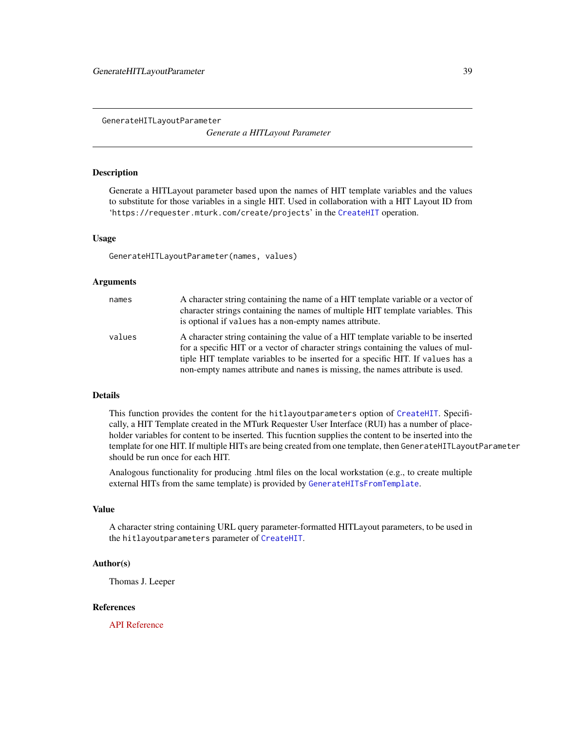# GenerateHITLayoutParameter

*Generate a HITLayout Parameter*

## Description

Generate a HITLayout parameter based upon the names of HIT template variables and the values to substitute for those variables in a single HIT. Used in collaboration with a HIT Layout ID from '`https://requester.mturk.com/create/projects`' in the `CreateHIT` operation.

## Usage

```
GenerateHITLayoutParameter(names, values)
```

## Arguments

| | |
|---|---|
| `names` | A character string containing the name of a HIT template variable or a vector of character strings containing the names of multiple HIT template variables. This is optional if `values` has a non-empty names attribute. |
| `values` | A character string containing the value of a HIT template variable to be inserted for a specific HIT or a vector of character strings containing the values of multiple HIT template variables to be inserted for a specific HIT. If `values` has a non-empty names attribute and `names` is missing, the names attribute is used. |

## Details

This function provides the content for the `hitlayoutparameters` option of `CreateHIT`. Specifically, a HIT Template created in the MTurk Requester User Interface (RUI) has a number of placeholder variables for content to be inserted. This fucntion supplies the content to be inserted into the template for one HIT. If multiple HITs are being created from one template, then `GenerateHITLayoutParameter` should be run once for each HIT.

Analogous functionality for producing .html files on the local workstation (e.g., to create multiple external HITs from the same template) is provided by `GenerateHITsFromTemplate`.

## Value

A character string containing URL query parameter-formatted HITLayout parameters, to be used in the `hitlayoutparameters` parameter of `CreateHIT`.

## Author(s)

Thomas J. Leeper

## References

API Reference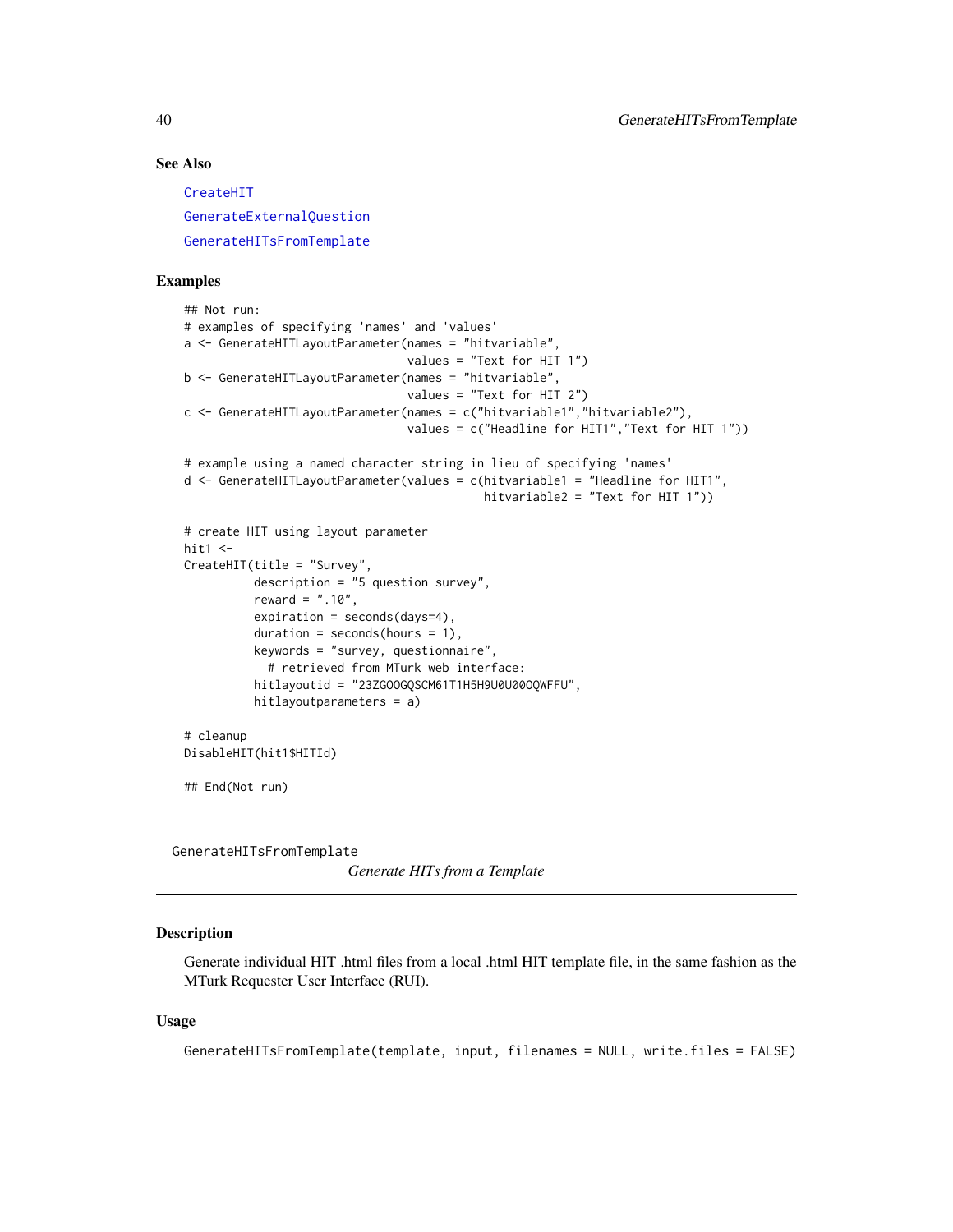### See Also

CreateHIT

GenerateExternalQuestion

GenerateHITsFromTemplate

### Examples

```
## Not run:
# examples of specifying 'names' and 'values'
a <- GenerateHITLayoutParameter(names = "hitvariable",
                                values = "Text for HIT 1")
b <- GenerateHITLayoutParameter(names = "hitvariable",
                                values = "Text for HIT 2")
c <- GenerateHITLayoutParameter(names = c("hitvariable1","hitvariable2"),
                                values = c("Headline for HIT1","Text for HIT 1"))

# example using a named character string in lieu of specifying 'names'
d <- GenerateHITLayoutParameter(values = c(hitvariable1 = "Headline for HIT1",
                                           hitvariable2 = "Text for HIT 1"))

# create HIT using layout parameter
hit1 <-
CreateHIT(title = "Survey",
          description = "5 question survey",
          reward = ".10",
          expiration = seconds(days=4),
          duration = seconds(hours = 1),
          keywords = "survey, questionnaire",
            # retrieved from MTurk web interface:
          hitlayoutid = "23ZGOOGQSCM61T1H5H9U0U00OQWFFU",
          hitlayoutparameters = a)

# cleanup
DisableHIT(hit1$HITId)

## End(Not run)
```

---

## GenerateHITsFromTemplate

*Generate HITs from a Template*

---

### Description

Generate individual HIT .html files from a local .html HIT template file, in the same fashion as the MTurk Requester User Interface (RUI).

### Usage

```
GenerateHITsFromTemplate(template, input, filenames = NULL, write.files = FALSE)
```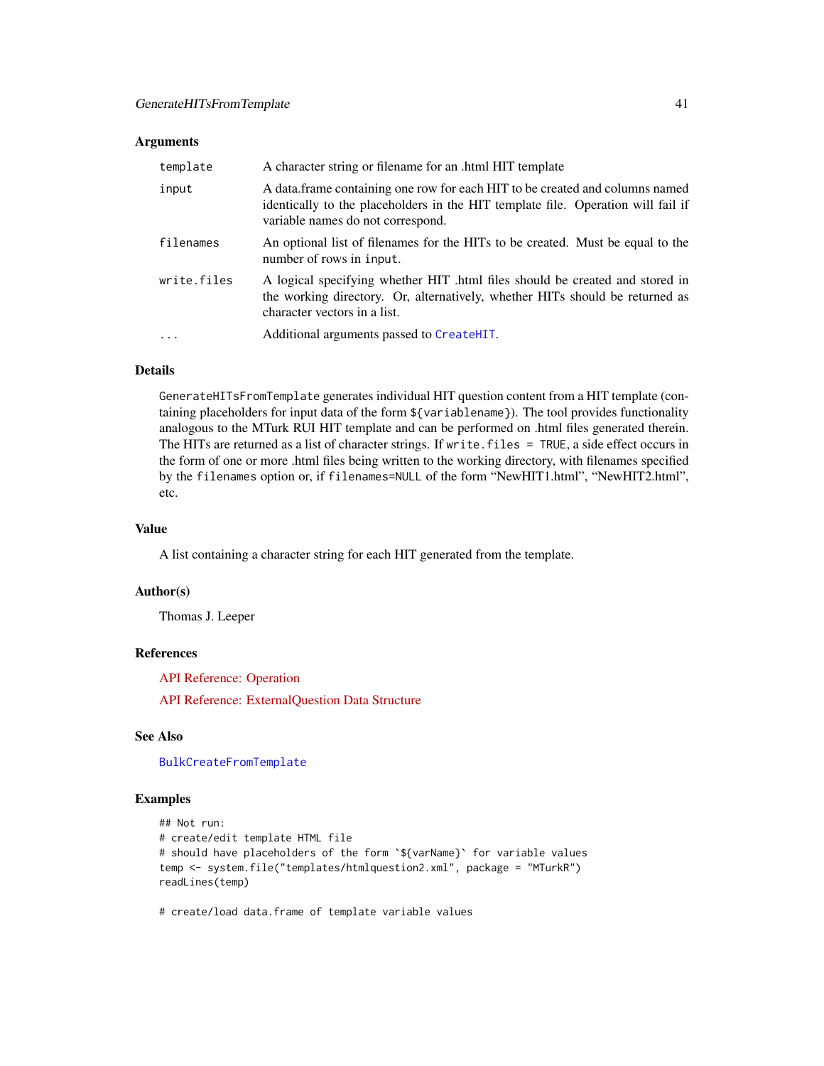### Arguments

| | |
|---|---|
| template | A character string or filename for an .html HIT template |
| input | A data.frame containing one row for each HIT to be created and columns named identically to the placeholders in the HIT template file. Operation will fail if variable names do not correspond. |
| filenames | An optional list of filenames for the HITs to be created. Must be equal to the number of rows in `input`. |
| write.files | A logical specifying whether HIT .html files should be created and stored in the working directory. Or, alternatively, whether HITs should be returned as character vectors in a list. |
| ... | Additional arguments passed to `CreateHIT`. |

### Details

`GenerateHITsFromTemplate` generates individual HIT question content from a HIT template (containing placeholders for input data of the form `${variablename}`). The tool provides functionality analogous to the MTurk RUI HIT template and can be performed on .html files generated therein. The HITs are returned as a list of character strings. If `write.files = TRUE`, a side effect occurs in the form of one or more .html files being written to the working directory, with filenames specified by the `filenames` option or, if `filenames=NULL` of the form "NewHIT1.html", "NewHIT2.html", etc.

### Value

A list containing a character string for each HIT generated from the template.

### Author(s)

Thomas J. Leeper

### References

API Reference: Operation

API Reference: ExternalQuestion Data Structure

### See Also

`BulkCreateFromTemplate`

### Examples

```
## Not run:
# create/edit template HTML file
# should have placeholders of the form `${varName}` for variable values
temp <- system.file("templates/htmlquestion2.xml", package = "MTurkR")
readLines(temp)

# create/load data.frame of template variable values
```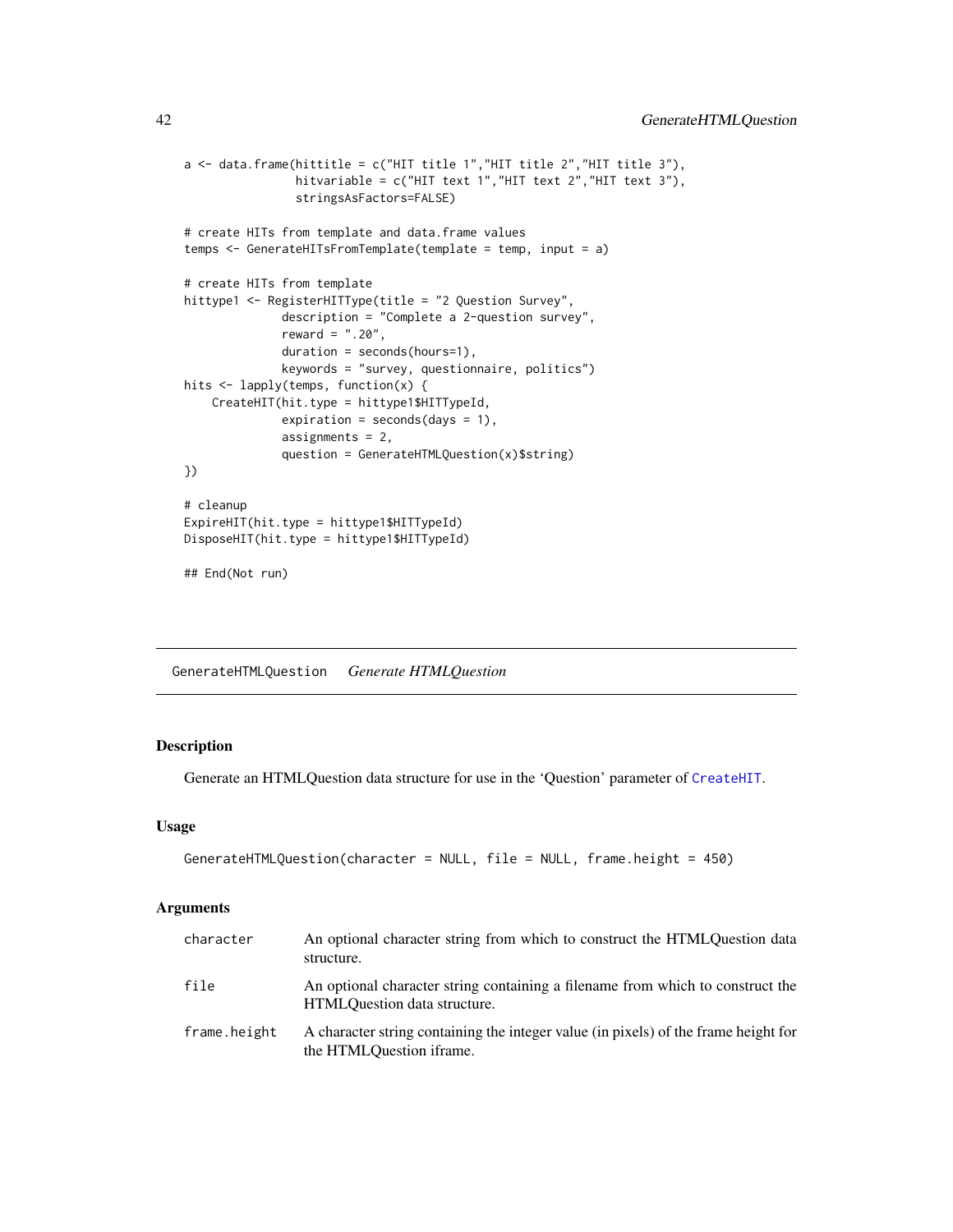```
a <- data.frame(hittitle = c("HIT title 1","HIT title 2","HIT title 3"),
                hitvariable = c("HIT text 1","HIT text 2","HIT text 3"),
                stringsAsFactors=FALSE)

# create HITs from template and data.frame values
temps <- GenerateHITsFromTemplate(template = temp, input = a)

# create HITs from template
hittype1 <- RegisterHITType(title = "2 Question Survey",
              description = "Complete a 2-question survey",
              reward = ".20",
              duration = seconds(hours=1),
              keywords = "survey, questionnaire, politics")
hits <- lapply(temps, function(x) {
    CreateHIT(hit.type = hittype1$HITTypeId,
              expiration = seconds(days = 1),
              assignments = 2,
              question = GenerateHTMLQuestion(x)$string)
})

# cleanup
ExpireHIT(hit.type = hittype1$HITTypeId)
DisposeHIT(hit.type = hittype1$HITTypeId)

## End(Not run)
```

---

## GenerateHTMLQuestion    *Generate HTMLQuestion*

---

### Description

Generate an HTMLQuestion data structure for use in the 'Question' parameter of CreateHIT.

### Usage

```
GenerateHTMLQuestion(character = NULL, file = NULL, frame.height = 450)
```

### Arguments

| | |
|---|---|
| character | An optional character string from which to construct the HTMLQuestion data structure. |
| file | An optional character string containing a filename from which to construct the HTMLQuestion data structure. |
| frame.height | A character string containing the integer value (in pixels) of the frame height for the HTMLQuestion iframe. |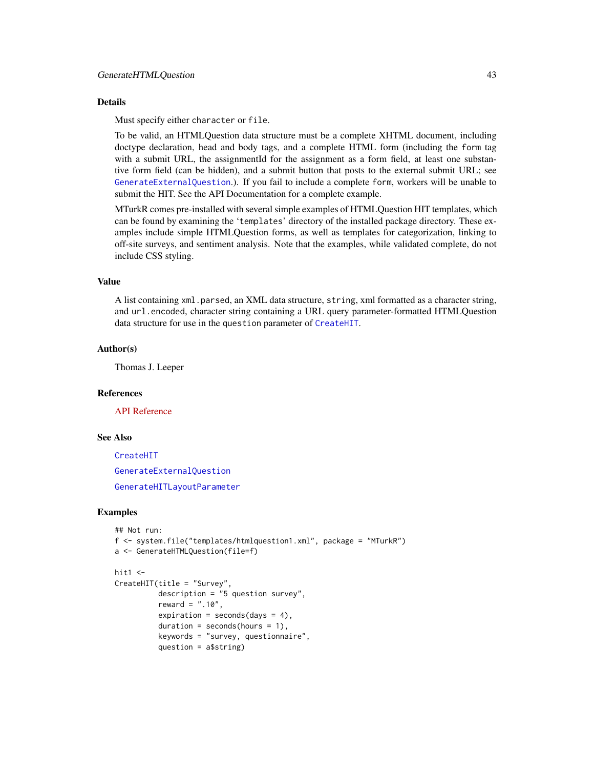## Details

Must specify either `character` or `file`.

To be valid, an HTMLQuestion data structure must be a complete XHTML document, including doctype declaration, head and body tags, and a complete HTML form (including the `form` tag with a submit URL, the assignmentId for the assignment as a form field, at least one substantive form field (can be hidden), and a submit button that posts to the external submit URL; see `GenerateExternalQuestion`.). If you fail to include a complete `form`, workers will be unable to submit the HIT. See the API Documentation for a complete example.

MTurkR comes pre-installed with several simple examples of HTMLQuestion HIT templates, which can be found by examining the '`templates`' directory of the installed package directory. These examples include simple HTMLQuestion forms, as well as templates for categorization, linking to off-site surveys, and sentiment analysis. Note that the examples, while validated complete, do not include CSS styling.

## Value

A list containing `xml.parsed`, an XML data structure, `string`, xml formatted as a character string, and `url.encoded`, character string containing a URL query parameter-formatted HTMLQuestion data structure for use in the `question` parameter of `CreateHIT`.

## Author(s)

Thomas J. Leeper

## References

API Reference

## See Also

`CreateHIT`

`GenerateExternalQuestion`

`GenerateHITLayoutParameter`

## Examples

```
## Not run:
f <- system.file("templates/htmlquestion1.xml", package = "MTurkR")
a <- GenerateHTMLQuestion(file=f)

hit1 <-
CreateHIT(title = "Survey",
          description = "5 question survey",
          reward = ".10",
          expiration = seconds(days = 4),
          duration = seconds(hours = 1),
          keywords = "survey, questionnaire",
          question = a$string)
```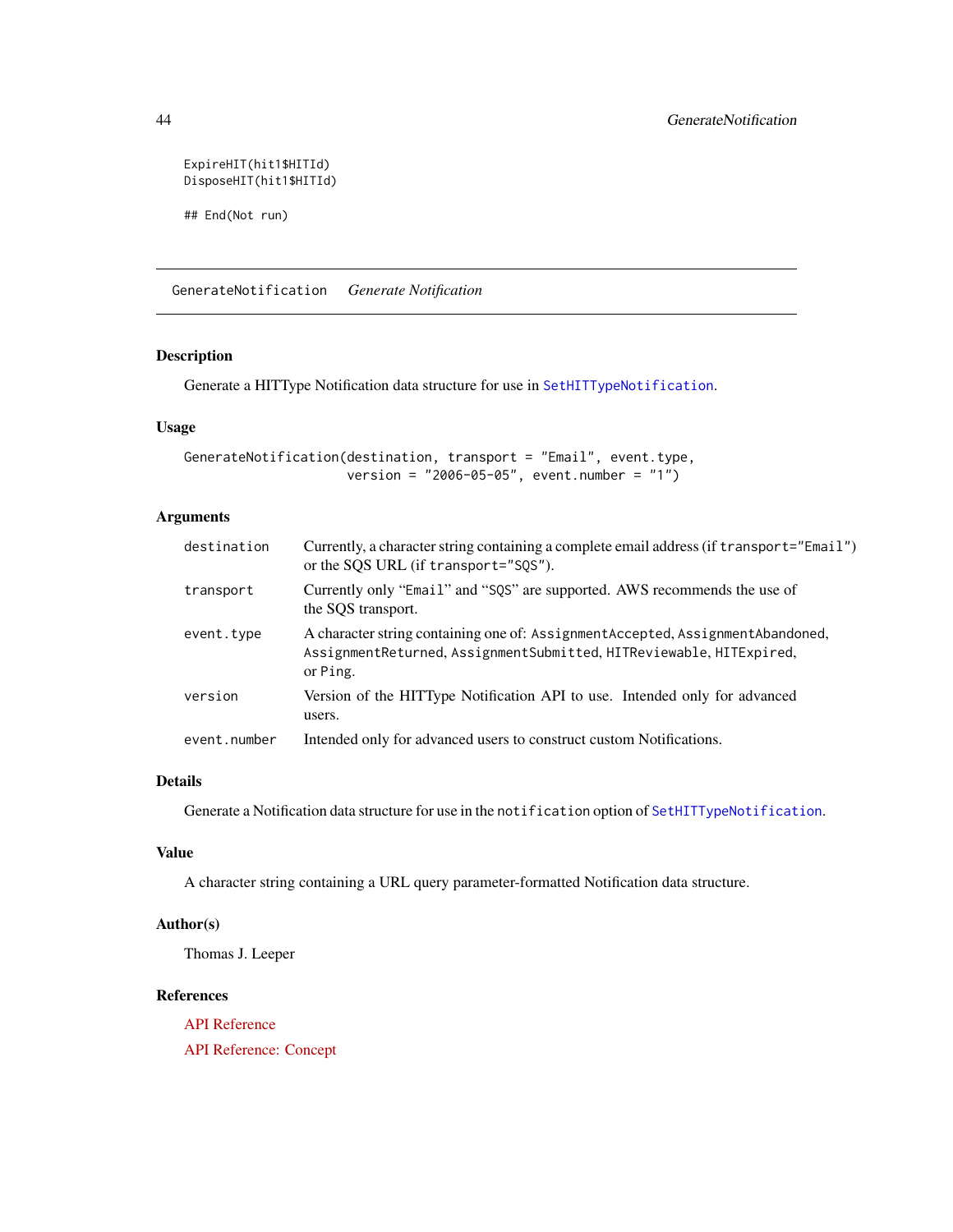```
ExpireHIT(hit1$HITId)
DisposeHIT(hit1$HITId)

## End(Not run)
```

---

## GenerateNotification    *Generate Notification*

---

### Description

Generate a HITType Notification data structure for use in `SetHITTypeNotification`.

### Usage

```
GenerateNotification(destination, transport = "Email", event.type,
                     version = "2006-05-05", event.number = "1")
```

### Arguments

| | |
|---|---|
| `destination` | Currently, a character string containing a complete email address (if `transport="Email"`) or the SQS URL (if `transport="SQS"`). |
| `transport` | Currently only "`Email`" and "`SQS`" are supported. AWS recommends the use of the SQS transport. |
| `event.type` | A character string containing one of: `AssignmentAccepted`, `AssignmentAbandoned`, `AssignmentReturned`, `AssignmentSubmitted`, `HITReviewable`, `HITExpired`, or `Ping`. |
| `version` | Version of the HITType Notification API to use. Intended only for advanced users. |
| `event.number` | Intended only for advanced users to construct custom Notifications. |

### Details

Generate a Notification data structure for use in the `notification` option of `SetHITTypeNotification`.

### Value

A character string containing a URL query parameter-formatted Notification data structure.

### Author(s)

Thomas J. Leeper

### References

API Reference

API Reference: Concept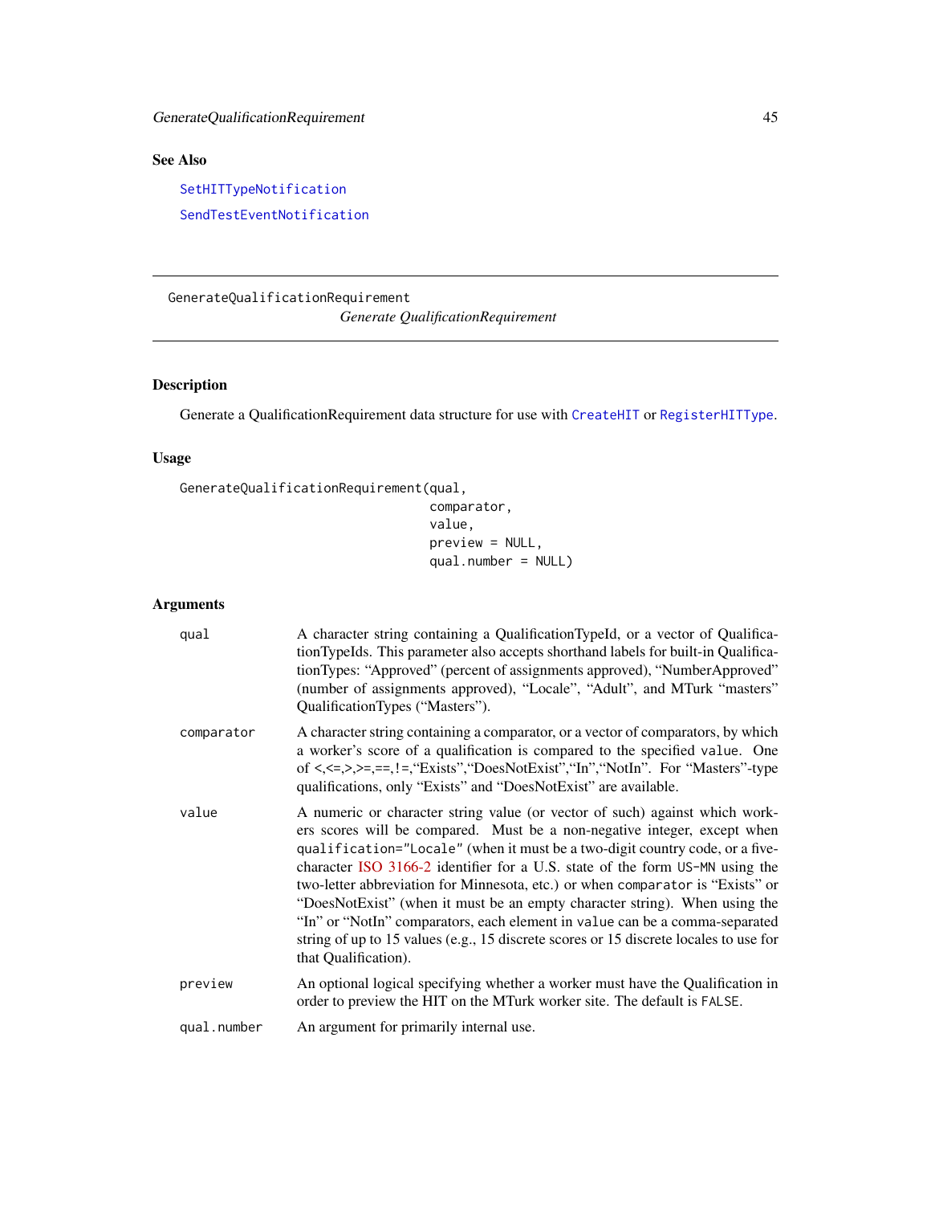## See Also

SetHITTypeNotification

SendTestEventNotification

---

# GenerateQualificationRequirement

*Generate QualificationRequirement*

---

### Description

Generate a QualificationRequirement data structure for use with CreateHIT or RegisterHITType.

### Usage

```
GenerateQualificationRequirement(qual,
                                 comparator,
                                 value,
                                 preview = NULL,
                                 qual.number = NULL)
```

### Arguments

| | |
|---|---|
| qual | A character string containing a QualificationTypeId, or a vector of QualificationTypeIds. This parameter also accepts shorthand labels for built-in QualificationTypes: "Approved" (percent of assignments approved), "NumberApproved" (number of assignments approved), "Locale", "Adult", and MTurk "masters" QualificationTypes ("Masters"). |
| comparator | A character string containing a comparator, or a vector of comparators, by which a worker's score of a qualification is compared to the specified value. One of <,<=,>,>=,==,!=,"Exists","DoesNotExist","In","NotIn". For "Masters"-type qualifications, only "Exists" and "DoesNotExist" are available. |
| value | A numeric or character string value (or vector of such) against which workers scores will be compared. Must be a non-negative integer, except when qualification="Locale" (when it must be a two-digit country code, or a five-character ISO 3166-2 identifier for a U.S. state of the form US-MN using the two-letter abbreviation for Minnesota, etc.) or when comparator is "Exists" or "DoesNotExist" (when it must be an empty character string). When using the "In" or "NotIn" comparators, each element in value can be a comma-separated string of up to 15 values (e.g., 15 discrete scores or 15 discrete locales to use for that Qualification). |
| preview | An optional logical specifying whether a worker must have the Qualification in order to preview the HIT on the MTurk worker site. The default is FALSE. |
| qual.number | An argument for primarily internal use. |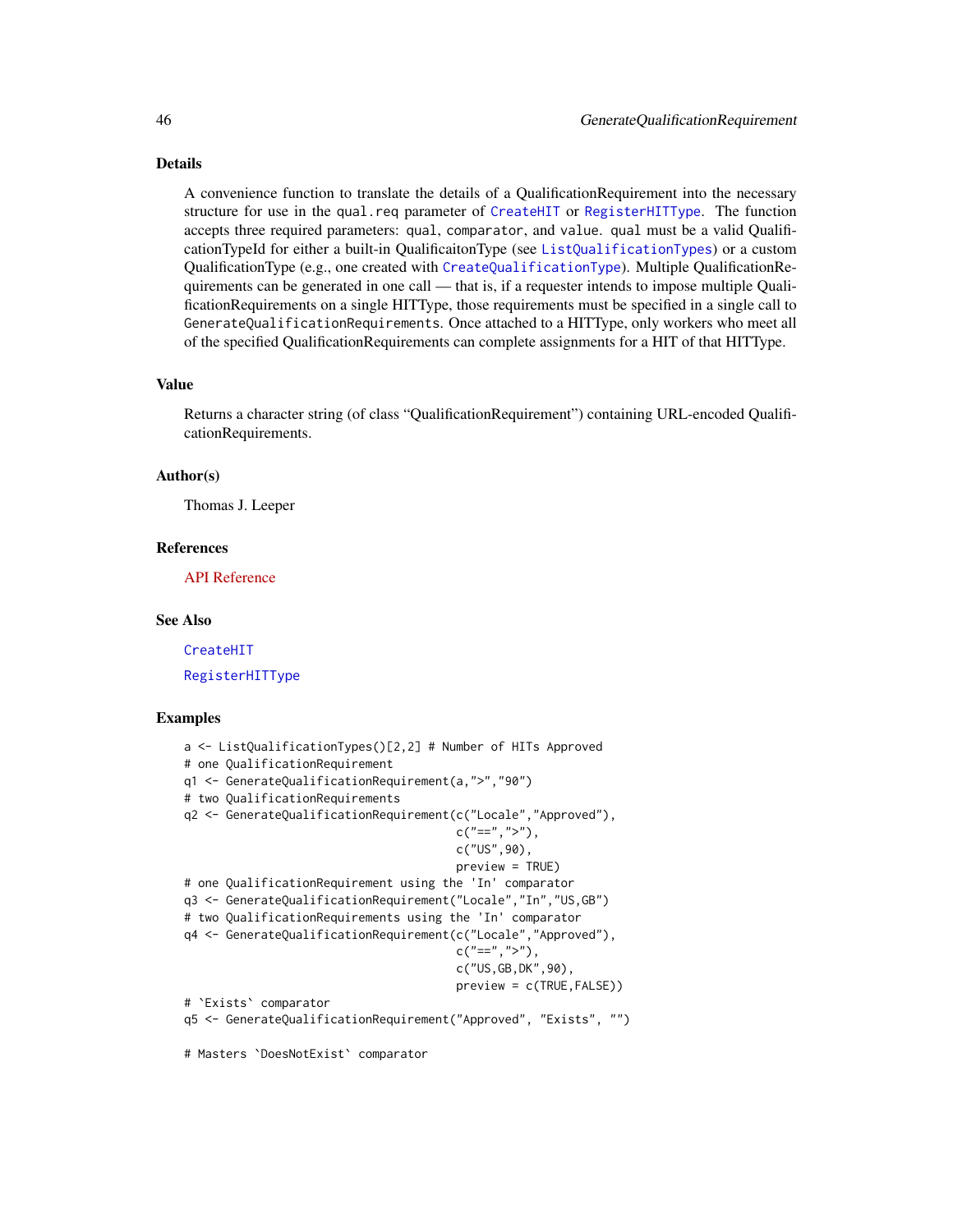## Details

A convenience function to translate the details of a QualificationRequirement into the necessary structure for use in the `qual.req` parameter of `CreateHIT` or `RegisterHITType`. The function accepts three required parameters: `qual`, `comparator`, and `value`. `qual` must be a valid QualificationTypeId for either a built-in QualificaitonType (see `ListQualificationTypes`) or a custom QualificationType (e.g., one created with `CreateQualificationType`). Multiple QualificationRequirements can be generated in one call — that is, if a requester intends to impose multiple QualificationRequirements on a single HITType, those requirements must be specified in a single call to `GenerateQualificationRequirements`. Once attached to a HITType, only workers who meet all of the specified QualificationRequirements can complete assignments for a HIT of that HITType.

## Value

Returns a character string (of class "QualificationRequirement") containing URL-encoded QualificationRequirements.

## Author(s)

Thomas J. Leeper

## References

API Reference

## See Also

`CreateHIT`

`RegisterHITType`

## Examples

```
a <- ListQualificationTypes()[2,2] # Number of HITs Approved
# one QualificationRequirement
q1 <- GenerateQualificationRequirement(a,">","90")
# two QualificationRequirements
q2 <- GenerateQualificationRequirement(c("Locale","Approved"),
                                       c("==",">"),
                                       c("US",90),
                                       preview = TRUE)
# one QualificationRequirement using the 'In' comparator
q3 <- GenerateQualificationRequirement("Locale","In","US,GB")
# two QualificationRequirements using the 'In' comparator
q4 <- GenerateQualificationRequirement(c("Locale","Approved"),
                                       c("==",">"),
                                       c("US,GB,DK",90),
                                       preview = c(TRUE,FALSE))
# `Exists` comparator
q5 <- GenerateQualificationRequirement("Approved", "Exists", "")

# Masters `DoesNotExist` comparator
```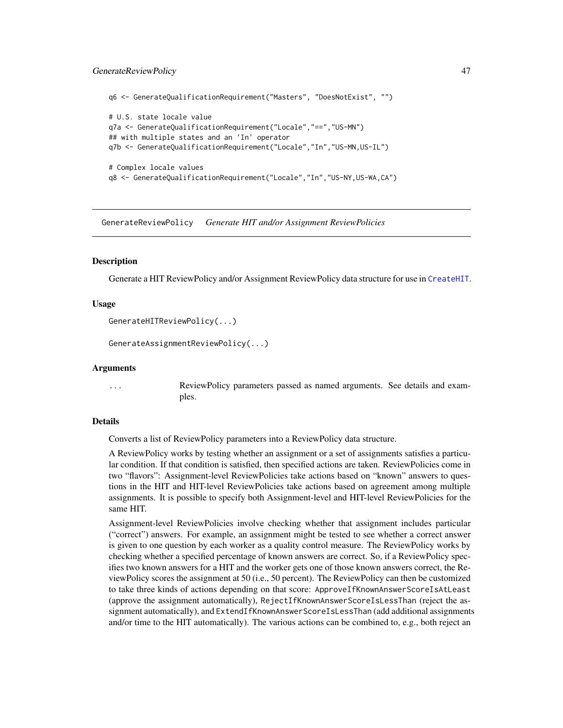```
q6 <- GenerateQualificationRequirement("Masters", "DoesNotExist", "")

# U.S. state locale value
q7a <- GenerateQualificationRequirement("Locale","==","US-MN")
## with multiple states and an 'In' operator
q7b <- GenerateQualificationRequirement("Locale","In","US-MN,US-IL")

# Complex locale values
q8 <- GenerateQualificationRequirement("Locale","In","US-NY,US-WA,CA")
```

---

## GenerateReviewPolicy *Generate HIT and/or Assignment ReviewPolicies*

---

### Description

Generate a HIT ReviewPolicy and/or Assignment ReviewPolicy data structure for use in CreateHIT.

### Usage

```
GenerateHITReviewPolicy(...)

GenerateAssignmentReviewPolicy(...)
```

### Arguments

| | |
|---|---|
| ... | ReviewPolicy parameters passed as named arguments. See details and examples. |

### Details

Converts a list of ReviewPolicy parameters into a ReviewPolicy data structure.

A ReviewPolicy works by testing whether an assignment or a set of assignments satisfies a particular condition. If that condition is satisfied, then specified actions are taken. ReviewPolicies come in two "flavors": Assignment-level ReviewPolicies take actions based on "known" answers to questions in the HIT and HIT-level ReviewPolicies take actions based on agreement among multiple assignments. It is possible to specify both Assignment-level and HIT-level ReviewPolicies for the same HIT.

Assignment-level ReviewPolicies involve checking whether that assignment includes particular ("correct") answers. For example, an assignment might be tested to see whether a correct answer is given to one question by each worker as a quality control measure. The ReviewPolicy works by checking whether a specified percentage of known answers are correct. So, if a ReviewPolicy specifies two known answers for a HIT and the worker gets one of those known answers correct, the ReviewPolicy scores the assignment at 50 (i.e., 50 percent). The ReviewPolicy can then be customized to take three kinds of actions depending on that score: `ApproveIfKnownAnswerScoreIsAtLeast` (approve the assignment automatically), `RejectIfKnownAnswerScoreIsLessThan` (reject the assignment automatically), and `ExtendIfKnownAnswerScoreIsLessThan` (add additional assignments and/or time to the HIT automatically). The various actions can be combined to, e.g., both reject an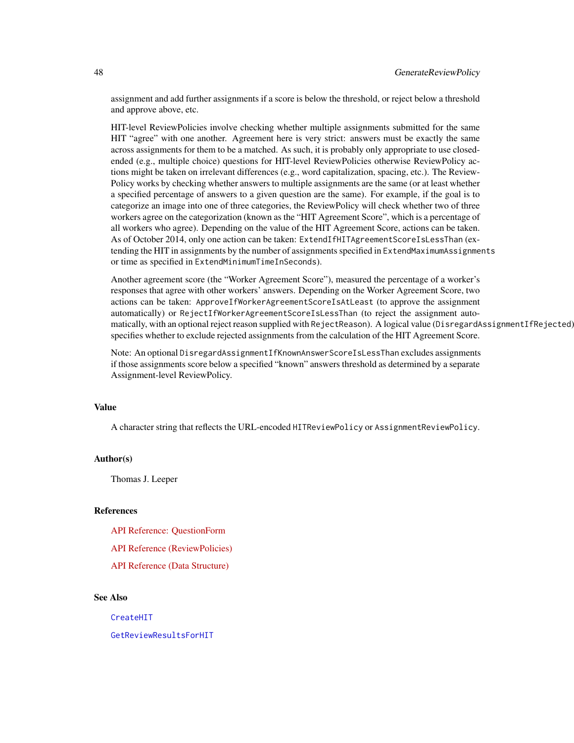assignment and add further assignments if a score is below the threshold, or reject below a threshold and approve above, etc.

HIT-level ReviewPolicies involve checking whether multiple assignments submitted for the same HIT "agree" with one another. Agreement here is very strict: answers must be exactly the same across assignments for them to be a matched. As such, it is probably only appropriate to use closed-ended (e.g., multiple choice) questions for HIT-level ReviewPolicies otherwise ReviewPolicy actions might be taken on irrelevant differences (e.g., word capitalization, spacing, etc.). The ReviewPolicy works by checking whether answers to multiple assignments are the same (or at least whether a specified percentage of answers to a given question are the same). For example, if the goal is to categorize an image into one of three categories, the ReviewPolicy will check whether two of three workers agree on the categorization (known as the "HIT Agreement Score", which is a percentage of all workers who agree). Depending on the value of the HIT Agreement Score, actions can be taken. As of October 2014, only one action can be taken: `ExtendIfHITAgreementScoreIsLessThan` (extending the HIT in assignments by the number of assignments specified in `ExtendMaximumAssignments` or time as specified in `ExtendMinimumTimeInSeconds`).

Another agreement score (the "Worker Agreement Score"), measured the percentage of a worker's responses that agree with other workers' answers. Depending on the Worker Agreement Score, two actions can be taken: `ApproveIfWorkerAgreementScoreIsAtLeast` (to approve the assignment automatically) or `RejectIfWorkerAgreementScoreIsLessThan` (to reject the assignment automatically, with an optional reject reason supplied with `RejectReason`). A logical value (`DisregardAssignmentIfRejected`) specifies whether to exclude rejected assignments from the calculation of the HIT Agreement Score.

Note: An optional `DisregardAssignmentIfKnownAnswerScoreIsLessThan` excludes assignments if those assignments score below a specified "known" answers threshold as determined by a separate Assignment-level ReviewPolicy.

## Value

A character string that reflects the URL-encoded `HITReviewPolicy` or `AssignmentReviewPolicy`.

## Author(s)

Thomas J. Leeper

## References

API Reference: QuestionForm

API Reference (ReviewPolicies)

API Reference (Data Structure)

## See Also

`CreateHIT`

`GetReviewResultsForHIT`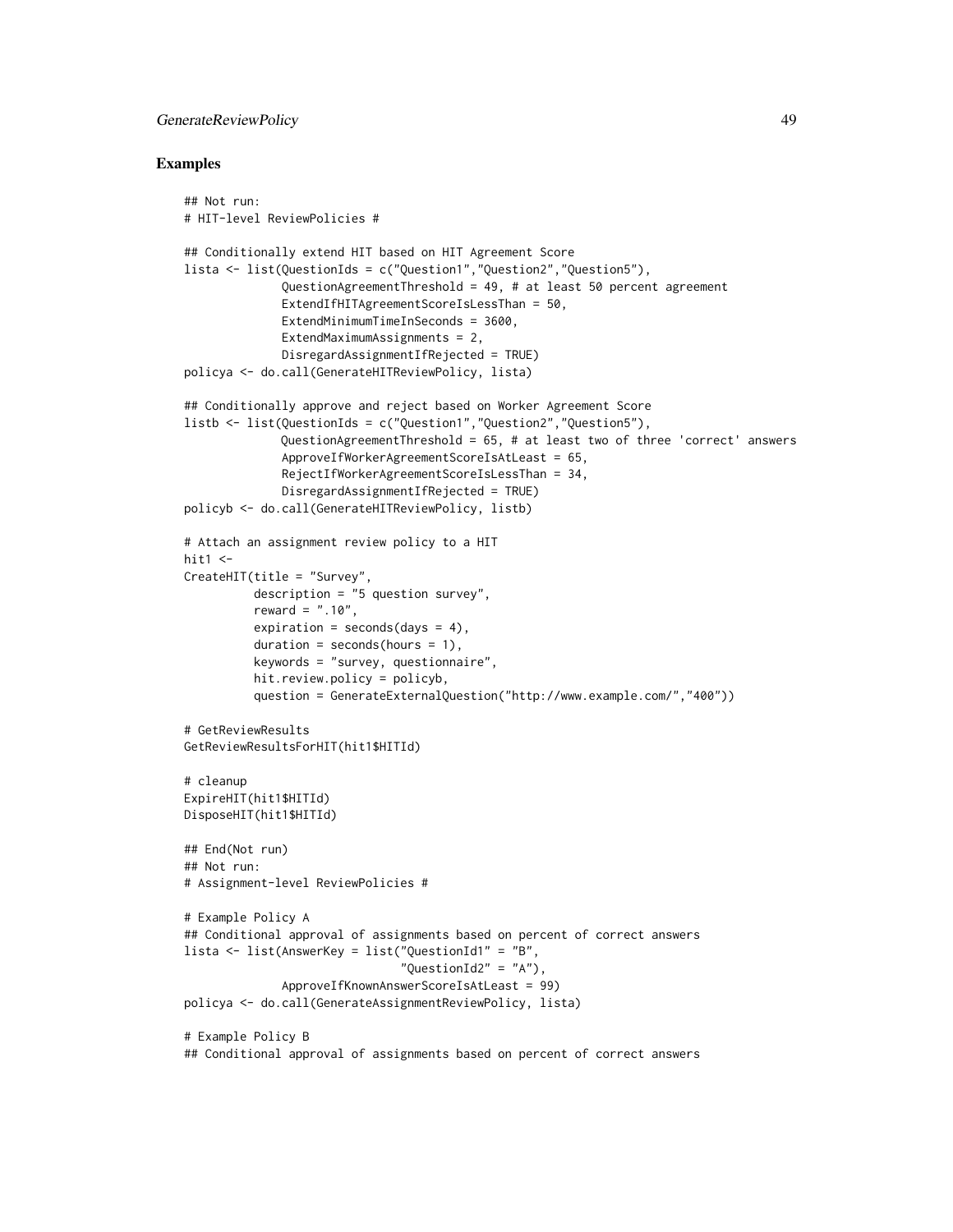## Examples

```
## Not run:
# HIT-level ReviewPolicies #

## Conditionally extend HIT based on HIT Agreement Score
lista <- list(QuestionIds = c("Question1","Question2","Question5"),
              QuestionAgreementThreshold = 49, # at least 50 percent agreement
              ExtendIfHITAgreementScoreIsLessThan = 50,
              ExtendMinimumTimeInSeconds = 3600,
              ExtendMaximumAssignments = 2,
              DisregardAssignmentIfRejected = TRUE)
policya <- do.call(GenerateHITReviewPolicy, lista)

## Conditionally approve and reject based on Worker Agreement Score
listb <- list(QuestionIds = c("Question1","Question2","Question5"),
              QuestionAgreementThreshold = 65, # at least two of three 'correct' answers
              ApproveIfWorkerAgreementScoreIsAtLeast = 65,
              RejectIfWorkerAgreementScoreIsLessThan = 34,
              DisregardAssignmentIfRejected = TRUE)
policyb <- do.call(GenerateHITReviewPolicy, listb)

# Attach an assignment review policy to a HIT
hit1 <-
CreateHIT(title = "Survey",
          description = "5 question survey",
          reward = ".10",
          expiration = seconds(days = 4),
          duration = seconds(hours = 1),
          keywords = "survey, questionnaire",
          hit.review.policy = policyb,
          question = GenerateExternalQuestion("http://www.example.com/","400"))

# GetReviewResults
GetReviewResultsForHIT(hit1$HITId)

# cleanup
ExpireHIT(hit1$HITId)
DisposeHIT(hit1$HITId)

## End(Not run)
## Not run:
# Assignment-level ReviewPolicies #

# Example Policy A
## Conditional approval of assignments based on percent of correct answers
lista <- list(AnswerKey = list("QuestionId1" = "B",
                               "QuestionId2" = "A"),
              ApproveIfKnownAnswerScoreIsAtLeast = 99)
policya <- do.call(GenerateAssignmentReviewPolicy, lista)

# Example Policy B
## Conditional approval of assignments based on percent of correct answers
```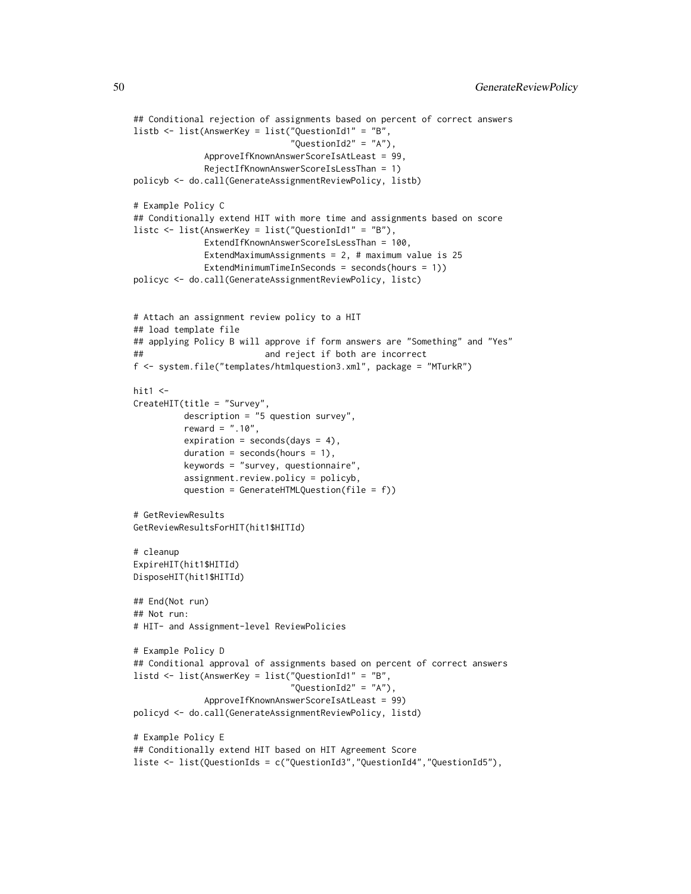```
## Conditional rejection of assignments based on percent of correct answers
listb <- list(AnswerKey = list("QuestionId1" = "B",
                               "QuestionId2" = "A"),
              ApproveIfKnownAnswerScoreIsAtLeast = 99,
              RejectIfKnownAnswerScoreIsLessThan = 1)
policyb <- do.call(GenerateAssignmentReviewPolicy, listb)

# Example Policy C
## Conditionally extend HIT with more time and assignments based on score
listc <- list(AnswerKey = list("QuestionId1" = "B"),
              ExtendIfKnownAnswerScoreIsLessThan = 100,
              ExtendMaximumAssignments = 2, # maximum value is 25
              ExtendMinimumTimeInSeconds = seconds(hours = 1))
policyc <- do.call(GenerateAssignmentReviewPolicy, listc)


# Attach an assignment review policy to a HIT
## load template file
## applying Policy B will approve if form answers are "Something" and "Yes"
##                         and reject if both are incorrect
f <- system.file("templates/htmlquestion3.xml", package = "MTurkR")

hit1 <-
CreateHIT(title = "Survey",
          description = "5 question survey",
          reward = ".10",
          expiration = seconds(days = 4),
          duration = seconds(hours = 1),
          keywords = "survey, questionnaire",
          assignment.review.policy = policyb,
          question = GenerateHTMLQuestion(file = f))

# GetReviewResults
GetReviewResultsForHIT(hit1$HITId)

# cleanup
ExpireHIT(hit1$HITId)
DisposeHIT(hit1$HITId)

## End(Not run)
## Not run:
# HIT- and Assignment-level ReviewPolicies

# Example Policy D
## Conditional approval of assignments based on percent of correct answers
listd <- list(AnswerKey = list("QuestionId1" = "B",
                               "QuestionId2" = "A"),
              ApproveIfKnownAnswerScoreIsAtLeast = 99)
policyd <- do.call(GenerateAssignmentReviewPolicy, listd)

# Example Policy E
## Conditionally extend HIT based on HIT Agreement Score
liste <- list(QuestionIds = c("QuestionId3","QuestionId4","QuestionId5"),
```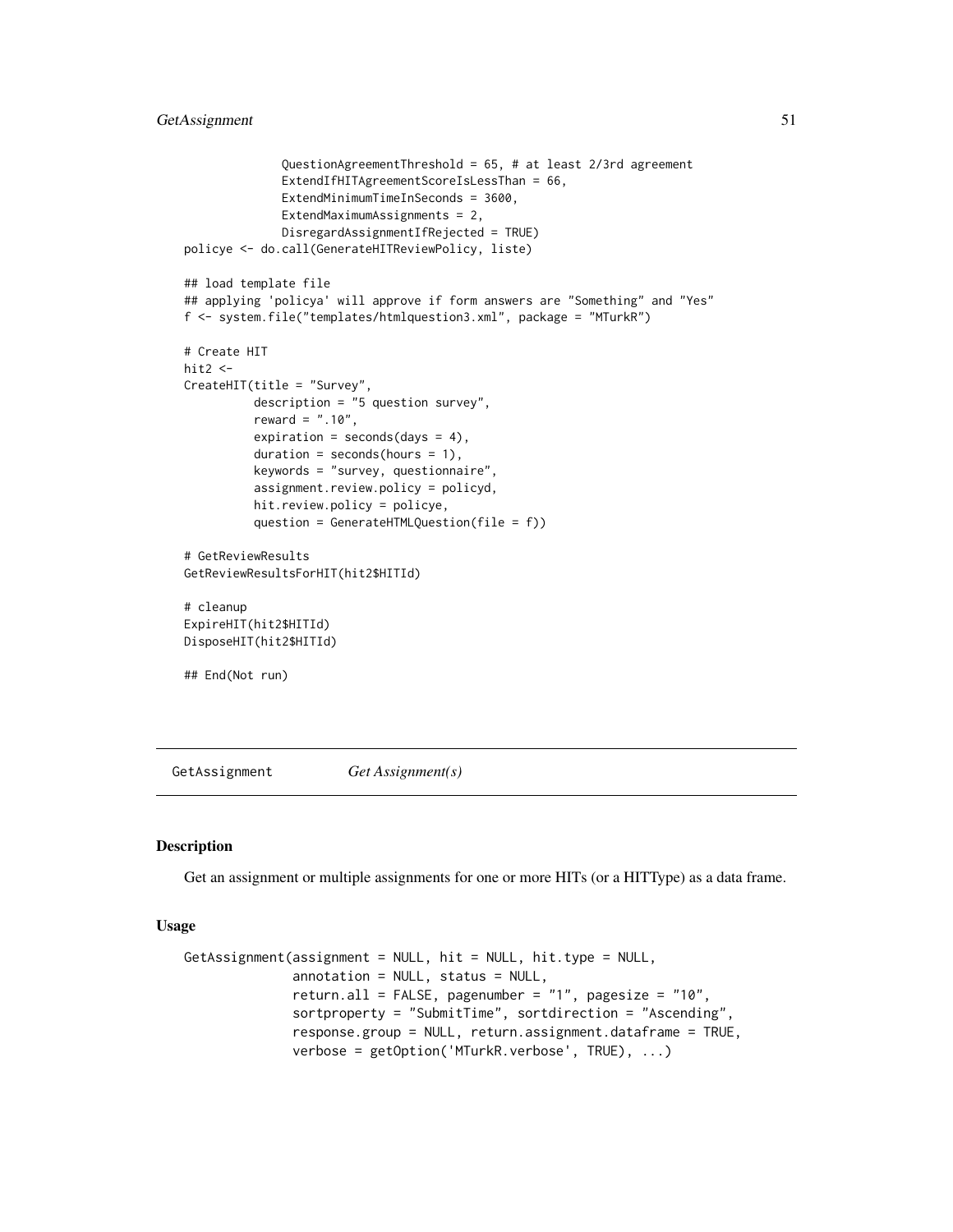```
              QuestionAgreementThreshold = 65, # at least 2/3rd agreement
              ExtendIfHITAgreementScoreIsLessThan = 66,
              ExtendMinimumTimeInSeconds = 3600,
              ExtendMaximumAssignments = 2,
              DisregardAssignmentIfRejected = TRUE)
policye <- do.call(GenerateHITReviewPolicy, liste)

## load template file
## applying 'policya' will approve if form answers are "Something" and "Yes"
f <- system.file("templates/htmlquestion3.xml", package = "MTurkR")

# Create HIT
hit2 <-
CreateHIT(title = "Survey",
          description = "5 question survey",
          reward = ".10",
          expiration = seconds(days = 4),
          duration = seconds(hours = 1),
          keywords = "survey, questionnaire",
          assignment.review.policy = policyd,
          hit.review.policy = policye,
          question = GenerateHTMLQuestion(file = f))

# GetReviewResults
GetReviewResultsForHIT(hit2$HITId)

# cleanup
ExpireHIT(hit2$HITId)
DisposeHIT(hit2$HITId)

## End(Not run)
```

## GetAssignment *Get Assignment(s)*

### Description

Get an assignment or multiple assignments for one or more HITs (or a HITType) as a data frame.

### Usage

```
GetAssignment(assignment = NULL, hit = NULL, hit.type = NULL,
              annotation = NULL, status = NULL,
              return.all = FALSE, pagenumber = "1", pagesize = "10",
              sortproperty = "SubmitTime", sortdirection = "Ascending",
              response.group = NULL, return.assignment.dataframe = TRUE,
              verbose = getOption('MTurkR.verbose', TRUE), ...)
```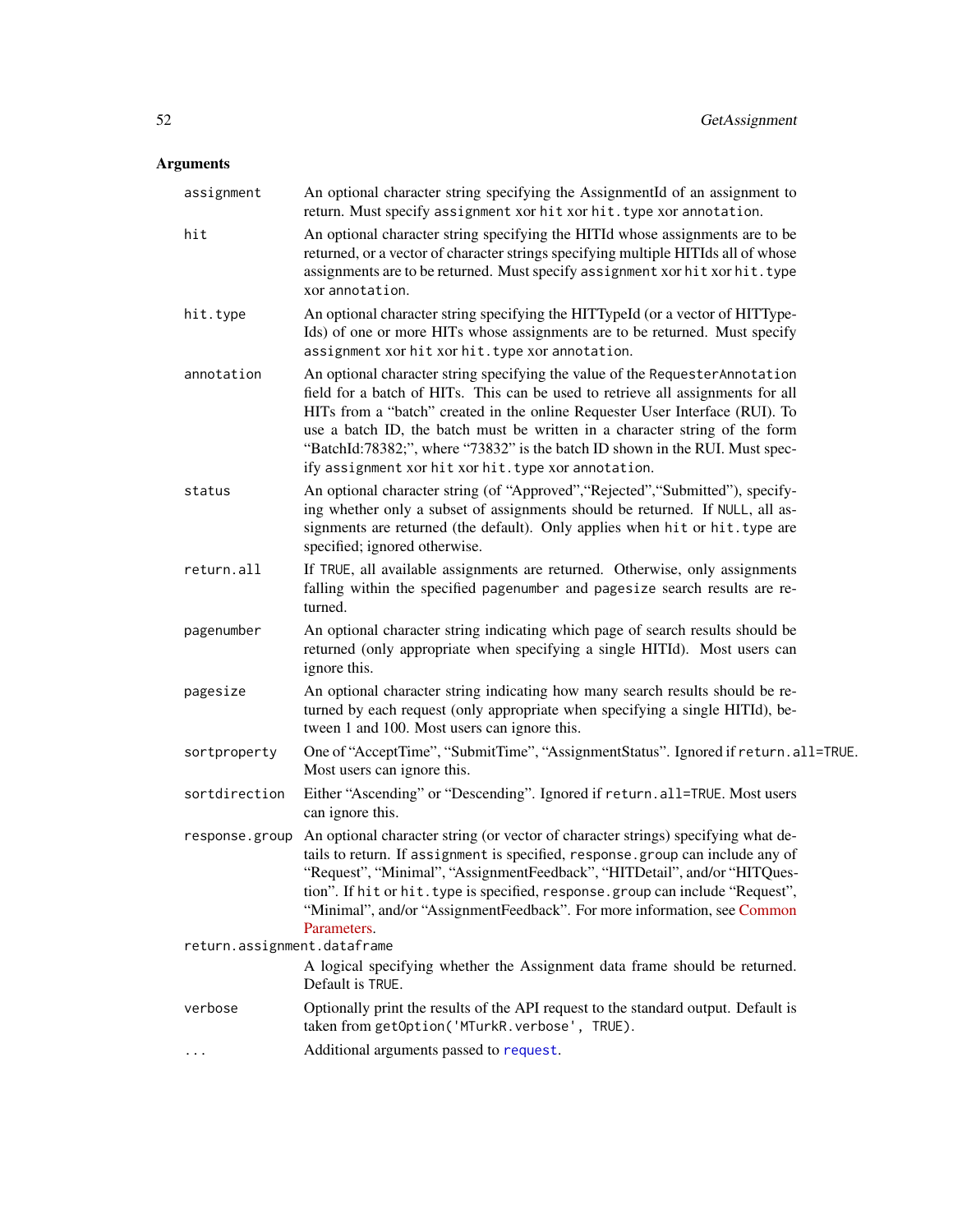## Arguments

| | |
|---|---|
| `assignment` | An optional character string specifying the AssignmentId of an assignment to return. Must specify `assignment` xor `hit` xor `hit.type` xor `annotation`. |
| `hit` | An optional character string specifying the HITId whose assignments are to be returned, or a vector of character strings specifying multiple HITIds all of whose assignments are to be returned. Must specify `assignment` xor `hit` xor `hit.type` xor `annotation`. |
| `hit.type` | An optional character string specifying the HITTypeId (or a vector of HITTypeIds) of one or more HITs whose assignments are to be returned. Must specify `assignment` xor `hit` xor `hit.type` xor `annotation`. |
| `annotation` | An optional character string specifying the value of the `RequesterAnnotation` field for a batch of HITs. This can be used to retrieve all assignments for all HITs from a "batch" created in the online Requester User Interface (RUI). To use a batch ID, the batch must be written in a character string of the form "BatchId:78382;", where "73832" is the batch ID shown in the RUI. Must specify `assignment` xor `hit` xor `hit.type` xor `annotation`. |
| `status` | An optional character string (of "Approved","Rejected","Submitted"), specifying whether only a subset of assignments should be returned. If `NULL`, all assignments are returned (the default). Only applies when `hit` or `hit.type` are specified; ignored otherwise. |
| `return.all` | If `TRUE`, all available assignments are returned. Otherwise, only assignments falling within the specified `pagenumber` and `pagesize` search results are returned. |
| `pagenumber` | An optional character string indicating which page of search results should be returned (only appropriate when specifying a single HITId). Most users can ignore this. |
| `pagesize` | An optional character string indicating how many search results should be returned by each request (only appropriate when specifying a single HITId), between 1 and 100. Most users can ignore this. |
| `sortproperty` | One of "AcceptTime", "SubmitTime", "AssignmentStatus". Ignored if `return.all=TRUE`. Most users can ignore this. |
| `sortdirection` | Either "Ascending" or "Descending". Ignored if `return.all=TRUE`. Most users can ignore this. |
| `response.group` | An optional character string (or vector of character strings) specifying what details to return. If `assignment` is specified, `response.group` can include any of "Request", "Minimal", "AssignmentFeedback", "HITDetail", and/or "HITQuestion". If `hit` or `hit.type` is specified, `response.group` can include "Request", "Minimal", and/or "AssignmentFeedback". For more information, see Common Parameters. |
| `return.assignment.dataframe` | A logical specifying whether the Assignment data frame should be returned. Default is `TRUE`. |
| `verbose` | Optionally print the results of the API request to the standard output. Default is taken from `getOption('MTurkR.verbose', TRUE)`. |
| `...` | Additional arguments passed to `request`. |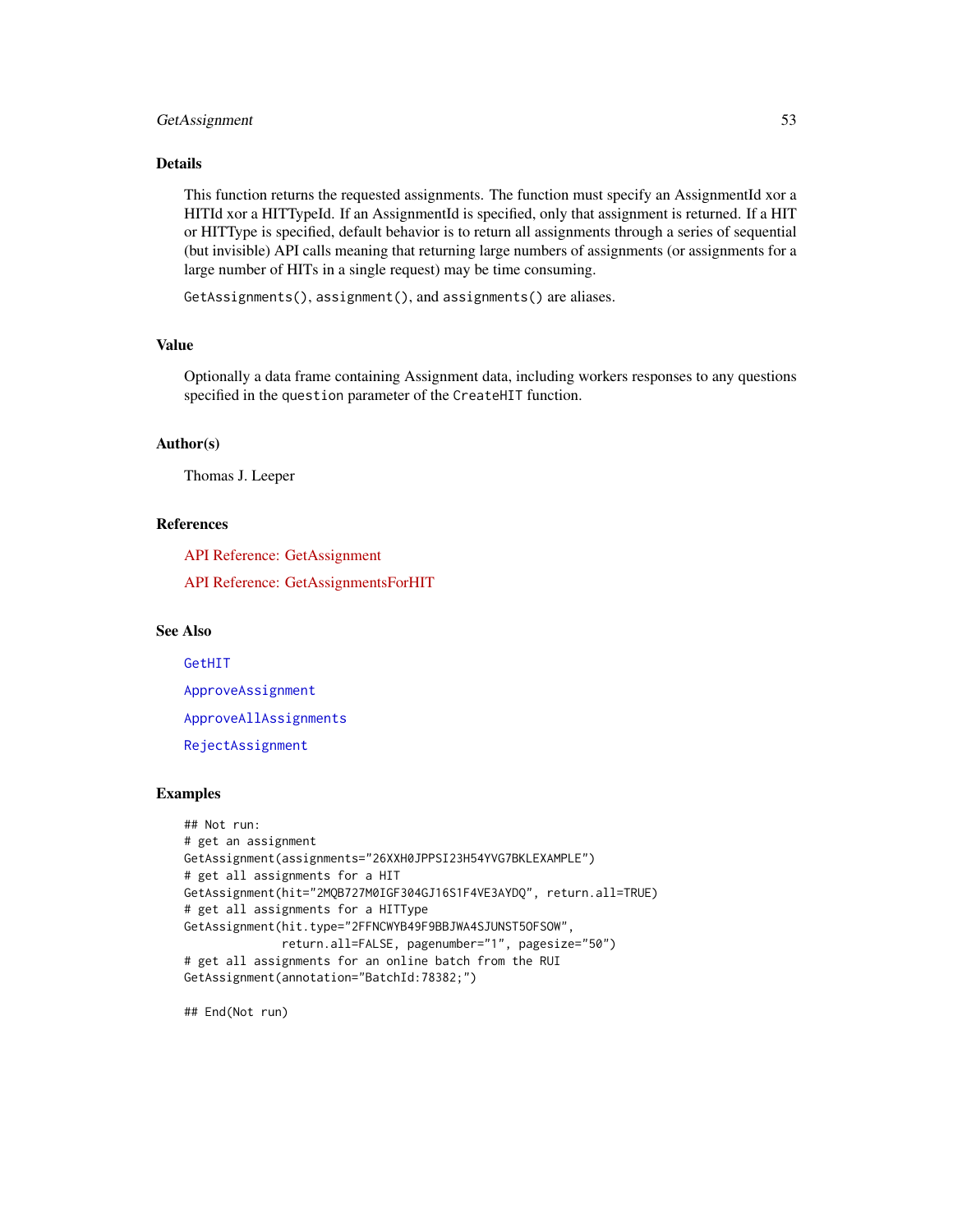## Details

This function returns the requested assignments. The function must specify an AssignmentId xor a HITId xor a HITTypeId. If an AssignmentId is specified, only that assignment is returned. If a HIT or HITType is specified, default behavior is to return all assignments through a series of sequential (but invisible) API calls meaning that returning large numbers of assignments (or assignments for a large number of HITs in a single request) may be time consuming.

`GetAssignments()`, `assignment()`, and `assignments()` are aliases.

## Value

Optionally a data frame containing Assignment data, including workers responses to any questions specified in the `question` parameter of the `CreateHIT` function.

## Author(s)

Thomas J. Leeper

## References

API Reference: GetAssignment

API Reference: GetAssignmentsForHIT

## See Also

`GetHIT`

`ApproveAssignment`

`ApproveAllAssignments`

`RejectAssignment`

## Examples

```
## Not run:
# get an assignment
GetAssignment(assignments="26XXH0JPPSI23H54YVG7BKLEXAMPLE")
# get all assignments for a HIT
GetAssignment(hit="2MQB727M0IGF304GJ16S1F4VE3AYDQ", return.all=TRUE)
# get all assignments for a HITType
GetAssignment(hit.type="2FFNCWYB49F9BBJWA4SJUNST5OFSOW",
              return.all=FALSE, pagenumber="1", pagesize="50")
# get all assignments for an online batch from the RUI
GetAssignment(annotation="BatchId:78382;")

## End(Not run)
```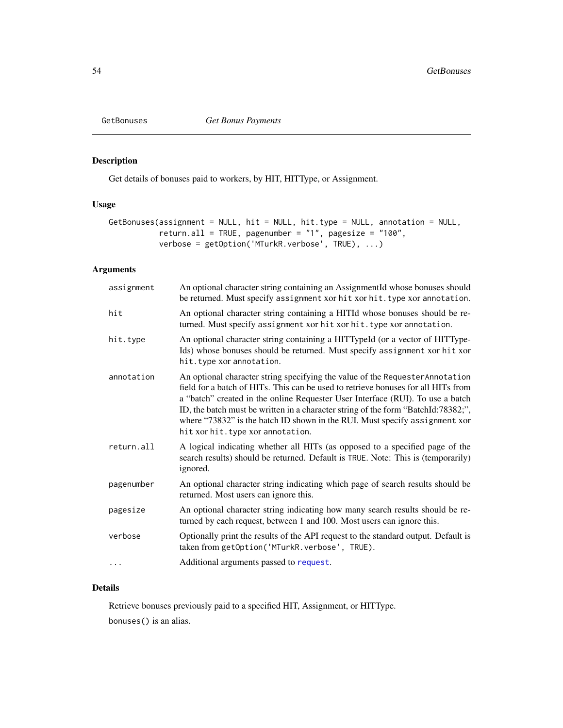# GetBonuses *Get Bonus Payments*

## Description

Get details of bonuses paid to workers, by HIT, HITType, or Assignment.

## Usage

```
GetBonuses(assignment = NULL, hit = NULL, hit.type = NULL, annotation = NULL,
           return.all = TRUE, pagenumber = "1", pagesize = "100",
           verbose = getOption('MTurkR.verbose', TRUE), ...)
```

## Arguments

| | |
|---|---|
| `assignment` | An optional character string containing an AssignmentId whose bonuses should be returned. Must specify `assignment` xor `hit` xor `hit.type` xor `annotation`. |
| `hit` | An optional character string containing a HITId whose bonuses should be returned. Must specify `assignment` xor `hit` xor `hit.type` xor `annotation`. |
| `hit.type` | An optional character string containing a HITTypeId (or a vector of HITTypeIds) whose bonuses should be returned. Must specify `assignment` xor `hit` xor `hit.type` xor `annotation`. |
| `annotation` | An optional character string specifying the value of the `RequesterAnnotation` field for a batch of HITs. This can be used to retrieve bonuses for all HITs from a "batch" created in the online Requester User Interface (RUI). To use a batch ID, the batch must be written in a character string of the form "BatchId:78382;", where "73832" is the batch ID shown in the RUI. Must specify `assignment` xor `hit` xor `hit.type` xor `annotation`. |
| `return.all` | A logical indicating whether all HITs (as opposed to a specified page of the search results) should be returned. Default is `TRUE`. Note: This is (temporarily) ignored. |
| `pagenumber` | An optional character string indicating which page of search results should be returned. Most users can ignore this. |
| `pagesize` | An optional character string indicating how many search results should be returned by each request, between 1 and 100. Most users can ignore this. |
| `verbose` | Optionally print the results of the API request to the standard output. Default is taken from `getOption('MTurkR.verbose', TRUE)`. |
| `...` | Additional arguments passed to `request`. |

## Details

Retrieve bonuses previously paid to a specified HIT, Assignment, or HITType.

`bonuses()` is an alias.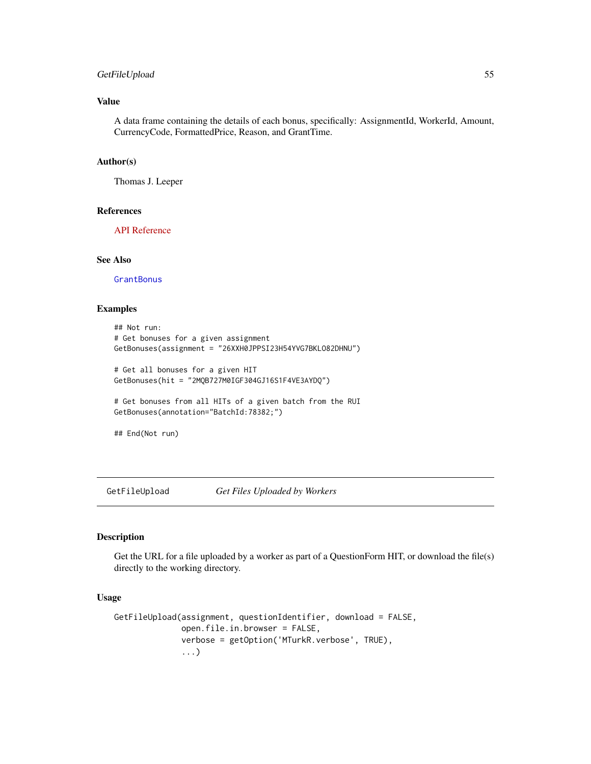## Value

A data frame containing the details of each bonus, specifically: AssignmentId, WorkerId, Amount, CurrencyCode, FormattedPrice, Reason, and GrantTime.

## Author(s)

Thomas J. Leeper

## References

API Reference

## See Also

GrantBonus

## Examples

```
## Not run:
# Get bonuses for a given assignment
GetBonuses(assignment = "26XXH0JPPSI23H54YVG7BKLO82DHNU")

# Get all bonuses for a given HIT
GetBonuses(hit = "2MQB727M0IGF304GJ16S1F4VE3AYDQ")

# Get bonuses from all HITs of a given batch from the RUI
GetBonuses(annotation="BatchId:78382;")

## End(Not run)
```

---

# GetFileUpload *Get Files Uploaded by Workers*

---

## Description

Get the URL for a file uploaded by a worker as part of a QuestionForm HIT, or download the file(s) directly to the working directory.

## Usage

```
GetFileUpload(assignment, questionIdentifier, download = FALSE,
              open.file.in.browser = FALSE,
              verbose = getOption('MTurkR.verbose', TRUE),
              ...)
```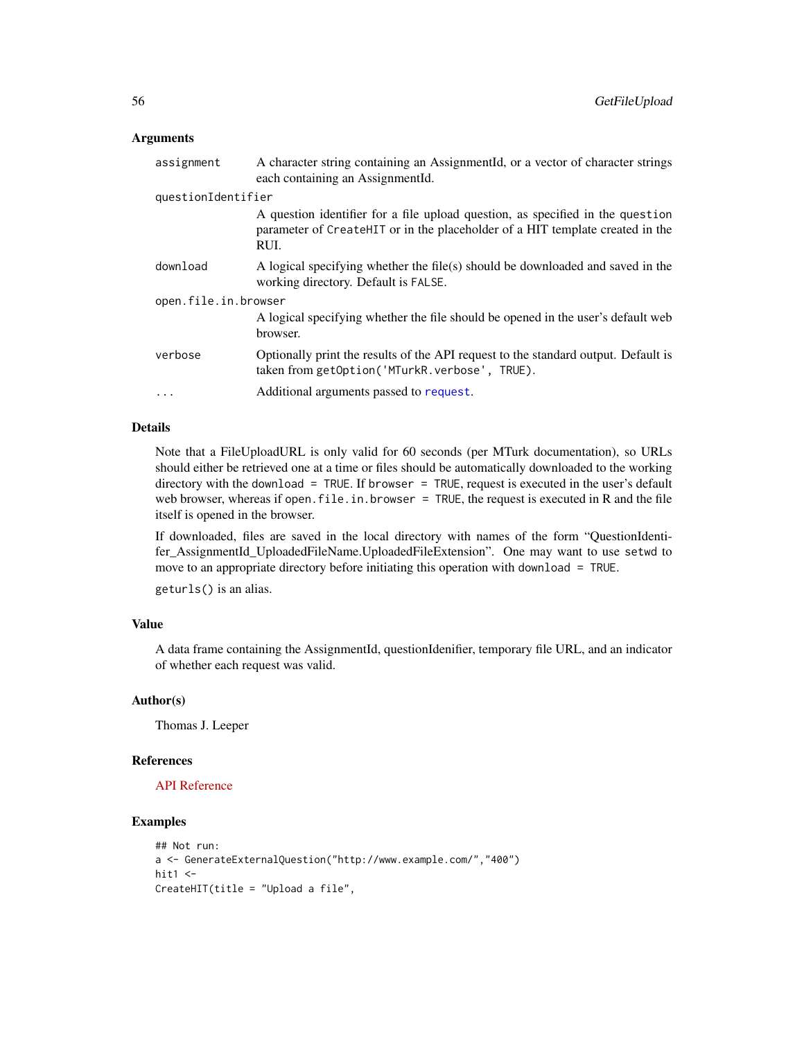## Arguments

- `assignment` — A character string containing an AssignmentId, or a vector of character strings each containing an AssignmentId.
- `questionIdentifier` — A question identifier for a file upload question, as specified in the `question` parameter of `CreateHIT` or in the placeholder of a HIT template created in the RUI.
- `download` — A logical specifying whether the file(s) should be downloaded and saved in the working directory. Default is `FALSE`.
- `open.file.in.browser` — A logical specifying whether the file should be opened in the user's default web browser.
- `verbose` — Optionally print the results of the API request to the standard output. Default is taken from `getOption('MTurkR.verbose', TRUE)`.
- `...` — Additional arguments passed to `request`.

## Details

Note that a FileUploadURL is only valid for 60 seconds (per MTurk documentation), so URLs should either be retrieved one at a time or files should be automatically downloaded to the working directory with the `download = TRUE`. If `browser = TRUE`, request is executed in the user's default web browser, whereas if `open.file.in.browser = TRUE`, the request is executed in R and the file itself is opened in the browser.

If downloaded, files are saved in the local directory with names of the form "QuestionIdentifier_AssignmentId_UploadedFileName.UploadedFileExtension". One may want to use `setwd` to move to an appropriate directory before initiating this operation with `download = TRUE`.

`geturls()` is an alias.

## Value

A data frame containing the AssignmentId, questionIdenifier, temporary file URL, and an indicator of whether each request was valid.

## Author(s)

Thomas J. Leeper

## References

API Reference

## Examples

```
## Not run:
a <- GenerateExternalQuestion("http://www.example.com/","400")
hit1 <-
CreateHIT(title = "Upload a file",
```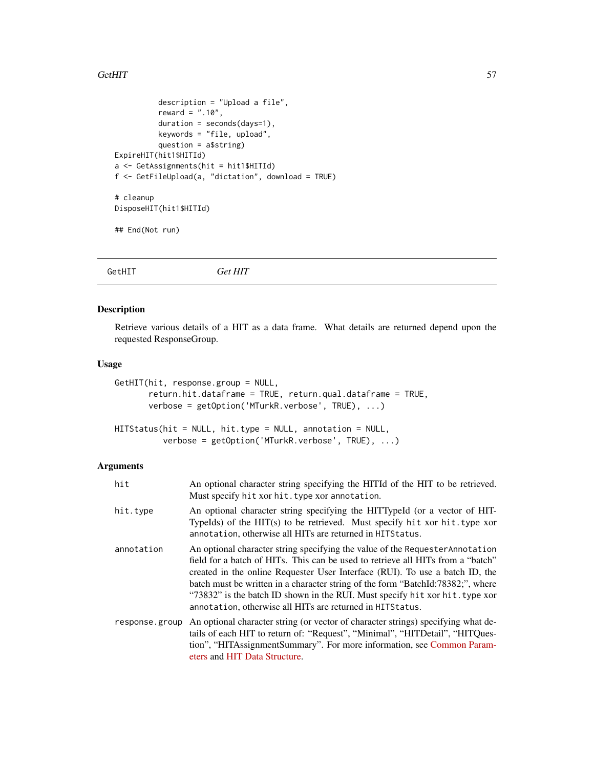```
          description = "Upload a file",
          reward = ".10",
          duration = seconds(days=1),
          keywords = "file, upload",
          question = a$string)
ExpireHIT(hit1$HITId)
a <- GetAssignments(hit = hit1$HITId)
f <- GetFileUpload(a, "dictation", download = TRUE)

# cleanup
DisposeHIT(hit1$HITId)

## End(Not run)
```

---

GetHIT *Get HIT*

---

## Description

Retrieve various details of a HIT as a data frame. What details are returned depend upon the requested ResponseGroup.

## Usage

```
GetHIT(hit, response.group = NULL,
       return.hit.dataframe = TRUE, return.qual.dataframe = TRUE,
       verbose = getOption('MTurkR.verbose', TRUE), ...)

HITStatus(hit = NULL, hit.type = NULL, annotation = NULL,
          verbose = getOption('MTurkR.verbose', TRUE), ...)
```

## Arguments

| | |
|---|---|
| `hit` | An optional character string specifying the HITId of the HIT to be retrieved. Must specify `hit` xor `hit.type` xor `annotation`. |
| `hit.type` | An optional character string specifying the HITTypeId (or a vector of HITTypeIds) of the HIT(s) to be retrieved. Must specify `hit` xor `hit.type` xor `annotation`, otherwise all HITs are returned in `HITStatus`. |
| `annotation` | An optional character string specifying the value of the `RequesterAnnotation` field for a batch of HITs. This can be used to retrieve all HITs from a "batch" created in the online Requester User Interface (RUI). To use a batch ID, the batch must be written in a character string of the form "BatchId:78382;", where "73832" is the batch ID shown in the RUI. Must specify `hit` xor `hit.type` xor `annotation`, otherwise all HITs are returned in `HITStatus`. |
| `response.group` | An optional character string (or vector of character strings) specifying what details of each HIT to return of: "Request", "Minimal", "HITDetail", "HITQuestion", "HITAssignmentSummary". For more information, see Common Parameters and HIT Data Structure. |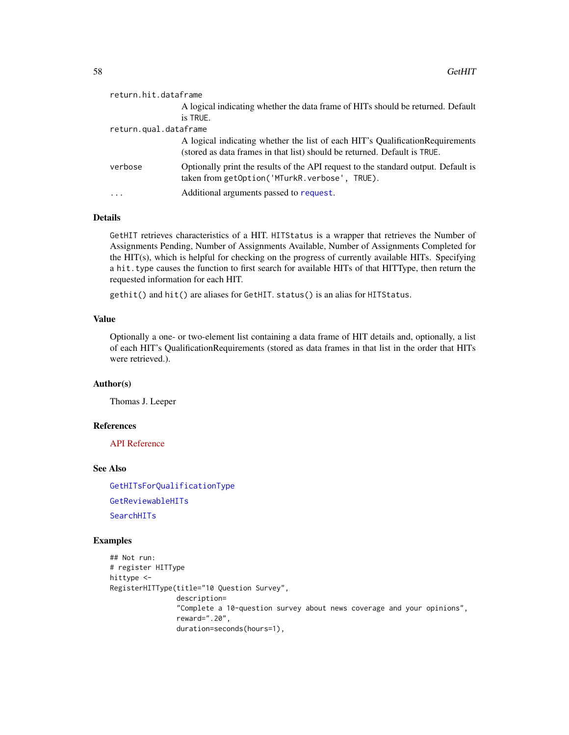return.hit.dataframe
: A logical indicating whether the data frame of HITs should be returned. Default is `TRUE`.

return.qual.dataframe
: A logical indicating whether the list of each HIT's QualificationRequirements (stored as data frames in that list) should be returned. Default is `TRUE`.

verbose
: Optionally print the results of the API request to the standard output. Default is taken from `getOption('MTurkR.verbose', TRUE)`.

...
: Additional arguments passed to `request`.

### Details

`GetHIT` retrieves characteristics of a HIT. `HITStatus` is a wrapper that retrieves the Number of Assignments Pending, Number of Assignments Available, Number of Assignments Completed for the HIT(s), which is helpful for checking on the progress of currently available HITs. Specifying a `hit.type` causes the function to first search for available HITs of that HITType, then return the requested information for each HIT.

`gethit()` and `hit()` are aliases for `GetHIT`. `status()` is an alias for `HITStatus`.

### Value

Optionally a one- or two-element list containing a data frame of HIT details and, optionally, a list of each HIT's QualificationRequirements (stored as data frames in that list in the order that HITs were retrieved.).

### Author(s)

Thomas J. Leeper

### References

API Reference

### See Also

`GetHITsForQualificationType`

`GetReviewableHITs`

`SearchHITs`

### Examples

```
## Not run:
# register HITType
hittype <-
RegisterHITType(title="10 Question Survey",
                description=
                "Complete a 10-question survey about news coverage and your opinions",
                reward=".20",
                duration=seconds(hours=1),
```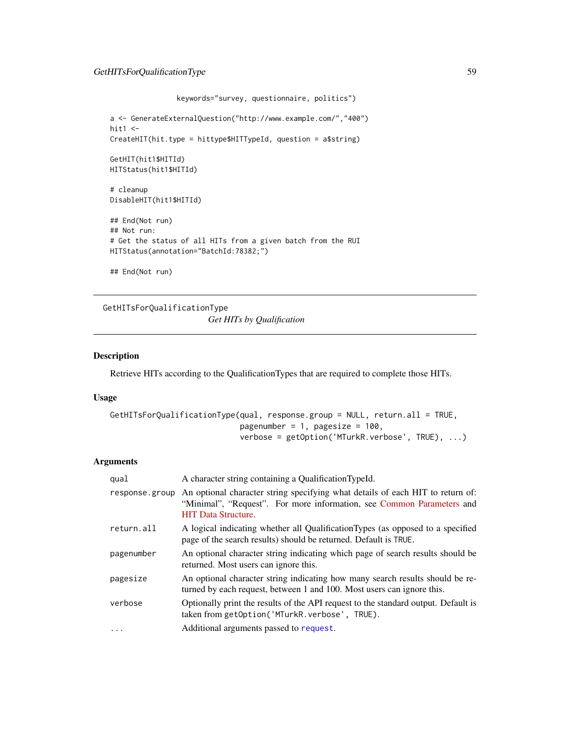```
                keywords="survey, questionnaire, politics")

a <- GenerateExternalQuestion("http://www.example.com/","400")
hit1 <-
CreateHIT(hit.type = hittype$HITTypeId, question = a$string)

GetHIT(hit1$HITId)
HITStatus(hit1$HITId)

# cleanup
DisableHIT(hit1$HITId)

## End(Not run)
## Not run:
# Get the status of all HITs from a given batch from the RUI
HITStatus(annotation="BatchId:78382;")

## End(Not run)
```

---

## GetHITsForQualificationType

*Get HITs by Qualification*

---

### Description

Retrieve HITs according to the QualificationTypes that are required to complete those HITs.

### Usage

```
GetHITsForQualificationType(qual, response.group = NULL, return.all = TRUE,
                            pagenumber = 1, pagesize = 100,
                            verbose = getOption('MTurkR.verbose', TRUE), ...)
```

### Arguments

| | |
|---|---|
| `qual` | A character string containing a QualificationTypeId. |
| `response.group` | An optional character string specifying what details of each HIT to return of: "Minimal", "Request". For more information, see Common Parameters and HIT Data Structure. |
| `return.all` | A logical indicating whether all QualificationTypes (as opposed to a specified page of the search results) should be returned. Default is `TRUE`. |
| `pagenumber` | An optional character string indicating which page of search results should be returned. Most users can ignore this. |
| `pagesize` | An optional character string indicating how many search results should be returned by each request, between 1 and 100. Most users can ignore this. |
| `verbose` | Optionally print the results of the API request to the standard output. Default is taken from `getOption('MTurkR.verbose', TRUE)`. |
| `...` | Additional arguments passed to `request`. |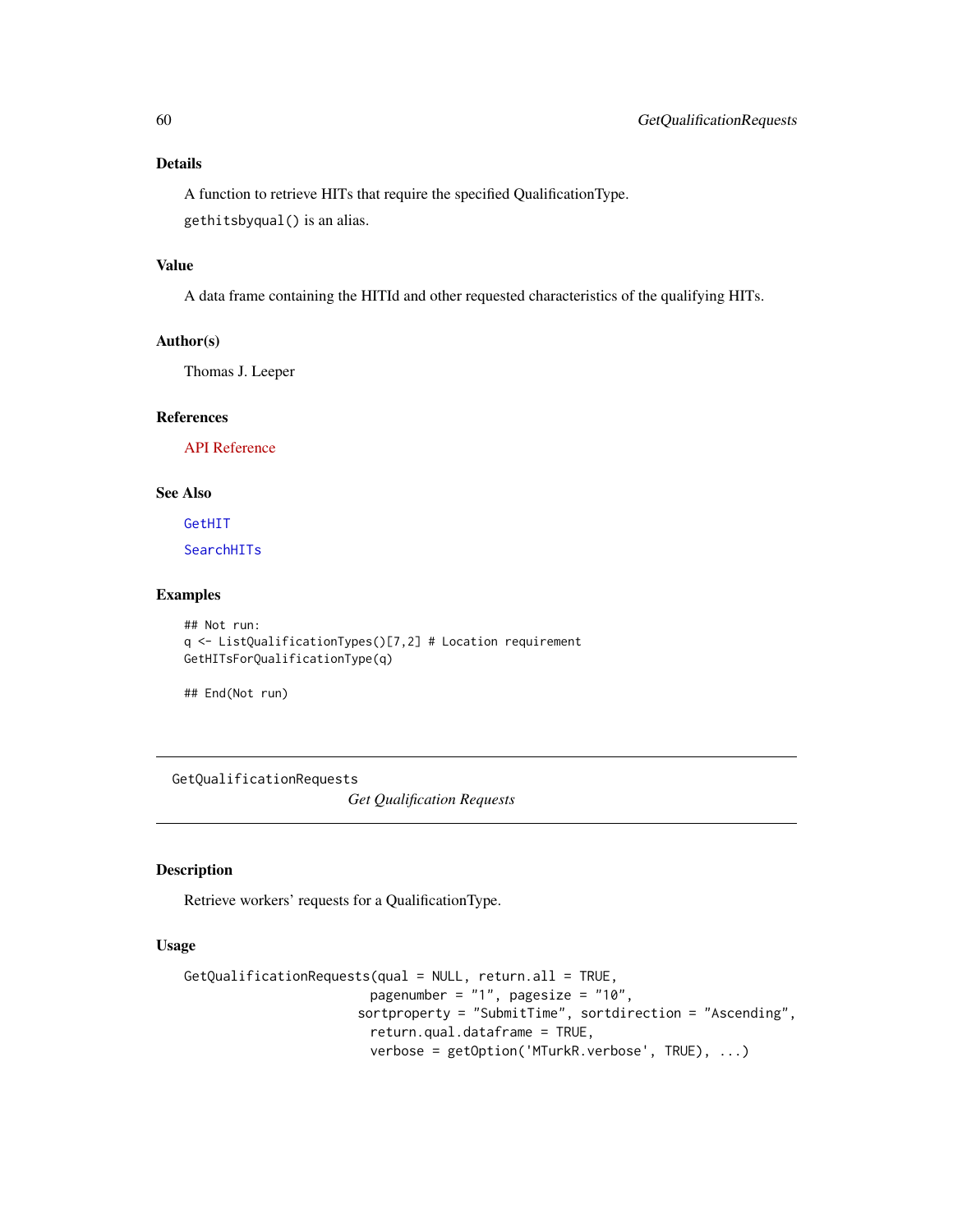## Details

A function to retrieve HITs that require the specified QualificationType.

`gethitsbyqual()` is an alias.

## Value

A data frame containing the HITId and other requested characteristics of the qualifying HITs.

## Author(s)

Thomas J. Leeper

## References

API Reference

## See Also

GetHIT

SearchHITs

## Examples

```
## Not run:
q <- ListQualificationTypes()[7,2] # Location requirement
GetHITsForQualificationType(q)

## End(Not run)
```

---

# GetQualificationRequests — *Get Qualification Requests*

---

## Description

Retrieve workers' requests for a QualificationType.

## Usage

```
GetQualificationRequests(qual = NULL, return.all = TRUE,
                          pagenumber = "1", pagesize = "10",
                         sortproperty = "SubmitTime", sortdirection = "Ascending",
                          return.qual.dataframe = TRUE,
                          verbose = getOption('MTurkR.verbose', TRUE), ...)
```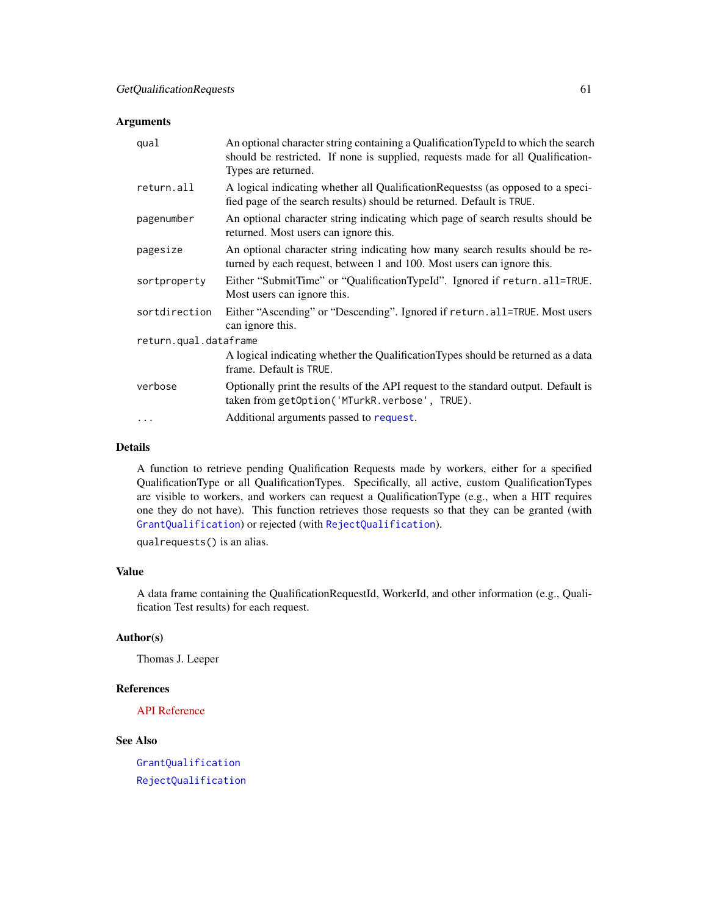### Arguments

| | |
|---|---|
| `qual` | An optional character string containing a QualificationTypeId to which the search should be restricted. If none is supplied, requests made for all QualificationTypes are returned. |
| `return.all` | A logical indicating whether all QualificationRequestss (as opposed to a specified page of the search results) should be returned. Default is `TRUE`. |
| `pagenumber` | An optional character string indicating which page of search results should be returned. Most users can ignore this. |
| `pagesize` | An optional character string indicating how many search results should be returned by each request, between 1 and 100. Most users can ignore this. |
| `sortproperty` | Either "SubmitTime" or "QualificationTypeId". Ignored if `return.all=TRUE`. Most users can ignore this. |
| `sortdirection` | Either "Ascending" or "Descending". Ignored if `return.all=TRUE`. Most users can ignore this. |
| `return.qual.dataframe` | A logical indicating whether the QualificationTypes should be returned as a data frame. Default is `TRUE`. |
| `verbose` | Optionally print the results of the API request to the standard output. Default is taken from `getOption('MTurkR.verbose', TRUE)`. |
| `...` | Additional arguments passed to `request`. |

### Details

A function to retrieve pending Qualification Requests made by workers, either for a specified QualificationType or all QualificationTypes. Specifically, all active, custom QualificationTypes are visible to workers, and workers can request a QualificationType (e.g., when a HIT requires one they do not have). This function retrieves those requests so that they can be granted (with `GrantQualification`) or rejected (with `RejectQualification`).

`qualrequests()` is an alias.

### Value

A data frame containing the QualificationRequestId, WorkerId, and other information (e.g., Qualification Test results) for each request.

### Author(s)

Thomas J. Leeper

### References

API Reference

### See Also

`GrantQualification`

`RejectQualification`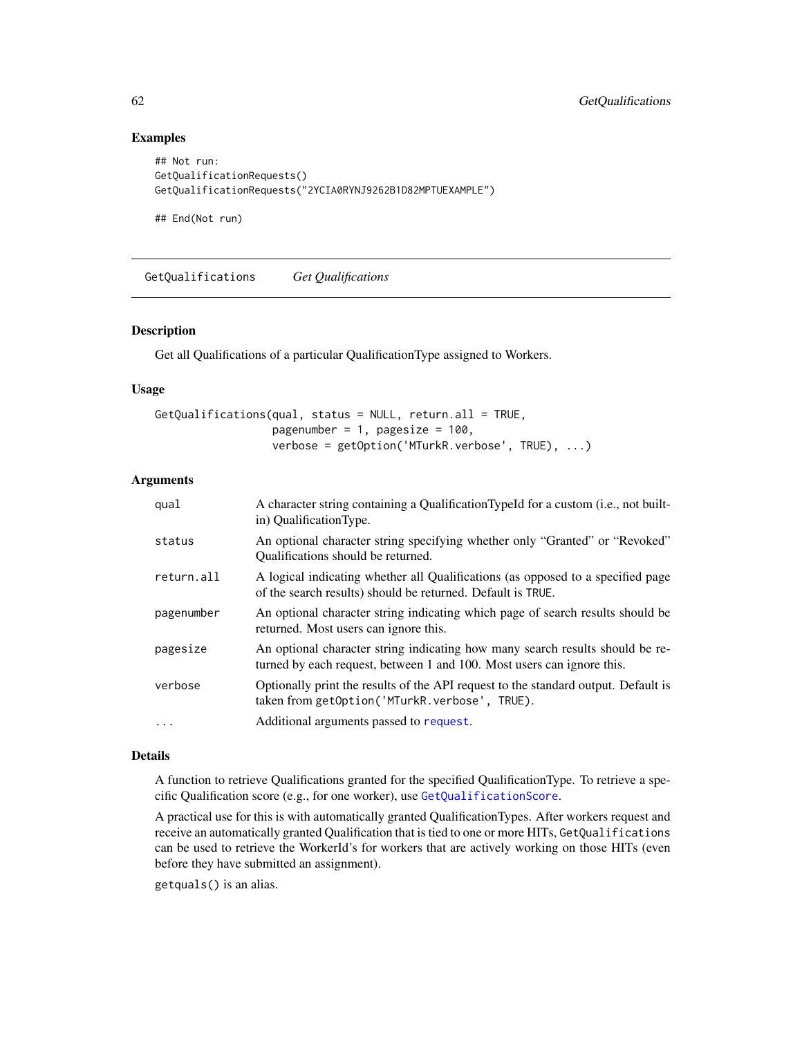## Examples

```
## Not run:
GetQualificationRequests()
GetQualificationRequests("2YCIA0RYNJ9262B1D82MPTUEXAMPLE")

## End(Not run)
```

---

`GetQualifications` *Get Qualifications*

---

### Description

Get all Qualifications of a particular QualificationType assigned to Workers.

### Usage

```
GetQualifications(qual, status = NULL, return.all = TRUE,
                  pagenumber = 1, pagesize = 100,
                  verbose = getOption('MTurkR.verbose', TRUE), ...)
```

### Arguments

| | |
|---|---|
| `qual` | A character string containing a QualificationTypeId for a custom (i.e., not built-in) QualificationType. |
| `status` | An optional character string specifying whether only "Granted" or "Revoked" Qualifications should be returned. |
| `return.all` | A logical indicating whether all Qualifications (as opposed to a specified page of the search results) should be returned. Default is `TRUE`. |
| `pagenumber` | An optional character string indicating which page of search results should be returned. Most users can ignore this. |
| `pagesize` | An optional character string indicating how many search results should be returned by each request, between 1 and 100. Most users can ignore this. |
| `verbose` | Optionally print the results of the API request to the standard output. Default is taken from `getOption('MTurkR.verbose', TRUE)`. |
| `...` | Additional arguments passed to `request`. |

### Details

A function to retrieve Qualifications granted for the specified QualificationType. To retrieve a specific Qualification score (e.g., for one worker), use `GetQualificationScore`.

A practical use for this is with automatically granted QualificationTypes. After workers request and receive an automatically granted Qualification that is tied to one or more HITs, `GetQualifications` can be used to retrieve the WorkerId's for workers that are actively working on those HITs (even before they have submitted an assignment).

`getquals()` is an alias.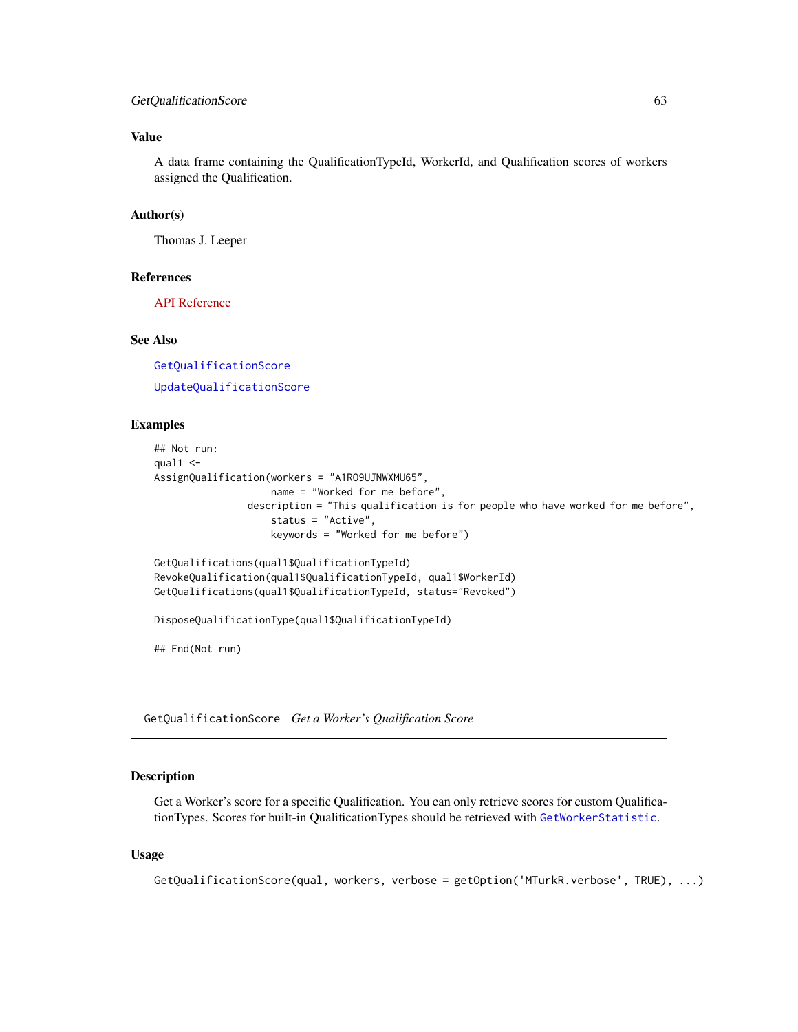### Value

A data frame containing the QualificationTypeId, WorkerId, and Qualification scores of workers assigned the Qualification.

### Author(s)

Thomas J. Leeper

### References

API Reference

### See Also

GetQualificationScore

UpdateQualificationScore

### Examples

```
## Not run:
qual1 <-
AssignQualification(workers = "A1RO9UJNWXMU65",
                    name = "Worked for me before",
                description = "This qualification is for people who have worked for me before",
                    status = "Active",
                    keywords = "Worked for me before")

GetQualifications(qual1$QualificationTypeId)
RevokeQualification(qual1$QualificationTypeId, qual1$WorkerId)
GetQualifications(qual1$QualificationTypeId, status="Revoked")

DisposeQualificationType(qual1$QualificationTypeId)

## End(Not run)
```

---

## GetQualificationScore *Get a Worker's Qualification Score*

### Description

Get a Worker's score for a specific Qualification. You can only retrieve scores for custom QualificationTypes. Scores for built-in QualificationTypes should be retrieved with GetWorkerStatistic.

### Usage

```
GetQualificationScore(qual, workers, verbose = getOption('MTurkR.verbose', TRUE), ...)
```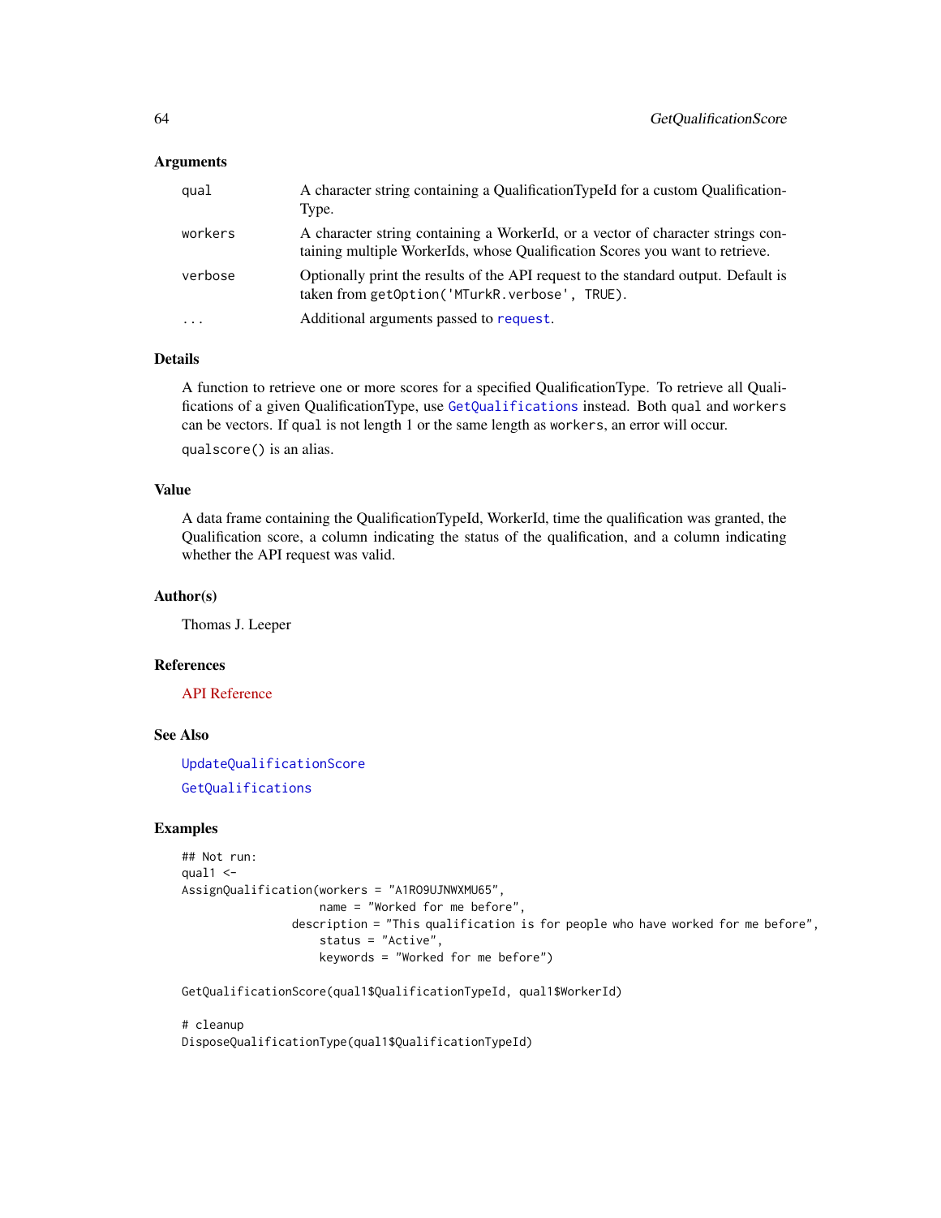### Arguments

| | |
|---|---|
| `qual` | A character string containing a QualificationTypeId for a custom QualificationType. |
| `workers` | A character string containing a WorkerId, or a vector of character strings containing multiple WorkerIds, whose Qualification Scores you want to retrieve. |
| `verbose` | Optionally print the results of the API request to the standard output. Default is taken from `getOption('MTurkR.verbose', TRUE)`. |
| `...` | Additional arguments passed to `request`. |

### Details

A function to retrieve one or more scores for a specified QualificationType. To retrieve all Qualifications of a given QualificationType, use `GetQualifications` instead. Both `qual` and `workers` can be vectors. If `qual` is not length 1 or the same length as `workers`, an error will occur.

`qualscore()` is an alias.

### Value

A data frame containing the QualificationTypeId, WorkerId, time the qualification was granted, the Qualification score, a column indicating the status of the qualification, and a column indicating whether the API request was valid.

### Author(s)

Thomas J. Leeper

### References

API Reference

### See Also

`UpdateQualificationScore`

`GetQualifications`

### Examples

```
## Not run:
qual1 <-
AssignQualification(workers = "A1RO9UJNWXMU65",
                    name = "Worked for me before",
                description = "This qualification is for people who have worked for me before",
                    status = "Active",
                    keywords = "Worked for me before")

GetQualificationScore(qual1$QualificationTypeId, qual1$WorkerId)

# cleanup
DisposeQualificationType(qual1$QualificationTypeId)
```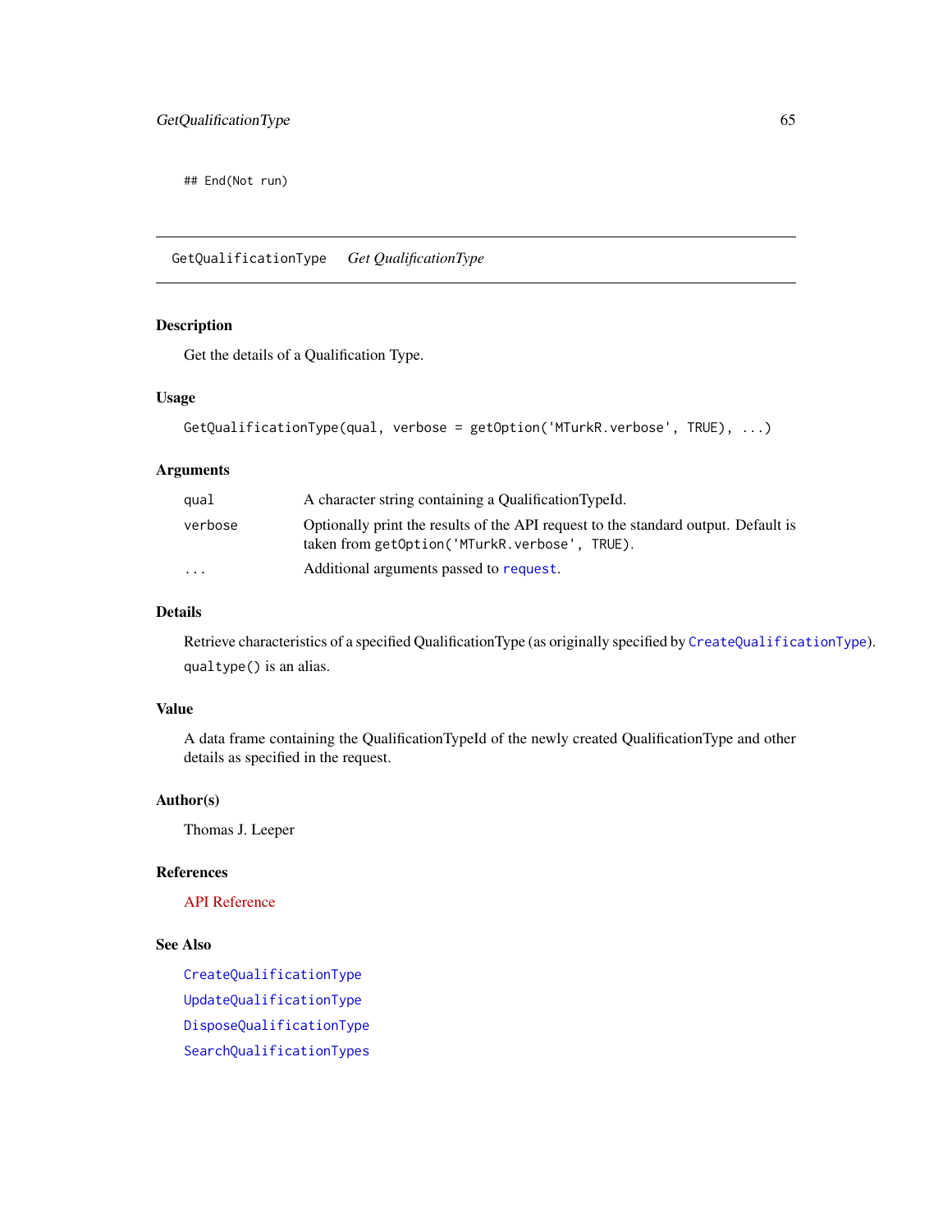```
## End(Not run)
```

## GetQualificationType    *Get QualificationType*

### Description

Get the details of a Qualification Type.

### Usage

```
GetQualificationType(qual, verbose = getOption('MTurkR.verbose', TRUE), ...)
```

### Arguments

| | |
|---|---|
| `qual` | A character string containing a QualificationTypeId. |
| `verbose` | Optionally print the results of the API request to the standard output. Default is taken from `getOption('MTurkR.verbose', TRUE)`. |
| `...` | Additional arguments passed to `request`. |

### Details

Retrieve characteristics of a specified QualificationType (as originally specified by `CreateQualificationType`).

`qualtype()` is an alias.

### Value

A data frame containing the QualificationTypeId of the newly created QualificationType and other details as specified in the request.

### Author(s)

Thomas J. Leeper

### References

API Reference

### See Also

`CreateQualificationType`

`UpdateQualificationType`

`DisposeQualificationType`

`SearchQualificationTypes`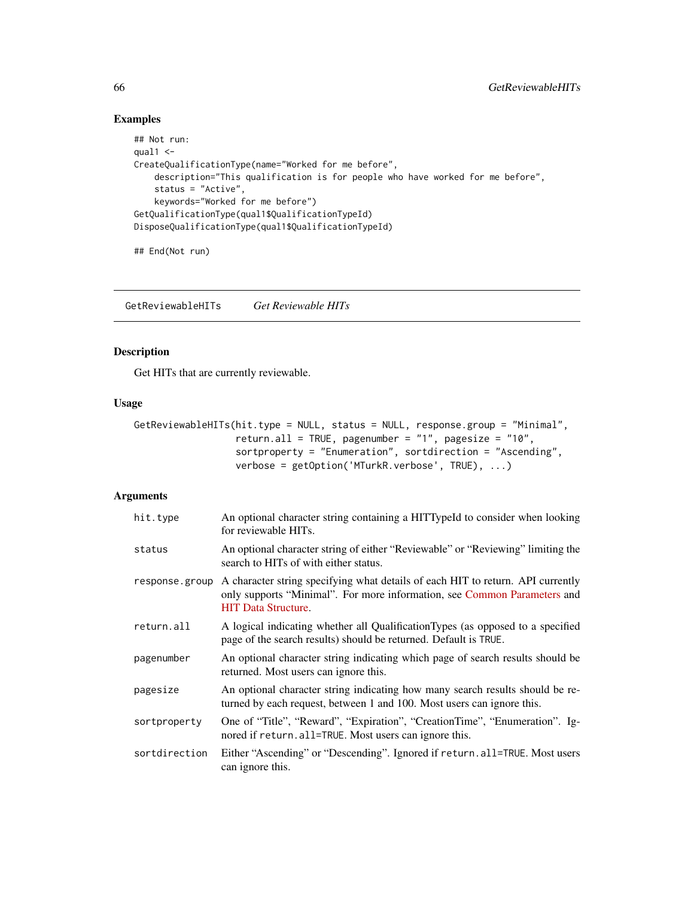## Examples

```
## Not run:
qual1 <-
CreateQualificationType(name="Worked for me before",
    description="This qualification is for people who have worked for me before",
    status = "Active",
    keywords="Worked for me before")
GetQualificationType(qual1$QualificationTypeId)
DisposeQualificationType(qual1$QualificationTypeId)

## End(Not run)
```

---

# GetReviewableHITs — *Get Reviewable HITs*

---

## Description

Get HITs that are currently reviewable.

## Usage

```
GetReviewableHITs(hit.type = NULL, status = NULL, response.group = "Minimal",
                  return.all = TRUE, pagenumber = "1", pagesize = "10",
                  sortproperty = "Enumeration", sortdirection = "Ascending",
                  verbose = getOption('MTurkR.verbose', TRUE), ...)
```

## Arguments

| | |
|---|---|
| `hit.type` | An optional character string containing a HITTypeId to consider when looking for reviewable HITs. |
| `status` | An optional character string of either "Reviewable" or "Reviewing" limiting the search to HITs of with either status. |
| `response.group` | A character string specifying what details of each HIT to return. API currently only supports "Minimal". For more information, see Common Parameters and HIT Data Structure. |
| `return.all` | A logical indicating whether all QualificationTypes (as opposed to a specified page of the search results) should be returned. Default is `TRUE`. |
| `pagenumber` | An optional character string indicating which page of search results should be returned. Most users can ignore this. |
| `pagesize` | An optional character string indicating how many search results should be returned by each request, between 1 and 100. Most users can ignore this. |
| `sortproperty` | One of "Title", "Reward", "Expiration", "CreationTime", "Enumeration". Ignored if `return.all=TRUE`. Most users can ignore this. |
| `sortdirection` | Either "Ascending" or "Descending". Ignored if `return.all=TRUE`. Most users can ignore this. |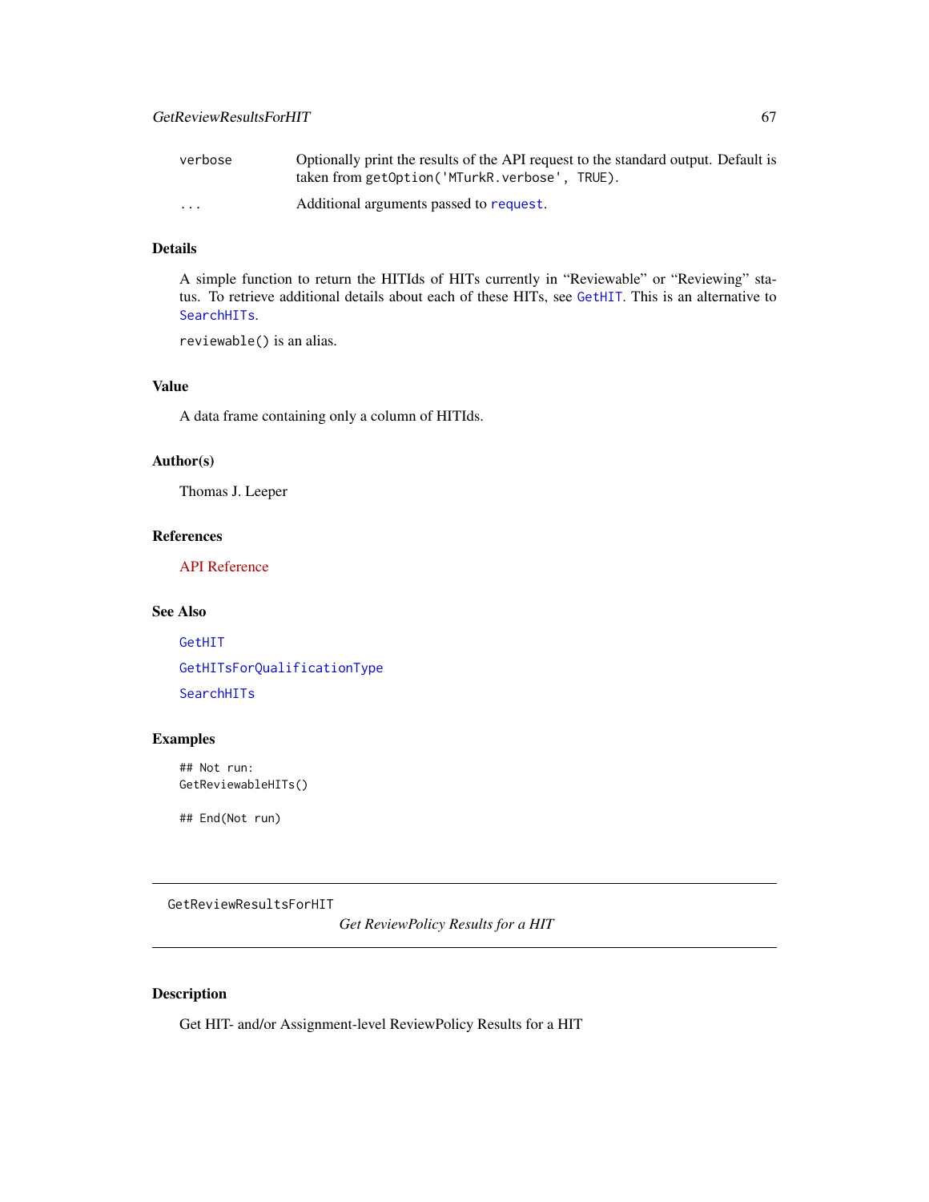| | |
|---|---|
| verbose | Optionally print the results of the API request to the standard output. Default is taken from getOption('MTurkR.verbose', TRUE). |
| ... | Additional arguments passed to request. |

### Details

A simple function to return the HITIds of HITs currently in "Reviewable" or "Reviewing" status. To retrieve additional details about each of these HITs, see GetHIT. This is an alternative to SearchHITs.

reviewable() is an alias.

### Value

A data frame containing only a column of HITIds.

### Author(s)

Thomas J. Leeper

### References

API Reference

### See Also

GetHIT

GetHITsForQualificationType

SearchHITs

### Examples

```
## Not run:
GetReviewableHITs()

## End(Not run)
```

---

## GetReviewResultsForHIT

*Get ReviewPolicy Results for a HIT*

---

### Description

Get HIT- and/or Assignment-level ReviewPolicy Results for a HIT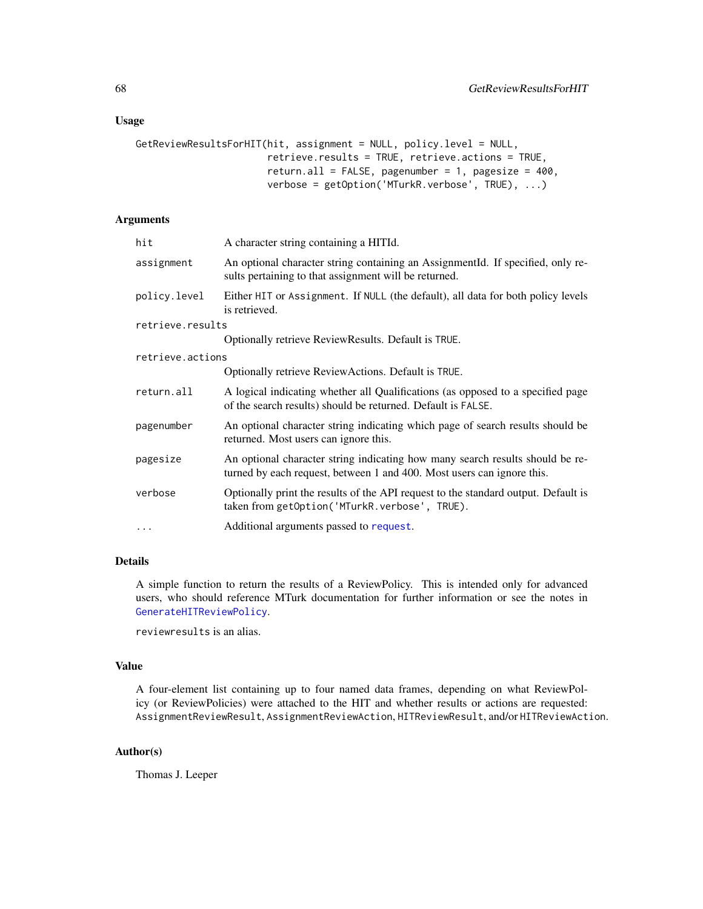## Usage

```
GetReviewResultsForHIT(hit, assignment = NULL, policy.level = NULL,
                       retrieve.results = TRUE, retrieve.actions = TRUE,
                       return.all = FALSE, pagenumber = 1, pagesize = 400,
                       verbose = getOption('MTurkR.verbose', TRUE), ...)
```

## Arguments

| Argument | Description |
|---|---|
| `hit` | A character string containing a HITId. |
| `assignment` | An optional character string containing an AssignmentId. If specified, only results pertaining to that assignment will be returned. |
| `policy.level` | Either `HIT` or `Assignment`. If `NULL` (the default), all data for both policy levels is retrieved. |
| `retrieve.results` | Optionally retrieve ReviewResults. Default is `TRUE`. |
| `retrieve.actions` | Optionally retrieve ReviewActions. Default is `TRUE`. |
| `return.all` | A logical indicating whether all Qualifications (as opposed to a specified page of the search results) should be returned. Default is `FALSE`. |
| `pagenumber` | An optional character string indicating which page of search results should be returned. Most users can ignore this. |
| `pagesize` | An optional character string indicating how many search results should be returned by each request, between 1 and 400. Most users can ignore this. |
| `verbose` | Optionally print the results of the API request to the standard output. Default is taken from `getOption('MTurkR.verbose', TRUE)`. |
| `...` | Additional arguments passed to `request`. |

## Details

A simple function to return the results of a ReviewPolicy. This is intended only for advanced users, who should reference MTurk documentation for further information or see the notes in `GenerateHITReviewPolicy`.

`reviewresults` is an alias.

## Value

A four-element list containing up to four named data frames, depending on what ReviewPolicy (or ReviewPolicies) were attached to the HIT and whether results or actions are requested: `AssignmentReviewResult`, `AssignmentReviewAction`, `HITReviewResult`, and/or `HITReviewAction`.

## Author(s)

Thomas J. Leeper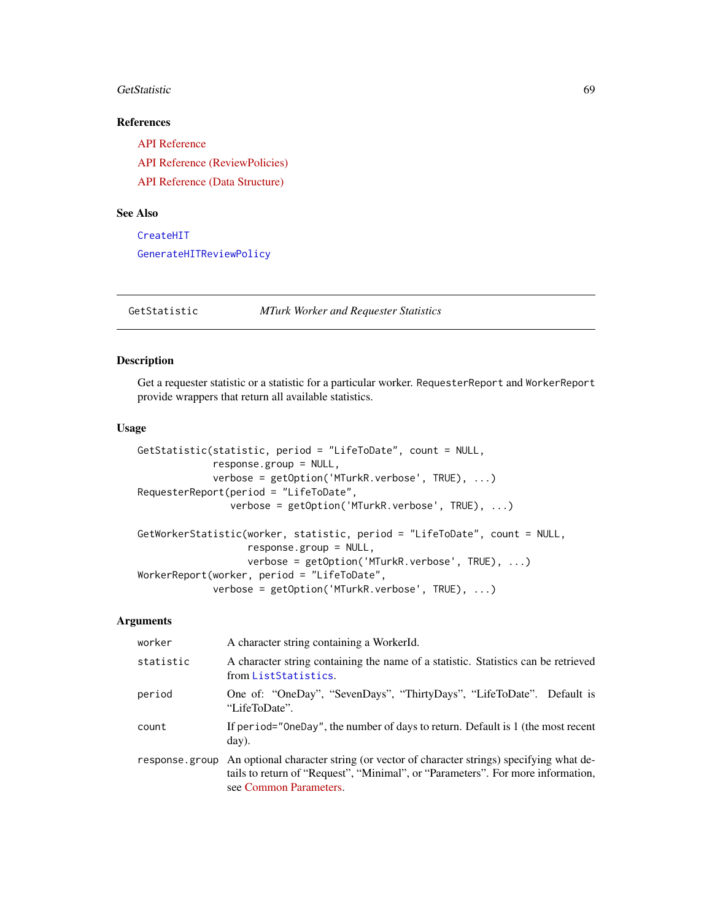### References

API Reference

API Reference (ReviewPolicies)

API Reference (Data Structure)

### See Also

`CreateHIT`

`GenerateHITReviewPolicy`

---

## GetStatistic — *MTurk Worker and Requester Statistics*

---

### Description

Get a requester statistic or a statistic for a particular worker. `RequesterReport` and `WorkerReport` provide wrappers that return all available statistics.

### Usage

```
GetStatistic(statistic, period = "LifeToDate", count = NULL,
             response.group = NULL,
             verbose = getOption('MTurkR.verbose', TRUE), ...)
RequesterReport(period = "LifeToDate",
                verbose = getOption('MTurkR.verbose', TRUE), ...)

GetWorkerStatistic(worker, statistic, period = "LifeToDate", count = NULL,
                   response.group = NULL,
                   verbose = getOption('MTurkR.verbose', TRUE), ...)
WorkerReport(worker, period = "LifeToDate",
             verbose = getOption('MTurkR.verbose', TRUE), ...)
```

### Arguments

| | |
|---|---|
| `worker` | A character string containing a WorkerId. |
| `statistic` | A character string containing the name of a statistic. Statistics can be retrieved from `ListStatistics`. |
| `period` | One of: "OneDay", "SevenDays", "ThirtyDays", "LifeToDate". Default is "LifeToDate". |
| `count` | If `period="OneDay"`, the number of days to return. Default is 1 (the most recent day). |
| `response.group` | An optional character string (or vector of character strings) specifying what details to return of "Request", "Minimal", or "Parameters". For more information, see Common Parameters. |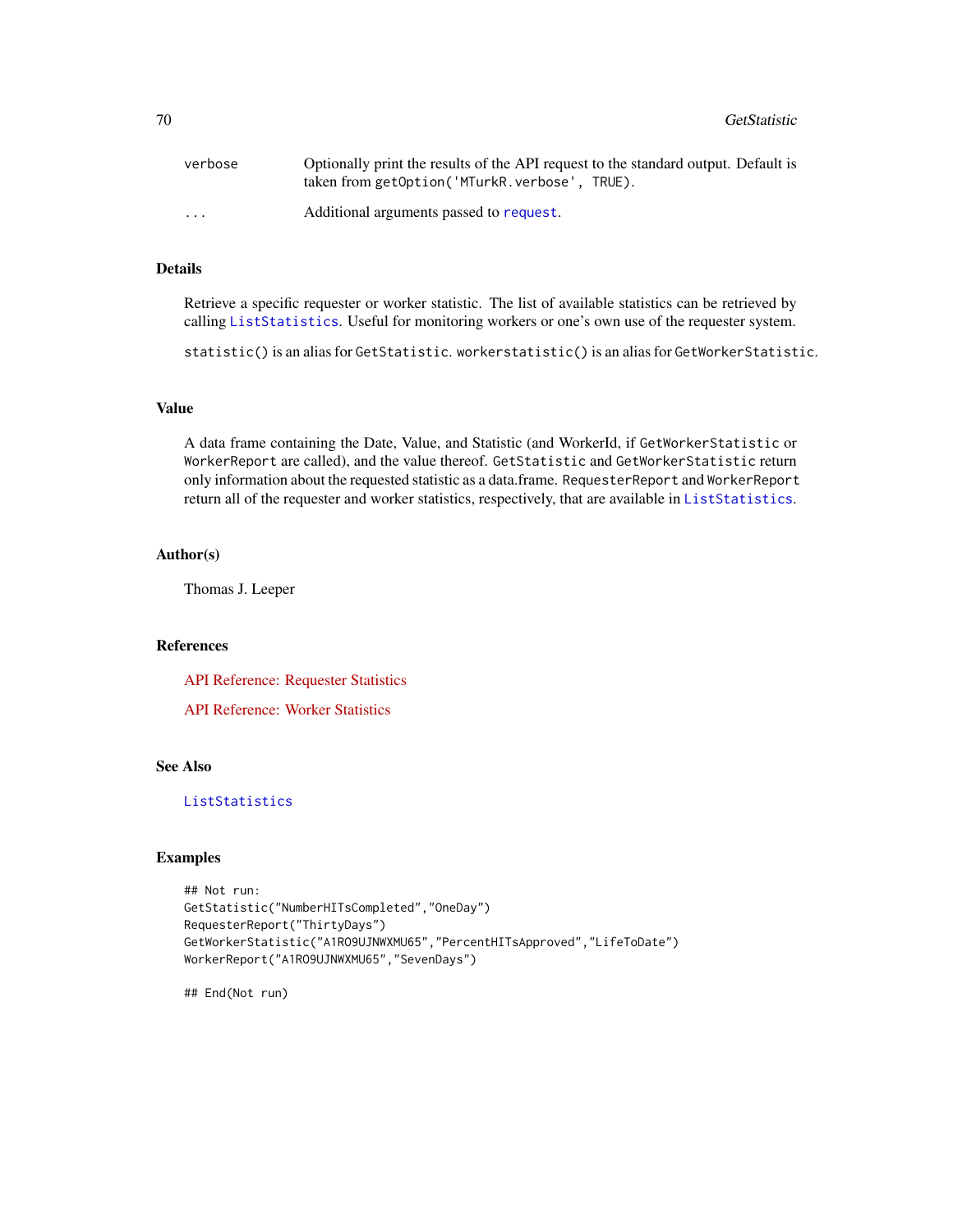| | |
|---|---|
| verbose | Optionally print the results of the API request to the standard output. Default is taken from getOption('MTurkR.verbose', TRUE). |
| ... | Additional arguments passed to request. |

## Details

Retrieve a specific requester or worker statistic. The list of available statistics can be retrieved by calling ListStatistics. Useful for monitoring workers or one's own use of the requester system.

statistic() is an alias for GetStatistic. workerstatistic() is an alias for GetWorkerStatistic.

## Value

A data frame containing the Date, Value, and Statistic (and WorkerId, if GetWorkerStatistic or WorkerReport are called), and the value thereof. GetStatistic and GetWorkerStatistic return only information about the requested statistic as a data.frame. RequesterReport and WorkerReport return all of the requester and worker statistics, respectively, that are available in ListStatistics.

## Author(s)

Thomas J. Leeper

## References

API Reference: Requester Statistics

API Reference: Worker Statistics

## See Also

ListStatistics

## Examples

```
## Not run:
GetStatistic("NumberHITsCompleted","OneDay")
RequesterReport("ThirtyDays")
GetWorkerStatistic("A1RO9UJNWXMU65","PercentHITsApproved","LifeToDate")
WorkerReport("A1RO9UJNWXMU65","SevenDays")

## End(Not run)
```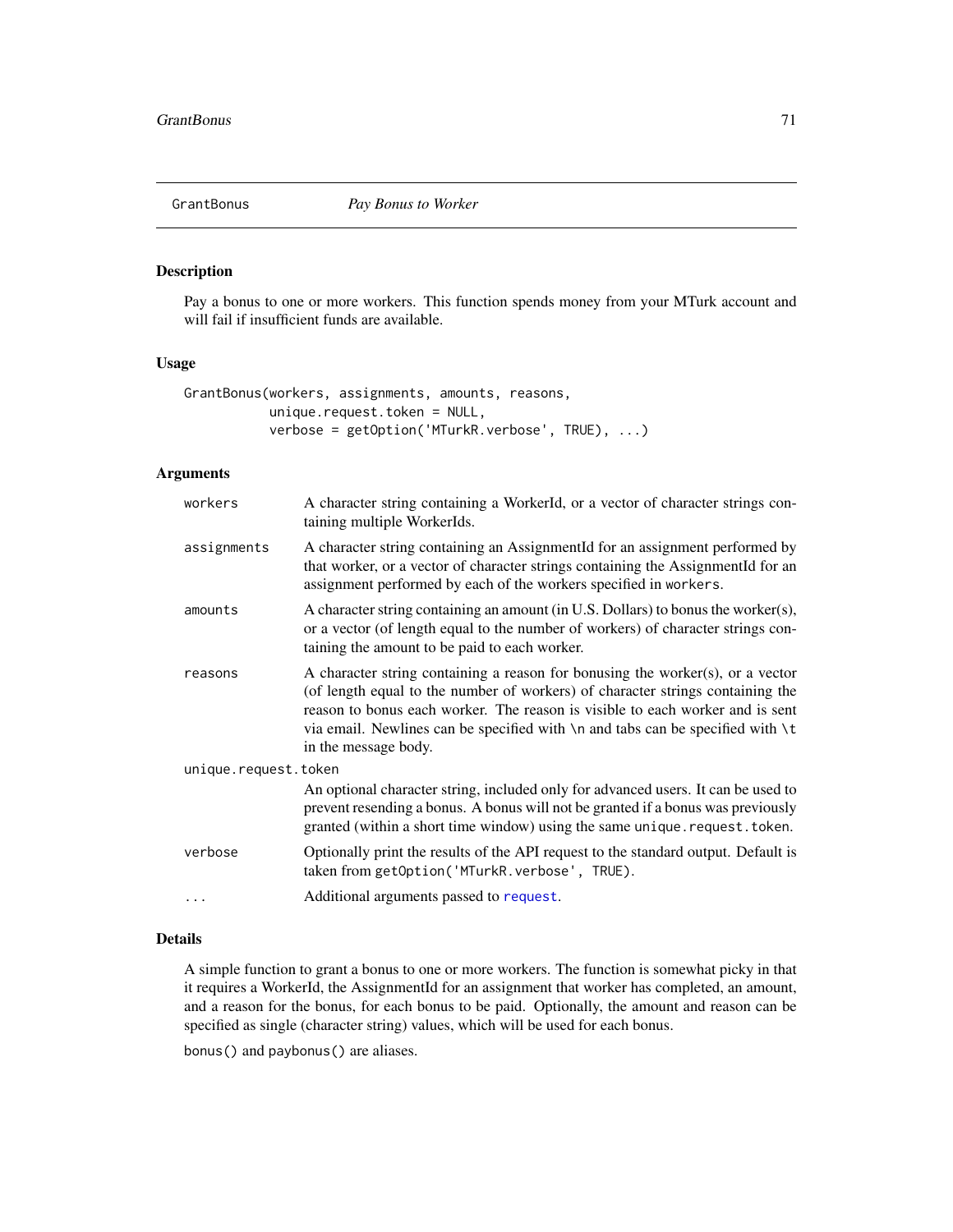GrantBonus *Pay Bonus to Worker*

## Description

Pay a bonus to one or more workers. This function spends money from your MTurk account and will fail if insufficient funds are available.

## Usage

```
GrantBonus(workers, assignments, amounts, reasons,
           unique.request.token = NULL,
           verbose = getOption('MTurkR.verbose', TRUE), ...)
```

## Arguments

| | |
|---|---|
| workers | A character string containing a WorkerId, or a vector of character strings containing multiple WorkerIds. |
| assignments | A character string containing an AssignmentId for an assignment performed by that worker, or a vector of character strings containing the AssignmentId for an assignment performed by each of the workers specified in `workers`. |
| amounts | A character string containing an amount (in U.S. Dollars) to bonus the worker(s), or a vector (of length equal to the number of workers) of character strings containing the amount to be paid to each worker. |
| reasons | A character string containing a reason for bonusing the worker(s), or a vector (of length equal to the number of workers) of character strings containing the reason to bonus each worker. The reason is visible to each worker and is sent via email. Newlines can be specified with `\n` and tabs can be specified with `\t` in the message body. |
| unique.request.token | An optional character string, included only for advanced users. It can be used to prevent resending a bonus. A bonus will not be granted if a bonus was previously granted (within a short time window) using the same `unique.request.token`. |
| verbose | Optionally print the results of the API request to the standard output. Default is taken from `getOption('MTurkR.verbose', TRUE)`. |
| ... | Additional arguments passed to `request`. |

## Details

A simple function to grant a bonus to one or more workers. The function is somewhat picky in that it requires a WorkerId, the AssignmentId for an assignment that worker has completed, an amount, and a reason for the bonus, for each bonus to be paid. Optionally, the amount and reason can be specified as single (character string) values, which will be used for each bonus.

`bonus()` and `paybonus()` are aliases.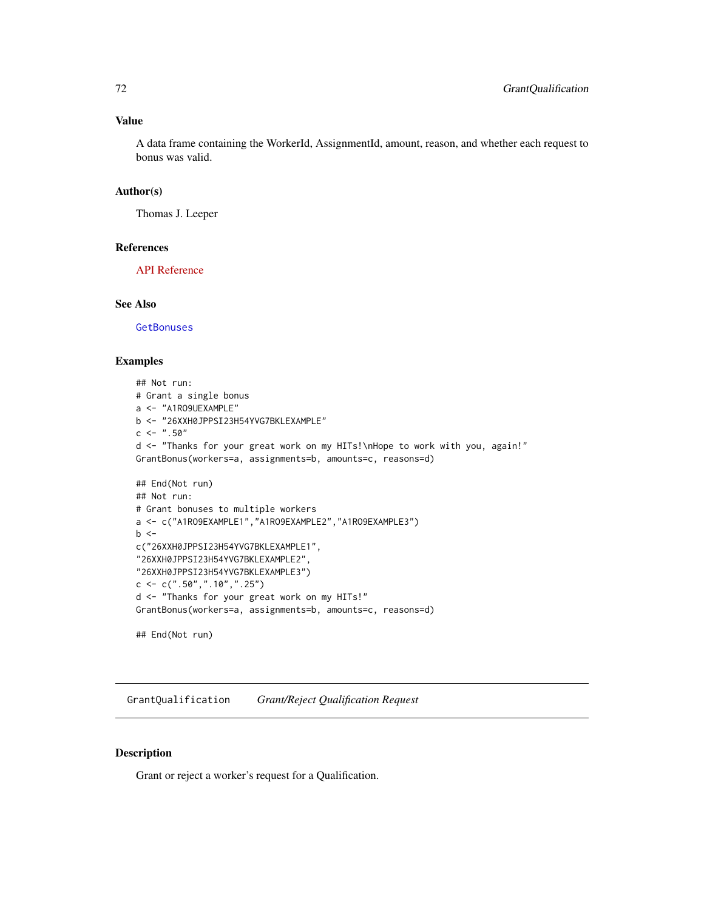### Value

A data frame containing the WorkerId, AssignmentId, amount, reason, and whether each request to bonus was valid.

### Author(s)

Thomas J. Leeper

### References

API Reference

### See Also

`GetBonuses`

### Examples

```
## Not run:
# Grant a single bonus
a <- "A1RO9UEXAMPLE"
b <- "26XXH0JPPSI23H54YVG7BKLEXAMPLE"
c <- ".50"
d <- "Thanks for your great work on my HITs!\nHope to work with you, again!"
GrantBonus(workers=a, assignments=b, amounts=c, reasons=d)

## End(Not run)
## Not run:
# Grant bonuses to multiple workers
a <- c("A1RO9EXAMPLE1","A1RO9EXAMPLE2","A1RO9EXAMPLE3")
b <-
c("26XXH0JPPSI23H54YVG7BKLEXAMPLE1",
"26XXH0JPPSI23H54YVG7BKLEXAMPLE2",
"26XXH0JPPSI23H54YVG7BKLEXAMPLE3")
c <- c(".50",".10",".25")
d <- "Thanks for your great work on my HITs!"
GrantBonus(workers=a, assignments=b, amounts=c, reasons=d)

## End(Not run)
```

---

## GrantQualification *Grant/Reject Qualification Request*

---

### Description

Grant or reject a worker's request for a Qualification.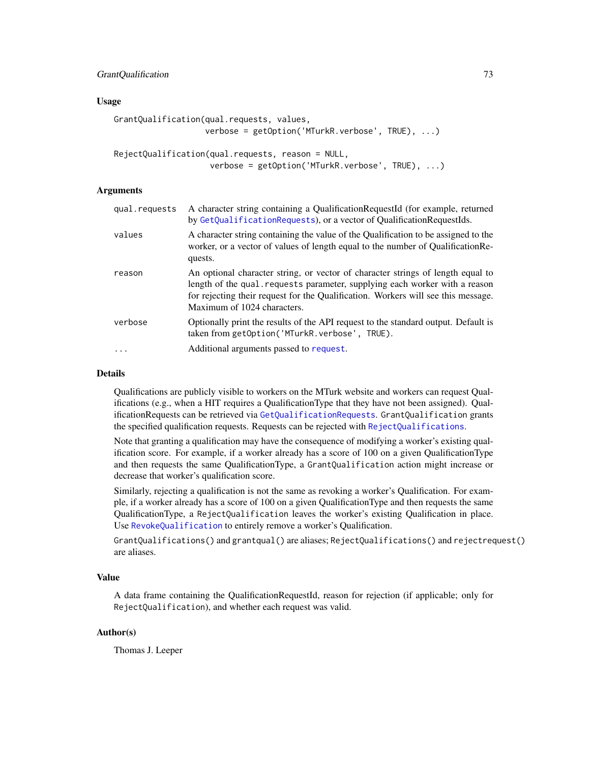### Usage

```
GrantQualification(qual.requests, values,
                   verbose = getOption('MTurkR.verbose', TRUE), ...)

RejectQualification(qual.requests, reason = NULL,
                    verbose = getOption('MTurkR.verbose', TRUE), ...)
```

### Arguments

| | |
|---|---|
| qual.requests | A character string containing a QualificationRequestId (for example, returned by GetQualificationRequests), or a vector of QualificationRequestIds. |
| values | A character string containing the value of the Qualification to be assigned to the worker, or a vector of values of length equal to the number of QualificationRequests. |
| reason | An optional character string, or vector of character strings of length equal to length of the qual.requests parameter, supplying each worker with a reason for rejecting their request for the Qualification. Workers will see this message. Maximum of 1024 characters. |
| verbose | Optionally print the results of the API request to the standard output. Default is taken from getOption('MTurkR.verbose', TRUE). |
| ... | Additional arguments passed to request. |

### Details

Qualifications are publicly visible to workers on the MTurk website and workers can request Qualifications (e.g., when a HIT requires a QualificationType that they have not been assigned). QualificationRequests can be retrieved via GetQualificationRequests. GrantQualification grants the specified qualification requests. Requests can be rejected with RejectQualifications.

Note that granting a qualification may have the consequence of modifying a worker's existing qualification score. For example, if a worker already has a score of 100 on a given QualificationType and then requests the same QualificationType, a GrantQualification action might increase or decrease that worker's qualification score.

Similarly, rejecting a qualification is not the same as revoking a worker's Qualification. For example, if a worker already has a score of 100 on a given QualificationType and then requests the same QualificationType, a RejectQualification leaves the worker's existing Qualification in place. Use RevokeQualification to entirely remove a worker's Qualification.

GrantQualifications() and grantqual() are aliases; RejectQualifications() and rejectrequest() are aliases.

### Value

A data frame containing the QualificationRequestId, reason for rejection (if applicable; only for RejectQualification), and whether each request was valid.

### Author(s)

Thomas J. Leeper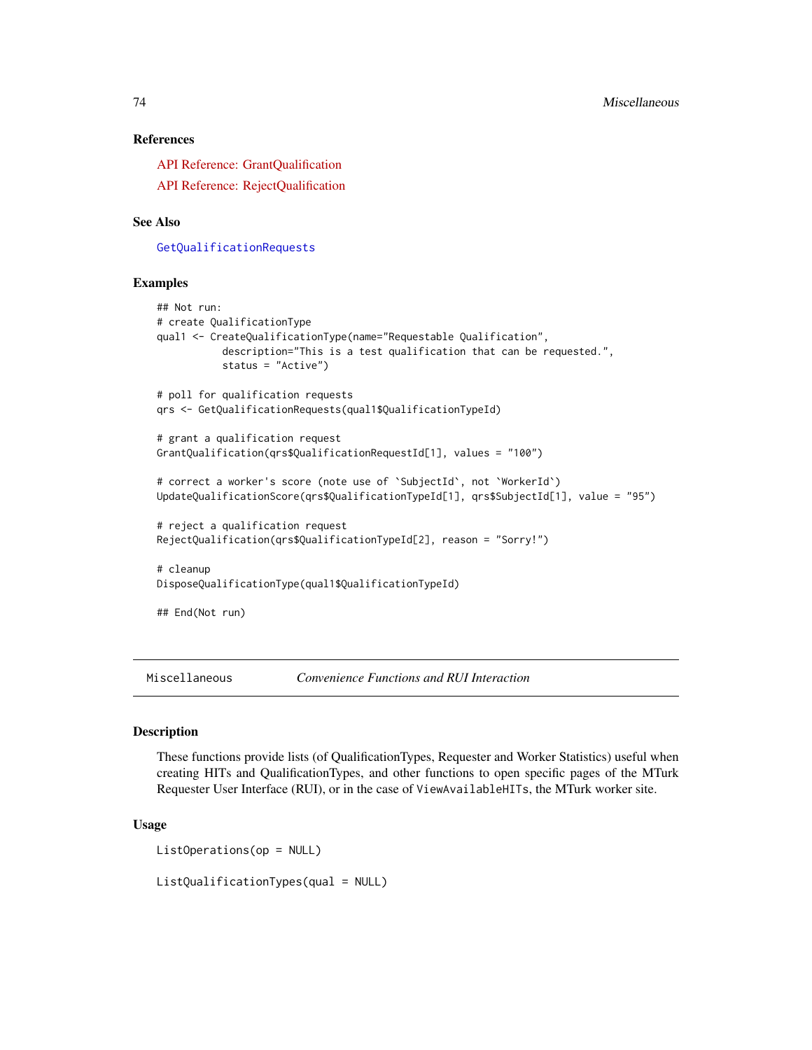### References

API Reference: GrantQualification

API Reference: RejectQualification

### See Also

GetQualificationRequests

### Examples

```
## Not run:
# create QualificationType
qual1 <- CreateQualificationType(name="Requestable Qualification",
           description="This is a test qualification that can be requested.",
           status = "Active")

# poll for qualification requests
qrs <- GetQualificationRequests(qual1$QualificationTypeId)

# grant a qualification request
GrantQualification(qrs$QualificationRequestId[1], values = "100")

# correct a worker's score (note use of `SubjectId`, not `WorkerId`)
UpdateQualificationScore(qrs$QualificationTypeId[1], qrs$SubjectId[1], value = "95")

# reject a qualification request
RejectQualification(qrs$QualificationTypeId[2], reason = "Sorry!")

# cleanup
DisposeQualificationType(qual1$QualificationTypeId)

## End(Not run)
```

---

## Miscellaneous    *Convenience Functions and RUI Interaction*

### Description

These functions provide lists (of QualificationTypes, Requester and Worker Statistics) useful when creating HITs and QualificationTypes, and other functions to open specific pages of the MTurk Requester User Interface (RUI), or in the case of `ViewAvailableHITs`, the MTurk worker site.

### Usage

```
ListOperations(op = NULL)

ListQualificationTypes(qual = NULL)
```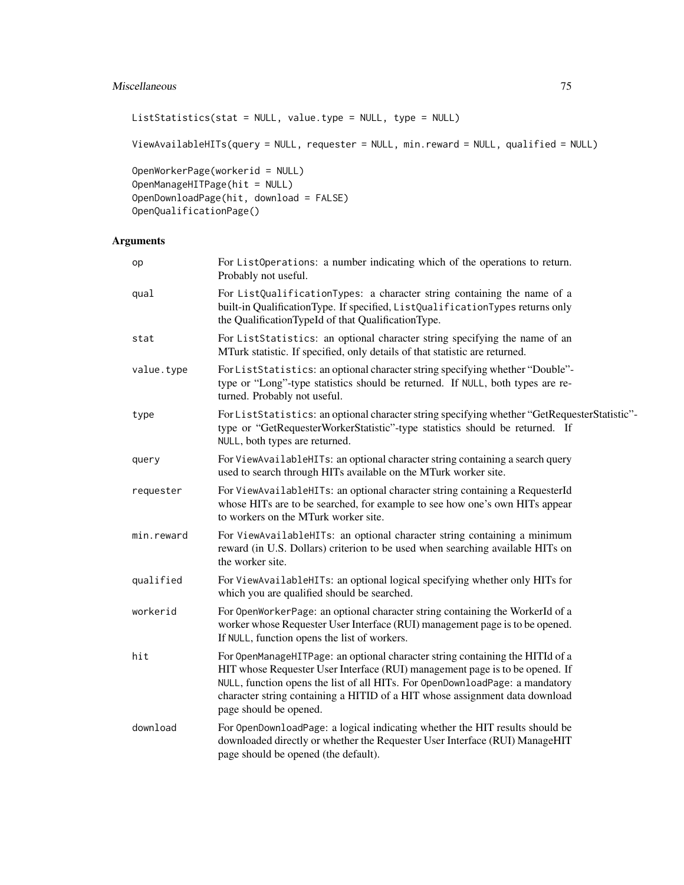```
ListStatistics(stat = NULL, value.type = NULL, type = NULL)

ViewAvailableHITs(query = NULL, requester = NULL, min.reward = NULL, qualified = NULL)

OpenWorkerPage(workerid = NULL)
OpenManageHITPage(hit = NULL)
OpenDownloadPage(hit, download = FALSE)
OpenQualificationPage()
```

## Arguments

| | |
|---|---|
| op | For ListOperations: a number indicating which of the operations to return. Probably not useful. |
| qual | For ListQualificationTypes: a character string containing the name of a built-in QualificationType. If specified, ListQualificationTypes returns only the QualificationTypeId of that QualificationType. |
| stat | For ListStatistics: an optional character string specifying the name of an MTurk statistic. If specified, only details of that statistic are returned. |
| value.type | For ListStatistics: an optional character string specifying whether "Double"-type or "Long"-type statistics should be returned. If NULL, both types are returned. Probably not useful. |
| type | For ListStatistics: an optional character string specifying whether "GetRequesterStatistic"-type or "GetRequesterWorkerStatistic"-type statistics should be returned. If NULL, both types are returned. |
| query | For ViewAvailableHITs: an optional character string containing a search query used to search through HITs available on the MTurk worker site. |
| requester | For ViewAvailableHITs: an optional character string containing a RequesterId whose HITs are to be searched, for example to see how one's own HITs appear to workers on the MTurk worker site. |
| min.reward | For ViewAvailableHITs: an optional character string containing a minimum reward (in U.S. Dollars) criterion to be used when searching available HITs on the worker site. |
| qualified | For ViewAvailableHITs: an optional logical specifying whether only HITs for which you are qualified should be searched. |
| workerid | For OpenWorkerPage: an optional character string containing the WorkerId of a worker whose Requester User Interface (RUI) management page is to be opened. If NULL, function opens the list of workers. |
| hit | For OpenManageHITPage: an optional character string containing the HITId of a HIT whose Requester User Interface (RUI) management page is to be opened. If NULL, function opens the list of all HITs. For OpenDownloadPage: a mandatory character string containing a HITID of a HIT whose assignment data download page should be opened. |
| download | For OpenDownloadPage: a logical indicating whether the HIT results should be downloaded directly or whether the Requester User Interface (RUI) ManageHIT page should be opened (the default). |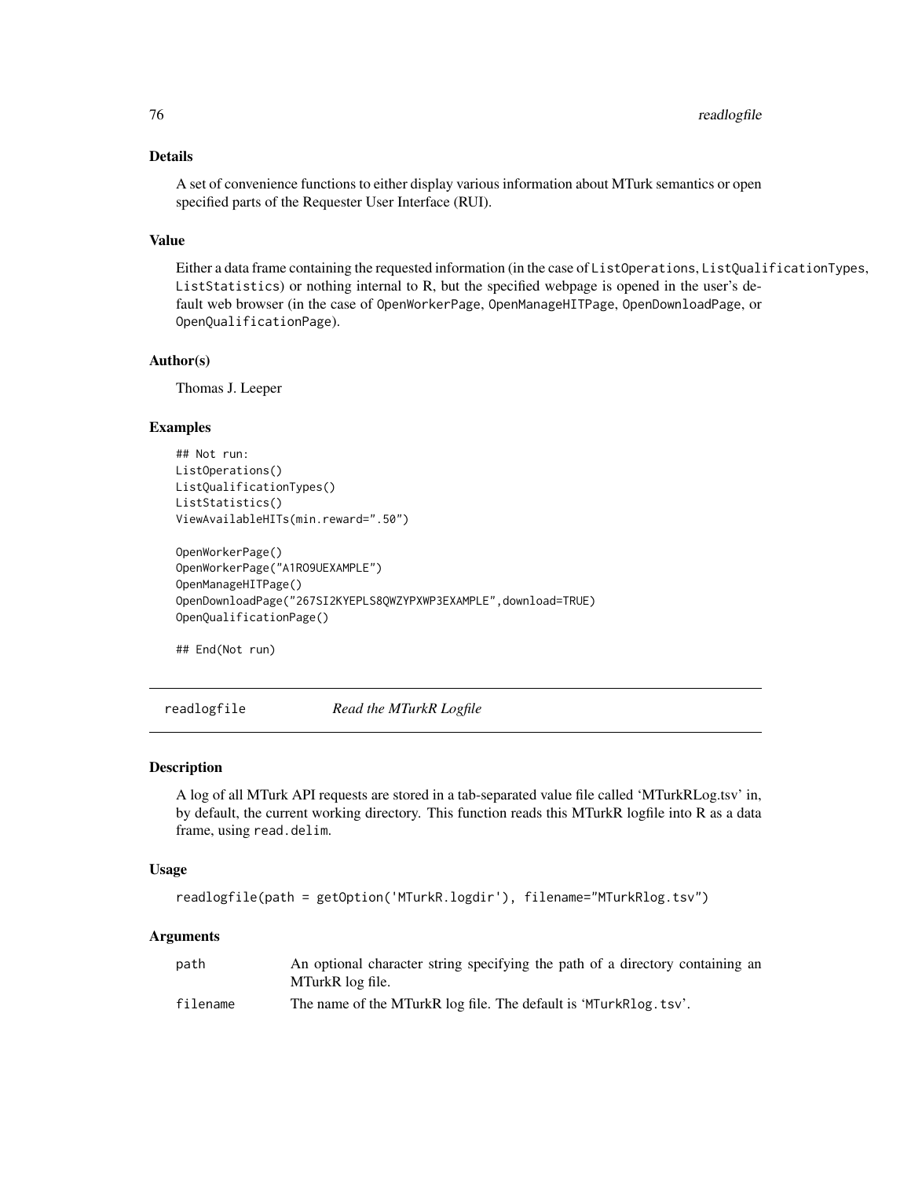## Details

A set of convenience functions to either display various information about MTurk semantics or open specified parts of the Requester User Interface (RUI).

## Value

Either a data frame containing the requested information (in the case of `ListOperations`, `ListQualificationTypes`, `ListStatistics`) or nothing internal to R, but the specified webpage is opened in the user's default web browser (in the case of `OpenWorkerPage`, `OpenManageHITPage`, `OpenDownloadPage`, or `OpenQualificationPage`).

## Author(s)

Thomas J. Leeper

## Examples

```
## Not run:
ListOperations()
ListQualificationTypes()
ListStatistics()
ViewAvailableHITs(min.reward=".50")

OpenWorkerPage()
OpenWorkerPage("A1RO9UEXAMPLE")
OpenManageHITPage()
OpenDownloadPage("267SI2KYEPLS8QWZYPXWP3EXAMPLE",download=TRUE)
OpenQualificationPage()

## End(Not run)
```

---

# readlogfile *Read the MTurkR Logfile*

---

## Description

A log of all MTurk API requests are stored in a tab-separated value file called 'MTurkRLog.tsv' in, by default, the current working directory. This function reads this MTurkR logfile into R as a data frame, using `read.delim`.

## Usage

```
readlogfile(path = getOption('MTurkR.logdir'), filename="MTurkRlog.tsv")
```

## Arguments

| | |
|---|---|
| path | An optional character string specifying the path of a directory containing an MTurkR log file. |
| filename | The name of the MTurkR log file. The default is 'MTurkRlog.tsv'. |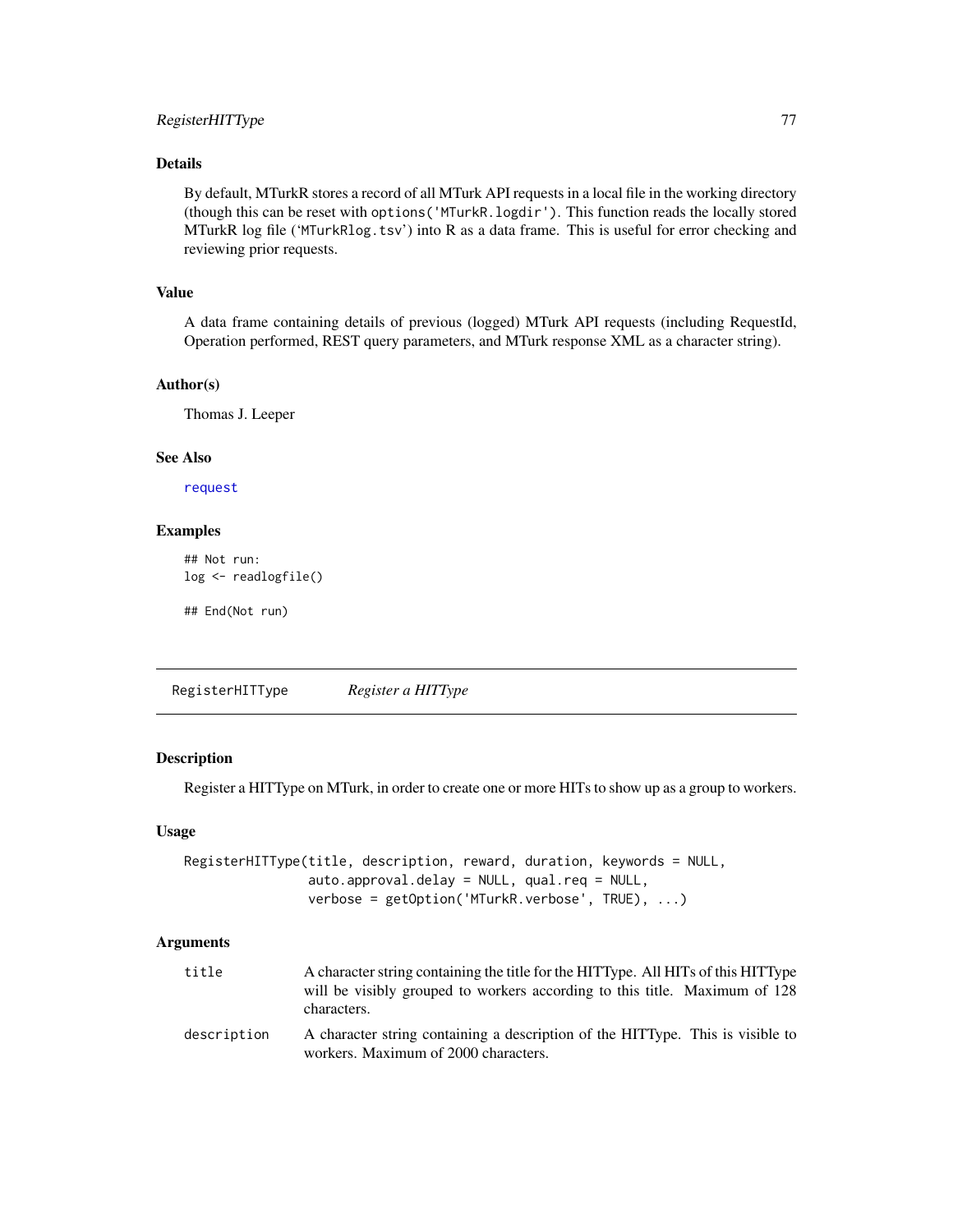## Details

By default, MTurkR stores a record of all MTurk API requests in a local file in the working directory (though this can be reset with `options('MTurkR.logdir')`. This function reads the locally stored MTurkR log file (‘`MTurkRlog.tsv`’) into R as a data frame. This is useful for error checking and reviewing prior requests.

## Value

A data frame containing details of previous (logged) MTurk API requests (including RequestId, Operation performed, REST query parameters, and MTurk response XML as a character string).

## Author(s)

Thomas J. Leeper

## See Also

`request`

## Examples

```
## Not run:
log <- readlogfile()

## End(Not run)
```

---

# RegisterHITType *Register a HITType*

## Description

Register a HITType on MTurk, in order to create one or more HITs to show up as a group to workers.

## Usage

```
RegisterHITType(title, description, reward, duration, keywords = NULL,
                auto.approval.delay = NULL, qual.req = NULL,
                verbose = getOption('MTurkR.verbose', TRUE), ...)
```

## Arguments

| | |
|---|---|
| `title` | A character string containing the title for the HITType. All HITs of this HITType will be visibly grouped to workers according to this title. Maximum of 128 characters. |
| `description` | A character string containing a description of the HITType. This is visible to workers. Maximum of 2000 characters. |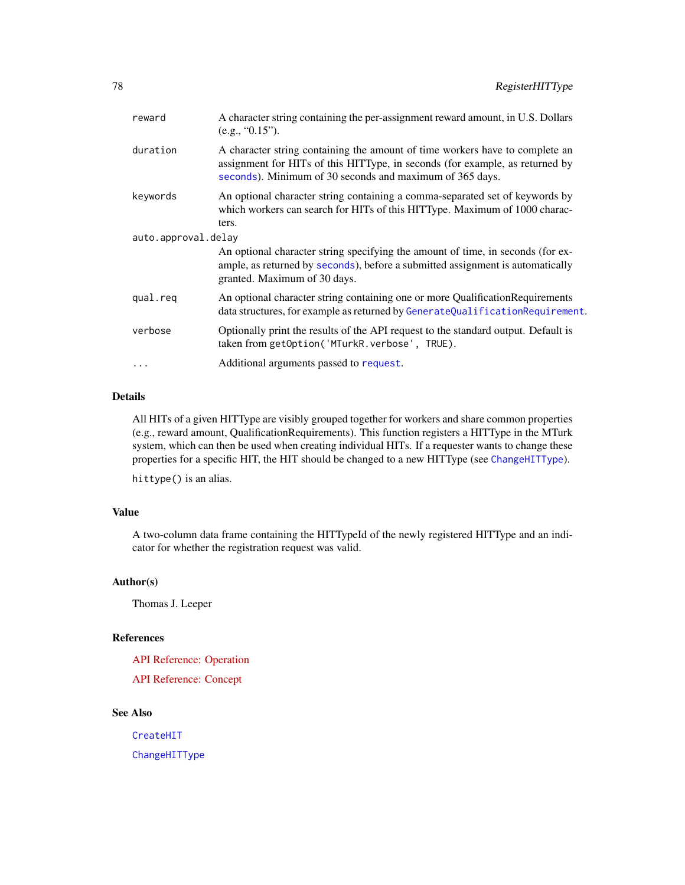| | |
|---|---|
| `reward` | A character string containing the per-assignment reward amount, in U.S. Dollars (e.g., "0.15"). |
| `duration` | A character string containing the amount of time workers have to complete an assignment for HITs of this HITType, in seconds (for example, as returned by `seconds`). Minimum of 30 seconds and maximum of 365 days. |
| `keywords` | An optional character string containing a comma-separated set of keywords by which workers can search for HITs of this HITType. Maximum of 1000 characters. |
| `auto.approval.delay` | An optional character string specifying the amount of time, in seconds (for example, as returned by `seconds`), before a submitted assignment is automatically granted. Maximum of 30 days. |
| `qual.req` | An optional character string containing one or more QualificationRequirements data structures, for example as returned by `GenerateQualificationRequirement`. |
| `verbose` | Optionally print the results of the API request to the standard output. Default is taken from `getOption('MTurkR.verbose', TRUE)`. |
| `...` | Additional arguments passed to `request`. |

## Details

All HITs of a given HITType are visibly grouped together for workers and share common properties (e.g., reward amount, QualificationRequirements). This function registers a HITType in the MTurk system, which can then be used when creating individual HITs. If a requester wants to change these properties for a specific HIT, the HIT should be changed to a new HITType (see `ChangeHITType`).

`hittype()` is an alias.

## Value

A two-column data frame containing the HITTypeId of the newly registered HITType and an indicator for whether the registration request was valid.

## Author(s)

Thomas J. Leeper

## References

API Reference: Operation

API Reference: Concept

## See Also

`CreateHIT`

`ChangeHITType`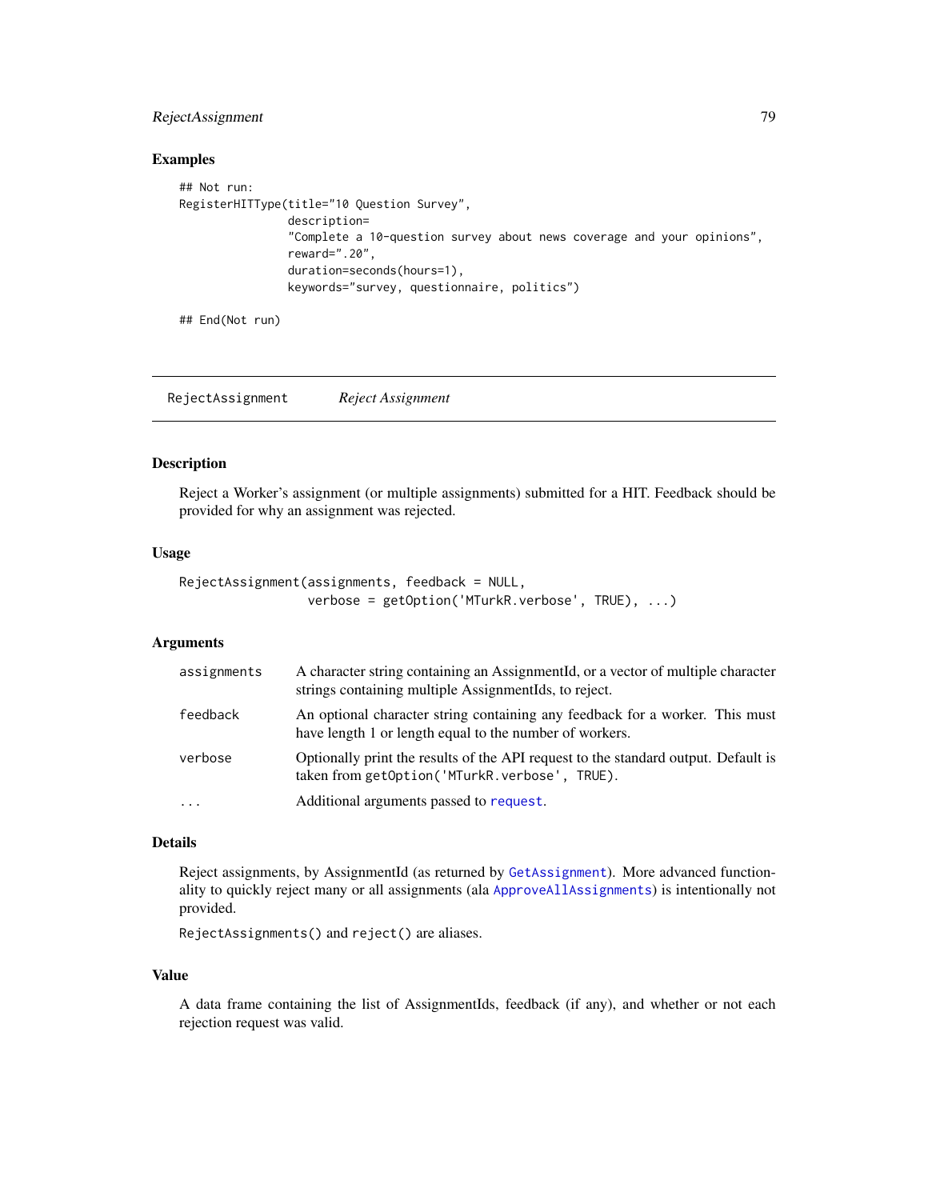## Examples

```
## Not run:
RegisterHITType(title="10 Question Survey",
                description=
                "Complete a 10-question survey about news coverage and your opinions",
                reward=".20",
                duration=seconds(hours=1),
                keywords="survey, questionnaire, politics")

## End(Not run)
```

---

RejectAssignment &nbsp;&nbsp;&nbsp;&nbsp; *Reject Assignment*

---

### Description

Reject a Worker's assignment (or multiple assignments) submitted for a HIT. Feedback should be provided for why an assignment was rejected.

### Usage

```
RejectAssignment(assignments, feedback = NULL,
                 verbose = getOption('MTurkR.verbose', TRUE), ...)
```

### Arguments

| | |
|---|---|
| assignments | A character string containing an AssignmentId, or a vector of multiple character strings containing multiple AssignmentIds, to reject. |
| feedback | An optional character string containing any feedback for a worker. This must have length 1 or length equal to the number of workers. |
| verbose | Optionally print the results of the API request to the standard output. Default is taken from `getOption('MTurkR.verbose', TRUE)`. |
| ... | Additional arguments passed to `request`. |

### Details

Reject assignments, by AssignmentId (as returned by `GetAssignment`). More advanced functionality to quickly reject many or all assignments (ala `ApproveAllAssignments`) is intentionally not provided.

`RejectAssignments()` and `reject()` are aliases.

### Value

A data frame containing the list of AssignmentIds, feedback (if any), and whether or not each rejection request was valid.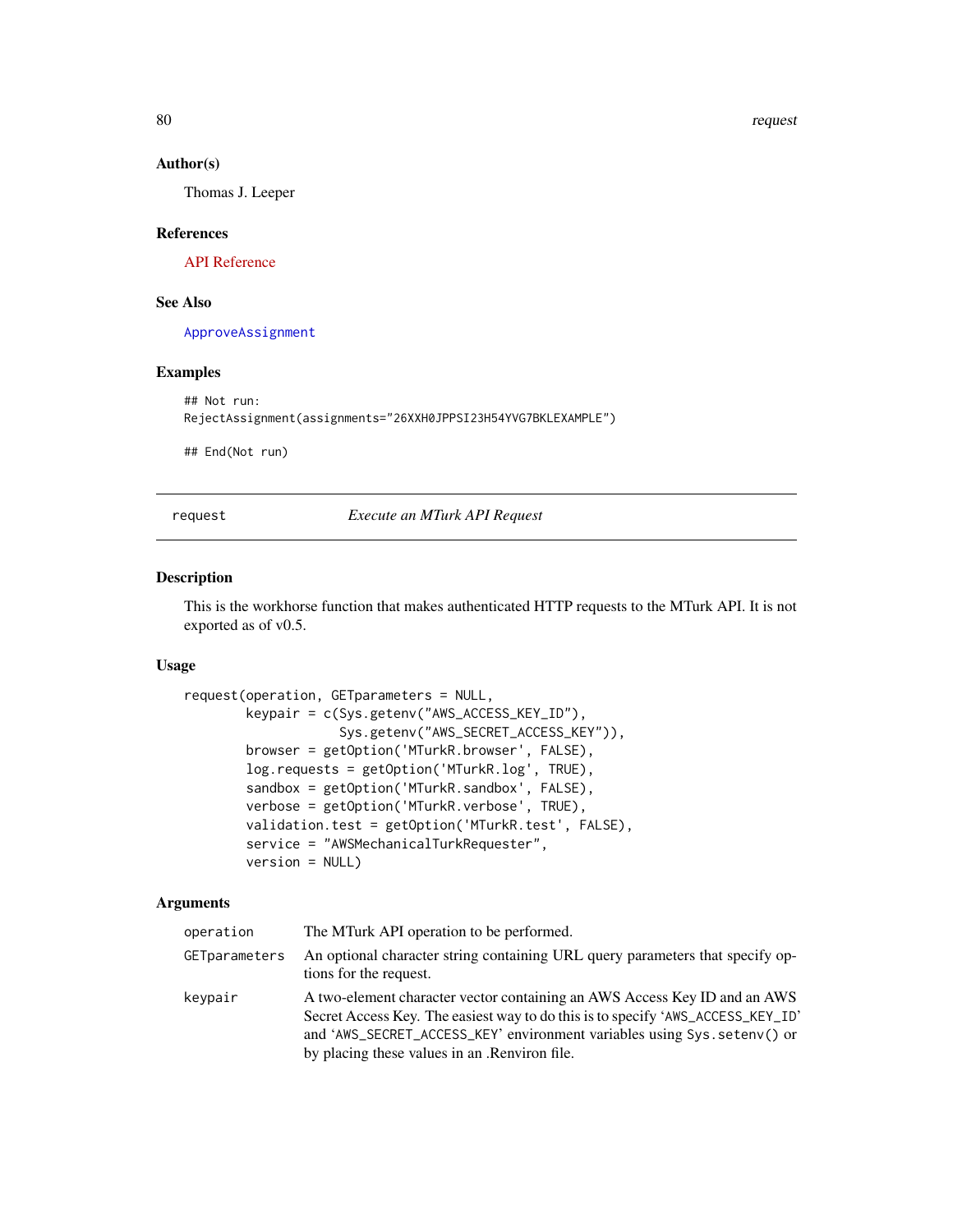### Author(s)

Thomas J. Leeper

### References

API Reference

### See Also

`ApproveAssignment`

### Examples

```
## Not run:
RejectAssignment(assignments="26XXH0JPPSI23H54YVG7BKLEXAMPLE")

## End(Not run)
```

---

## request — *Execute an MTurk API Request*

---

### Description

This is the workhorse function that makes authenticated HTTP requests to the MTurk API. It is not exported as of v0.5.

### Usage

```
request(operation, GETparameters = NULL,
        keypair = c(Sys.getenv("AWS_ACCESS_KEY_ID"),
                    Sys.getenv("AWS_SECRET_ACCESS_KEY")),
        browser = getOption('MTurkR.browser', FALSE),
        log.requests = getOption('MTurkR.log', TRUE),
        sandbox = getOption('MTurkR.sandbox', FALSE),
        verbose = getOption('MTurkR.verbose', TRUE),
        validation.test = getOption('MTurkR.test', FALSE),
        service = "AWSMechanicalTurkRequester",
        version = NULL)
```

### Arguments

| | |
|---|---|
| `operation` | The MTurk API operation to be performed. |
| `GETparameters` | An optional character string containing URL query parameters that specify options for the request. |
| `keypair` | A two-element character vector containing an AWS Access Key ID and an AWS Secret Access Key. The easiest way to do this is to specify 'AWS_ACCESS_KEY_ID' and 'AWS_SECRET_ACCESS_KEY' environment variables using `Sys.setenv()` or by placing these values in an .Renviron file. |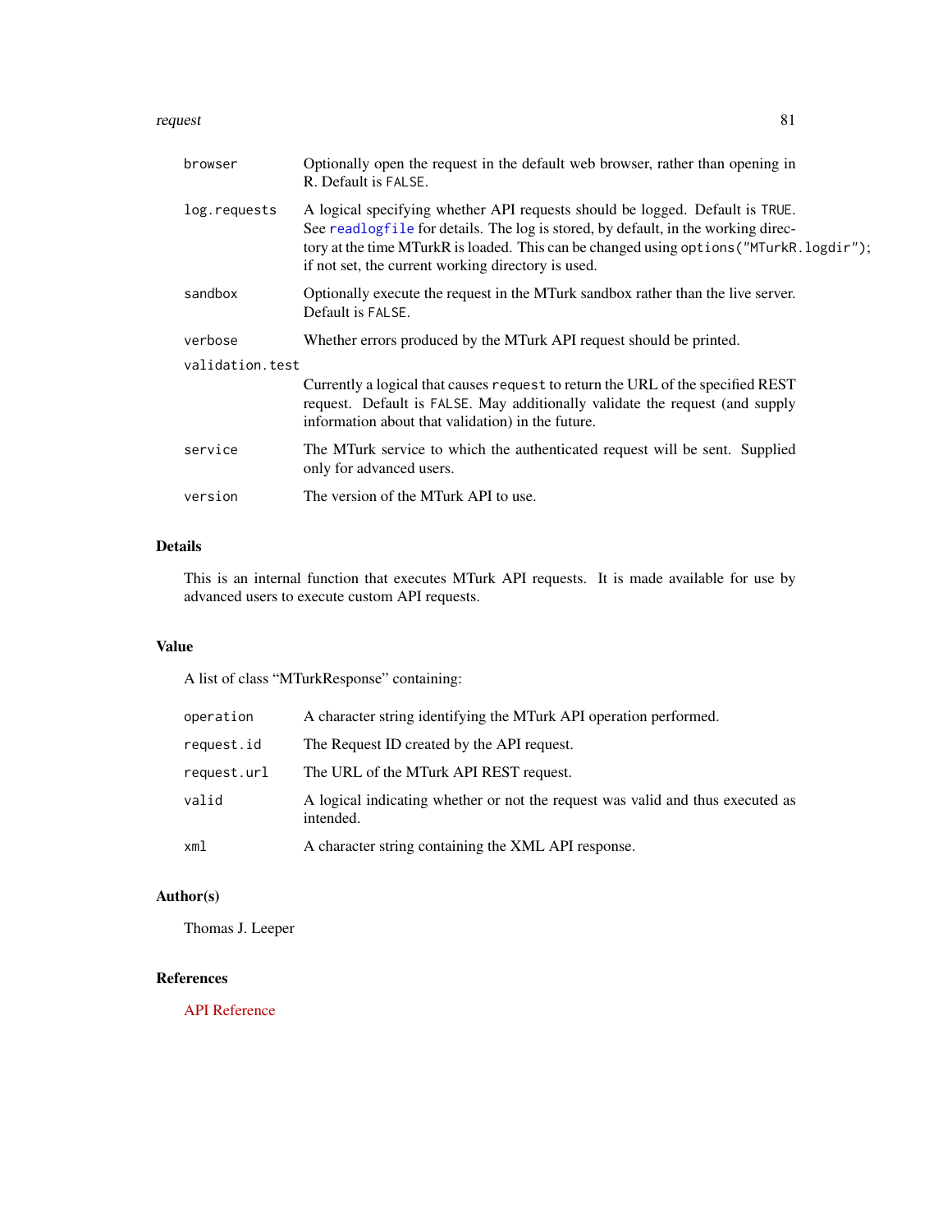| | |
|---|---|
| `browser` | Optionally open the request in the default web browser, rather than opening in R. Default is `FALSE`. |
| `log.requests` | A logical specifying whether API requests should be logged. Default is `TRUE`. See `readlogfile` for details. The log is stored, by default, in the working directory at the time MTurkR is loaded. This can be changed using `options("MTurkR.logdir")`; if not set, the current working directory is used. |
| `sandbox` | Optionally execute the request in the MTurk sandbox rather than the live server. Default is `FALSE`. |
| `verbose` | Whether errors produced by the MTurk API request should be printed. |
| `validation.test` | Currently a logical that causes `request` to return the URL of the specified REST request. Default is `FALSE`. May additionally validate the request (and supply information about that validation) in the future. |
| `service` | The MTurk service to which the authenticated request will be sent. Supplied only for advanced users. |
| `version` | The version of the MTurk API to use. |

## Details

This is an internal function that executes MTurk API requests. It is made available for use by advanced users to execute custom API requests.

## Value

A list of class "MTurkResponse" containing:

| | |
|---|---|
| `operation` | A character string identifying the MTurk API operation performed. |
| `request.id` | The Request ID created by the API request. |
| `request.url` | The URL of the MTurk API REST request. |
| `valid` | A logical indicating whether or not the request was valid and thus executed as intended. |
| `xml` | A character string containing the XML API response. |

## Author(s)

Thomas J. Leeper

## References

API Reference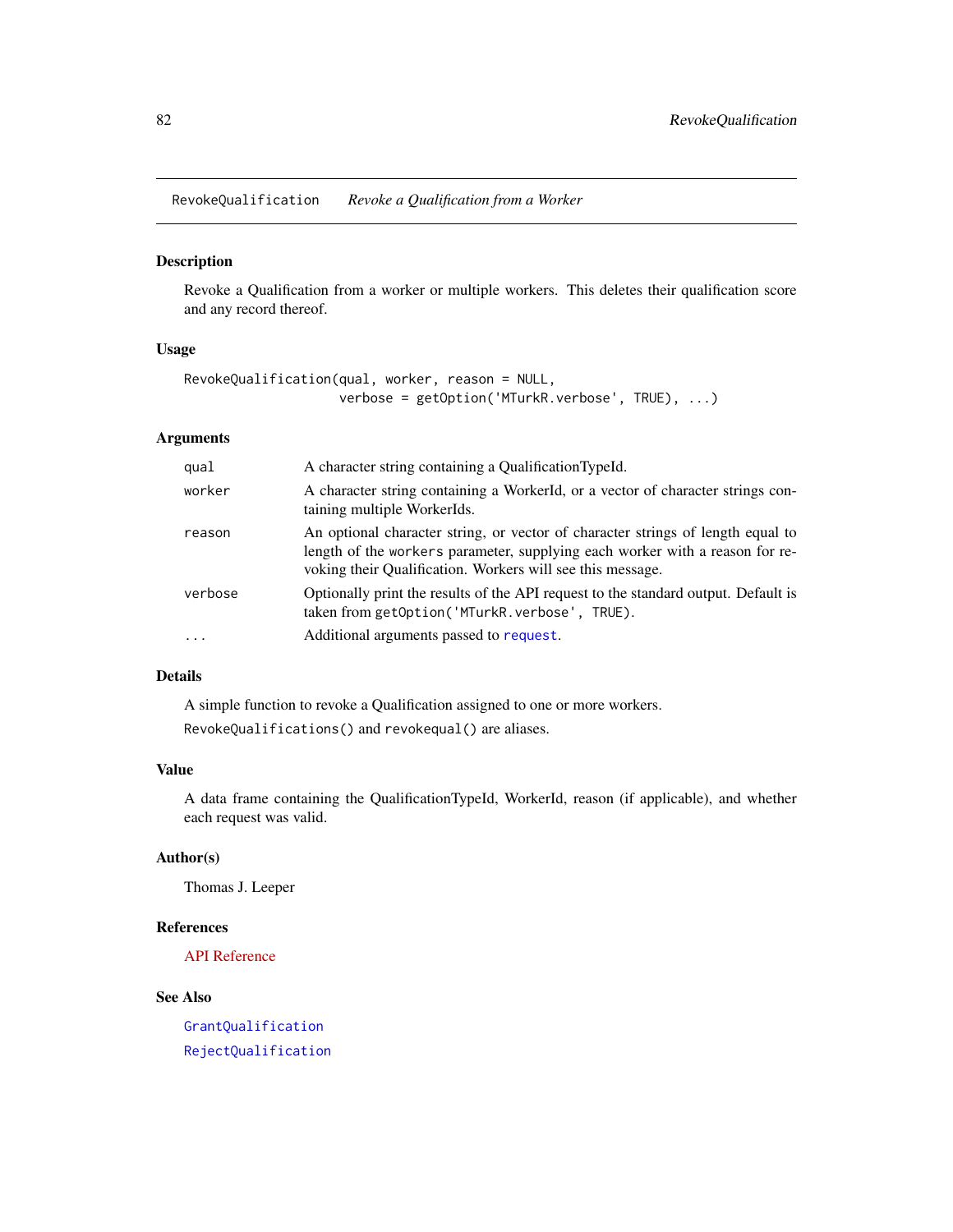RevokeQualification    *Revoke a Qualification from a Worker*

## Description

Revoke a Qualification from a worker or multiple workers. This deletes their qualification score and any record thereof.

## Usage

```
RevokeQualification(qual, worker, reason = NULL,
                    verbose = getOption('MTurkR.verbose', TRUE), ...)
```

## Arguments

| | |
|---|---|
| `qual` | A character string containing a QualificationTypeId. |
| `worker` | A character string containing a WorkerId, or a vector of character strings containing multiple WorkerIds. |
| `reason` | An optional character string, or vector of character strings of length equal to length of the `workers` parameter, supplying each worker with a reason for revoking their Qualification. Workers will see this message. |
| `verbose` | Optionally print the results of the API request to the standard output. Default is taken from `getOption('MTurkR.verbose', TRUE)`. |
| `...` | Additional arguments passed to `request`. |

## Details

A simple function to revoke a Qualification assigned to one or more workers.

`RevokeQualifications()` and `revokequal()` are aliases.

## Value

A data frame containing the QualificationTypeId, WorkerId, reason (if applicable), and whether each request was valid.

## Author(s)

Thomas J. Leeper

## References

API Reference

## See Also

`GrantQualification`

`RejectQualification`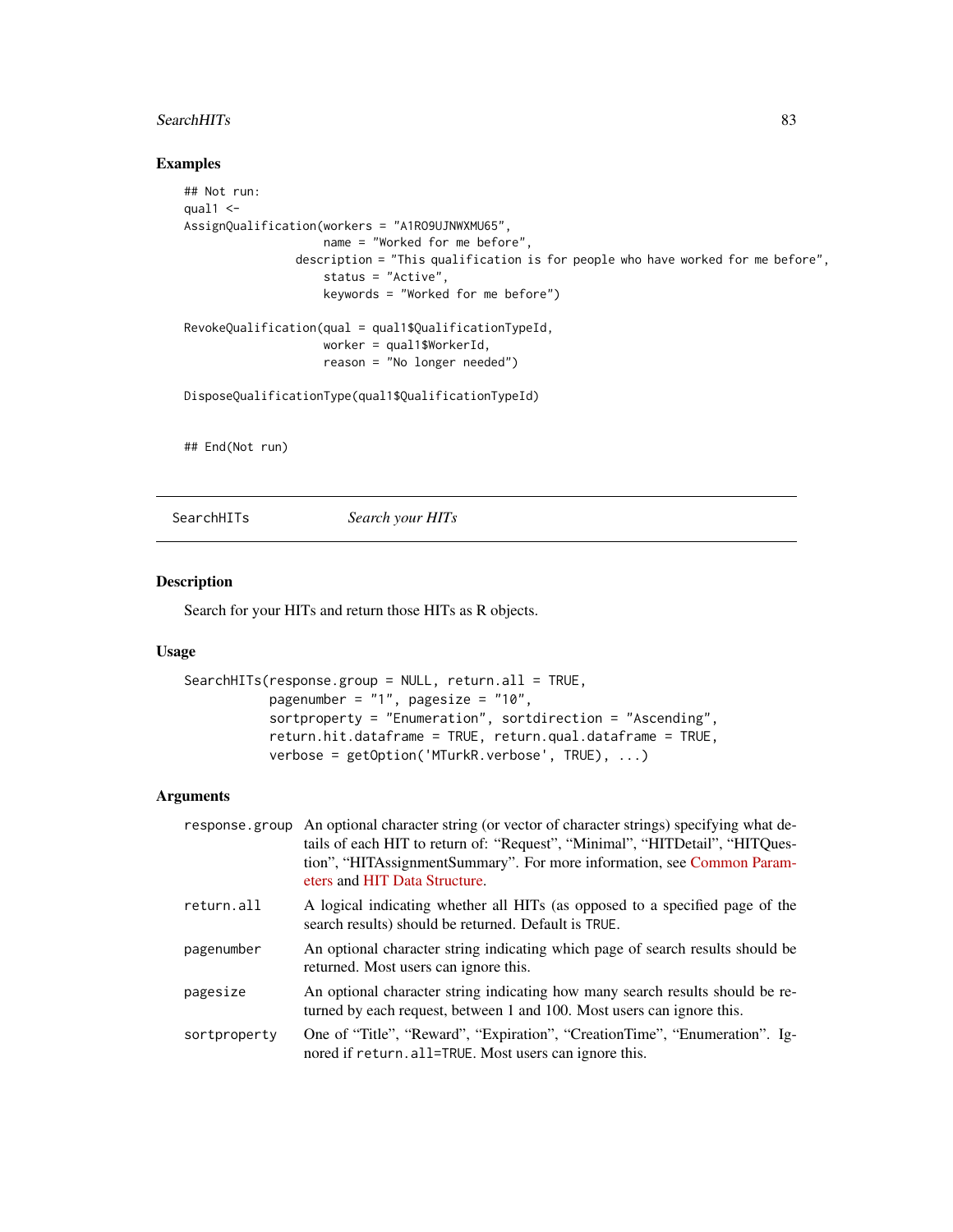## Examples

```
## Not run:
qual1 <-
AssignQualification(workers = "A1RO9UJNWXMU65",
                    name = "Worked for me before",
                description = "This qualification is for people who have worked for me before",
                    status = "Active",
                    keywords = "Worked for me before")

RevokeQualification(qual = qual1$QualificationTypeId,
                    worker = qual1$WorkerId,
                    reason = "No longer needed")

DisposeQualificationType(qual1$QualificationTypeId)


## End(Not run)
```

---

SearchHITs    *Search your HITs*

---

## Description

Search for your HITs and return those HITs as R objects.

## Usage

```
SearchHITs(response.group = NULL, return.all = TRUE,
           pagenumber = "1", pagesize = "10",
           sortproperty = "Enumeration", sortdirection = "Ascending",
           return.hit.dataframe = TRUE, return.qual.dataframe = TRUE,
           verbose = getOption('MTurkR.verbose', TRUE), ...)
```

## Arguments

| | |
|---|---|
| `response.group` | An optional character string (or vector of character strings) specifying what details of each HIT to return of: "Request", "Minimal", "HITDetail", "HITQuestion", "HITAssignmentSummary". For more information, see Common Parameters and HIT Data Structure. |
| `return.all` | A logical indicating whether all HITs (as opposed to a specified page of the search results) should be returned. Default is `TRUE`. |
| `pagenumber` | An optional character string indicating which page of search results should be returned. Most users can ignore this. |
| `pagesize` | An optional character string indicating how many search results should be returned by each request, between 1 and 100. Most users can ignore this. |
| `sortproperty` | One of "Title", "Reward", "Expiration", "CreationTime", "Enumeration". Ignored if `return.all=TRUE`. Most users can ignore this. |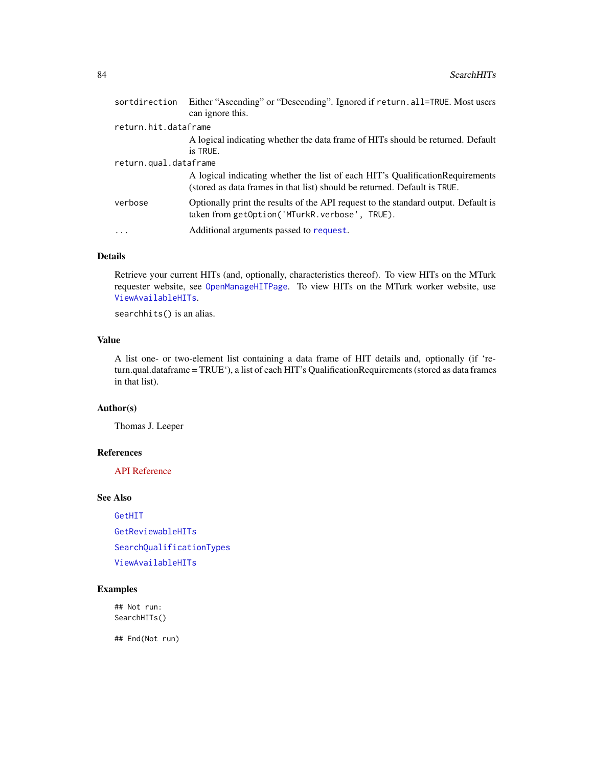| | |
|---|---|
| `sortdirection` | Either "Ascending" or "Descending". Ignored if `return.all=TRUE`. Most users can ignore this. |
| `return.hit.dataframe` | A logical indicating whether the data frame of HITs should be returned. Default is `TRUE`. |
| `return.qual.dataframe` | A logical indicating whether the list of each HIT's QualificationRequirements (stored as data frames in that list) should be returned. Default is `TRUE`. |
| `verbose` | Optionally print the results of the API request to the standard output. Default is taken from `getOption('MTurkR.verbose', TRUE)`. |
| `...` | Additional arguments passed to `request`. |

## Details

Retrieve your current HITs (and, optionally, characteristics thereof). To view HITs on the MTurk requester website, see `OpenManageHITPage`. To view HITs on the MTurk worker website, use `ViewAvailableHITs`.

`searchhits()` is an alias.

## Value

A list one- or two-element list containing a data frame of HIT details and, optionally (if 'return.qual.dataframe = TRUE'), a list of each HIT's QualificationRequirements (stored as data frames in that list).

## Author(s)

Thomas J. Leeper

## References

API Reference

## See Also

`GetHIT`

`GetReviewableHITs`

`SearchQualificationTypes`

`ViewAvailableHITs`

## Examples

```
## Not run:
SearchHITs()

## End(Not run)
```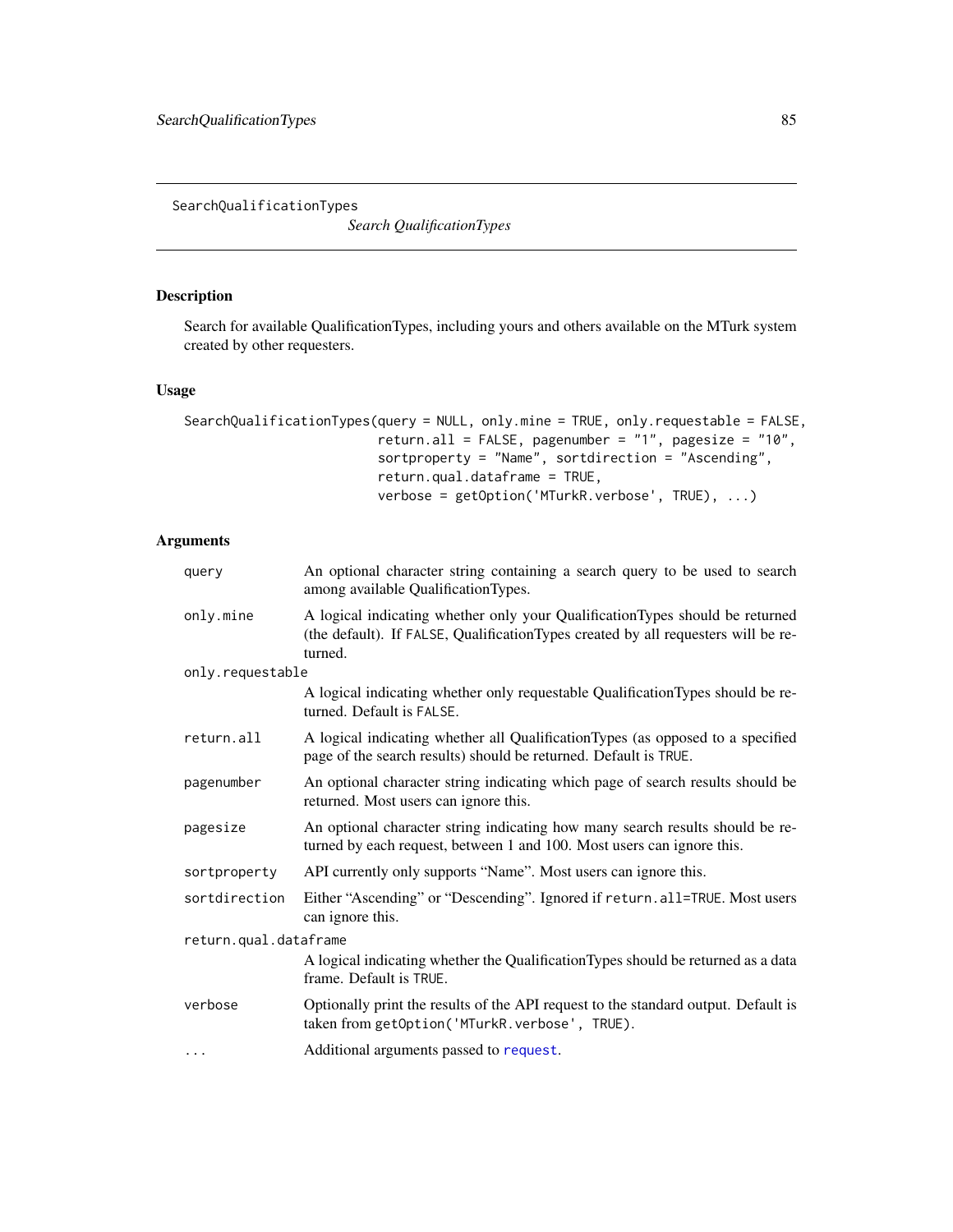## SearchQualificationTypes

*Search QualificationTypes*

### Description

Search for available QualificationTypes, including yours and others available on the MTurk system created by other requesters.

### Usage

```
SearchQualificationTypes(query = NULL, only.mine = TRUE, only.requestable = FALSE,
                         return.all = FALSE, pagenumber = "1", pagesize = "10",
                         sortproperty = "Name", sortdirection = "Ascending",
                         return.qual.dataframe = TRUE,
                         verbose = getOption('MTurkR.verbose', TRUE), ...)
```

### Arguments

- `query` — An optional character string containing a search query to be used to search among available QualificationTypes.
- `only.mine` — A logical indicating whether only your QualificationTypes should be returned (the default). If `FALSE`, QualificationTypes created by all requesters will be returned.
- `only.requestable` — A logical indicating whether only requestable QualificationTypes should be returned. Default is `FALSE`.
- `return.all` — A logical indicating whether all QualificationTypes (as opposed to a specified page of the search results) should be returned. Default is `TRUE`.
- `pagenumber` — An optional character string indicating which page of search results should be returned. Most users can ignore this.
- `pagesize` — An optional character string indicating how many search results should be returned by each request, between 1 and 100. Most users can ignore this.
- `sortproperty` — API currently only supports "Name". Most users can ignore this.
- `sortdirection` — Either "Ascending" or "Descending". Ignored if `return.all=TRUE`. Most users can ignore this.
- `return.qual.dataframe` — A logical indicating whether the QualificationTypes should be returned as a data frame. Default is `TRUE`.
- `verbose` — Optionally print the results of the API request to the standard output. Default is taken from `getOption('MTurkR.verbose', TRUE)`.
- `...` — Additional arguments passed to `request`.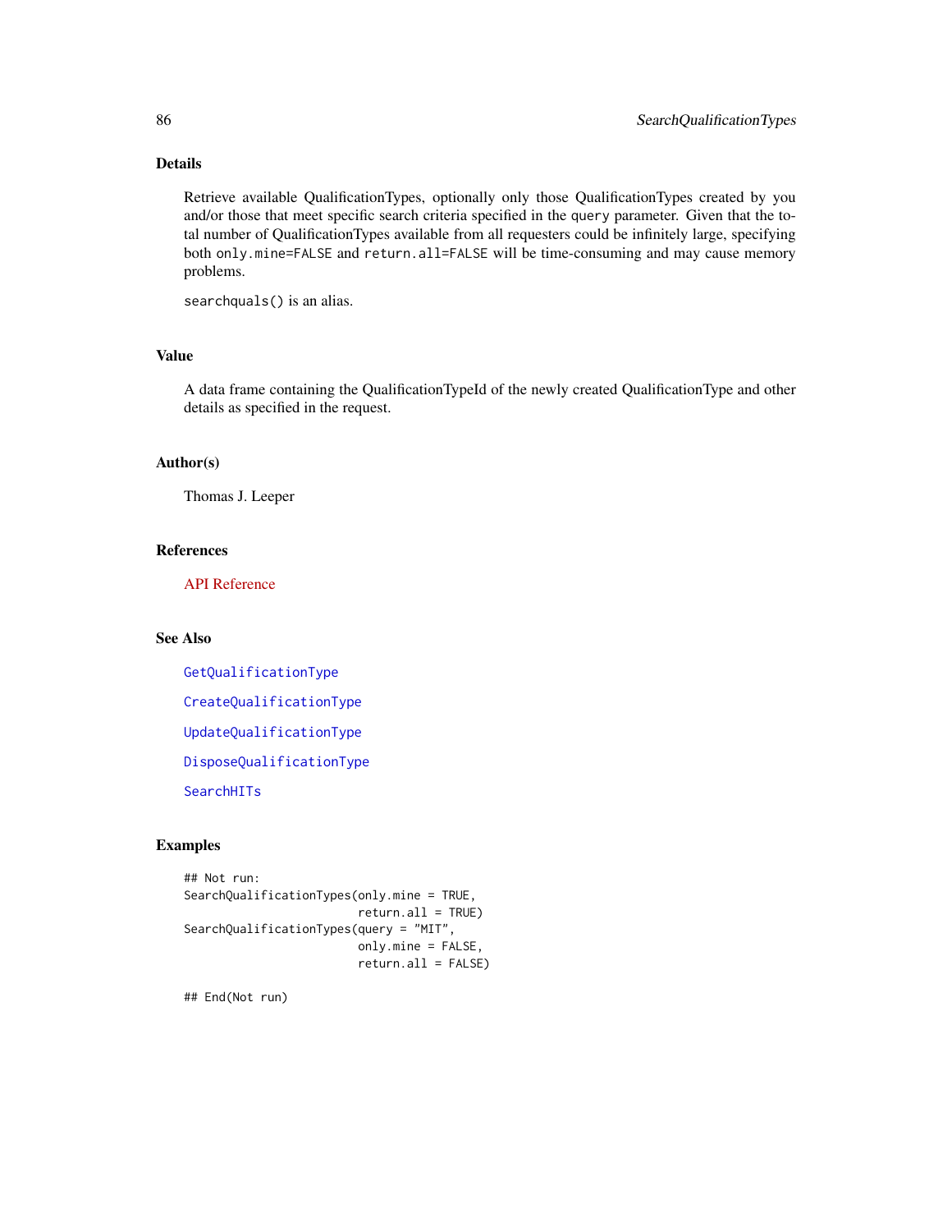## Details

Retrieve available QualificationTypes, optionally only those QualificationTypes created by you and/or those that meet specific search criteria specified in the `query` parameter. Given that the total number of QualificationTypes available from all requesters could be infinitely large, specifying both `only.mine=FALSE` and `return.all=FALSE` will be time-consuming and may cause memory problems.

`searchquals()` is an alias.

## Value

A data frame containing the QualificationTypeId of the newly created QualificationType and other details as specified in the request.

## Author(s)

Thomas J. Leeper

## References

API Reference

## See Also

GetQualificationType

CreateQualificationType

UpdateQualificationType

DisposeQualificationType

SearchHITs

## Examples

```
## Not run:
SearchQualificationTypes(only.mine = TRUE,
                         return.all = TRUE)
SearchQualificationTypes(query = "MIT",
                         only.mine = FALSE,
                         return.all = FALSE)

## End(Not run)
```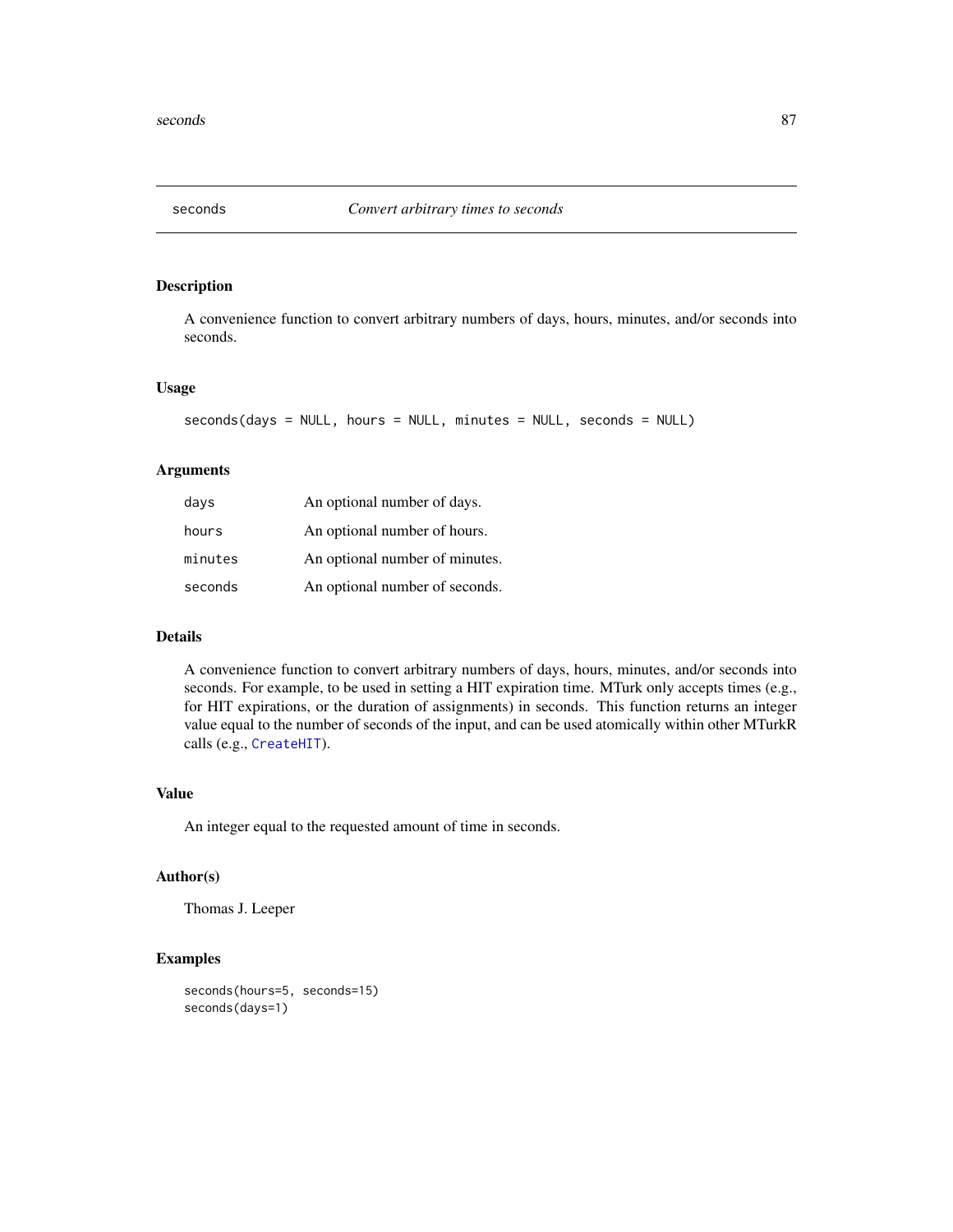# seconds — *Convert arbitrary times to seconds*

## Description

A convenience function to convert arbitrary numbers of days, hours, minutes, and/or seconds into seconds.

## Usage

```
seconds(days = NULL, hours = NULL, minutes = NULL, seconds = NULL)
```

## Arguments

| | |
|---|---|
| `days` | An optional number of days. |
| `hours` | An optional number of hours. |
| `minutes` | An optional number of minutes. |
| `seconds` | An optional number of seconds. |

## Details

A convenience function to convert arbitrary numbers of days, hours, minutes, and/or seconds into seconds. For example, to be used in setting a HIT expiration time. MTurk only accepts times (e.g., for HIT expirations, or the duration of assignments) in seconds. This function returns an integer value equal to the number of seconds of the input, and can be used atomically within other MTurkR calls (e.g., `CreateHIT`).

## Value

An integer equal to the requested amount of time in seconds.

## Author(s)

Thomas J. Leeper

## Examples

```
seconds(hours=5, seconds=15)
seconds(days=1)
```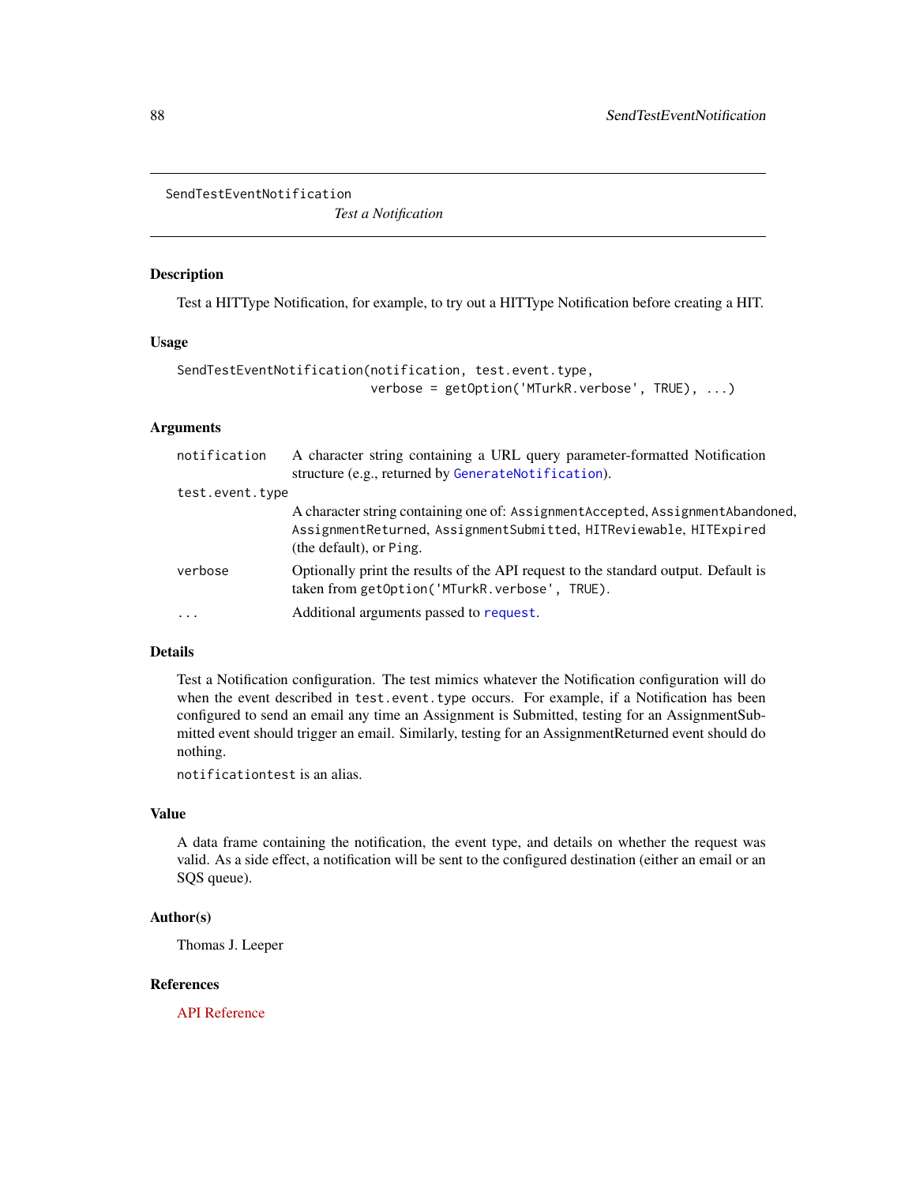## SendTestEventNotification

*Test a Notification*

### Description

Test a HITType Notification, for example, to try out a HITType Notification before creating a HIT.

### Usage

```
SendTestEventNotification(notification, test.event.type,
                          verbose = getOption('MTurkR.verbose', TRUE), ...)
```

### Arguments

| | |
|---|---|
| `notification` | A character string containing a URL query parameter-formatted Notification structure (e.g., returned by `GenerateNotification`). |
| `test.event.type` | A character string containing one of: `AssignmentAccepted`, `AssignmentAbandoned`, `AssignmentReturned`, `AssignmentSubmitted`, `HITReviewable`, `HITExpired` (the default), or `Ping`. |
| `verbose` | Optionally print the results of the API request to the standard output. Default is taken from `getOption('MTurkR.verbose', TRUE)`. |
| `...` | Additional arguments passed to `request`. |

### Details

Test a Notification configuration. The test mimics whatever the Notification configuration will do when the event described in `test.event.type` occurs. For example, if a Notification has been configured to send an email any time an Assignment is Submitted, testing for an AssignmentSubmitted event should trigger an email. Similarly, testing for an AssignmentReturned event should do nothing.

`notificationtest` is an alias.

### Value

A data frame containing the notification, the event type, and details on whether the request was valid. As a side effect, a notification will be sent to the configured destination (either an email or an SQS queue).

### Author(s)

Thomas J. Leeper

### References

API Reference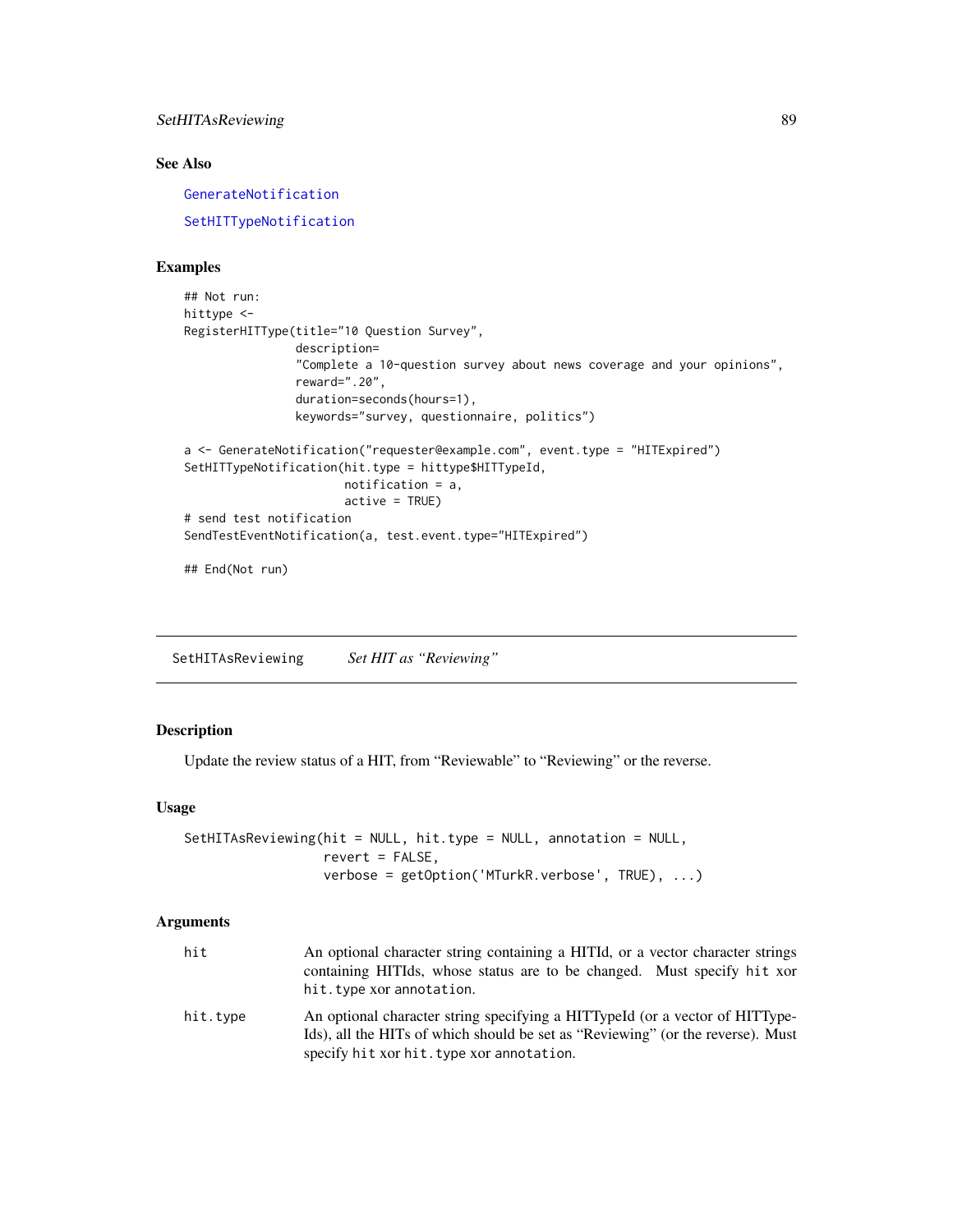### See Also

GenerateNotification

SetHITTypeNotification

### Examples

```
## Not run:
hittype <-
RegisterHITType(title="10 Question Survey",
                description=
                "Complete a 10-question survey about news coverage and your opinions",
                reward=".20",
                duration=seconds(hours=1),
                keywords="survey, questionnaire, politics")

a <- GenerateNotification("requester@example.com", event.type = "HITExpired")
SetHITTypeNotification(hit.type = hittype$HITTypeId,
                       notification = a,
                       active = TRUE)
# send test notification
SendTestEventNotification(a, test.event.type="HITExpired")

## End(Not run)
```

---

## SetHITAsReviewing *Set HIT as "Reviewing"*

### Description

Update the review status of a HIT, from "Reviewable" to "Reviewing" or the reverse.

### Usage

```
SetHITAsReviewing(hit = NULL, hit.type = NULL, annotation = NULL,
                  revert = FALSE,
                  verbose = getOption('MTurkR.verbose', TRUE), ...)
```

### Arguments

| | |
|---|---|
| `hit` | An optional character string containing a HITId, or a vector character strings containing HITIds, whose status are to be changed. Must specify `hit` xor `hit.type` xor `annotation`. |
| `hit.type` | An optional character string specifying a HITTypeId (or a vector of HITTypeIds), all the HITs of which should be set as "Reviewing" (or the reverse). Must specify `hit` xor `hit.type` xor `annotation`. |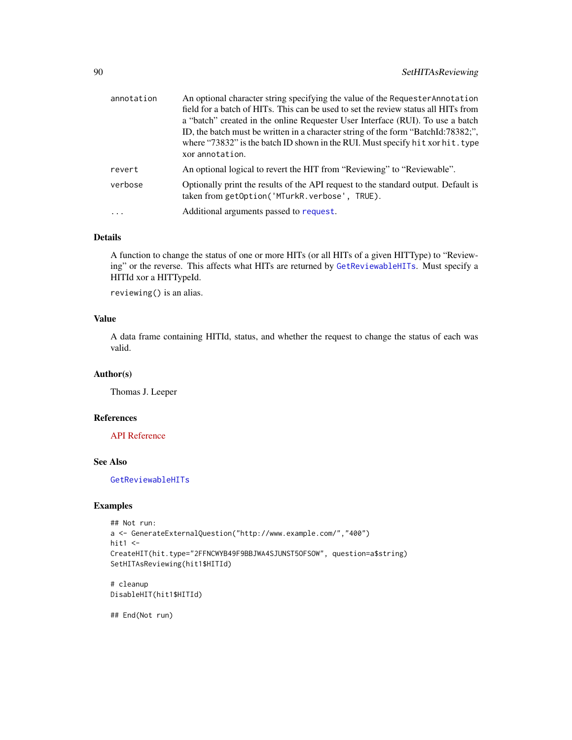| | |
|---|---|
| annotation | An optional character string specifying the value of the RequesterAnnotation field for a batch of HITs. This can be used to set the review status all HITs from a "batch" created in the online Requester User Interface (RUI). To use a batch ID, the batch must be written in a character string of the form "BatchId:78382;", where "73832" is the batch ID shown in the RUI. Must specify hit xor hit.type xor annotation. |
| revert | An optional logical to revert the HIT from "Reviewing" to "Reviewable". |
| verbose | Optionally print the results of the API request to the standard output. Default is taken from getOption('MTurkR.verbose', TRUE). |
| ... | Additional arguments passed to request. |

### Details

A function to change the status of one or more HITs (or all HITs of a given HITType) to "Reviewing" or the reverse. This affects what HITs are returned by GetReviewableHITs. Must specify a HITId xor a HITTypeId.

reviewing() is an alias.

### Value

A data frame containing HITId, status, and whether the request to change the status of each was valid.

### Author(s)

Thomas J. Leeper

### References

API Reference

### See Also

GetReviewableHITs

### Examples

```
## Not run:
a <- GenerateExternalQuestion("http://www.example.com/","400")
hit1 <-
CreateHIT(hit.type="2FFNCWYB49F9BBJWA4SJUNST5OFSOW", question=a$string)
SetHITAsReviewing(hit1$HITId)

# cleanup
DisableHIT(hit1$HITId)

## End(Not run)
```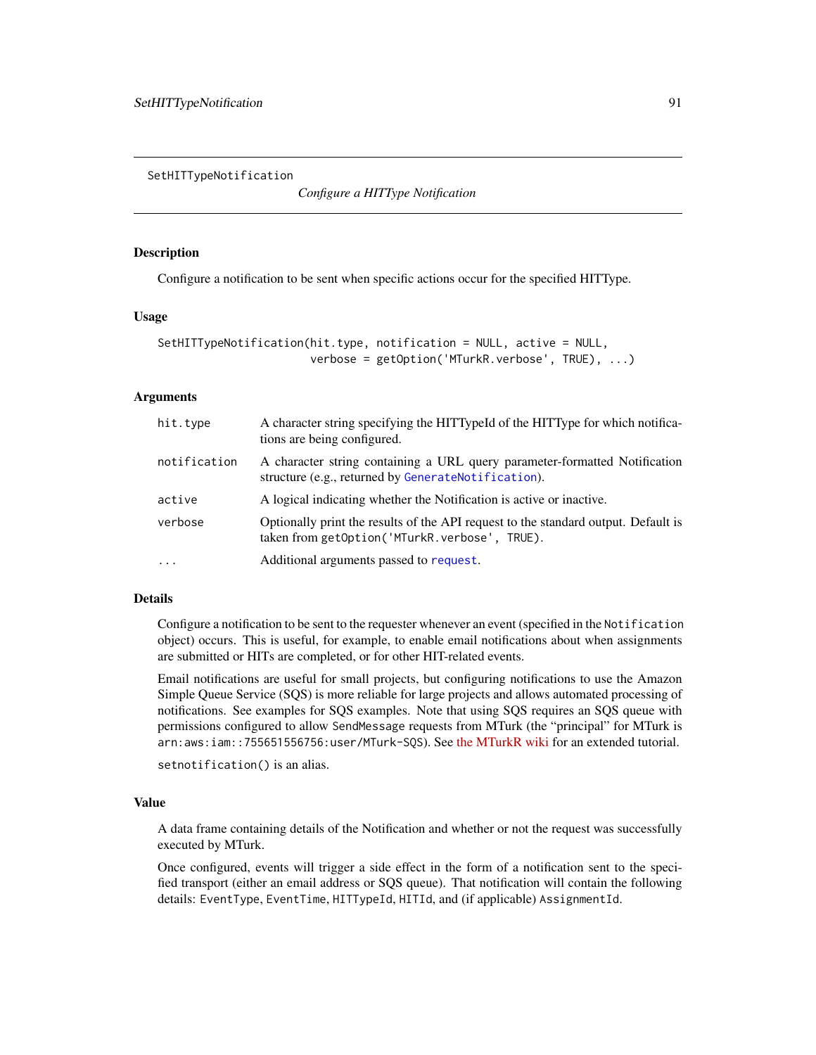SetHITTypeNotification

*Configure a HITType Notification*

## Description

Configure a notification to be sent when specific actions occur for the specified HITType.

## Usage

```
SetHITTypeNotification(hit.type, notification = NULL, active = NULL,
                       verbose = getOption('MTurkR.verbose', TRUE), ...)
```

## Arguments

| | |
|---|---|
| `hit.type` | A character string specifying the HITTypeId of the HITType for which notifications are being configured. |
| `notification` | A character string containing a URL query parameter-formatted Notification structure (e.g., returned by `GenerateNotification`). |
| `active` | A logical indicating whether the Notification is active or inactive. |
| `verbose` | Optionally print the results of the API request to the standard output. Default is taken from `getOption('MTurkR.verbose', TRUE)`. |
| `...` | Additional arguments passed to `request`. |

## Details

Configure a notification to be sent to the requester whenever an event (specified in the `Notification` object) occurs. This is useful, for example, to enable email notifications about when assignments are submitted or HITs are completed, or for other HIT-related events.

Email notifications are useful for small projects, but configuring notifications to use the Amazon Simple Queue Service (SQS) is more reliable for large projects and allows automated processing of notifications. See examples for SQS examples. Note that using SQS requires an SQS queue with permissions configured to allow `SendMessage` requests from MTurk (the "principal" for MTurk is `arn:aws:iam::755651556756:user/MTurk-SQS`). See the MTurkR wiki for an extended tutorial.

`setnotification()` is an alias.

## Value

A data frame containing details of the Notification and whether or not the request was successfully executed by MTurk.

Once configured, events will trigger a side effect in the form of a notification sent to the specified transport (either an email address or SQS queue). That notification will contain the following details: `EventType`, `EventTime`, `HITTypeId`, `HITId`, and (if applicable) `AssignmentId`.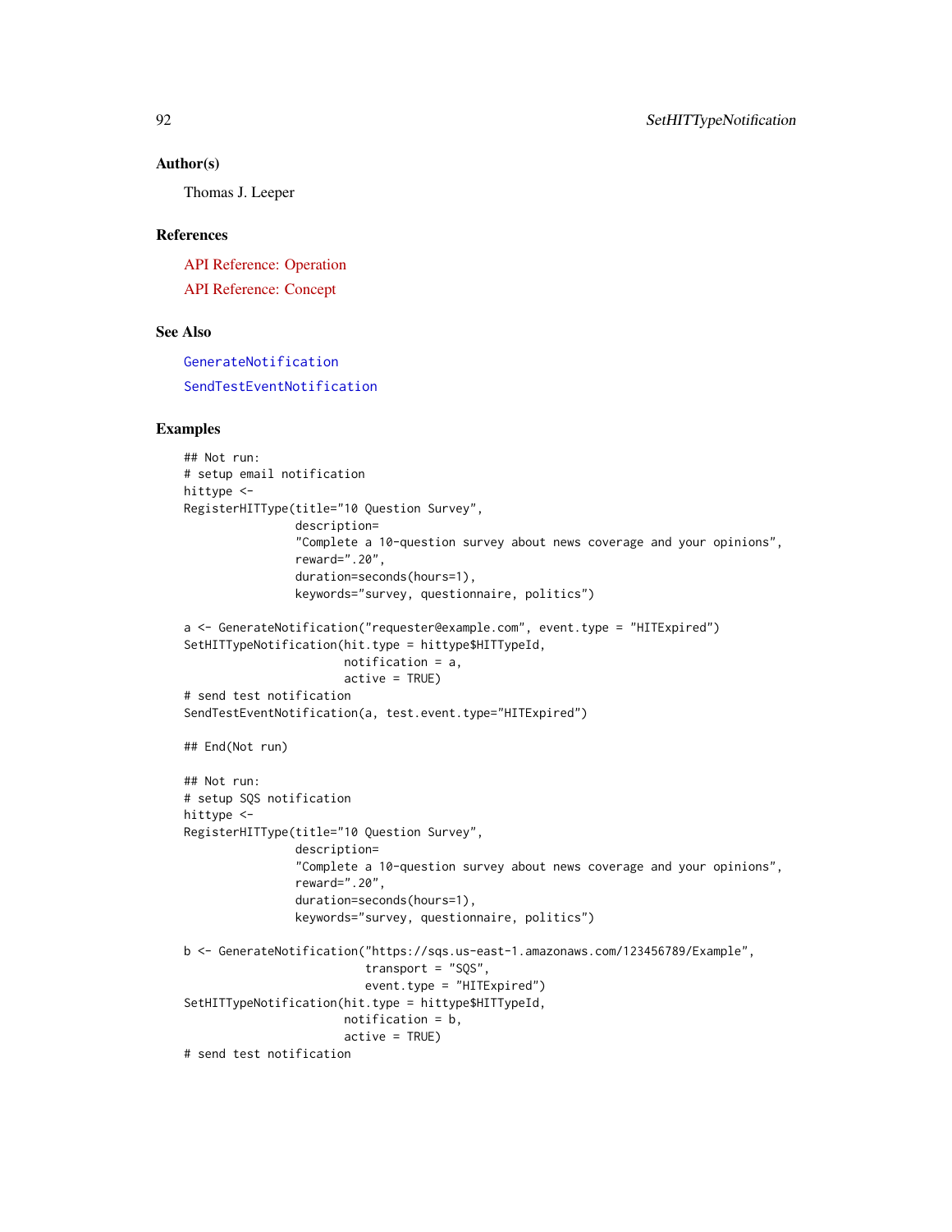### Author(s)

Thomas J. Leeper

### References

API Reference: Operation

API Reference: Concept

### See Also

GenerateNotification

SendTestEventNotification

### Examples

```
## Not run:
# setup email notification
hittype <-
RegisterHITType(title="10 Question Survey",
                description=
                "Complete a 10-question survey about news coverage and your opinions",
                reward=".20",
                duration=seconds(hours=1),
                keywords="survey, questionnaire, politics")

a <- GenerateNotification("requester@example.com", event.type = "HITExpired")
SetHITTypeNotification(hit.type = hittype$HITTypeId,
                       notification = a,
                       active = TRUE)
# send test notification
SendTestEventNotification(a, test.event.type="HITExpired")

## End(Not run)

## Not run:
# setup SQS notification
hittype <-
RegisterHITType(title="10 Question Survey",
                description=
                "Complete a 10-question survey about news coverage and your opinions",
                reward=".20",
                duration=seconds(hours=1),
                keywords="survey, questionnaire, politics")

b <- GenerateNotification("https://sqs.us-east-1.amazonaws.com/123456789/Example",
                          transport = "SQS",
                          event.type = "HITExpired")
SetHITTypeNotification(hit.type = hittype$HITTypeId,
                       notification = b,
                       active = TRUE)
# send test notification
```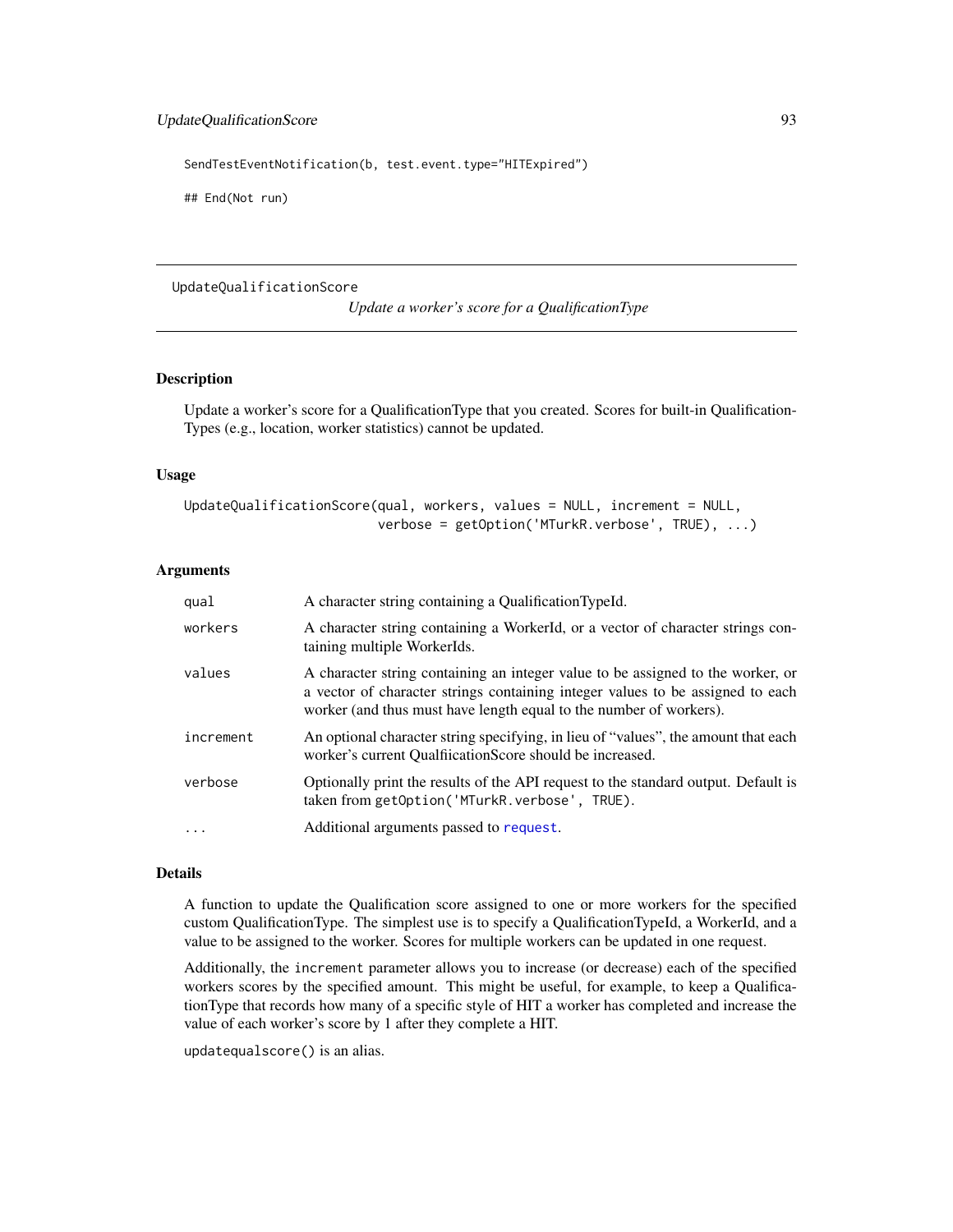```
SendTestEventNotification(b, test.event.type="HITExpired")

## End(Not run)
```

---

# UpdateQualificationScore

*Update a worker's score for a QualificationType*

---

## Description

Update a worker's score for a QualificationType that you created. Scores for built-in Qualification-Types (e.g., location, worker statistics) cannot be updated.

## Usage

```
UpdateQualificationScore(qual, workers, values = NULL, increment = NULL,
                         verbose = getOption('MTurkR.verbose', TRUE), ...)
```

## Arguments

| | |
|---|---|
| `qual` | A character string containing a QualificationTypeId. |
| `workers` | A character string containing a WorkerId, or a vector of character strings containing multiple WorkerIds. |
| `values` | A character string containing an integer value to be assigned to the worker, or a vector of character strings containing integer values to be assigned to each worker (and thus must have length equal to the number of workers). |
| `increment` | An optional character string specifying, in lieu of "values", the amount that each worker's current QualfiicationScore should be increased. |
| `verbose` | Optionally print the results of the API request to the standard output. Default is taken from `getOption('MTurkR.verbose', TRUE)`. |
| `...` | Additional arguments passed to `request`. |

## Details

A function to update the Qualification score assigned to one or more workers for the specified custom QualificationType. The simplest use is to specify a QualificationTypeId, a WorkerId, and a value to be assigned to the worker. Scores for multiple workers can be updated in one request.

Additionally, the `increment` parameter allows you to increase (or decrease) each of the specified workers scores by the specified amount. This might be useful, for example, to keep a QualificationType that records how many of a specific style of HIT a worker has completed and increase the value of each worker's score by 1 after they complete a HIT.

`updatequalscore()` is an alias.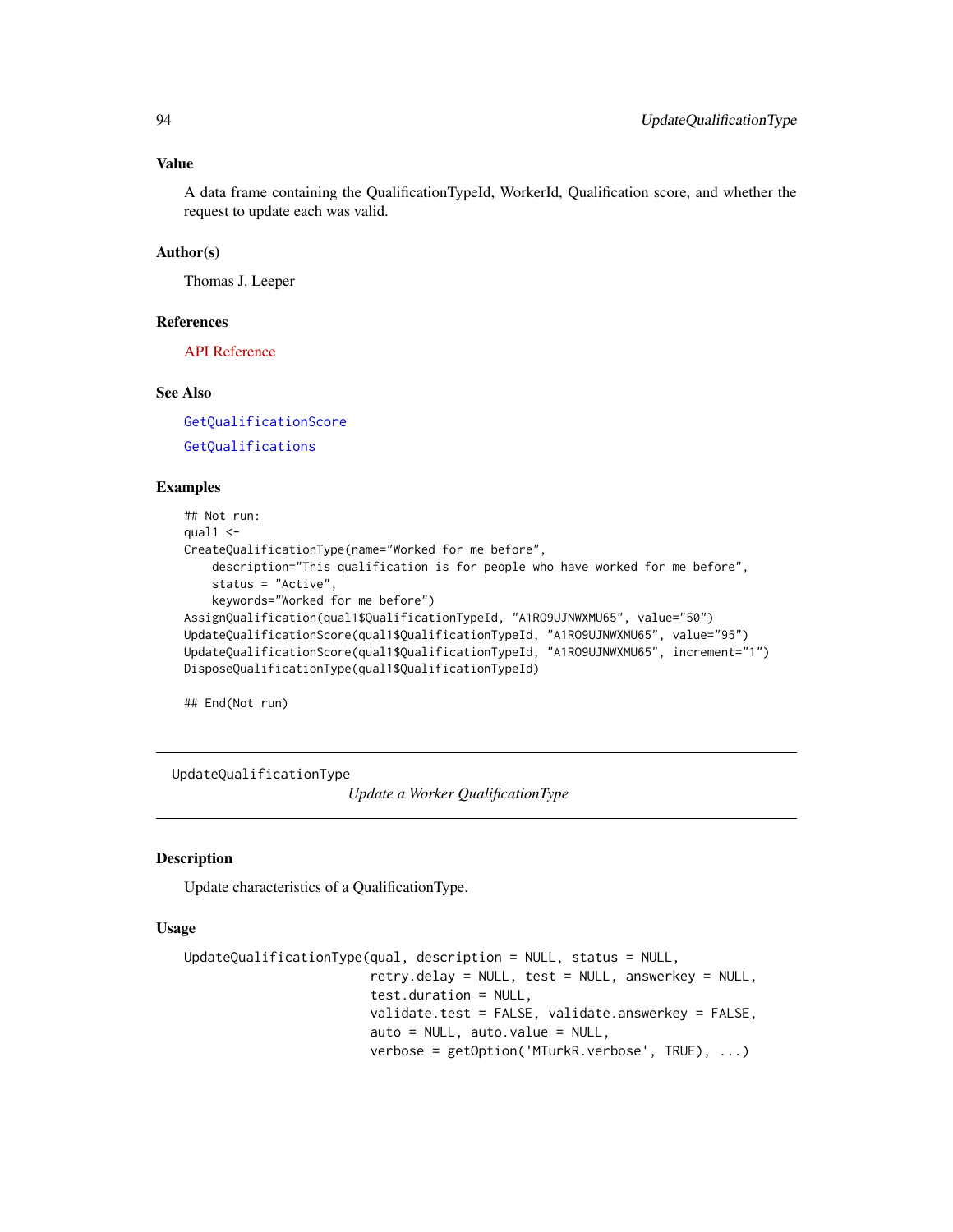### Value

A data frame containing the QualificationTypeId, WorkerId, Qualification score, and whether the request to update each was valid.

### Author(s)

Thomas J. Leeper

### References

API Reference

### See Also

GetQualificationScore

GetQualifications

### Examples

```
## Not run:
qual1 <-
CreateQualificationType(name="Worked for me before",
    description="This qualification is for people who have worked for me before",
    status = "Active",
    keywords="Worked for me before")
AssignQualification(qual1$QualificationTypeId, "A1RO9UJNWXMU65", value="50")
UpdateQualificationScore(qual1$QualificationTypeId, "A1RO9UJNWXMU65", value="95")
UpdateQualificationScore(qual1$QualificationTypeId, "A1RO9UJNWXMU65", increment="1")
DisposeQualificationType(qual1$QualificationTypeId)

## End(Not run)
```

---

## UpdateQualificationType    *Update a Worker QualificationType*

---

### Description

Update characteristics of a QualificationType.

### Usage

```
UpdateQualificationType(qual, description = NULL, status = NULL,
                        retry.delay = NULL, test = NULL, answerkey = NULL,
                        test.duration = NULL,
                        validate.test = FALSE, validate.answerkey = FALSE,
                        auto = NULL, auto.value = NULL,
                        verbose = getOption('MTurkR.verbose', TRUE), ...)
```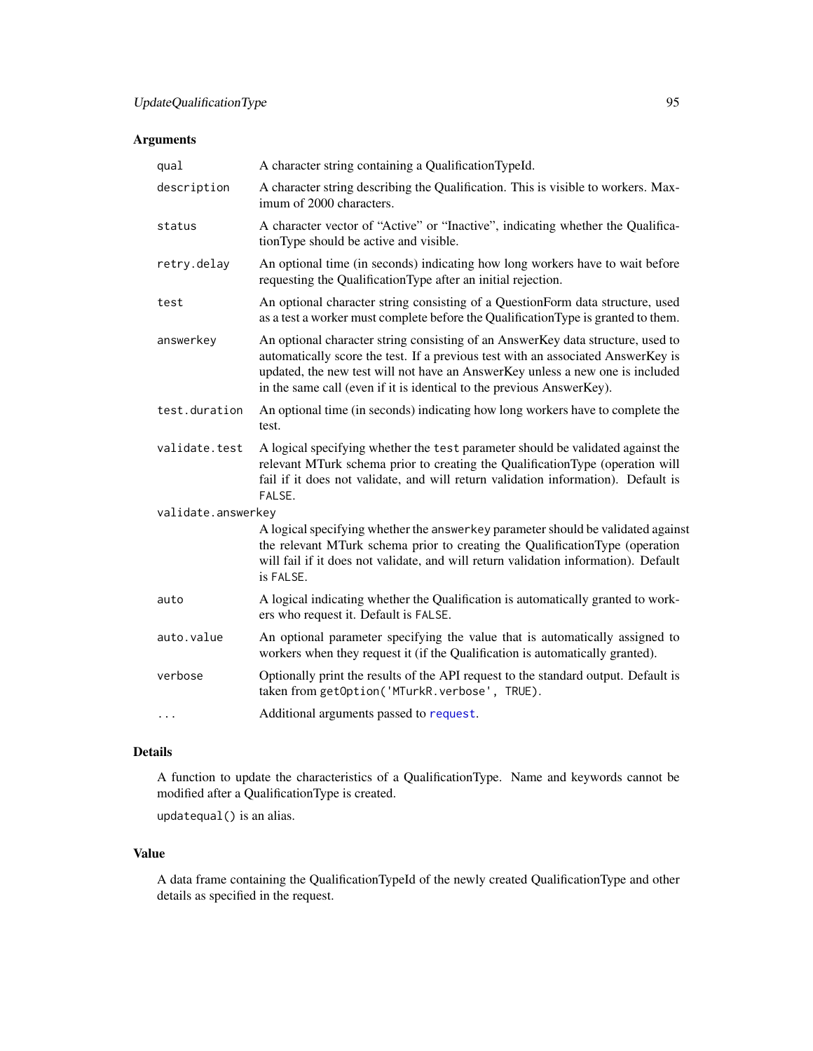## Arguments

| Argument | Description |
| --- | --- |
| `qual` | A character string containing a QualificationTypeId. |
| `description` | A character string describing the Qualification. This is visible to workers. Maximum of 2000 characters. |
| `status` | A character vector of "Active" or "Inactive", indicating whether the QualificationType should be active and visible. |
| `retry.delay` | An optional time (in seconds) indicating how long workers have to wait before requesting the QualificationType after an initial rejection. |
| `test` | An optional character string consisting of a QuestionForm data structure, used as a test a worker must complete before the QualificationType is granted to them. |
| `answerkey` | An optional character string consisting of an AnswerKey data structure, used to automatically score the test. If a previous test with an associated AnswerKey is updated, the new test will not have an AnswerKey unless a new one is included in the same call (even if it is identical to the previous AnswerKey). |
| `test.duration` | An optional time (in seconds) indicating how long workers have to complete the test. |
| `validate.test` | A logical specifying whether the `test` parameter should be validated against the relevant MTurk schema prior to creating the QualificationType (operation will fail if it does not validate, and will return validation information). Default is `FALSE`. |
| `validate.answerkey` | A logical specifying whether the `answerkey` parameter should be validated against the relevant MTurk schema prior to creating the QualificationType (operation will fail if it does not validate, and will return validation information). Default is `FALSE`. |
| `auto` | A logical indicating whether the Qualification is automatically granted to workers who request it. Default is `FALSE`. |
| `auto.value` | An optional parameter specifying the value that is automatically assigned to workers when they request it (if the Qualification is automatically granted). |
| `verbose` | Optionally print the results of the API request to the standard output. Default is taken from `getOption('MTurkR.verbose', TRUE)`. |
| `...` | Additional arguments passed to `request`. |

## Details

A function to update the characteristics of a QualificationType. Name and keywords cannot be modified after a QualificationType is created.

`updatequal()` is an alias.

## Value

A data frame containing the QualificationTypeId of the newly created QualificationType and other details as specified in the request.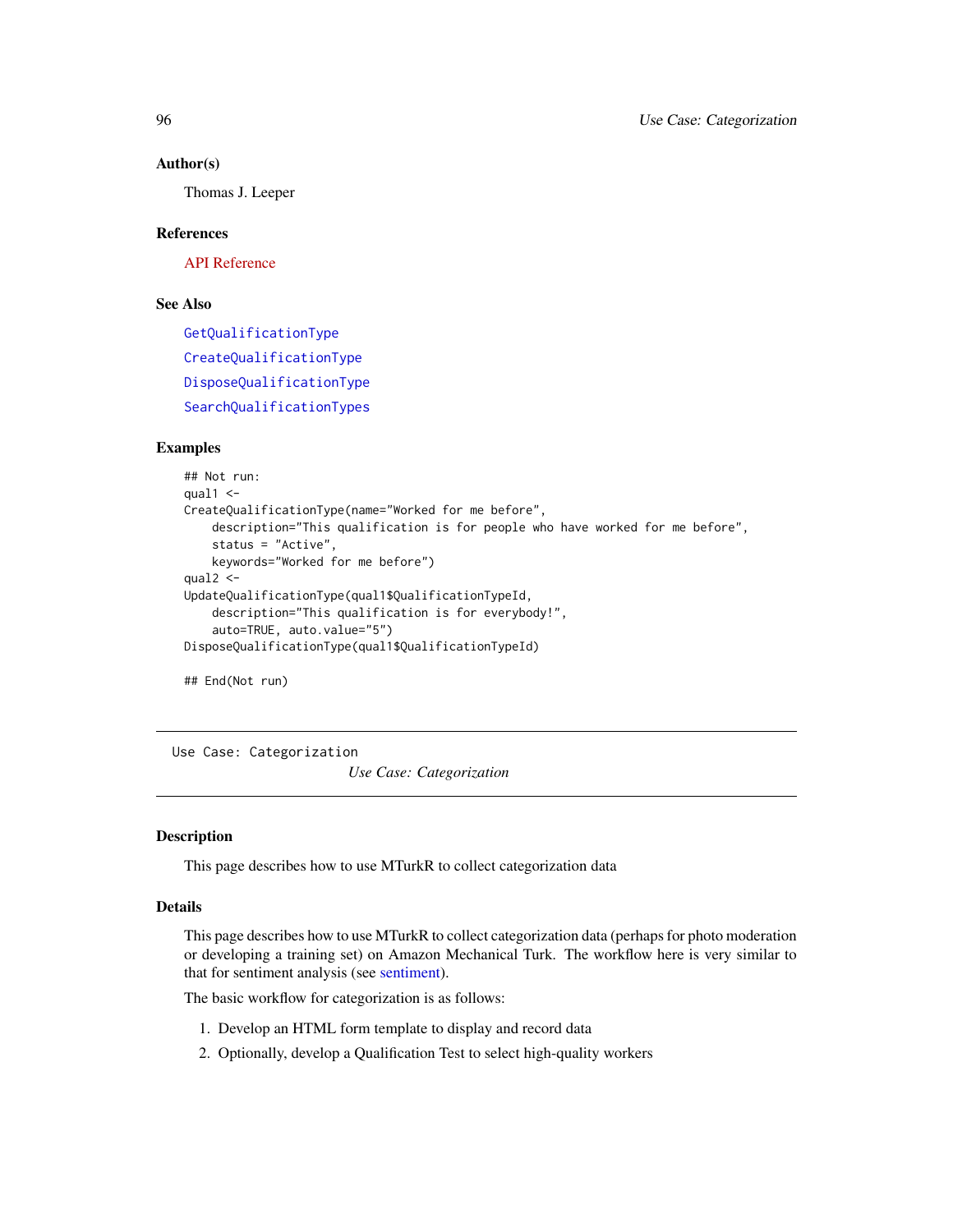### Author(s)

Thomas J. Leeper

### References

API Reference

### See Also

GetQualificationType

CreateQualificationType

DisposeQualificationType

SearchQualificationTypes

### Examples

```
## Not run:
qual1 <-
CreateQualificationType(name="Worked for me before",
    description="This qualification is for people who have worked for me before",
    status = "Active",
    keywords="Worked for me before")
qual2 <-
UpdateQualificationType(qual1$QualificationTypeId,
    description="This qualification is for everybody!",
    auto=TRUE, auto.value="5")
DisposeQualificationType(qual1$QualificationTypeId)

## End(Not run)
```

---

## Use Case: Categorization

*Use Case: Categorization*

---

### Description

This page describes how to use MTurkR to collect categorization data

### Details

This page describes how to use MTurkR to collect categorization data (perhaps for photo moderation or developing a training set) on Amazon Mechanical Turk. The workflow here is very similar to that for sentiment analysis (see sentiment).

The basic workflow for categorization is as follows:

1. Develop an HTML form template to display and record data
2. Optionally, develop a Qualification Test to select high-quality workers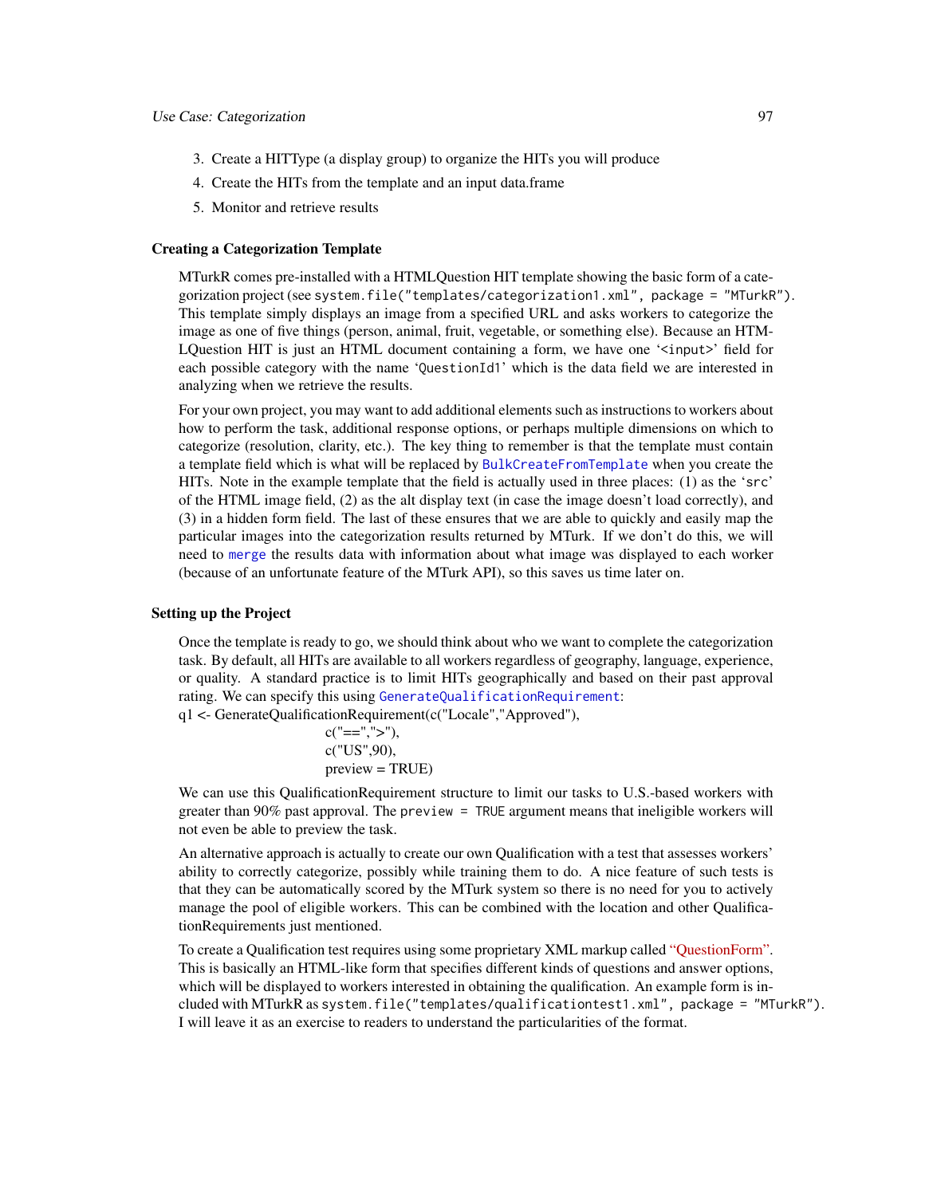3. Create a HITType (a display group) to organize the HITs you will produce
4. Create the HITs from the template and an input data.frame
5. Monitor and retrieve results

### Creating a Categorization Template

MTurkR comes pre-installed with a HTMLQuestion HIT template showing the basic form of a categorization project (see `system.file("templates/categorization1.xml", package = "MTurkR")`. This template simply displays an image from a specified URL and asks workers to categorize the image as one of five things (person, animal, fruit, vegetable, or something else). Because an HTMLQuestion HIT is just an HTML document containing a form, we have one '`<input>`' field for each possible category with the name '`QuestionId1`' which is the data field we are interested in analyzing when we retrieve the results.

For your own project, you may want to add additional elements such as instructions to workers about how to perform the task, additional response options, or perhaps multiple dimensions on which to categorize (resolution, clarity, etc.). The key thing to remember is that the template must contain a template field which is what will be replaced by `BulkCreateFromTemplate` when you create the HITs. Note in the example template that the field is actually used in three places: (1) as the '`src`' of the HTML image field, (2) as the alt display text (in case the image doesn't load correctly), and (3) in a hidden form field. The last of these ensures that we are able to quickly and easily map the particular images into the categorization results returned by MTurk. If we don't do this, we will need to `merge` the results data with information about what image was displayed to each worker (because of an unfortunate feature of the MTurk API), so this saves us time later on.

### Setting up the Project

Once the template is ready to go, we should think about who we want to complete the categorization task. By default, all HITs are available to all workers regardless of geography, language, experience, or quality. A standard practice is to limit HITs geographically and based on their past approval rating. We can specify this using `GenerateQualificationRequirement`:

```
q1 <- GenerateQualificationRequirement(c("Locale","Approved"),
                        c("==",">"),
                        c("US",90),
                        preview = TRUE)
```

We can use this QualificationRequirement structure to limit our tasks to U.S.-based workers with greater than 90% past approval. The `preview = TRUE` argument means that ineligible workers will not even be able to preview the task.

An alternative approach is actually to create our own Qualification with a test that assesses workers' ability to correctly categorize, possibly while training them to do. A nice feature of such tests is that they can be automatically scored by the MTurk system so there is no need for you to actively manage the pool of eligible workers. This can be combined with the location and other QualificationRequirements just mentioned.

To create a Qualification test requires using some proprietary XML markup called "QuestionForm". This is basically an HTML-like form that specifies different kinds of questions and answer options, which will be displayed to workers interested in obtaining the qualification. An example form is included with MTurkR as `system.file("templates/qualificationtest1.xml", package = "MTurkR")`. I will leave it as an exercise to readers to understand the particularities of the format.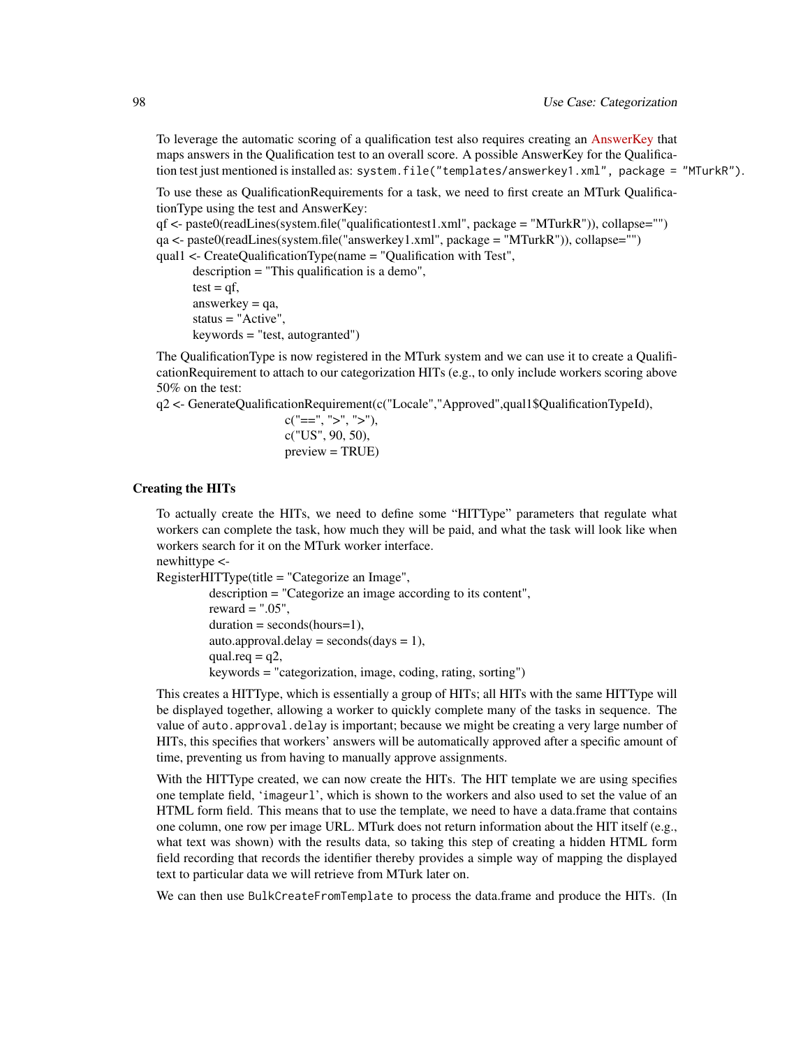To leverage the automatic scoring of a qualification test also requires creating an AnswerKey that maps answers in the Qualification test to an overall score. A possible AnswerKey for the Qualification test just mentioned is installed as: `system.file("templates/answerkey1.xml", package = "MTurkR")`.

To use these as QualificationRequirements for a task, we need to first create an MTurk QualificationType using the test and AnswerKey:

```
qf <- paste0(readLines(system.file("qualificationtest1.xml", package = "MTurkR")), collapse="")
qa <- paste0(readLines(system.file("answerkey1.xml", package = "MTurkR")), collapse="")
qual1 <- CreateQualificationType(name = "Qualification with Test",
    description = "This qualification is a demo",
    test = qf,
    answerkey = qa,
    status = "Active",
    keywords = "test, autogranted")
```

The QualificationType is now registered in the MTurk system and we can use it to create a QualificationRequirement to attach to our categorization HITs (e.g., to only include workers scoring above 50% on the test:

```
q2 <- GenerateQualificationRequirement(c("Locale","Approved",qual1$QualificationTypeId),
                    c("==", ">", ">"),
                    c("US", 90, 50),
                    preview = TRUE)
```

### Creating the HITs

To actually create the HITs, we need to define some "HITType" parameters that regulate what workers can complete the task, how much they will be paid, and what the task will look like when workers search for it on the MTurk worker interface.

```
newhittype <-
RegisterHITType(title = "Categorize an Image",
        description = "Categorize an image according to its content",
        reward = ".05",
        duration = seconds(hours=1),
        auto.approval.delay = seconds(days = 1),
        qual.req = q2,
        keywords = "categorization, image, coding, rating, sorting")
```

This creates a HITType, which is essentially a group of HITs; all HITs with the same HITType will be displayed together, allowing a worker to quickly complete many of the tasks in sequence. The value of `auto.approval.delay` is important; because we might be creating a very large number of HITs, this specifies that workers' answers will be automatically approved after a specific amount of time, preventing us from having to manually approve assignments.

With the HITType created, we can now create the HITs. The HIT template we are using specifies one template field, '`imageurl`', which is shown to the workers and also used to set the value of an HTML form field. This means that to use the template, we need to have a data.frame that contains one column, one row per image URL. MTurk does not return information about the HIT itself (e.g., what text was shown) with the results data, so taking this step of creating a hidden HTML form field recording that records the identifier thereby provides a simple way of mapping the displayed text to particular data we will retrieve from MTurk later on.

We can then use `BulkCreateFromTemplate` to process the data.frame and produce the HITs. (In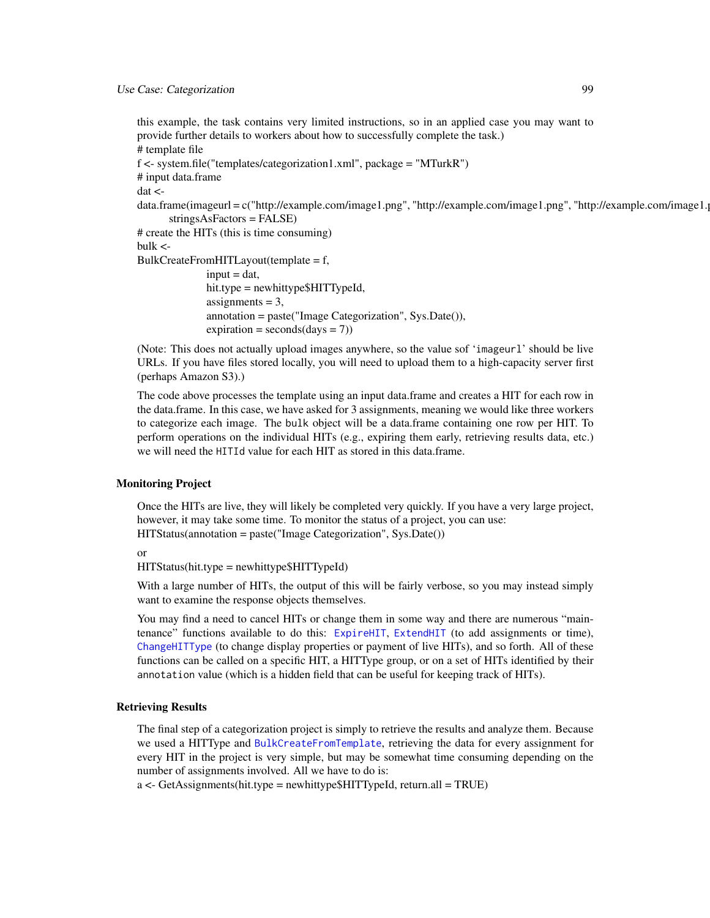this example, the task contains very limited instructions, so in an applied case you may want to provide further details to workers about how to successfully complete the task.)

```
# template file
f <- system.file("templates/categorization1.xml", package = "MTurkR")
# input data.frame
dat <-
data.frame(imageurl = c("http://example.com/image1.png", "http://example.com/image1.png", "http://example.com/image1.p
        stringsAsFactors = FALSE)
# create the HITs (this is time consuming)
bulk <-
BulkCreateFromHITLayout(template = f,
                    input = dat,
                    hit.type = newhittype$HITTypeId,
                    assignments = 3,
                    annotation = paste("Image Categorization", Sys.Date()),
                    expiration = seconds(days = 7))
```

(Note: This does not actually upload images anywhere, so the value sof 'imageurl' should be live URLs. If you have files stored locally, you will need to upload them to a high-capacity server first (perhaps Amazon S3).)

The code above processes the template using an input data.frame and creates a HIT for each row in the data.frame. In this case, we have asked for 3 assignments, meaning we would like three workers to categorize each image. The bulk object will be a data.frame containing one row per HIT. To perform operations on the individual HITs (e.g., expiring them early, retrieving results data, etc.) we will need the HITId value for each HIT as stored in this data.frame.

### Monitoring Project

Once the HITs are live, they will likely be completed very quickly. If you have a very large project, however, it may take some time. To monitor the status of a project, you can use:

```
HITStatus(annotation = paste("Image Categorization", Sys.Date())
```

or

```
HITStatus(hit.type = newhittype$HITTypeId)
```

With a large number of HITs, the output of this will be fairly verbose, so you may instead simply want to examine the response objects themselves.

You may find a need to cancel HITs or change them in some way and there are numerous "maintenance" functions available to do this: ExpireHIT, ExtendHIT (to add assignments or time), ChangeHITType (to change display properties or payment of live HITs), and so forth. All of these functions can be called on a specific HIT, a HITType group, or on a set of HITs identified by their annotation value (which is a hidden field that can be useful for keeping track of HITs).

### Retrieving Results

The final step of a categorization project is simply to retrieve the results and analyze them. Because we used a HITType and BulkCreateFromTemplate, retrieving the data for every assignment for every HIT in the project is very simple, but may be somewhat time consuming depending on the number of assignments involved. All we have to do is:

```
a <- GetAssignments(hit.type = newhittype$HITTypeId, return.all = TRUE)
```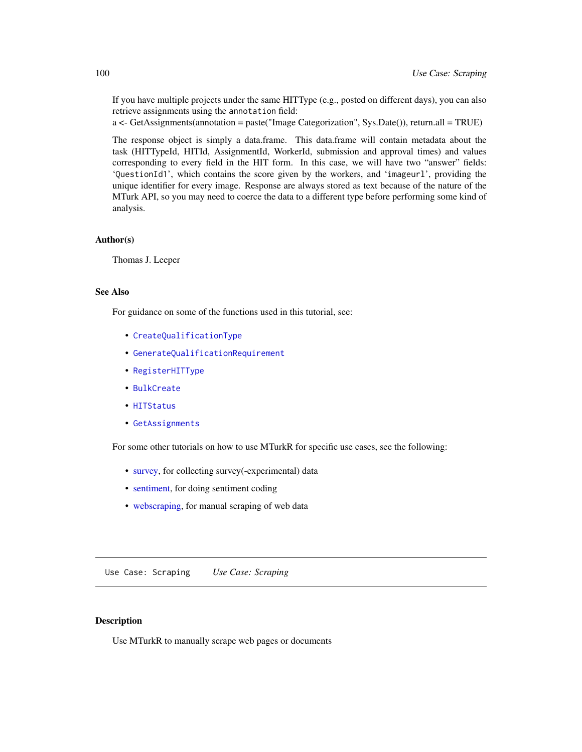If you have multiple projects under the same HITType (e.g., posted on different days), you can also retrieve assignments using the `annotation` field:
a <- GetAssignments(annotation = paste("Image Categorization", Sys.Date()), return.all = TRUE)

The response object is simply a data.frame. This data.frame will contain metadata about the task (HITTypeId, HITId, AssignmentId, WorkerId, submission and approval times) and values corresponding to every field in the HIT form. In this case, we will have two "answer" fields: '`QuestionId1`', which contains the score given by the workers, and '`imageurl`', providing the unique identifier for every image. Response are always stored as text because of the nature of the MTurk API, so you may need to coerce the data to a different type before performing some kind of analysis.

### Author(s)

Thomas J. Leeper

### See Also

For guidance on some of the functions used in this tutorial, see:

- `CreateQualificationType`
- `GenerateQualificationRequirement`
- `RegisterHITType`
- `BulkCreate`
- `HITStatus`
- `GetAssignments`

For some other tutorials on how to use MTurkR for specific use cases, see the following:

- survey, for collecting survey(-experimental) data
- sentiment, for doing sentiment coding
- webscraping, for manual scraping of web data

---

## `Use Case: Scraping` *Use Case: Scraping*

---

### Description

Use MTurkR to manually scrape web pages or documents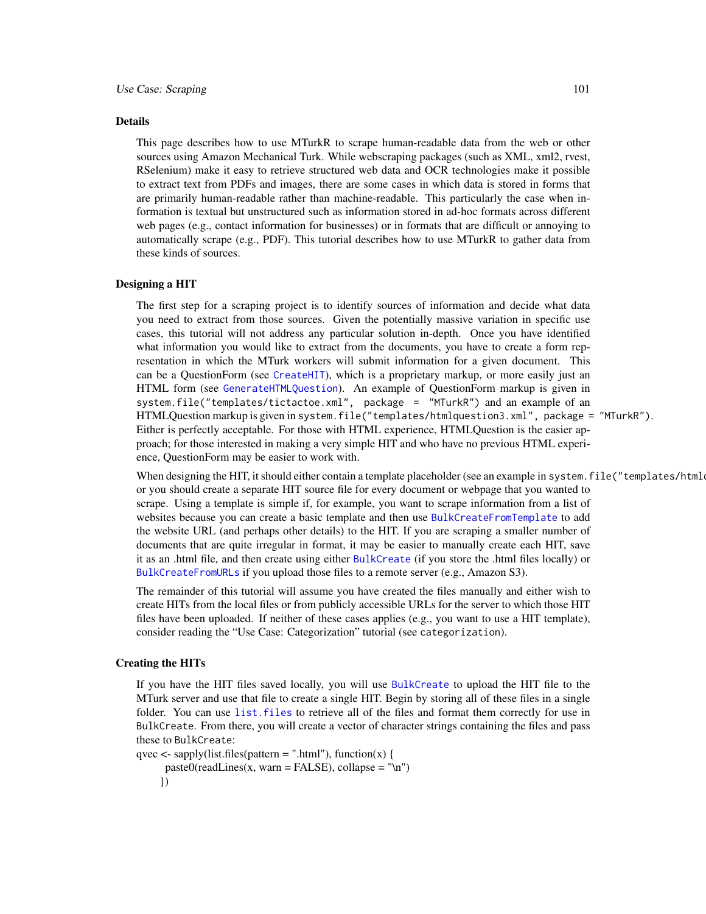### Details

This page describes how to use MTurkR to scrape human-readable data from the web or other sources using Amazon Mechanical Turk. While webscraping packages (such as XML, xml2, rvest, RSelenium) make it easy to retrieve structured web data and OCR technologies make it possible to extract text from PDFs and images, there are some cases in which data is stored in forms that are primarily human-readable rather than machine-readable. This particularly the case when information is textual but unstructured such as information stored in ad-hoc formats across different web pages (e.g., contact information for businesses) or in formats that are difficult or annoying to automatically scrape (e.g., PDF). This tutorial describes how to use MTurkR to gather data from these kinds of sources.

### Designing a HIT

The first step for a scraping project is to identify sources of information and decide what data you need to extract from those sources. Given the potentially massive variation in specific use cases, this tutorial will not address any particular solution in-depth. Once you have identified what information you would like to extract from the documents, you have to create a form representation in which the MTurk workers will submit information for a given document. This can be a QuestionForm (see `CreateHIT`), which is a proprietary markup, or more easily just an HTML form (see `GenerateHTMLQuestion`). An example of QuestionForm markup is given in `system.file("templates/tictactoe.xml", package = "MTurkR")` and an example of an HTMLQuestion markup is given in `system.file("templates/htmlquestion3.xml", package = "MTurkR")`. Either is perfectly acceptable. For those with HTML experience, HTMLQuestion is the easier approach; for those interested in making a very simple HIT and who have no previous HTML experience, QuestionForm may be easier to work with.

When designing the HIT, it should either contain a template placeholder (see an example in `system.file("templates/htmlq` or you should create a separate HIT source file for every document or webpage that you wanted to scrape. Using a template is simple if, for example, you want to scrape information from a list of websites because you can create a basic template and then use `BulkCreateFromTemplate` to add the website URL (and perhaps other details) to the HIT. If you are scraping a smaller number of documents that are quite irregular in format, it may be easier to manually create each HIT, save it as an .html file, and then create using either `BulkCreate` (if you store the .html files locally) or `BulkCreateFromURLs` if you upload those files to a remote server (e.g., Amazon S3).

The remainder of this tutorial will assume you have created the files manually and either wish to create HITs from the local files or from publicly accessible URLs for the server to which those HIT files have been uploaded. If neither of these cases applies (e.g., you want to use a HIT template), consider reading the "Use Case: Categorization" tutorial (see `categorization`).

### Creating the HITs

If you have the HIT files saved locally, you will use `BulkCreate` to upload the HIT file to the MTurk server and use that file to create a single HIT. Begin by storing all of these files in a single folder. You can use `list.files` to retrieve all of the files and format them correctly for use in `BulkCreate`. From there, you will create a vector of character strings containing the files and pass these to `BulkCreate`:

```
qvec <- sapply(list.files(pattern = ".html"), function(x) {
    paste0(readLines(x, warn = FALSE), collapse = "\n")
  })
```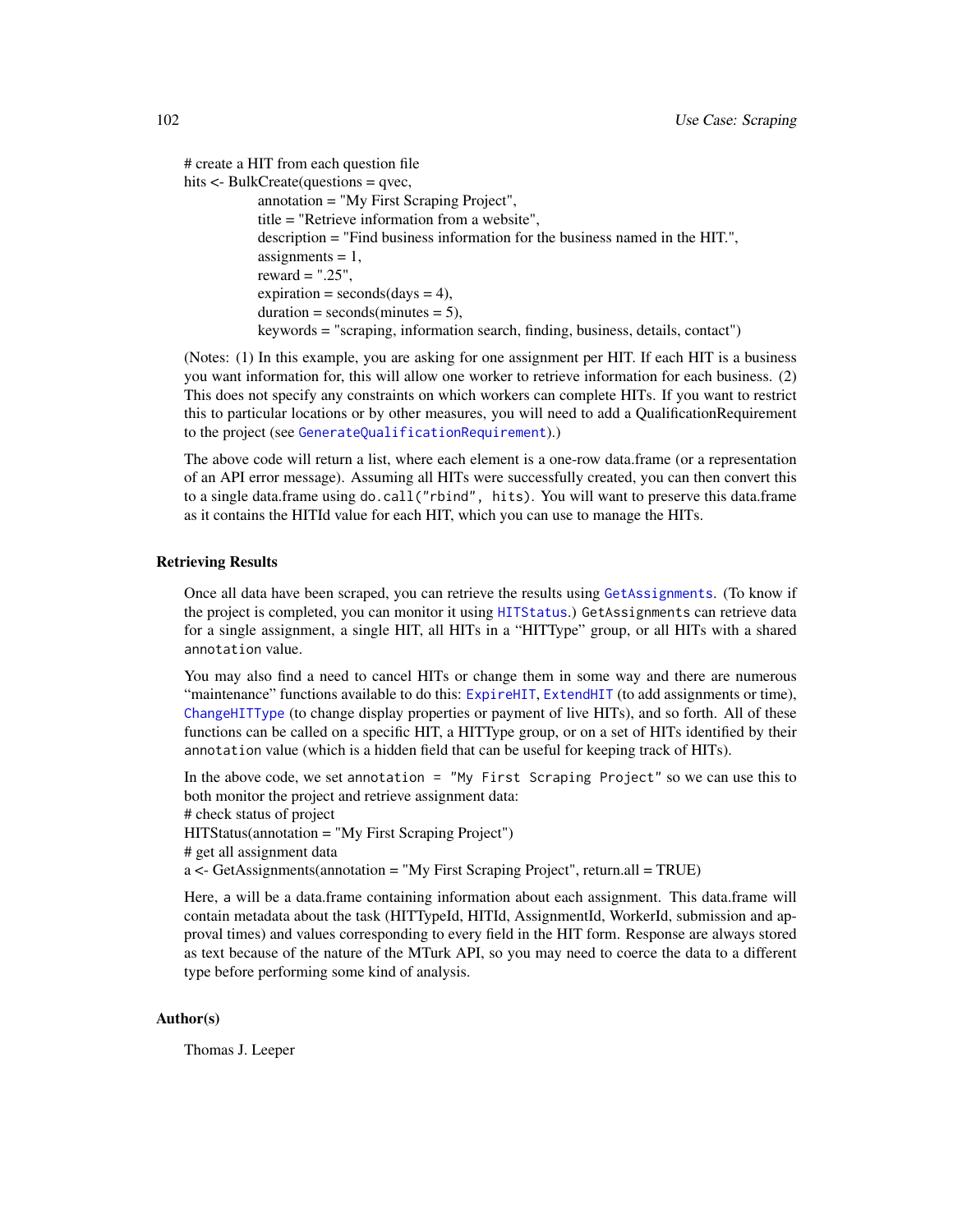```
# create a HIT from each question file
hits <- BulkCreate(questions = qvec,
            annotation = "My First Scraping Project",
            title = "Retrieve information from a website",
            description = "Find business information for the business named in the HIT.",
            assignments = 1,
            reward = ".25",
            expiration = seconds(days = 4),
            duration = seconds(minutes = 5),
            keywords = "scraping, information search, finding, business, details, contact")
```

(Notes: (1) In this example, you are asking for one assignment per HIT. If each HIT is a business you want information for, this will allow one worker to retrieve information for each business. (2) This does not specify any constraints on which workers can complete HITs. If you want to restrict this to particular locations or by other measures, you will need to add a QualificationRequirement to the project (see `GenerateQualificationRequirement`).)

The above code will return a list, where each element is a one-row data.frame (or a representation of an API error message). Assuming all HITs were successfully created, you can then convert this to a single data.frame using `do.call("rbind", hits)`. You will want to preserve this data.frame as it contains the HITId value for each HIT, which you can use to manage the HITs.

### Retrieving Results

Once all data have been scraped, you can retrieve the results using `GetAssignments`. (To know if the project is completed, you can monitor it using `HITStatus`.) `GetAssignments` can retrieve data for a single assignment, a single HIT, all HITs in a "HITType" group, or all HITs with a shared `annotation` value.

You may also find a need to cancel HITs or change them in some way and there are numerous "maintenance" functions available to do this: `ExpireHIT`, `ExtendHIT` (to add assignments or time), `ChangeHITType` (to change display properties or payment of live HITs), and so forth. All of these functions can be called on a specific HIT, a HITType group, or on a set of HITs identified by their `annotation` value (which is a hidden field that can be useful for keeping track of HITs).

In the above code, we set `annotation = "My First Scraping Project"` so we can use this to both monitor the project and retrieve assignment data:

```
# check status of project
HITStatus(annotation = "My First Scraping Project")
# get all assignment data
a <- GetAssignments(annotation = "My First Scraping Project", return.all = TRUE)
```

Here, `a` will be a data.frame containing information about each assignment. This data.frame will contain metadata about the task (HITTypeId, HITId, AssignmentId, WorkerId, submission and approval times) and values corresponding to every field in the HIT form. Response are always stored as text because of the nature of the MTurk API, so you may need to coerce the data to a different type before performing some kind of analysis.

### Author(s)

Thomas J. Leeper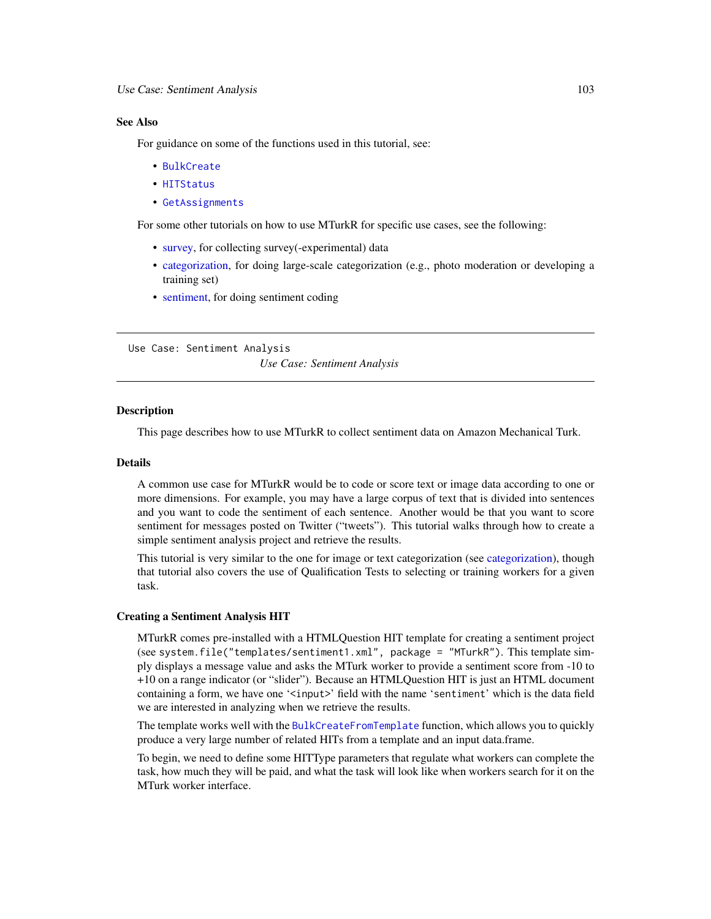### See Also

For guidance on some of the functions used in this tutorial, see:

- `BulkCreate`
- `HITStatus`
- `GetAssignments`

For some other tutorials on how to use MTurkR for specific use cases, see the following:

- survey, for collecting survey(-experimental) data
- categorization, for doing large-scale categorization (e.g., photo moderation or developing a training set)
- sentiment, for doing sentiment coding

---

`Use Case: Sentiment Analysis`

## *Use Case: Sentiment Analysis*

---

### Description

This page describes how to use MTurkR to collect sentiment data on Amazon Mechanical Turk.

### Details

A common use case for MTurkR would be to code or score text or image data according to one or more dimensions. For example, you may have a large corpus of text that is divided into sentences and you want to code the sentiment of each sentence. Another would be that you want to score sentiment for messages posted on Twitter ("tweets"). This tutorial walks through how to create a simple sentiment analysis project and retrieve the results.

This tutorial is very similar to the one for image or text categorization (see categorization), though that tutorial also covers the use of Qualification Tests to selecting or training workers for a given task.

### Creating a Sentiment Analysis HIT

MTurkR comes pre-installed with a HTMLQuestion HIT template for creating a sentiment project (see `system.file("templates/sentiment1.xml", package = "MTurkR")`. This template simply displays a message value and asks the MTurk worker to provide a sentiment score from -10 to +10 on a range indicator (or "slider"). Because an HTMLQuestion HIT is just an HTML document containing a form, we have one '`<input>`' field with the name '`sentiment`' which is the data field we are interested in analyzing when we retrieve the results.

The template works well with the `BulkCreateFromTemplate` function, which allows you to quickly produce a very large number of related HITs from a template and an input data.frame.

To begin, we need to define some HITType parameters that regulate what workers can complete the task, how much they will be paid, and what the task will look like when workers search for it on the MTurk worker interface.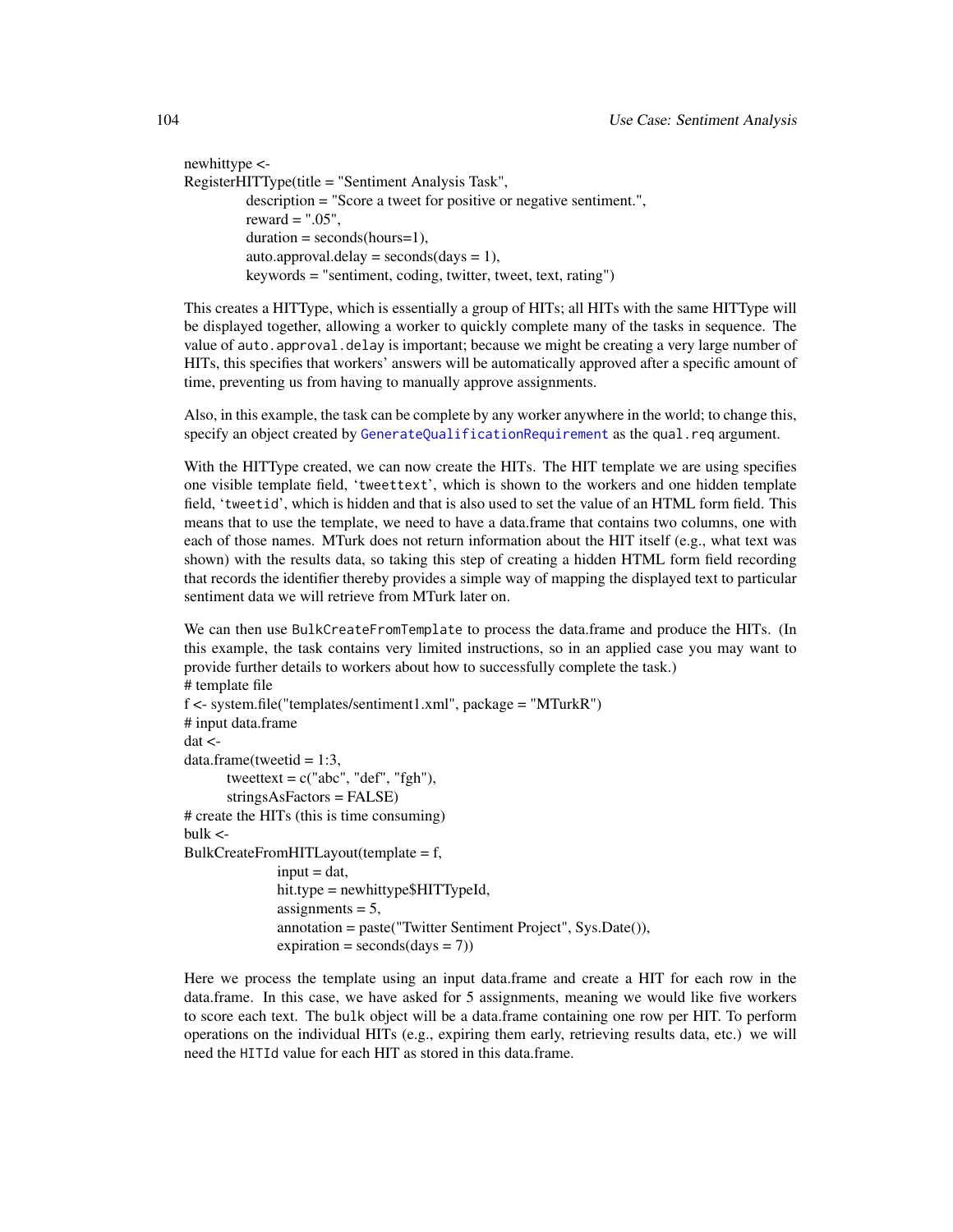```
newhittype <-
RegisterHITType(title = "Sentiment Analysis Task",
          description = "Score a tweet for positive or negative sentiment.",
          reward = ".05",
          duration = seconds(hours=1),
          auto.approval.delay = seconds(days = 1),
          keywords = "sentiment, coding, twitter, tweet, text, rating")
```

This creates a HITType, which is essentially a group of HITs; all HITs with the same HITType will be displayed together, allowing a worker to quickly complete many of the tasks in sequence. The value of `auto.approval.delay` is important; because we might be creating a very large number of HITs, this specifies that workers' answers will be automatically approved after a specific amount of time, preventing us from having to manually approve assignments.

Also, in this example, the task can be complete by any worker anywhere in the world; to change this, specify an object created by `GenerateQualificationRequirement` as the `qual.req` argument.

With the HITType created, we can now create the HITs. The HIT template we are using specifies one visible template field, '`tweettext`', which is shown to the workers and one hidden template field, '`tweetid`', which is hidden and that is also used to set the value of an HTML form field. This means that to use the template, we need to have a data.frame that contains two columns, one with each of those names. MTurk does not return information about the HIT itself (e.g., what text was shown) with the results data, so taking this step of creating a hidden HTML form field recording that records the identifier thereby provides a simple way of mapping the displayed text to particular sentiment data we will retrieve from MTurk later on.

We can then use `BulkCreateFromTemplate` to process the data.frame and produce the HITs. (In this example, the task contains very limited instructions, so in an applied case you may want to provide further details to workers about how to successfully complete the task.)

```
# template file
f <- system.file("templates/sentiment1.xml", package = "MTurkR")
# input data.frame
dat <-
data.frame(tweetid = 1:3,
       tweettext = c("abc", "def", "fgh"),
       stringsAsFactors = FALSE)
# create the HITs (this is time consuming)
bulk <-
BulkCreateFromHITLayout(template = f,
              input = dat,
              hit.type = newhittype$HITTypeId,
              assignments = 5,
              annotation = paste("Twitter Sentiment Project", Sys.Date()),
              expiration = seconds(days = 7))
```

Here we process the template using an input data.frame and create a HIT for each row in the data.frame. In this case, we have asked for 5 assignments, meaning we would like five workers to score each text. The `bulk` object will be a data.frame containing one row per HIT. To perform operations on the individual HITs (e.g., expiring them early, retrieving results data, etc.) we will need the `HITId` value for each HIT as stored in this data.frame.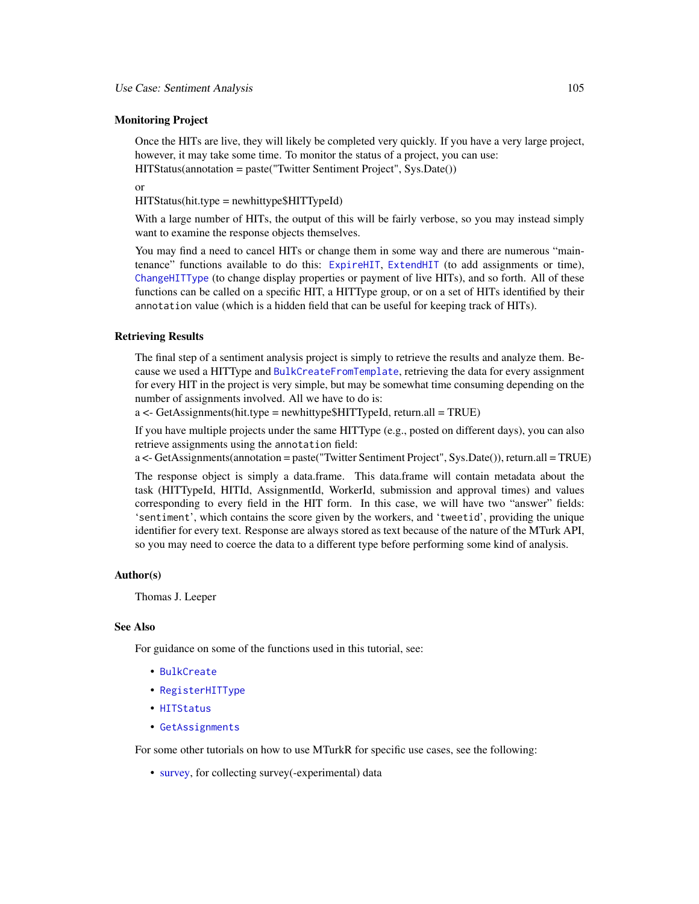### Monitoring Project

Once the HITs are live, they will likely be completed very quickly. If you have a very large project, however, it may take some time. To monitor the status of a project, you can use:
HITStatus(annotation = paste("Twitter Sentiment Project", Sys.Date())

or

HITStatus(hit.type = newhittype$HITTypeId)

With a large number of HITs, the output of this will be fairly verbose, so you may instead simply want to examine the response objects themselves.

You may find a need to cancel HITs or change them in some way and there are numerous "maintenance" functions available to do this: `ExpireHIT`, `ExtendHIT` (to add assignments or time), `ChangeHITType` (to change display properties or payment of live HITs), and so forth. All of these functions can be called on a specific HIT, a HITType group, or on a set of HITs identified by their `annotation` value (which is a hidden field that can be useful for keeping track of HITs).

### Retrieving Results

The final step of a sentiment analysis project is simply to retrieve the results and analyze them. Because we used a HITType and `BulkCreateFromTemplate`, retrieving the data for every assignment for every HIT in the project is very simple, but may be somewhat time consuming depending on the number of assignments involved. All we have to do is:
a <- GetAssignments(hit.type = newhittype$HITTypeId, return.all = TRUE)

If you have multiple projects under the same HITType (e.g., posted on different days), you can also retrieve assignments using the `annotation` field:
a <- GetAssignments(annotation = paste("Twitter Sentiment Project", Sys.Date()), return.all = TRUE)

The response object is simply a data.frame. This data.frame will contain metadata about the task (HITTypeId, HITId, AssignmentId, WorkerId, submission and approval times) and values corresponding to every field in the HIT form. In this case, we will have two "answer" fields: '`sentiment`', which contains the score given by the workers, and '`tweetid`', providing the unique identifier for every text. Response are always stored as text because of the nature of the MTurk API, so you may need to coerce the data to a different type before performing some kind of analysis.

### Author(s)

Thomas J. Leeper

### See Also

For guidance on some of the functions used in this tutorial, see:

- `BulkCreate`
- `RegisterHITType`
- `HITStatus`
- `GetAssignments`

For some other tutorials on how to use MTurkR for specific use cases, see the following:

- survey, for collecting survey(-experimental) data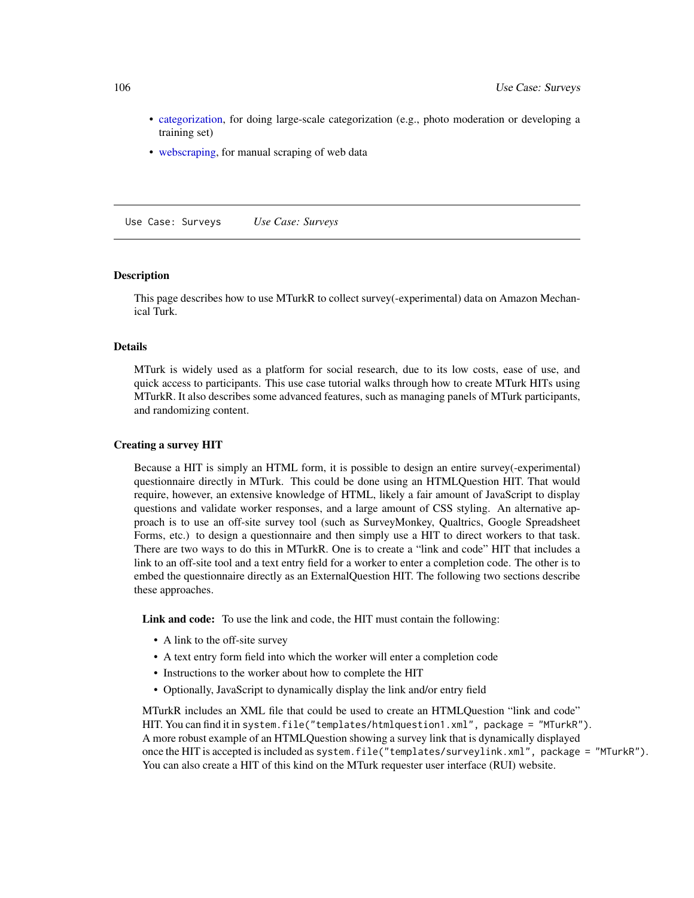- categorization, for doing large-scale categorization (e.g., photo moderation or developing a training set)
- webscraping, for manual scraping of web data

---

`Use Case: Surveys` *Use Case: Surveys*

---

### Description

This page describes how to use MTurkR to collect survey(-experimental) data on Amazon Mechanical Turk.

### Details

MTurk is widely used as a platform for social research, due to its low costs, ease of use, and quick access to participants. This use case tutorial walks through how to create MTurk HITs using MTurkR. It also describes some advanced features, such as managing panels of MTurk participants, and randomizing content.

### Creating a survey HIT

Because a HIT is simply an HTML form, it is possible to design an entire survey(-experimental) questionnaire directly in MTurk. This could be done using an HTMLQuestion HIT. That would require, however, an extensive knowledge of HTML, likely a fair amount of JavaScript to display questions and validate worker responses, and a large amount of CSS styling. An alternative approach is to use an off-site survey tool (such as SurveyMonkey, Qualtrics, Google Spreadsheet Forms, etc.) to design a questionnaire and then simply use a HIT to direct workers to that task. There are two ways to do this in MTurkR. One is to create a "link and code" HIT that includes a link to an off-site tool and a text entry field for a worker to enter a completion code. The other is to embed the questionnaire directly as an ExternalQuestion HIT. The following two sections describe these approaches.

**Link and code:** To use the link and code, the HIT must contain the following:

- A link to the off-site survey
- A text entry form field into which the worker will enter a completion code
- Instructions to the worker about how to complete the HIT
- Optionally, JavaScript to dynamically display the link and/or entry field

MTurkR includes an XML file that could be used to create an HTMLQuestion "link and code" HIT. You can find it in `system.file("templates/htmlquestion1.xml", package = "MTurkR")`. A more robust example of an HTMLQuestion showing a survey link that is dynamically displayed once the HIT is accepted is included as `system.file("templates/surveylink.xml", package = "MTurkR")`. You can also create a HIT of this kind on the MTurk requester user interface (RUI) website.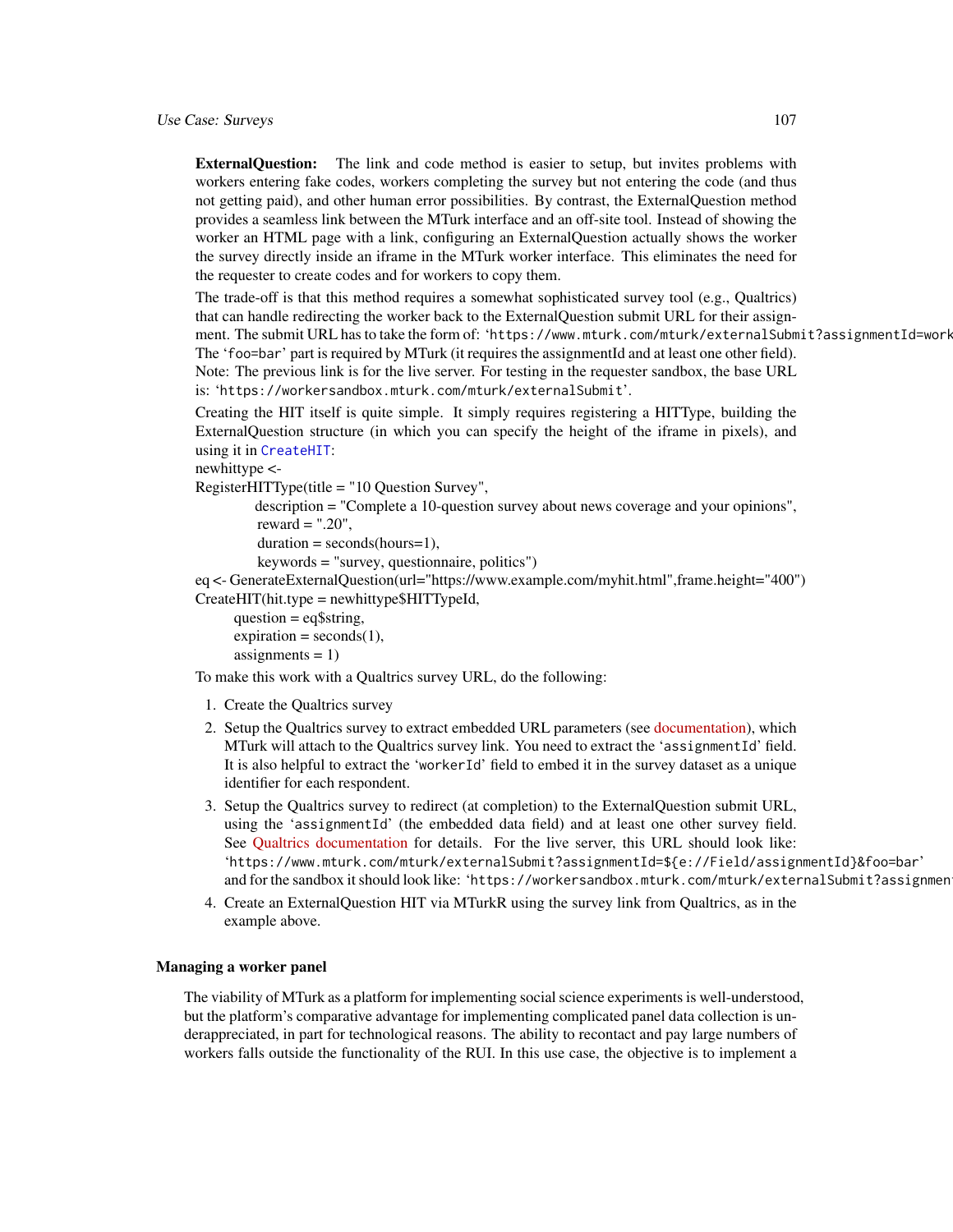**ExternalQuestion:** The link and code method is easier to setup, but invites problems with workers entering fake codes, workers completing the survey but not entering the code (and thus not getting paid), and other human error possibilities. By contrast, the ExternalQuestion method provides a seamless link between the MTurk interface and an off-site tool. Instead of showing the worker an HTML page with a link, configuring an ExternalQuestion actually shows the worker the survey directly inside an iframe in the MTurk worker interface. This eliminates the need for the requester to create codes and for workers to copy them.

The trade-off is that this method requires a somewhat sophisticated survey tool (e.g., Qualtrics) that can handle redirecting the worker back to the ExternalQuestion submit URL for their assignment. The submit URL has to take the form of: '`https://www.mturk.com/mturk/externalSubmit?assignmentId=work`' The '`foo=bar`' part is required by MTurk (it requires the assignmentId and at least one other field). Note: The previous link is for the live server. For testing in the requester sandbox, the base URL is: '`https://workersandbox.mturk.com/mturk/externalSubmit`'.

Creating the HIT itself is quite simple. It simply requires registering a HITType, building the ExternalQuestion structure (in which you can specify the height of the iframe in pixels), and using it in `CreateHIT`:

```
newhittype <-
RegisterHITType(title = "10 Question Survey",
            description = "Complete a 10-question survey about news coverage and your opinions",
            reward = ".20",
            duration = seconds(hours=1),
            keywords = "survey, questionnaire, politics")
eq <- GenerateExternalQuestion(url="https://www.example.com/myhit.html",frame.height="400")
CreateHIT(hit.type = newhittype$HITTypeId,
        question = eq$string,
        expiration = seconds(1),
        assignments = 1)
```

To make this work with a Qualtrics survey URL, do the following:

1. Create the Qualtrics survey
2. Setup the Qualtrics survey to extract embedded URL parameters (see documentation), which MTurk will attach to the Qualtrics survey link. You need to extract the '`assignmentId`' field. It is also helpful to extract the '`workerId`' field to embed it in the survey dataset as a unique identifier for each respondent.
3. Setup the Qualtrics survey to redirect (at completion) to the ExternalQuestion submit URL, using the '`assignmentId`' (the embedded data field) and at least one other survey field. See Qualtrics documentation for details. For the live server, this URL should look like: '`https://www.mturk.com/mturk/externalSubmit?assignmentId=${e://Field/assignmentId}&foo=bar`' and for the sandbox it should look like: '`https://workersandbox.mturk.com/mturk/externalSubmit?assignmen`'
4. Create an ExternalQuestion HIT via MTurkR using the survey link from Qualtrics, as in the example above.

### Managing a worker panel

The viability of MTurk as a platform for implementing social science experiments is well-understood, but the platform's comparative advantage for implementing complicated panel data collection is underappreciated, in part for technological reasons. The ability to recontact and pay large numbers of workers falls outside the functionality of the RUI. In this use case, the objective is to implement a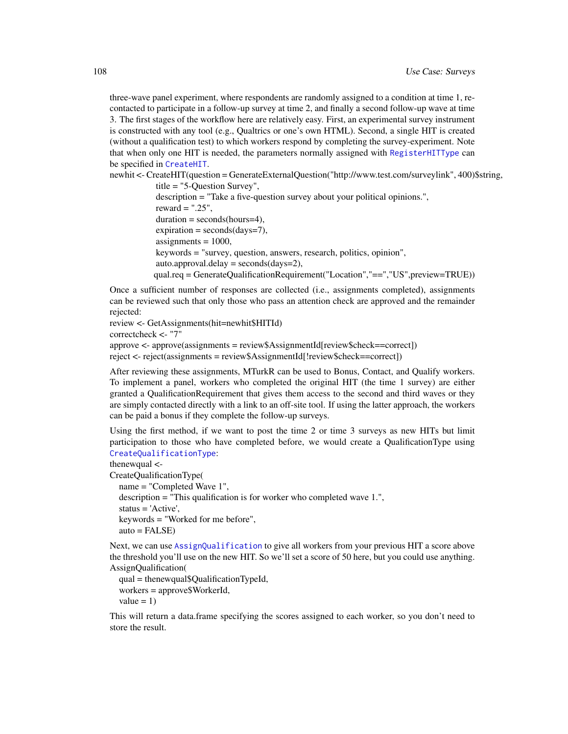three-wave panel experiment, where respondents are randomly assigned to a condition at time 1, re-contacted to participate in a follow-up survey at time 2, and finally a second follow-up wave at time 3. The first stages of the workflow here are relatively easy. First, an experimental survey instrument is constructed with any tool (e.g., Qualtrics or one's own HTML). Second, a single HIT is created (without a qualification test) to which workers respond by completing the survey-experiment. Note that when only one HIT is needed, the parameters normally assigned with `RegisterHITType` can be specified in `CreateHIT`.

```
newhit <- CreateHIT(question = GenerateExternalQuestion("http://www.test.com/surveylink", 400)$string,
               title = "5-Question Survey",
               description = "Take a five-question survey about your political opinions.",
               reward = ".25",
               duration = seconds(hours=4),
               expiration = seconds(days=7),
               assignments = 1000,
               keywords = "survey, question, answers, research, politics, opinion",
               auto.approval.delay = seconds(days=2),
              qual.req = GenerateQualificationRequirement("Location","==","US",preview=TRUE))
```

Once a sufficient number of responses are collected (i.e., assignments completed), assignments can be reviewed such that only those who pass an attention check are approved and the remainder rejected:

```
review <- GetAssignments(hit=newhit$HITId)
correctcheck <- "7"
approve <- approve(assignments = review$AssignmentId[review$check==correct])
reject <- reject(assignments = review$AssignmentId[!review$check==correct])
```

After reviewing these assignments, MTurkR can be used to Bonus, Contact, and Qualify workers. To implement a panel, workers who completed the original HIT (the time 1 survey) are either granted a QualificationRequirement that gives them access to the second and third waves or they are simply contacted directly with a link to an off-site tool. If using the latter approach, the workers can be paid a bonus if they complete the follow-up surveys.

Using the first method, if we want to post the time 2 or time 3 surveys as new HITs but limit participation to those who have completed before, we would create a QualificationType using `CreateQualificationType`:

```
thenewqual <-
CreateQualificationType(
   name = "Completed Wave 1",
   description = "This qualification is for worker who completed wave 1.",
   status = 'Active',
   keywords = "Worked for me before",
   auto = FALSE)
```

Next, we can use `AssignQualification` to give all workers from your previous HIT a score above the threshold you'll use on the new HIT. So we'll set a score of 50 here, but you could use anything.

```
AssignQualification(
   qual = thenewqual$QualificationTypeId,
   workers = approve$WorkerId,
   value = 1)
```

This will return a data.frame specifying the scores assigned to each worker, so you don't need to store the result.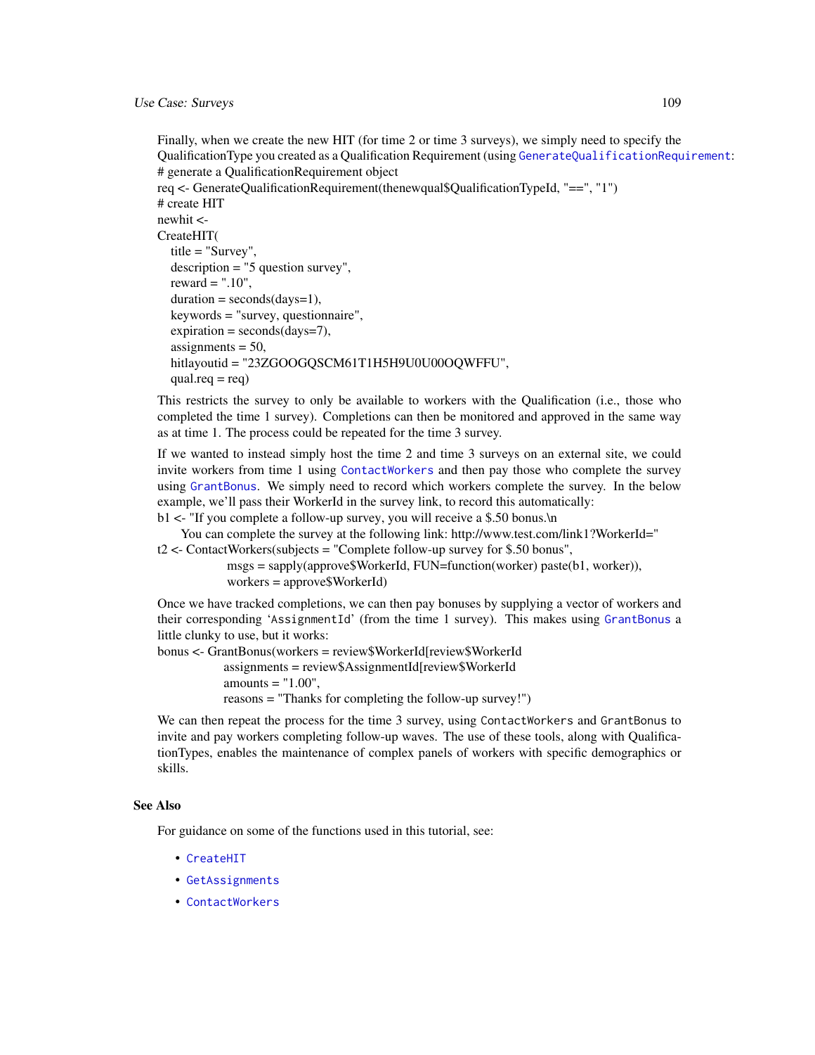Finally, when we create the new HIT (for time 2 or time 3 surveys), we simply need to specify the QualificationType you created as a Qualification Requirement (using `GenerateQualificationRequirement`:

```
# generate a QualificationRequirement object
req <- GenerateQualificationRequirement(thenewqual$QualificationTypeId, "==", "1")
# create HIT
newhit <-
CreateHIT(
  title = "Survey",
  description = "5 question survey",
  reward = ".10",
  duration = seconds(days=1),
  keywords = "survey, questionnaire",
  expiration = seconds(days=7),
  assignments = 50,
  hitlayoutid = "23ZGOOGQSCM61T1H5H9U0U00OQWFFU",
  qual.req = req)
```

This restricts the survey to only be available to workers with the Qualification (i.e., those who completed the time 1 survey). Completions can then be monitored and approved in the same way as at time 1. The process could be repeated for the time 3 survey.

If we wanted to instead simply host the time 2 and time 3 surveys on an external site, we could invite workers from time 1 using `ContactWorkers` and then pay those who complete the survey using `GrantBonus`. We simply need to record which workers complete the survey. In the below example, we'll pass their WorkerId in the survey link, to record this automatically:

```
b1 <- "If you complete a follow-up survey, you will receive a $.50 bonus.\n
    You can complete the survey at the following link: http://www.test.com/link1?WorkerId="
t2 <- ContactWorkers(subjects = "Complete follow-up survey for $.50 bonus",
            msgs = sapply(approve$WorkerId, FUN=function(worker) paste(b1, worker)),
            workers = approve$WorkerId)
```

Once we have tracked completions, we can then pay bonuses by supplying a vector of workers and their corresponding `AssignmentId` (from the time 1 survey). This makes using `GrantBonus` a little clunky to use, but it works:

```
bonus <- GrantBonus(workers = review$WorkerId[review$WorkerId
            assignments = review$AssignmentId[review$WorkerId
            amounts = "1.00",
            reasons = "Thanks for completing the follow-up survey!")
```

We can then repeat the process for the time 3 survey, using `ContactWorkers` and `GrantBonus` to invite and pay workers completing follow-up waves. The use of these tools, along with QualificationTypes, enables the maintenance of complex panels of workers with specific demographics or skills.

## See Also

For guidance on some of the functions used in this tutorial, see:

- `CreateHIT`
- `GetAssignments`
- `ContactWorkers`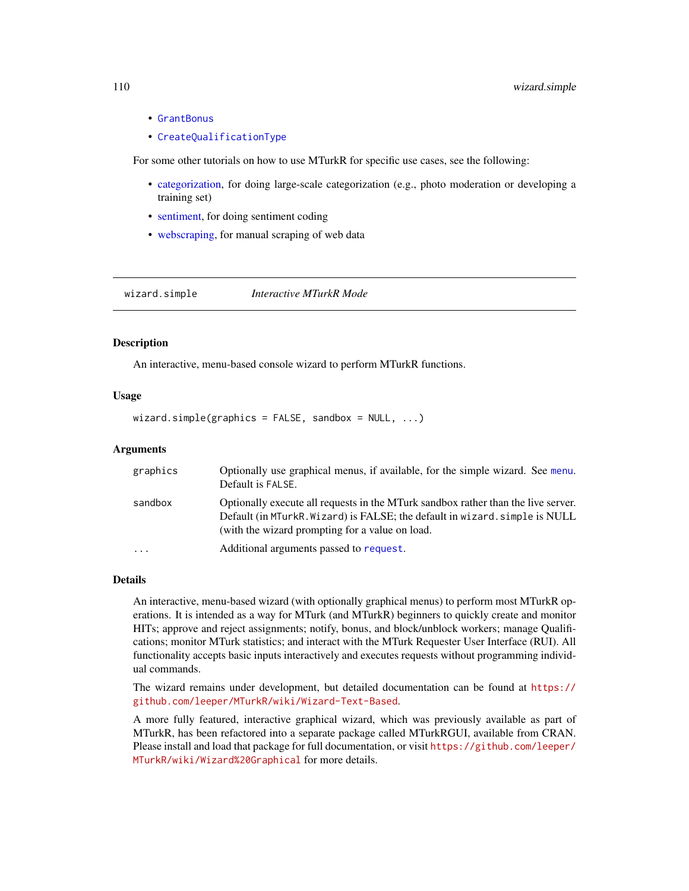- GrantBonus
- CreateQualificationType

For some other tutorials on how to use MTurkR for specific use cases, see the following:

- categorization, for doing large-scale categorization (e.g., photo moderation or developing a training set)
- sentiment, for doing sentiment coding
- webscraping, for manual scraping of web data

---

## wizard.simple — *Interactive MTurkR Mode*

### Description

An interactive, menu-based console wizard to perform MTurkR functions.

### Usage

```
wizard.simple(graphics = FALSE, sandbox = NULL, ...)
```

### Arguments

| | |
|---|---|
| `graphics` | Optionally use graphical menus, if available, for the simple wizard. See `menu`. Default is `FALSE`. |
| `sandbox` | Optionally execute all requests in the MTurk sandbox rather than the live server. Default (in `MTurkR.Wizard`) is FALSE; the default in `wizard.simple` is NULL (with the wizard prompting for a value on load. |
| `...` | Additional arguments passed to `request`. |

### Details

An interactive, menu-based wizard (with optionally graphical menus) to perform most MTurkR operations. It is intended as a way for MTurk (and MTurkR) beginners to quickly create and monitor HITs; approve and reject assignments; notify, bonus, and block/unblock workers; manage Qualifications; monitor MTurk statistics; and interact with the MTurk Requester User Interface (RUI). All functionality accepts basic inputs interactively and executes requests without programming individual commands.

The wizard remains under development, but detailed documentation can be found at `https://github.com/leeper/MTurkR/wiki/Wizard-Text-Based`.

A more fully featured, interactive graphical wizard, which was previously available as part of MTurkR, has been refactored into a separate package called MTurkRGUI, available from CRAN. Please install and load that package for full documentation, or visit `https://github.com/leeper/MTurkR/wiki/Wizard%20Graphical` for more details.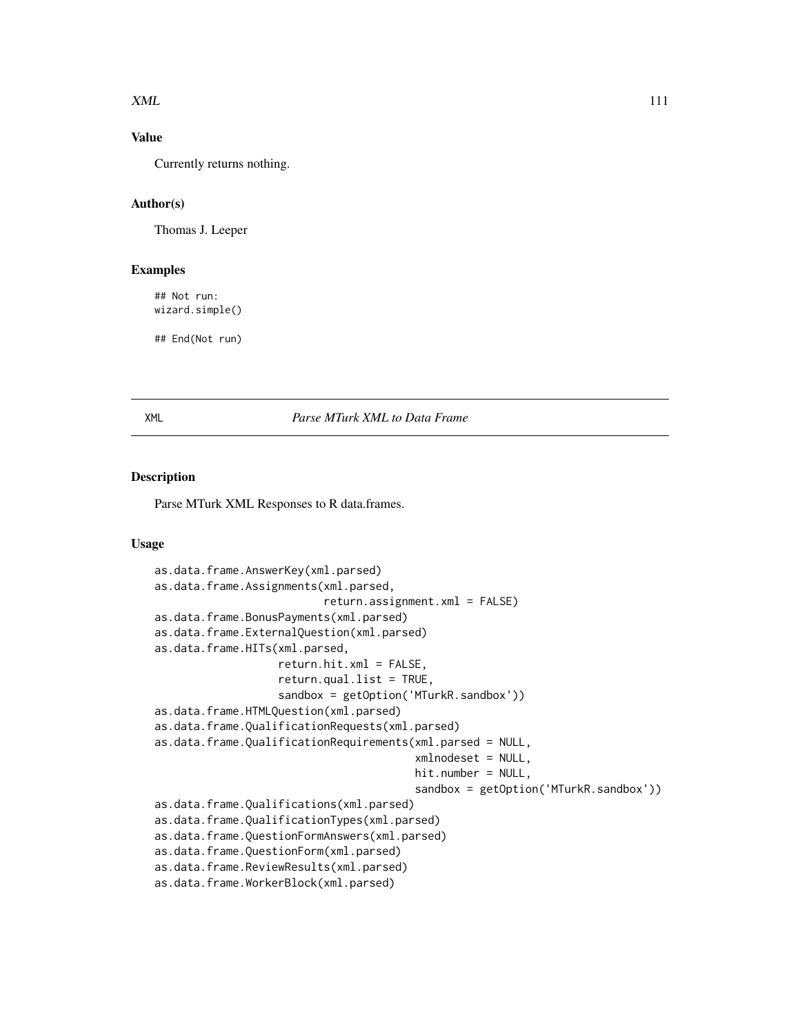### Value

Currently returns nothing.

### Author(s)

Thomas J. Leeper

### Examples

```
## Not run:
wizard.simple()

## End(Not run)
```

---

## XML — *Parse MTurk XML to Data Frame*

### Description

Parse MTurk XML Responses to R data.frames.

### Usage

```
as.data.frame.AnswerKey(xml.parsed)
as.data.frame.Assignments(xml.parsed,
                          return.assignment.xml = FALSE)
as.data.frame.BonusPayments(xml.parsed)
as.data.frame.ExternalQuestion(xml.parsed)
as.data.frame.HITs(xml.parsed,
                   return.hit.xml = FALSE,
                   return.qual.list = TRUE,
                   sandbox = getOption('MTurkR.sandbox'))
as.data.frame.HTMLQuestion(xml.parsed)
as.data.frame.QualificationRequests(xml.parsed)
as.data.frame.QualificationRequirements(xml.parsed = NULL,
                                        xmlnodeset = NULL,
                                        hit.number = NULL,
                                        sandbox = getOption('MTurkR.sandbox'))
as.data.frame.Qualifications(xml.parsed)
as.data.frame.QualificationTypes(xml.parsed)
as.data.frame.QuestionFormAnswers(xml.parsed)
as.data.frame.QuestionForm(xml.parsed)
as.data.frame.ReviewResults(xml.parsed)
as.data.frame.WorkerBlock(xml.parsed)
```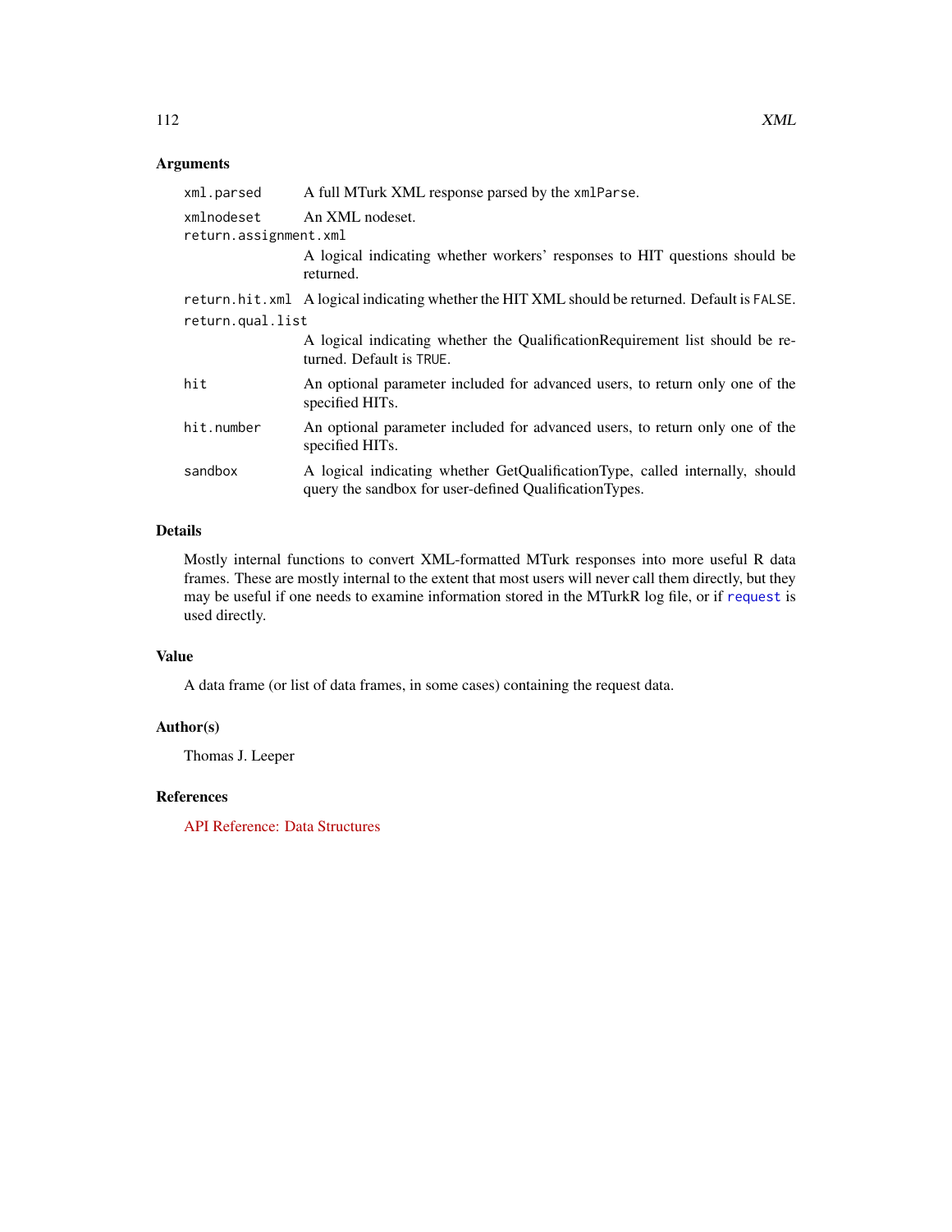### Arguments

| | |
|---|---|
| `xml.parsed` | A full MTurk XML response parsed by the `xmlParse`. |
| `xmlnodeset` | An XML nodeset. |
| `return.assignment.xml` | A logical indicating whether workers' responses to HIT questions should be returned. |
| `return.hit.xml` | A logical indicating whether the HIT XML should be returned. Default is `FALSE`. |
| `return.qual.list` | A logical indicating whether the QualificationRequirement list should be returned. Default is `TRUE`. |
| `hit` | An optional parameter included for advanced users, to return only one of the specified HITs. |
| `hit.number` | An optional parameter included for advanced users, to return only one of the specified HITs. |
| `sandbox` | A logical indicating whether GetQualificationType, called internally, should query the sandbox for user-defined QualificationTypes. |

### Details

Mostly internal functions to convert XML-formatted MTurk responses into more useful R data frames. These are mostly internal to the extent that most users will never call them directly, but they may be useful if one needs to examine information stored in the MTurkR log file, or if `request` is used directly.

### Value

A data frame (or list of data frames, in some cases) containing the request data.

### Author(s)

Thomas J. Leeper

### References

API Reference: Data Structures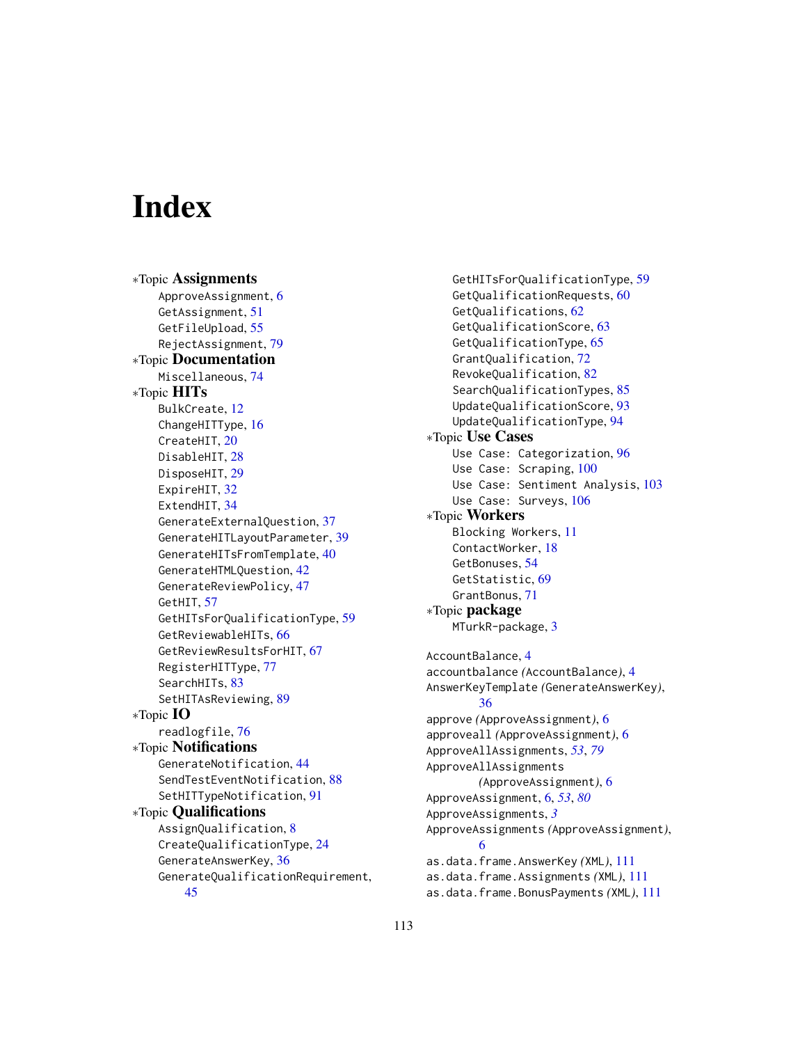# Index

∗Topic **Assignments**
- ApproveAssignment, 6
- GetAssignment, 51
- GetFileUpload, 55
- RejectAssignment, 79

∗Topic **Documentation**
- Miscellaneous, 74

∗Topic **HITs**
- BulkCreate, 12
- ChangeHITType, 16
- CreateHIT, 20
- DisableHIT, 28
- DisposeHIT, 29
- ExpireHIT, 32
- ExtendHIT, 34
- GenerateExternalQuestion, 37
- GenerateHITLayoutParameter, 39
- GenerateHITsFromTemplate, 40
- GenerateHTMLQuestion, 42
- GenerateReviewPolicy, 47
- GetHIT, 57
- GetHITsForQualificationType, 59
- GetReviewableHITs, 66
- GetReviewResultsForHIT, 67
- RegisterHITType, 77
- SearchHITs, 83
- SetHITAsReviewing, 89

∗Topic **IO**
- readlogfile, 76

∗Topic **Notifications**
- GenerateNotification, 44
- SendTestEventNotification, 88
- SetHITTypeNotification, 91

∗Topic **Qualifications**
- AssignQualification, 8
- CreateQualificationType, 24
- GenerateAnswerKey, 36
- GenerateQualificationRequirement, 45
- GetHITsForQualificationType, 59
- GetQualificationRequests, 60
- GetQualifications, 62
- GetQualificationScore, 63
- GetQualificationType, 65
- GrantQualification, 72
- RevokeQualification, 82
- SearchQualificationTypes, 85
- UpdateQualificationScore, 93
- UpdateQualificationType, 94

∗Topic **Use Cases**
- Use Case: Categorization, 96
- Use Case: Scraping, 100
- Use Case: Sentiment Analysis, 103
- Use Case: Surveys, 106

∗Topic **Workers**
- Blocking Workers, 11
- ContactWorker, 18
- GetBonuses, 54
- GetStatistic, 69
- GrantBonus, 71

∗Topic **package**
- MTurkR-package, 3

AccountBalance, 4
accountbalance *(AccountBalance)*, 4
AnswerKeyTemplate *(GenerateAnswerKey)*, 36
approve *(ApproveAssignment)*, 6
approveall *(ApproveAssignment)*, 6
ApproveAllAssignments, *53*, *79*
ApproveAllAssignments *(ApproveAssignment)*, 6
ApproveAssignment, 6, *53*, *80*
ApproveAssignments, *3*
ApproveAssignments *(ApproveAssignment)*, 6
as.data.frame.AnswerKey *(XML)*, 111
as.data.frame.Assignments *(XML)*, 111
as.data.frame.BonusPayments *(XML)*, 111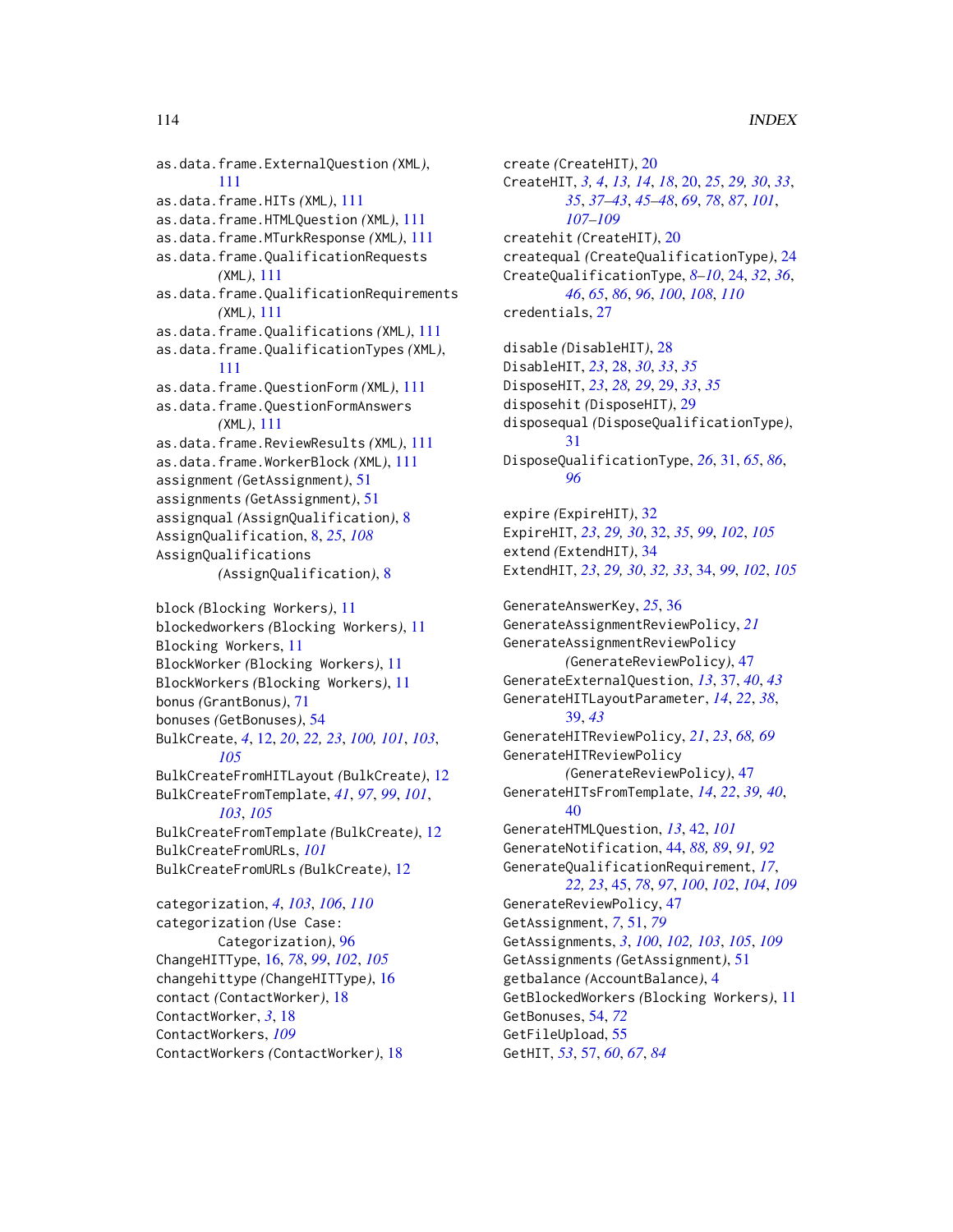as.data.frame.ExternalQuestion *(XML)*, 111
as.data.frame.HITs *(XML)*, 111
as.data.frame.HTMLQuestion *(XML)*, 111
as.data.frame.MTurkResponse *(XML)*, 111
as.data.frame.QualificationRequests *(XML)*, 111
as.data.frame.QualificationRequirements *(XML)*, 111
as.data.frame.Qualifications *(XML)*, 111
as.data.frame.QualificationTypes *(XML)*, 111
as.data.frame.QuestionForm *(XML)*, 111
as.data.frame.QuestionFormAnswers *(XML)*, 111
as.data.frame.ReviewResults *(XML)*, 111
as.data.frame.WorkerBlock *(XML)*, 111
assignment *(GetAssignment)*, 51
assignments *(GetAssignment)*, 51
assignqual *(AssignQualification)*, 8
AssignQualification, 8, *25*, *108*
AssignQualifications *(AssignQualification)*, 8

block *(Blocking Workers)*, 11
blockedworkers *(Blocking Workers)*, 11
Blocking Workers, 11
BlockWorker *(Blocking Workers)*, 11
BlockWorkers *(Blocking Workers)*, 11
bonus *(GrantBonus)*, 71
bonuses *(GetBonuses)*, 54
BulkCreate, *4*, 12, *20*, *22, 23*, *100, 101*, *103*, *105*
BulkCreateFromHITLayout *(BulkCreate)*, 12
BulkCreateFromTemplate, *41*, *97*, *99*, *101*, *103*, *105*
BulkCreateFromTemplate *(BulkCreate)*, 12
BulkCreateFromURLs, *101*
BulkCreateFromURLs *(BulkCreate)*, 12

categorization, *4*, *103*, *106*, *110*
categorization *(Use Case: Categorization)*, 96
ChangeHITType, 16, *78*, *99*, *102*, *105*
changehittype *(ChangeHITType)*, 16
contact *(ContactWorker)*, 18
ContactWorker, *3*, 18
ContactWorkers, *109*
ContactWorkers *(ContactWorker)*, 18

create *(CreateHIT)*, 20
CreateHIT, *3, 4*, *13, 14*, *18*, 20, *25*, *29, 30*, *33*, *35*, *37–43*, *45–48*, *69*, *78*, *87*, *101*, *107–109*
createhit *(CreateHIT)*, 20
createqual *(CreateQualificationType)*, 24
CreateQualificationType, *8–10*, 24, *32*, *36*, *46*, *65*, *86*, *96*, *100*, *108*, *110*
credentials, 27

disable *(DisableHIT)*, 28
DisableHIT, *23*, 28, *30*, *33*, *35*
DisposeHIT, *23*, *28, 29*, 29, *33*, *35*
disposehit *(DisposeHIT)*, 29
disposequal *(DisposeQualificationType)*, 31
DisposeQualificationType, *26*, 31, *65*, *86*, *96*

expire *(ExpireHIT)*, 32
ExpireHIT, *23*, *29, 30*, 32, *35*, *99*, *102*, *105*
extend *(ExtendHIT)*, 34
ExtendHIT, *23*, *29, 30*, *32, 33*, 34, *99*, *102*, *105*

GenerateAnswerKey, *25*, 36
GenerateAssignmentReviewPolicy, *21*
GenerateAssignmentReviewPolicy *(GenerateReviewPolicy)*, 47
GenerateExternalQuestion, *13*, 37, *40*, *43*
GenerateHITLayoutParameter, *14*, *22*, *38*, 39, *43*
GenerateHITReviewPolicy, *21*, *23*, *68, 69*
GenerateHITReviewPolicy *(GenerateReviewPolicy)*, 47
GenerateHITsFromTemplate, *14*, *22*, *39, 40*, 40
GenerateHTMLQuestion, *13*, 42, *101*
GenerateNotification, 44, *88, 89*, *91, 92*
GenerateQualificationRequirement, *17*, *22, 23*, 45, *78*, *97*, *100*, *102*, *104*, *109*
GenerateReviewPolicy, 47
GetAssignment, *7*, 51, *79*
GetAssignments, *3*, *100*, *102, 103*, *105*, *109*
GetAssignments *(GetAssignment)*, 51
getbalance *(AccountBalance)*, 4
GetBlockedWorkers *(Blocking Workers)*, 11
GetBonuses, 54, *72*
GetFileUpload, 55
GetHIT, *53*, 57, *60*, *67*, *84*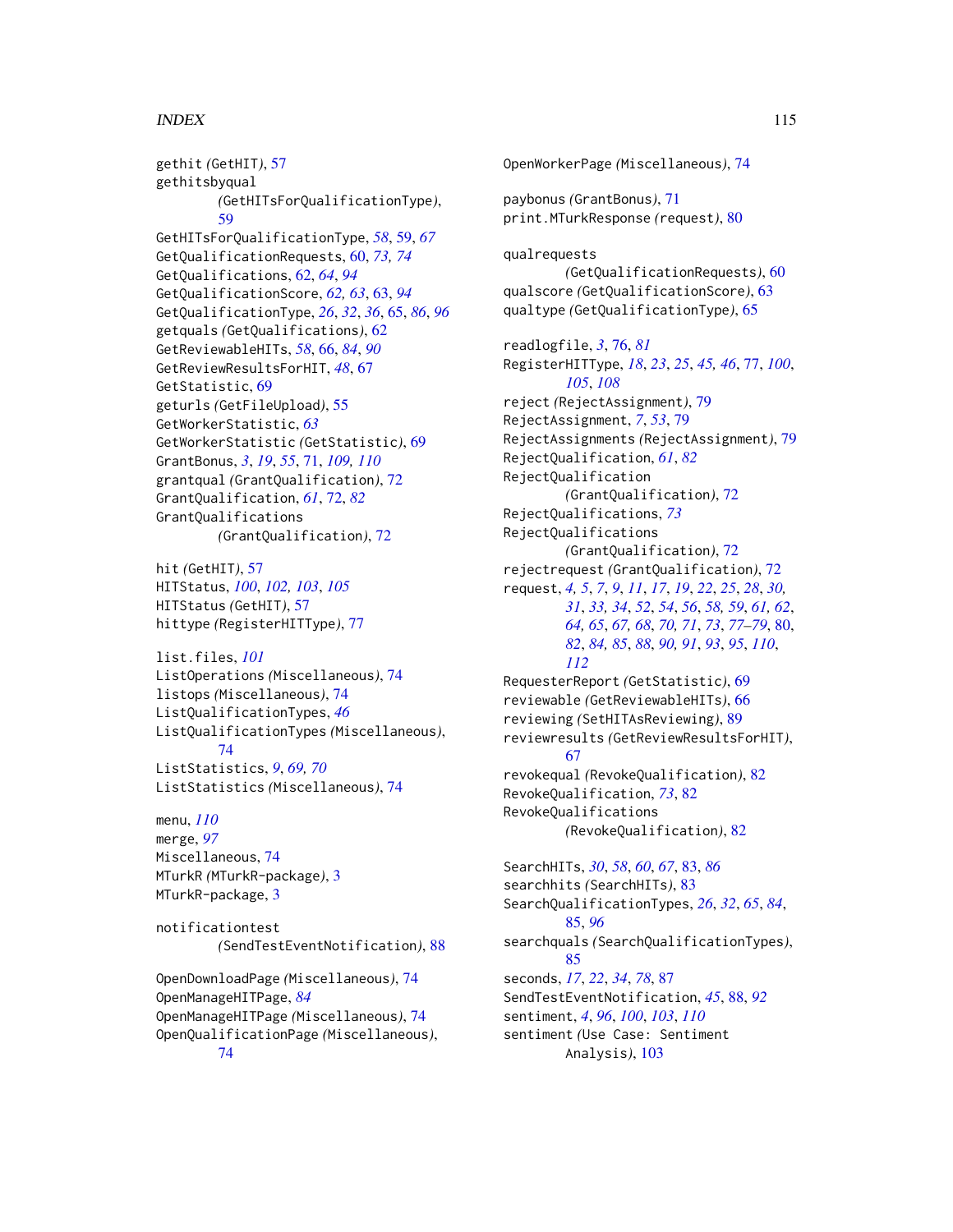gethit *(GetHIT)*, 57
gethitsbyqual *(GetHITsForQualificationType)*, 59
GetHITsForQualificationType, *58*, 59, *67*
GetQualificationRequests, 60, *73, 74*
GetQualifications, 62, *64*, *94*
GetQualificationScore, *62, 63*, 63, *94*
GetQualificationType, *26*, *32*, *36*, 65, *86*, *96*
getquals *(GetQualifications)*, 62
GetReviewableHITs, *58*, 66, *84*, *90*
GetReviewResultsForHIT, *48*, 67
GetStatistic, 69
geturls *(GetFileUpload)*, 55
GetWorkerStatistic, *63*
GetWorkerStatistic *(GetStatistic)*, 69
GrantBonus, *3*, *19*, *55*, 71, *109, 110*
grantqual *(GrantQualification)*, 72
GrantQualification, *61*, 72, *82*
GrantQualifications *(GrantQualification)*, 72

hit *(GetHIT)*, 57
HITStatus, *100*, *102, 103*, *105*
HITStatus *(GetHIT)*, 57
hittype *(RegisterHITType)*, 77

list.files, *101*
ListOperations *(Miscellaneous)*, 74
listops *(Miscellaneous)*, 74
ListQualificationTypes, *46*
ListQualificationTypes *(Miscellaneous)*, 74
ListStatistics, *9*, *69, 70*
ListStatistics *(Miscellaneous)*, 74

menu, *110*
merge, *97*
Miscellaneous, 74
MTurkR *(MTurkR-package)*, 3
MTurkR-package, 3

notificationtest *(SendTestEventNotification)*, 88

OpenDownloadPage *(Miscellaneous)*, 74
OpenManageHITPage, *84*
OpenManageHITPage *(Miscellaneous)*, 74
OpenQualificationPage *(Miscellaneous)*, 74
OpenWorkerPage *(Miscellaneous)*, 74

paybonus *(GrantBonus)*, 71
print.MTurkResponse *(request)*, 80

qualrequests *(GetQualificationRequests)*, 60
qualscore *(GetQualificationScore)*, 63
qualtype *(GetQualificationType)*, 65

readlogfile, *3*, 76, *81*
RegisterHITType, *18*, *23*, *25*, *45, 46*, 77, *100*, *105*, *108*
reject *(RejectAssignment)*, 79
RejectAssignment, *7*, *53*, 79
RejectAssignments *(RejectAssignment)*, 79
RejectQualification, *61*, *82*
RejectQualification *(GrantQualification)*, 72
RejectQualifications, *73*
RejectQualifications *(GrantQualification)*, 72
rejectrequest *(GrantQualification)*, 72
request, *4, 5*, *7*, *9*, *11*, *17*, *19*, *22*, *25*, *28*, *30, 31*, *33, 34*, *52*, *54*, *56*, *58, 59*, *61, 62*, *64, 65*, *67, 68*, *70, 71*, *73*, *77–79*, 80, *82*, *84, 85*, *88*, *90, 91*, *93*, *95*, *110*, *112*
RequesterReport *(GetStatistic)*, 69
reviewable *(GetReviewableHITs)*, 66
reviewing *(SetHITAsReviewing)*, 89
reviewresults *(GetReviewResultsForHIT)*, 67
revokequal *(RevokeQualification)*, 82
RevokeQualification, *73*, 82
RevokeQualifications *(RevokeQualification)*, 82

SearchHITs, *30*, *58*, *60*, *67*, 83, *86*
searchhits *(SearchHITs)*, 83
SearchQualificationTypes, *26*, *32*, *65*, *84*, 85, *96*
searchquals *(SearchQualificationTypes)*, 85
seconds, *17*, *22*, *34*, *78*, 87
SendTestEventNotification, *45*, 88, *92*
sentiment, *4*, *96*, *100*, *103*, *110*
sentiment *(Use Case: Sentiment Analysis)*, 103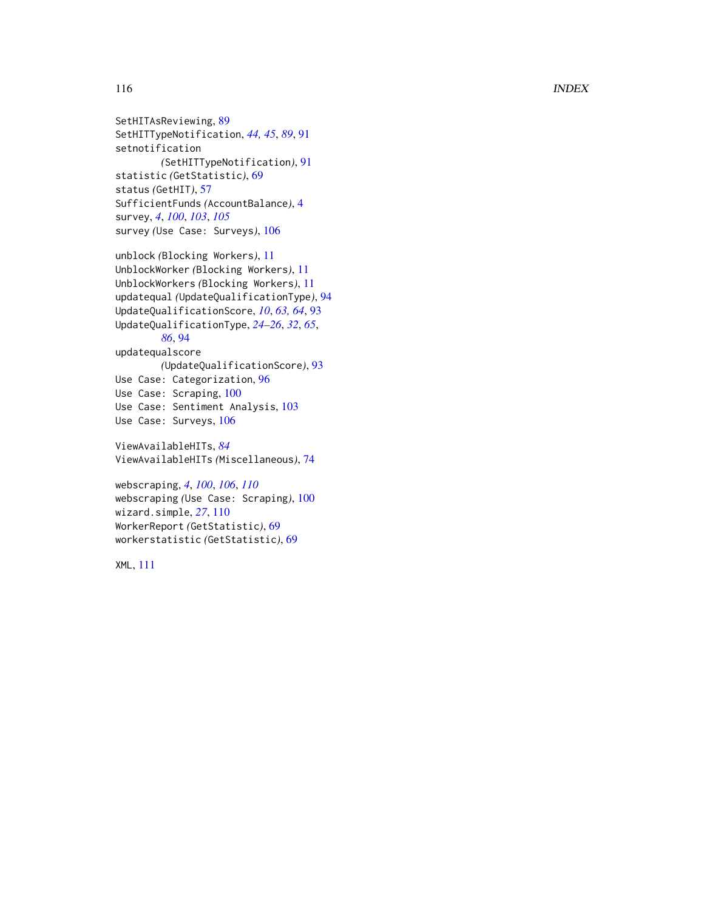SetHITAsReviewing, 89
SetHITTypeNotification, *44, 45*, *89*, 91
setnotification
    *(*SetHITTypeNotification*)*, 91
statistic *(*GetStatistic*)*, 69
status *(*GetHIT*)*, 57
SufficientFunds *(*AccountBalance*)*, 4
survey, *4*, *100*, *103*, *105*
survey *(*Use Case: Surveys*)*, 106

unblock *(*Blocking Workers*)*, 11
UnblockWorker *(*Blocking Workers*)*, 11
UnblockWorkers *(*Blocking Workers*)*, 11
updatequal *(*UpdateQualificationType*)*, 94
UpdateQualificationScore, *10*, *63, 64*, 93
UpdateQualificationType, *24–26*, *32*, *65*,
    *86*, 94
updatequalscore
    *(*UpdateQualificationScore*)*, 93
Use Case: Categorization, 96
Use Case: Scraping, 100
Use Case: Sentiment Analysis, 103
Use Case: Surveys, 106

ViewAvailableHITs, *84*
ViewAvailableHITs *(*Miscellaneous*)*, 74

webscraping, *4*, *100*, *106*, *110*
webscraping *(*Use Case: Scraping*)*, 100
wizard.simple, *27*, 110
WorkerReport *(*GetStatistic*)*, 69
workerstatistic *(*GetStatistic*)*, 69

XML, 111